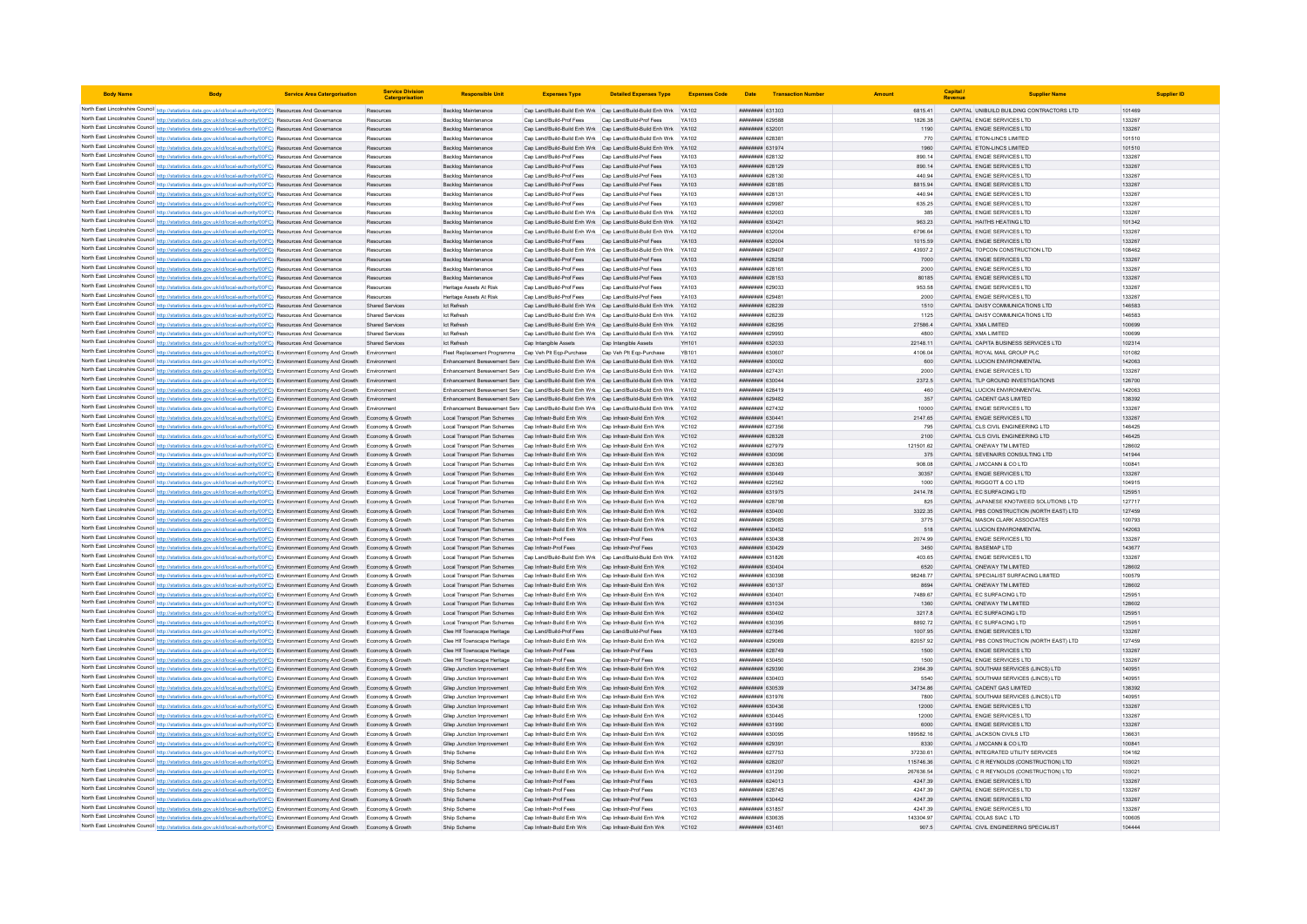| Body Name | Body | Service Area Catergorisation | Service Division Catergorisation | Responsible Unit | Expenses Type | Detailed Expenses Type | Expenses Code | Date | Transaction Number | Amount | Capital / Revenue | Supplier Name | Supplier ID |
|---|---|---|---|---|---|---|---|---|---|---|---|---|---|
| North East Lincolnshire Council | http://statistics.data.gov.uk/id/local-authority/00FC) | Resources And Governance | Resources | Backlog Maintenance | Cap Land/Build-Build Enh Wrk | Cap Land/Build-Build Enh Wrk | YA102 | ######## | 631303 | 6815.41 | CAPITAL | UNIBUILD BUILDING CONTRACTORS LTD | 101469 |
| North East Lincolnshire Council | http://statistics.data.gov.uk/id/local-authority/00FC) | Resources And Governance | Resources | Backlog Maintenance | Cap Land/Build-Prof Fees | Cap Land/Build-Prof Fees | YA103 | ######## | 629588 | 1826.38 | CAPITAL | ENGIE SERVICES LTD | 133267 |
| North East Lincolnshire Council | http://statistics.data.gov.uk/id/local-authority/00FC) | Resources And Governance | Resources | Backlog Maintenance | Cap Land/Build-Build Enh Wrk | Cap Land/Build-Build Enh Wrk | YA102 | ######## | 632001 | 1190 | CAPITAL | ENGIE SERVICES LTD | 133267 |
| North East Lincolnshire Council | http://statistics.data.gov.uk/id/local-authority/00FC) | Resources And Governance | Resources | Backlog Maintenance | Cap Land/Build-Build Enh Wrk | Cap Land/Build-Build Enh Wrk | YA102 | ######## | 628381 | 770 | CAPITAL | ETON-LINCS LIMITED | 101510 |
| North East Lincolnshire Council | http://statistics.data.gov.uk/id/local-authority/00FC) | Resources And Governance | Resources | Backlog Maintenance | Cap Land/Build-Build Enh Wrk | Cap Land/Build-Build Enh Wrk | YA102 | ######## | 631974 | 1960 | CAPITAL | ETON-LINCS LIMITED | 101510 |
| North East Lincolnshire Council | http://statistics.data.gov.uk/id/local-authority/00FC) | Resources And Governance | Resources | Backlog Maintenance | Cap Land/Build-Prof Fees | Cap Land/Build-Prof Fees | YA103 | ######## | 628132 | 890.14 | CAPITAL | ENGIE SERVICES LTD | 133267 |
| North East Lincolnshire Council | http://statistics.data.gov.uk/id/local-authority/00FC) | Resources And Governance | Resources | Backlog Maintenance | Cap Land/Build-Prof Fees | Cap Land/Build-Prof Fees | YA103 | ######## | 628129 | 890.14 | CAPITAL | ENGIE SERVICES LTD | 133267 |
| North East Lincolnshire Council | http://statistics.data.gov.uk/id/local-authority/00FC) | Resources And Governance | Resources | Backlog Maintenance | Cap Land/Build-Prof Fees | Cap Land/Build-Prof Fees | YA103 | ######## | 628130 | 440.94 | CAPITAL | ENGIE SERVICES LTD | 133267 |
| North East Lincolnshire Council | http://statistics.data.gov.uk/id/local-authority/00FC) | Resources And Governance | Resources | Backlog Maintenance | Cap Land/Build-Prof Fees | Cap Land/Build-Prof Fees | YA103 | ######## | 628185 | 8815.94 | CAPITAL | ENGIE SERVICES LTD | 133267 |
| North East Lincolnshire Council | http://statistics.data.gov.uk/id/local-authority/00FC) | Resources And Governance | Resources | Backlog Maintenance | Cap Land/Build-Prof Fees | Cap Land/Build-Prof Fees | YA103 | ######## | 628131 | 440.94 | CAPITAL | ENGIE SERVICES LTD | 133267 |
| North East Lincolnshire Council | http://statistics.data.gov.uk/id/local-authority/00FC) | Resources And Governance | Resources | Backlog Maintenance | Cap Land/Build-Prof Fees | Cap Land/Build-Prof Fees | YA103 | ######## | 629987 | 635.25 | CAPITAL | ENGIE SERVICES LTD | 133267 |
| North East Lincolnshire Council | http://statistics.data.gov.uk/id/local-authority/00FC) | Resources And Governance | Resources | Backlog Maintenance | Cap Land/Build-Build Enh Wrk | Cap Land/Build-Build Enh Wrk | YA102 | ######## | 632003 | 385 | CAPITAL | ENGIE SERVICES LTD | 133267 |
| North East Lincolnshire Council | http://statistics.data.gov.uk/id/local-authority/00FC) | Resources And Governance | Resources | Backlog Maintenance | Cap Land/Build-Build Enh Wrk | Cap Land/Build-Build Enh Wrk | YA102 | ######## | 630421 | 963.23 | CAPITAL | HAITHS HEATING LTD | 101342 |
| North East Lincolnshire Council | http://statistics.data.gov.uk/id/local-authority/00FC) | Resources And Governance | Resources | Backlog Maintenance | Cap Land/Build-Build Enh Wrk | Cap Land/Build-Build Enh Wrk | YA102 | ######## | 632004 | 6796.64 | CAPITAL | ENGIE SERVICES LTD | 133267 |
| North East Lincolnshire Council | http://statistics.data.gov.uk/id/local-authority/00FC) | Resources And Governance | Resources | Backlog Maintenance | Cap Land/Build-Build Enh Wrk | Cap Land/Build-Build Enh Wrk | YA102 | ######## | 632004 | 1015.59 | CAPITAL | ENGIE SERVICES LTD | 133267 |
| North East Lincolnshire Council | http://statistics.data.gov.uk/id/local-authority/00FC) | Resources And Governance | Resources | Backlog Maintenance | Cap Land/Build-Build Enh Wrk | Cap Land/Build-Build Enh Wrk | YA102 | ######## | 629407 | 43937.2 | CAPITAL | TOPCON CONSTRUCTION LTD | 108462 |
| North East Lincolnshire Council | http://statistics.data.gov.uk/id/local-authority/00FC) | Resources And Governance | Resources | Backlog Maintenance | Cap Land/Build-Prof Fees | Cap Land/Build-Prof Fees | YA103 | ######## | 628258 | 7000 | CAPITAL | ENGIE SERVICES LTD | 133267 |
| North East Lincolnshire Council | http://statistics.data.gov.uk/id/local-authority/00FC) | Resources And Governance | Resources | Backlog Maintenance | Cap Land/Build-Prof Fees | Cap Land/Build-Prof Fees | YA103 | ######## | 628161 | 2000 | CAPITAL | ENGIE SERVICES LTD | 133267 |
| North East Lincolnshire Council | http://statistics.data.gov.uk/id/local-authority/00FC) | Resources And Governance | Resources | Backlog Maintenance | Cap Land/Build-Prof Fees | Cap Land/Build-Prof Fees | YA103 | ######## | 628150 | 80185 | CAPITAL | ENGIE SERVICES LTD | 133267 |
| North East Lincolnshire Council | http://statistics.data.gov.uk/id/local-authority/00FC) | Resources And Governance | Resources | Heritage Assets At Risk | Cap Land/Build-Prof Fees | Cap Land/Build-Prof Fees | YA103 | ######## | 629033 | 953.58 | CAPITAL | ENGIE SERVICES LTD | 133267 |
| North East Lincolnshire Council | http://statistics.data.gov.uk/id/local-authority/00FC) | Resources And Governance | Resources | Heritage Assets At Risk | Cap Land/Build-Prof Fees | Cap Land/Build-Prof Fees | YA103 | ######## | 629481 | 2000 | CAPITAL | ENGIE SERVICES LTD | 133267 |
| North East Lincolnshire Council | http://statistics.data.gov.uk/id/local-authority/00FC) | Resources And Governance | Shared Services | Ict Refresh | Cap Land/Build-Build Enh Wrk | Cap Land/Build-Build Enh Wrk | YA102 | ######## | 628239 | 1510 | CAPITAL | DAISY COMMUNICATIONS LTD | 146583 |
| North East Lincolnshire Council | http://statistics.data.gov.uk/id/local-authority/00FC) | Resources And Governance | Shared Services | Ict Refresh | Cap Land/Build-Build Enh Wrk | Cap Land/Build-Build Enh Wrk | YA102 | ######## | 628239 | 1125 | CAPITAL | DAISY COMMUNICATIONS LTD | 146583 |
| North East Lincolnshire Council | http://statistics.data.gov.uk/id/local-authority/00FC) | Resources And Governance | Shared Services | Ict Refresh | Cap Land/Build-Build Enh Wrk | Cap Land/Build-Build Enh Wrk | YA102 | ######## | 628295 | 27586.4 | CAPITAL | XMA LIMITED | 100699 |
| North East Lincolnshire Council | http://statistics.data.gov.uk/id/local-authority/00FC) | Resources And Governance | Shared Services | Ict Refresh | Cap Land/Build-Build Enh Wrk | Cap Land/Build-Build Enh Wrk | YA102 | ######## | 629993 | 4800 | CAPITAL | XMA LIMITED | 100699 |
| North East Lincolnshire Council | http://statistics.data.gov.uk/id/local-authority/00FC) | Resources And Governance | Shared Services | Ict Refresh | Cap Intangible Assets | Cap Intangible Assets | YH101 | ######## | 632033 | 22148.11 | CAPITAL | CAPITA BUSINESS SERVICES LTD | 102314 |
| North East Lincolnshire Council | http://statistics.data.gov.uk/id/local-authority/00FC) | Environment Economy And Growth | Environment | Fleet Replacement Programme | Cap Veh Plt Eqp-Purchase | Cap Veh Plt Eqp-Purchase | YB101 | ######## | 630607 | 4106.04 | CAPITAL | ROYAL MAIL GROUP PLC | 101082 |
| North East Lincolnshire Council | http://statistics.data.gov.uk/id/local-authority/00FC) | Environment Economy And Growth | Environment | Enhancement Bereavement Serv | Cap Land/Build-Build Enh Wrk | Cap Land/Build-Build Enh Wrk | YA102 | ######## | 630002 | 600 | CAPITAL | LUCION ENVIRONMENTAL | 142063 |
| North East Lincolnshire Council | http://statistics.data.gov.uk/id/local-authority/00FC) | Environment Economy And Growth | Environment | Enhancement Bereavement Serv | Cap Land/Build-Build Enh Wrk | Cap Land/Build-Build Enh Wrk | YA102 | ######## | 627431 | 2000 | CAPITAL | ENGIE SERVICES LTD | 133267 |
| North East Lincolnshire Council | http://statistics.data.gov.uk/id/local-authority/00FC) | Environment Economy And Growth | Environment | Enhancement Bereavement Serv | Cap Land/Build-Build Enh Wrk | Cap Land/Build-Build Enh Wrk | YA102 | ######## | 630044 | 2372.5 | CAPITAL | TLP GROUND INVESTIGATIONS | 126700 |
| North East Lincolnshire Council | http://statistics.data.gov.uk/id/local-authority/00FC) | Environment Economy And Growth | Environment | Enhancement Bereavement Serv | Cap Land/Build-Build Enh Wrk | Cap Land/Build-Build Enh Wrk | YA102 | ######## | 628419 | 460 | CAPITAL | LUCION ENVIRONMENTAL | 142063 |
| North East Lincolnshire Council | http://statistics.data.gov.uk/id/local-authority/00FC) | Environment Economy And Growth | Environment | Enhancement Bereavement Serv | Cap Land/Build-Build Enh Wrk | Cap Land/Build-Build Enh Wrk | YA102 | ######## | 629482 | 357 | CAPITAL | CADENT GAS LIMITED | 138392 |
| North East Lincolnshire Council | http://statistics.data.gov.uk/id/local-authority/00FC) | Environment Economy And Growth | Environment | Enhancement Bereavement Serv | Cap Land/Build-Build Enh Wrk | Cap Land/Build-Build Enh Wrk | YA102 | ######## | 627432 | 10000 | CAPITAL | ENGIE SERVICES LTD | 133267 |
| North East Lincolnshire Council | http://statistics.data.gov.uk/id/local-authority/00FC) | Environment Economy And Growth | Economy & Growth | Local Transport Plan Schemes | Cap Infrastr-Build Enh Wrk | Cap Infrastr-Build Enh Wrk | YC102 | ######## | 630441 | 2147.65 | CAPITAL | ENGIE SERVICES LTD | 133267 |
| North East Lincolnshire Council | http://statistics.data.gov.uk/id/local-authority/00FC) | Environment Economy And Growth | Economy & Growth | Local Transport Plan Schemes | Cap Infrastr-Build Enh Wrk | Cap Infrastr-Build Enh Wrk | YC102 | ######## | 627356 | 795 | CAPITAL | CLS CIVIL ENGINEERING LTD | 146425 |
| North East Lincolnshire Council | http://statistics.data.gov.uk/id/local-authority/00FC) | Environment Economy And Growth | Economy & Growth | Local Transport Plan Schemes | Cap Infrastr-Build Enh Wrk | Cap Infrastr-Build Enh Wrk | YC102 | ######## | 628328 | 2100 | CAPITAL | CLS CIVIL ENGINEERING LTD | 146425 |
| North East Lincolnshire Council | http://statistics.data.gov.uk/id/local-authority/00FC) | Environment Economy And Growth | Economy & Growth | Local Transport Plan Schemes | Cap Infrastr-Build Enh Wrk | Cap Infrastr-Build Enh Wrk | YC102 | ######## | 627979 | 121501.62 | CAPITAL | ONEWAY TM LIMITED | 128602 |
| North East Lincolnshire Council | http://statistics.data.gov.uk/id/local-authority/00FC) | Environment Economy And Growth | Economy & Growth | Local Transport Plan Schemes | Cap Infrastr-Build Enh Wrk | Cap Infrastr-Build Enh Wrk | YC102 | ######## | 630096 | 375 | CAPITAL | SEVENAIRS CONSULTING LTD | 141944 |
| North East Lincolnshire Council | http://statistics.data.gov.uk/id/local-authority/00FC) | Environment Economy And Growth | Economy & Growth | Local Transport Plan Schemes | Cap Infrastr-Build Enh Wrk | Cap Infrastr-Build Enh Wrk | YC102 | ######## | 628383 | 908.08 | CAPITAL | J MCCANN & CO LTD | 100841 |
| North East Lincolnshire Council | http://statistics.data.gov.uk/id/local-authority/00FC) | Environment Economy And Growth | Economy & Growth | Local Transport Plan Schemes | Cap Infrastr-Build Enh Wrk | Cap Infrastr-Build Enh Wrk | YC102 | ######## | 630449 | 30357 | CAPITAL | ENGIE SERVICES LTD | 133267 |
| North East Lincolnshire Council | http://statistics.data.gov.uk/id/local-authority/00FC) | Environment Economy And Growth | Economy & Growth | Local Transport Plan Schemes | Cap Infrastr-Build Enh Wrk | Cap Infrastr-Build Enh Wrk | YC102 | ######## | 622562 | 1000 | CAPITAL | RIGGOTT & CO LTD | 104915 |
| North East Lincolnshire Council | http://statistics.data.gov.uk/id/local-authority/00FC) | Environment Economy And Growth | Economy & Growth | Local Transport Plan Schemes | Cap Infrastr-Build Enh Wrk | Cap Infrastr-Build Enh Wrk | YC102 | ######## | 631975 | 2414.78 | CAPITAL | EC SURFACING LTD | 125951 |
| North East Lincolnshire Council | http://statistics.data.gov.uk/id/local-authority/00FC) | Environment Economy And Growth | Economy & Growth | Local Transport Plan Schemes | Cap Infrastr-Build Enh Wrk | Cap Infrastr-Build Enh Wrk | YC102 | ######## | 628798 | 825 | CAPITAL | JAPANESE KNOTWEED SOLUTIONS LTD | 127717 |
| North East Lincolnshire Council | http://statistics.data.gov.uk/id/local-authority/00FC) | Environment Economy And Growth | Economy & Growth | Local Transport Plan Schemes | Cap Infrastr-Build Enh Wrk | Cap Infrastr-Build Enh Wrk | YC102 | ######## | 630400 | 3322.35 | CAPITAL | PBS CONSTRUCTION (NORTH EAST) LTD | 127459 |
| North East Lincolnshire Council | http://statistics.data.gov.uk/id/local-authority/00FC) | Environment Economy And Growth | Economy & Growth | Local Transport Plan Schemes | Cap Infrastr-Build Enh Wrk | Cap Infrastr-Build Enh Wrk | YC102 | ######## | 629085 | 3775 | CAPITAL | MASON CLARK ASSOCIATES | 100793 |
| North East Lincolnshire Council | http://statistics.data.gov.uk/id/local-authority/00FC) | Environment Economy And Growth | Economy & Growth | Local Transport Plan Schemes | Cap Infrastr-Build Enh Wrk | Cap Infrastr-Build Enh Wrk | YC102 | ######## | 630452 | 518 | CAPITAL | LUCION ENVIRONMENTAL | 142063 |
| North East Lincolnshire Council | http://statistics.data.gov.uk/id/local-authority/00FC) | Environment Economy And Growth | Economy & Growth | Local Transport Plan Schemes | Cap Infrastr-Prof Fees | Cap Infrastr-Prof Fees | YC103 | ######## | 630438 | 2074.99 | CAPITAL | ENGIE SERVICES LTD | 133267 |
| North East Lincolnshire Council | http://statistics.data.gov.uk/id/local-authority/00FC) | Environment Economy And Growth | Economy & Growth | Local Transport Plan Schemes | Cap Infrastr-Prof Fees | Cap Infrastr-Prof Fees | YC103 | ######## | 630429 | 3450 | CAPITAL | BASEMAP LTD | 143677 |
| North East Lincolnshire Council | http://statistics.data.gov.uk/id/local-authority/00FC) | Environment Economy And Growth | Economy & Growth | Local Transport Plan Schemes | Cap Land/Build-Build Enh Wrk | Cap Land/Build-Build Enh Wrk | YA102 | ######## | 631826 | 403.65 | CAPITAL | ENGIE SERVICES LTD | 133267 |
| North East Lincolnshire Council | http://statistics.data.gov.uk/id/local-authority/00FC) | Environment Economy And Growth | Economy & Growth | Local Transport Plan Schemes | Cap Infrastr-Build Enh Wrk | Cap Infrastr-Build Enh Wrk | YC102 | ######## | 630404 | 6520 | CAPITAL | ONEWAY TM LIMITED | 128602 |
| North East Lincolnshire Council | http://statistics.data.gov.uk/id/local-authority/00FC) | Environment Economy And Growth | Economy & Growth | Local Transport Plan Schemes | Cap Infrastr-Build Enh Wrk | Cap Infrastr-Build Enh Wrk | YC102 | ######## | 630398 | 98248.77 | CAPITAL | SPECIALIST SURFACING LIMITED | 100579 |
| North East Lincolnshire Council | http://statistics.data.gov.uk/id/local-authority/00FC) | Environment Economy And Growth | Economy & Growth | Local Transport Plan Schemes | Cap Infrastr-Build Enh Wrk | Cap Infrastr-Build Enh Wrk | YC102 | ######## | 630137 | 8694 | CAPITAL | ONEWAY TM LIMITED | 128602 |
| North East Lincolnshire Council | http://statistics.data.gov.uk/id/local-authority/00FC) | Environment Economy And Growth | Economy & Growth | Local Transport Plan Schemes | Cap Infrastr-Build Enh Wrk | Cap Infrastr-Build Enh Wrk | YC102 | ######## | 630401 | 7489.67 | CAPITAL | EC SURFACING LTD | 125951 |
| North East Lincolnshire Council | http://statistics.data.gov.uk/id/local-authority/00FC) | Environment Economy And Growth | Economy & Growth | Local Transport Plan Schemes | Cap Infrastr-Build Enh Wrk | Cap Infrastr-Build Enh Wrk | YC102 | ######## | 631034 | 1360 | CAPITAL | ONEWAY TM LIMITED | 128602 |
| North East Lincolnshire Council | http://statistics.data.gov.uk/id/local-authority/00FC) | Environment Economy And Growth | Economy & Growth | Local Transport Plan Schemes | Cap Infrastr-Build Enh Wrk | Cap Infrastr-Build Enh Wrk | YC102 | ######## | 630402 | 3217.8 | CAPITAL | EC SURFACING LTD | 125951 |
| North East Lincolnshire Council | http://statistics.data.gov.uk/id/local-authority/00FC) | Environment Economy And Growth | Economy & Growth | Local Transport Plan Schemes | Cap Infrastr-Build Enh Wrk | Cap Infrastr-Build Enh Wrk | YC102 | ######## | 630395 | 8892.72 | CAPITAL | EC SURFACING LTD | 125951 |
| North East Lincolnshire Council | http://statistics.data.gov.uk/id/local-authority/00FC) | Environment Economy And Growth | Economy & Growth | Clee Hif Townscape Heritage | Cap Land/Build-Prof Fees | Cap Land/Build-Prof Fees | YA103 | ######## | 627846 | 1007.95 | CAPITAL | ENGIE SERVICES LTD | 133267 |
| North East Lincolnshire Council | http://statistics.data.gov.uk/id/local-authority/00FC) | Environment Economy And Growth | Economy & Growth | Clee Hif Townscape Heritage | Cap Infrastr-Build Enh Wrk | Cap Infrastr-Build Enh Wrk | YC102 | ######## | 629069 | 82057.92 | CAPITAL | PBS CONSTRUCTION (NORTH EAST) LTD | 127459 |
| North East Lincolnshire Council | http://statistics.data.gov.uk/id/local-authority/00FC) | Environment Economy And Growth | Economy & Growth | Clee Hif Townscape Heritage | Cap Infrastr-Prof Fees | Cap Infrastr-Prof Fees | YC103 | ######## | 628749 | 1500 | CAPITAL | ENGIE SERVICES LTD | 133267 |
| North East Lincolnshire Council | http://statistics.data.gov.uk/id/local-authority/00FC) | Environment Economy And Growth | Economy & Growth | Clee Hif Townscape Heritage | Cap Infrastr-Prof Fees | Cap Infrastr-Prof Fees | YC103 | ######## | 630450 | 1500 | CAPITAL | ENGIE SERVICES LTD | 133267 |
| North East Lincolnshire Council | http://statistics.data.gov.uk/id/local-authority/00FC) | Environment Economy And Growth | Economy & Growth | Gilep Junction Improvement | Cap Infrastr-Build Enh Wrk | Cap Infrastr-Build Enh Wrk | YC102 | ######## | 629390 | 2364.39 | CAPITAL | SOUTHAM SERVICES (LINCS) LTD | 140951 |
| North East Lincolnshire Council | http://statistics.data.gov.uk/id/local-authority/00FC) | Environment Economy And Growth | Economy & Growth | Gilep Junction Improvement | Cap Infrastr-Build Enh Wrk | Cap Infrastr-Build Enh Wrk | YC102 | ######## | 630403 | 5540 | CAPITAL | SOUTHAM SERVICES (LINCS) LTD | 140951 |
| North East Lincolnshire Council | http://statistics.data.gov.uk/id/local-authority/00FC) | Environment Economy And Growth | Economy & Growth | Gilep Junction Improvement | Cap Infrastr-Build Enh Wrk | Cap Infrastr-Build Enh Wrk | YC102 | ######## | 630539 | 34734.86 | CAPITAL | CADENT GAS LIMITED | 138392 |
| North East Lincolnshire Council | http://statistics.data.gov.uk/id/local-authority/00FC) | Environment Economy And Growth | Economy & Growth | Gilep Junction Improvement | Cap Infrastr-Build Enh Wrk | Cap Infrastr-Build Enh Wrk | YC102 | ######## | 631976 | 7800 | CAPITAL | SOUTHAM SERVICES (LINCS) LTD | 140951 |
| North East Lincolnshire Council | http://statistics.data.gov.uk/id/local-authority/00FC) | Environment Economy And Growth | Economy & Growth | Gilep Junction Improvement | Cap Infrastr-Build Enh Wrk | Cap Infrastr-Build Enh Wrk | YC102 | ######## | 630438 | 12000 | CAPITAL | ENGIE SERVICES LTD | 133267 |
| North East Lincolnshire Council | http://statistics.data.gov.uk/id/local-authority/00FC) | Environment Economy And Growth | Economy & Growth | Gilep Junction Improvement | Cap Infrastr-Build Enh Wrk | Cap Infrastr-Build Enh Wrk | YC102 | ######## | 630445 | 12000 | CAPITAL | ENGIE SERVICES LTD | 133267 |
| North East Lincolnshire Council | http://statistics.data.gov.uk/id/local-authority/00FC) | Environment Economy And Growth | Economy & Growth | Gilep Junction Improvement | Cap Infrastr-Build Enh Wrk | Cap Infrastr-Build Enh Wrk | YC102 | ######## | 631990 | 6000 | CAPITAL | ENGIE SERVICES LTD | 133267 |
| North East Lincolnshire Council | http://statistics.data.gov.uk/id/local-authority/00FC) | Environment Economy And Growth | Economy & Growth | Gilep Junction Improvement | Cap Infrastr-Build Enh Wrk | Cap Infrastr-Build Enh Wrk | YC102 | ######## | 630095 | 189582.16 | CAPITAL | JACKSON CIVILS LTD | 136631 |
| North East Lincolnshire Council | http://statistics.data.gov.uk/id/local-authority/00FC) | Environment Economy And Growth | Economy & Growth | Gilep Junction Improvement | Cap Infrastr-Build Enh Wrk | Cap Infrastr-Build Enh Wrk | YC102 | ######## | 629391 | 8330 | CAPITAL | J MCCANN & CO LTD | 100841 |
| North East Lincolnshire Council | http://statistics.data.gov.uk/id/local-authority/00FC) | Environment Economy And Growth | Economy & Growth | Ship Scheme | Cap Infrastr-Build Enh Wrk | Cap Infrastr-Build Enh Wrk | YC102 | ######## | 627753 | 37230.61 | CAPITAL | INTEGRATED UTILITY SERVICES | 104162 |
| North East Lincolnshire Council | http://statistics.data.gov.uk/id/local-authority/00FC) | Environment Economy And Growth | Economy & Growth | Ship Scheme | Cap Infrastr-Build Enh Wrk | Cap Infrastr-Build Enh Wrk | YC102 | ######## | 628207 | 115746.36 | CAPITAL | C R REYNOLDS (CONSTRUCTION) LTD | 103021 |
| North East Lincolnshire Council | http://statistics.data.gov.uk/id/local-authority/00FC) | Environment Economy And Growth | Economy & Growth | Ship Scheme | Cap Infrastr-Build Enh Wrk | Cap Infrastr-Build Enh Wrk | YC102 | ######## | 631290 | 267636.54 | CAPITAL | C R REYNOLDS (CONSTRUCTION) LTD | 103021 |
| North East Lincolnshire Council | http://statistics.data.gov.uk/id/local-authority/00FC) | Environment Economy And Growth | Economy & Growth | Ship Scheme | Cap Infrastr-Prof Fees | Cap Infrastr-Prof Fees | YC103 | ######## | 624013 | 4247.39 | CAPITAL | ENGIE SERVICES LTD | 133267 |
| North East Lincolnshire Council | http://statistics.data.gov.uk/id/local-authority/00FC) | Environment Economy And Growth | Economy & Growth | Ship Scheme | Cap Infrastr-Prof Fees | Cap Infrastr-Prof Fees | YC103 | ######## | 628745 | 4247.39 | CAPITAL | ENGIE SERVICES LTD | 133267 |
| North East Lincolnshire Council | http://statistics.data.gov.uk/id/local-authority/00FC) | Environment Economy And Growth | Economy & Growth | Ship Scheme | Cap Infrastr-Prof Fees | Cap Infrastr-Prof Fees | YC103 | ######## | 630442 | 4247.39 | CAPITAL | ENGIE SERVICES LTD | 133267 |
| North East Lincolnshire Council | http://statistics.data.gov.uk/id/local-authority/00FC) | Environment Economy And Growth | Economy & Growth | Ship Scheme | Cap Infrastr-Prof Fees | Cap Infrastr-Prof Fees | YC103 | ######## | 631857 | 4247.39 | CAPITAL | ENGIE SERVICES LTD | 133267 |
| North East Lincolnshire Council | http://statistics.data.gov.uk/id/local-authority/00FC) | Environment Economy And Growth | Economy & Growth | Ship Scheme | Cap Infrastr-Build Enh Wrk | Cap Infrastr-Build Enh Wrk | YC102 | ######## | 630635 | 143304.97 | CAPITAL | COLAS SIAC LTD | 100605 |
| North East Lincolnshire Council | http://statistics.data.gov.uk/id/local-authority/00FC) | Environment Economy And Growth | Economy & Growth | Ship Scheme | Cap Infrastr-Build Enh Wrk | Cap Infrastr-Build Enh Wrk | YC102 | ######## | 631461 | 907.5 | CAPITAL | CIVIL ENGINEERING SPECIALIST | 104444 |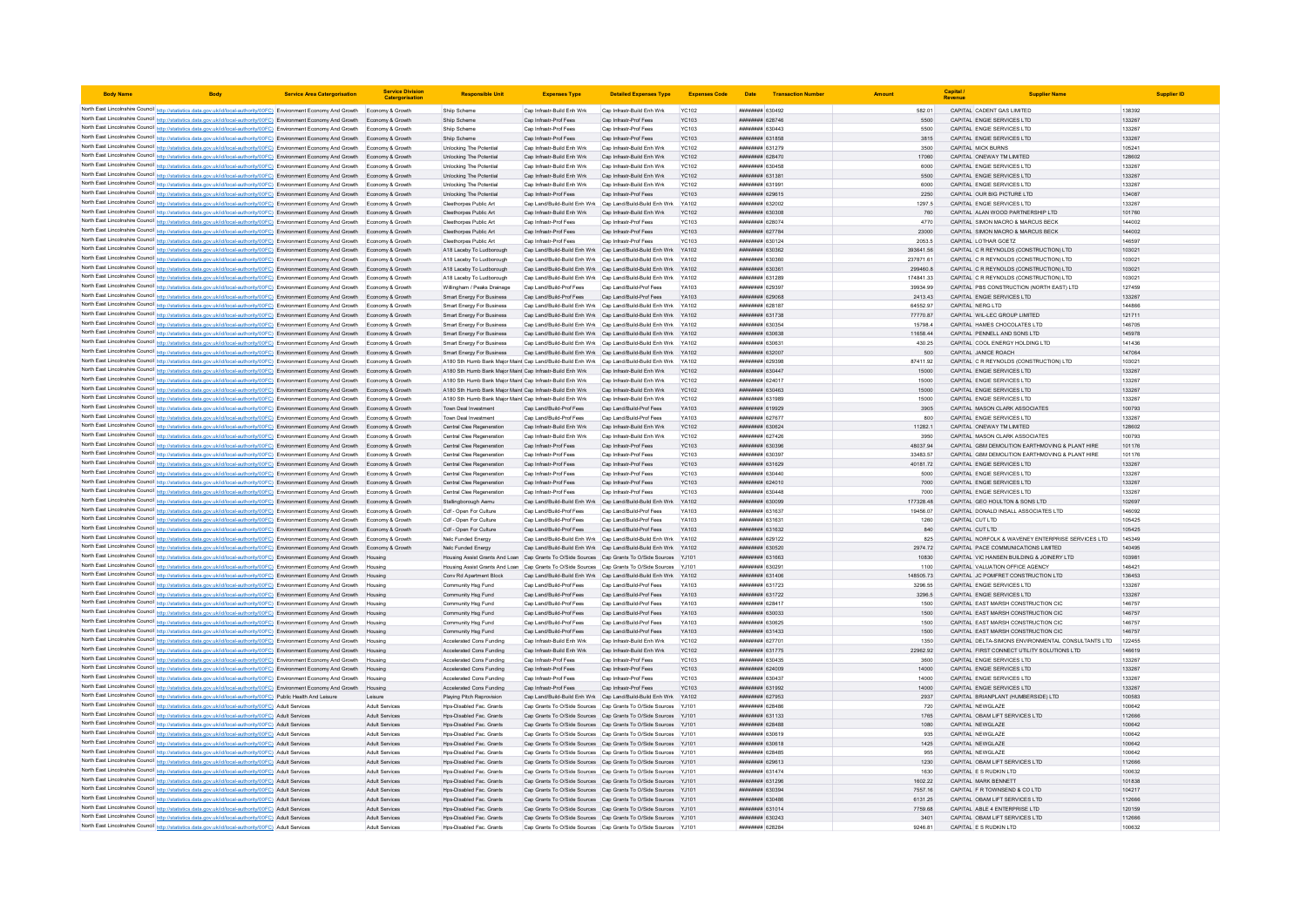| Body Name | Body | Service Area Catergorisation | Service Division Catergorisation | Responsible Unit | Expenses Type | Detailed Expenses Type | Expenses Code | Date | Transaction Number | Amount | Capital / Revenue | Supplier Name | Supplier ID |
|---|---|---|---|---|---|---|---|---|---|---|---|---|---|
| North East Lincolnshire Council | http://statistics.data.gov.uk/id/local-authority/00FC) | Environment Economy And Growth | Economy & Growth | Ship Scheme | Cap Infrastr-Build Enh Wrk | Cap Infrastr-Build Enh Wrk | YC102 | ######## | 630492 | 582.01 | CAPITAL | CADENT GAS LIMITED | 138392 |
| North East Lincolnshire Council | http://statistics.data.gov.uk/id/local-authority/00FC) | Environment Economy And Growth | Economy & Growth | Ship Scheme | Cap Infrastr-Prof Fees | Cap Infrastr-Prof Fees | YC103 | ######## | 628746 | 5500 | CAPITAL | ENGIE SERVICES LTD | 133267 |
| North East Lincolnshire Council | http://statistics.data.gov.uk/id/local-authority/00FC) | Environment Economy And Growth | Economy & Growth | Ship Scheme | Cap Infrastr-Prof Fees | Cap Infrastr-Prof Fees | YC103 | ######## | 630443 | 5500 | CAPITAL | ENGIE SERVICES LTD | 133267 |
| North East Lincolnshire Council | http://statistics.data.gov.uk/id/local-authority/00FC) | Environment Economy And Growth | Economy & Growth | Ship Scheme | Cap Infrastr-Prof Fees | Cap Infrastr-Prof Fees | YC103 | ######## | 631858 | 3815 | CAPITAL | ENGIE SERVICES LTD | 133267 |
| North East Lincolnshire Council | http://statistics.data.gov.uk/id/local-authority/00FC) | Environment Economy And Growth | Economy & Growth | Unlocking The Potential | Cap Infrastr-Build Enh Wrk | Cap Infrastr-Build Enh Wrk | YC102 | ######## | 631279 | 3500 | CAPITAL | MICK BURNS | 105241 |
| North East Lincolnshire Council | http://statistics.data.gov.uk/id/local-authority/00FC) | Environment Economy And Growth | Economy & Growth | Unlocking The Potential | Cap Infrastr-Build Enh Wrk | Cap Infrastr-Build Enh Wrk | YC102 | ######## | 628470 | 17080 | CAPITAL | ONEWAY TM LIMITED | 128602 |
| North East Lincolnshire Council | http://statistics.data.gov.uk/id/local-authority/00FC) | Environment Economy And Growth | Economy & Growth | Unlocking The Potential | Cap Infrastr-Build Enh Wrk | Cap Infrastr-Build Enh Wrk | YC102 | ######## | 630458 | 6000 | CAPITAL | ENGIE SERVICES LTD | 133267 |
| North East Lincolnshire Council | http://statistics.data.gov.uk/id/local-authority/00FC) | Environment Economy And Growth | Economy & Growth | Unlocking The Potential | Cap Infrastr-Build Enh Wrk | Cap Infrastr-Build Enh Wrk | YC102 | ######## | 631381 | 5500 | CAPITAL | ENGIE SERVICES LTD | 133267 |
| North East Lincolnshire Council | http://statistics.data.gov.uk/id/local-authority/00FC) | Environment Economy And Growth | Economy & Growth | Unlocking The Potential | Cap Infrastr-Build Enh Wrk | Cap Infrastr-Build Enh Wrk | YC102 | ######## | 631991 | 6000 | CAPITAL | ENGIE SERVICES LTD | 133267 |
| North East Lincolnshire Council | http://statistics.data.gov.uk/id/local-authority/00FC) | Environment Economy And Growth | Economy & Growth | Unlocking The Potential | Cap Infrastr-Prof Fees | Cap Infrastr-Prof Fees | YC103 | ######## | 629615 | 2250 | CAPITAL | OUR BIG PICTURE LTD | 134087 |
| North East Lincolnshire Council | http://statistics.data.gov.uk/id/local-authority/00FC) | Environment Economy And Growth | Economy & Growth | Cleethorpes Public Art | Cap Land/Build-Build Enh Wrk | Cap Land/Build-Build Enh Wrk | YA102 | ######## | 632002 | 1297.5 | CAPITAL | ENGIE SERVICES LTD | 133267 |
| North East Lincolnshire Council | http://statistics.data.gov.uk/id/local-authority/00FC) | Environment Economy And Growth | Economy & Growth | Cleethorpes Public Art | Cap Infrastr-Build Enh Wrk | Cap Infrastr-Build Enh Wrk | YC102 | ######## | 630308 | 760 | CAPITAL | ALAN WOOD PARTNERSHIP LTD | 101760 |
| North East Lincolnshire Council | http://statistics.data.gov.uk/id/local-authority/00FC) | Environment Economy And Growth | Economy & Growth | Cleethorpes Public Art | Cap Infrastr-Prof Fees | Cap Infrastr-Prof Fees | YC103 | ######## | 628074 | 4770 | CAPITAL | SIMON MACRO & MARCUS BECK | 144002 |
| North East Lincolnshire Council | http://statistics.data.gov.uk/id/local-authority/00FC) | Environment Economy And Growth | Economy & Growth | Cleethorpes Public Art | Cap Infrastr-Prof Fees | Cap Infrastr-Prof Fees | YC103 | ######## | 627784 | 23000 | CAPITAL | SIMON MACRO & MARCUS BECK | 144002 |
| North East Lincolnshire Council | http://statistics.data.gov.uk/id/local-authority/00FC) | Environment Economy And Growth | Economy & Growth | Cleethorpes Public Art | Cap Infrastr-Prof Fees | Cap Infrastr-Prof Fees | YC103 | ######## | 630124 | 2053.5 | CAPITAL | LOTHAR GOETZ | 146597 |
| North East Lincolnshire Council | http://statistics.data.gov.uk/id/local-authority/00FC) | Environment Economy And Growth | Economy & Growth | A18 Laceby To Ludborough | Cap Land/Build-Build Enh Wrk | Cap Land/Build-Build Enh Wrk | YA102 | ######## | 630362 | 393841.56 | CAPITAL | C R REYNOLDS (CONSTRUCTION) LTD | 103021 |
| North East Lincolnshire Council | http://statistics.data.gov.uk/id/local-authority/00FC) | Environment Economy And Growth | Economy & Growth | A18 Laceby To Ludborough | Cap Land/Build-Build Enh Wrk | Cap Land/Build-Build Enh Wrk | YA102 | ######## | 630360 | 237871.61 | CAPITAL | C R REYNOLDS (CONSTRUCTION) LTD | 103021 |
| North East Lincolnshire Council | http://statistics.data.gov.uk/id/local-authority/00FC) | Environment Economy And Growth | Economy & Growth | A18 Laceby To Ludborough | Cap Land/Build-Build Enh Wrk | Cap Land/Build-Build Enh Wrk | YA102 | ######## | 630361 | 299460.8 | CAPITAL | C R REYNOLDS (CONSTRUCTION) LTD | 103021 |
| North East Lincolnshire Council | http://statistics.data.gov.uk/id/local-authority/00FC) | Environment Economy And Growth | Economy & Growth | A18 Laceby To Ludborough | Cap Land/Build-Build Enh Wrk | Cap Land/Build-Build Enh Wrk | YA102 | ######## | 631289 | 174841.33 | CAPITAL | C R REYNOLDS (CONSTRUCTION) LTD | 103021 |
| North East Lincolnshire Council | http://statistics.data.gov.uk/id/local-authority/00FC) | Environment Economy And Growth | Economy & Growth | Willingham / Peaks Drainage | Cap Land/Build-Prof Fees | Cap Land/Build-Prof Fees | YA103 | ######## | 629397 | 39934.99 | CAPITAL | PBS CONSTRUCTION (NORTH EAST) LTD | 127459 |
| North East Lincolnshire Council | http://statistics.data.gov.uk/id/local-authority/00FC) | Environment Economy And Growth | Economy & Growth | Smart Energy For Business | Cap Land/Build-Prof Fees | Cap Land/Build-Prof Fees | YA103 | ######## | 629068 | 2413.43 | CAPITAL | ENGIE SERVICES LTD | 133267 |
| North East Lincolnshire Council | http://statistics.data.gov.uk/id/local-authority/00FC) | Environment Economy And Growth | Economy & Growth | Smart Energy For Business | Cap Land/Build-Build Enh Wrk | Cap Land/Build-Build Enh Wrk | YA102 | ######## | 628187 | 64552.97 | CAPITAL | NERG LTD | 144866 |
| North East Lincolnshire Council | http://statistics.data.gov.uk/id/local-authority/00FC) | Environment Economy And Growth | Economy & Growth | Smart Energy For Business | Cap Land/Build-Build Enh Wrk | Cap Land/Build-Build Enh Wrk | YA102 | ######## | 631738 | 77770.87 | CAPITAL | WIL-LEC GROUP LIMITED | 121711 |
| North East Lincolnshire Council | http://statistics.data.gov.uk/id/local-authority/00FC) | Environment Economy And Growth | Economy & Growth | Smart Energy For Business | Cap Land/Build-Build Enh Wrk | Cap Land/Build-Build Enh Wrk | YA102 | ######## | 630354 | 15798.4 | CAPITAL | HAMES CHOCOLATES LTD | 146705 |
| North East Lincolnshire Council | http://statistics.data.gov.uk/id/local-authority/00FC) | Environment Economy And Growth | Economy & Growth | Smart Energy For Business | Cap Land/Build-Build Enh Wrk | Cap Land/Build-Build Enh Wrk | YA102 | ######## | 630638 | 11658.44 | CAPITAL | PENNELL AND SONS LTD | 145978 |
| North East Lincolnshire Council | http://statistics.data.gov.uk/id/local-authority/00FC) | Environment Economy And Growth | Economy & Growth | Smart Energy For Business | Cap Land/Build-Build Enh Wrk | Cap Land/Build-Build Enh Wrk | YA102 | ######## | 630631 | 430.25 | CAPITAL | COOL ENERGY HOLDING LTD | 141436 |
| North East Lincolnshire Council | http://statistics.data.gov.uk/id/local-authority/00FC) | Environment Economy And Growth | Economy & Growth | Smart Energy For Business | Cap Land/Build-Build Enh Wrk | Cap Land/Build-Build Enh Wrk | YA102 | ######## | 632007 | 500 | CAPITAL | JANICE ROACH | 147064 |
| North East Lincolnshire Council | http://statistics.data.gov.uk/id/local-authority/00FC) | Environment Economy And Growth | Economy & Growth | A180 Sth Humb Bank Major Maint | Cap Land/Build-Build Enh Wrk | Cap Land/Build-Build Enh Wrk | YA102 | ######## | 629398 | 87411.92 | CAPITAL | C R REYNOLDS (CONSTRUCTION) LTD | 103021 |
| North East Lincolnshire Council | http://statistics.data.gov.uk/id/local-authority/00FC) | Environment Economy And Growth | Economy & Growth | A180 Sth Humb Bank Major Maint | Cap Infrastr-Build Enh Wrk | Cap Infrastr-Build Enh Wrk | YC102 | ######## | 630447 | 15000 | CAPITAL | ENGIE SERVICES LTD | 133267 |
| North East Lincolnshire Council | http://statistics.data.gov.uk/id/local-authority/00FC) | Environment Economy And Growth | Economy & Growth | A180 Sth Humb Bank Major Maint | Cap Infrastr-Build Enh Wrk | Cap Infrastr-Build Enh Wrk | YC102 | ######## | 624017 | 15000 | CAPITAL | ENGIE SERVICES LTD | 133267 |
| North East Lincolnshire Council | http://statistics.data.gov.uk/id/local-authority/00FC) | Environment Economy And Growth | Economy & Growth | A180 Sth Humb Bank Major Maint | Cap Infrastr-Build Enh Wrk | Cap Infrastr-Build Enh Wrk | YC102 | ######## | 630463 | 15000 | CAPITAL | ENGIE SERVICES LTD | 133267 |
| North East Lincolnshire Council | http://statistics.data.gov.uk/id/local-authority/00FC) | Environment Economy And Growth | Economy & Growth | A180 Sth Humb Bank Major Maint | Cap Infrastr-Build Enh Wrk | Cap Infrastr-Build Enh Wrk | YC102 | ######## | 631989 | 15000 | CAPITAL | ENGIE SERVICES LTD | 133267 |
| North East Lincolnshire Council | http://statistics.data.gov.uk/id/local-authority/00FC) | Environment Economy And Growth | Economy & Growth | Town Deal Investment | Cap Land/Build-Prof Fees | Cap Land/Build-Prof Fees | YA103 | ######## | 619929 | 3905 | CAPITAL | MASON CLARK ASSOCIATES | 100793 |
| North East Lincolnshire Council | http://statistics.data.gov.uk/id/local-authority/00FC) | Environment Economy And Growth | Economy & Growth | Town Deal Investment | Cap Land/Build-Prof Fees | Cap Land/Build-Prof Fees | YA103 | ######## | 627677 | 800 | CAPITAL | ENGIE SERVICES LTD | 133267 |
| North East Lincolnshire Council | http://statistics.data.gov.uk/id/local-authority/00FC) | Environment Economy And Growth | Economy & Growth | Central Clee Regeneration | Cap Infrastr-Build Enh Wrk | Cap Infrastr-Build Enh Wrk | YC102 | ######## | 630624 | 11282.1 | CAPITAL | ONEWAY TM LIMITED | 128602 |
| North East Lincolnshire Council | http://statistics.data.gov.uk/id/local-authority/00FC) | Environment Economy And Growth | Economy & Growth | Central Clee Regeneration | Cap Infrastr-Build Enh Wrk | Cap Infrastr-Build Enh Wrk | YC102 | ######## | 627426 | 3950 | CAPITAL | MASON CLARK ASSOCIATES | 100793 |
| North East Lincolnshire Council | http://statistics.data.gov.uk/id/local-authority/00FC) | Environment Economy And Growth | Economy & Growth | Central Clee Regeneration | Cap Infrastr-Prof Fees | Cap Infrastr-Prof Fees | YC103 | ######## | 630396 | 48037.94 | CAPITAL | GBM DEMOLITION EARTHMOVING & PLANT HIRE | 101176 |
| North East Lincolnshire Council | http://statistics.data.gov.uk/id/local-authority/00FC) | Environment Economy And Growth | Economy & Growth | Central Clee Regeneration | Cap Infrastr-Prof Fees | Cap Infrastr-Prof Fees | YC103 | ######## | 630397 | 33483.57 | CAPITAL | GBM DEMOLITION EARTHMOVING & PLANT HIRE | 101176 |
| North East Lincolnshire Council | http://statistics.data.gov.uk/id/local-authority/00FC) | Environment Economy And Growth | Economy & Growth | Central Clee Regeneration | Cap Infrastr-Prof Fees | Cap Infrastr-Prof Fees | YC103 | ######## | 631629 | 40181.72 | CAPITAL | ENGIE SERVICES LTD | 133267 |
| North East Lincolnshire Council | http://statistics.data.gov.uk/id/local-authority/00FC) | Environment Economy And Growth | Economy & Growth | Central Clee Regeneration | Cap Infrastr-Prof Fees | Cap Infrastr-Prof Fees | YC103 | ######## | 630440 | 5000 | CAPITAL | ENGIE SERVICES LTD | 133267 |
| North East Lincolnshire Council | http://statistics.data.gov.uk/id/local-authority/00FC) | Environment Economy And Growth | Economy & Growth | Central Clee Regeneration | Cap Infrastr-Prof Fees | Cap Infrastr-Prof Fees | YC103 | ######## | 624010 | 7000 | CAPITAL | ENGIE SERVICES LTD | 133267 |
| North East Lincolnshire Council | http://statistics.data.gov.uk/id/local-authority/00FC) | Environment Economy And Growth | Economy & Growth | Central Clee Regeneration | Cap Infrastr-Prof Fees | Cap Infrastr-Prof Fees | YC103 | ######## | 630448 | 7000 | CAPITAL | ENGIE SERVICES LTD | 133267 |
| North East Lincolnshire Council | http://statistics.data.gov.uk/id/local-authority/00FC) | Environment Economy And Growth | Economy & Growth | Stallingborough Aemu | Cap Land/Build-Build Enh Wrk | Cap Land/Build-Build Enh Wrk | YA102 | ######## | 630099 | 177328.48 | CAPITAL | GEO HOULTON & SONS LTD | 102697 |
| North East Lincolnshire Council | http://statistics.data.gov.uk/id/local-authority/00FC) | Environment Economy And Growth | Economy & Growth | Cdf - Open For Culture | Cap Land/Build-Prof Fees | Cap Land/Build-Prof Fees | YA103 | ######## | 631637 | 19456.07 | CAPITAL | DONALD INSALL ASSOCIATES LTD | 146092 |
| North East Lincolnshire Council | http://statistics.data.gov.uk/id/local-authority/00FC) | Environment Economy And Growth | Economy & Growth | Cdf - Open For Culture | Cap Land/Build-Prof Fees | Cap Land/Build-Prof Fees | YA103 | ######## | 631631 | 1260 | CAPITAL | CUT LTD | 105425 |
| North East Lincolnshire Council | http://statistics.data.gov.uk/id/local-authority/00FC) | Environment Economy And Growth | Economy & Growth | Cdf - Open For Culture | Cap Land/Build-Prof Fees | Cap Land/Build-Prof Fees | YA103 | ######## | 631632 | 840 | CAPITAL | CUT LTD | 105425 |
| North East Lincolnshire Council | http://statistics.data.gov.uk/id/local-authority/00FC) | Environment Economy And Growth | Economy & Growth | Nelc Funded Energy | Cap Land/Build-Build Enh Wrk | Cap Land/Build-Build Enh Wrk | YA102 | ######## | 629122 | 825 | CAPITAL | NORFOLK & WAVENEY ENTERPRISE SERVICES LTD | 145349 |
| North East Lincolnshire Council | http://statistics.data.gov.uk/id/local-authority/00FC) | Environment Economy And Growth | Economy & Growth | Nelc Funded Energy | Cap Land/Build-Build Enh Wrk | Cap Land/Build-Build Enh Wrk | YA102 | ######## | 630520 | 2974.72 | CAPITAL | PACE COMMUNICATIONS LIMITED | 140495 |
| North East Lincolnshire Council | http://statistics.data.gov.uk/id/local-authority/00FC) | Environment Economy And Growth | Housing | Housing Assist Grants And Loan | Cap Grants To O/Side Sources | Cap Grants To O/Side Sources | YJ101 | ######## | 631663 | 10830 | CAPITAL | VIC HANSEN BUILDING & JOINERY LTD | 103981 |
| North East Lincolnshire Council | http://statistics.data.gov.uk/id/local-authority/00FC) | Environment Economy And Growth | Housing | Housing Assist Grants And Loan | Cap Grants To O/Side Sources | Cap Grants To O/Side Sources | YJ101 | ######## | 630291 | 1100 | CAPITAL | VALUATION OFFICE AGENCY | 146421 |
| North East Lincolnshire Council | http://statistics.data.gov.uk/id/local-authority/00FC) | Environment Economy And Growth | Housing | Corn Rd Apartment Block | Cap Land/Build-Build Enh Wrk | Cap Land/Build-Build Enh Wrk | YA102 | ######## | 631406 | 148505.73 | CAPITAL | JC POMFRET CONSTRUCTION LTD | 136453 |
| North East Lincolnshire Council | http://statistics.data.gov.uk/id/local-authority/00FC) | Environment Economy And Growth | Housing | Community Hsg Fund | Cap Land/Build-Prof Fees | Cap Land/Build-Prof Fees | YA103 | ######## | 631723 | 3296.55 | CAPITAL | ENGIE SERVICES LTD | 133267 |
| North East Lincolnshire Council | http://statistics.data.gov.uk/id/local-authority/00FC) | Environment Economy And Growth | Housing | Community Hsg Fund | Cap Land/Build-Prof Fees | Cap Land/Build-Prof Fees | YA103 | ######## | 631722 | 3296.5 | CAPITAL | ENGIE SERVICES LTD | 133267 |
| North East Lincolnshire Council | http://statistics.data.gov.uk/id/local-authority/00FC) | Environment Economy And Growth | Housing | Community Hsg Fund | Cap Land/Build-Prof Fees | Cap Land/Build-Prof Fees | YA103 | ######## | 628417 | 1500 | CAPITAL | EAST MARSH CONSTRUCTION CIC | 146757 |
| North East Lincolnshire Council | http://statistics.data.gov.uk/id/local-authority/00FC) | Environment Economy And Growth | Housing | Community Hsg Fund | Cap Land/Build-Prof Fees | Cap Land/Build-Prof Fees | YA103 | ######## | 630033 | 1500 | CAPITAL | EAST MARSH CONSTRUCTION CIC | 146757 |
| North East Lincolnshire Council | http://statistics.data.gov.uk/id/local-authority/00FC) | Environment Economy And Growth | Housing | Community Hsg Fund | Cap Land/Build-Prof Fees | Cap Land/Build-Prof Fees | YA103 | ######## | 630625 | 1500 | CAPITAL | EAST MARSH CONSTRUCTION CIC | 146757 |
| North East Lincolnshire Council | http://statistics.data.gov.uk/id/local-authority/00FC) | Environment Economy And Growth | Housing | Community Hsg Fund | Cap Land/Build-Prof Fees | Cap Land/Build-Prof Fees | YA103 | ######## | 631433 | 1500 | CAPITAL | EAST MARSH CONSTRUCTION CIC | 146757 |
| North East Lincolnshire Council | http://statistics.data.gov.uk/id/local-authority/00FC) | Environment Economy And Growth | Housing | Accelerated Cons Funding | Cap Infrastr-Build Enh Wrk | Cap Infrastr-Build Enh Wrk | YC102 | ######## | 627701 | 1350 | CAPITAL | DELTA-SIMONS ENVIRONMENTAL CONSULTANTS LTD | 122455 |
| North East Lincolnshire Council | http://statistics.data.gov.uk/id/local-authority/00FC) | Environment Economy And Growth | Housing | Accelerated Cons Funding | Cap Infrastr-Build Enh Wrk | Cap Infrastr-Build Enh Wrk | YC102 | ######## | 631775 | 22962.92 | CAPITAL | FIRST CONNECT UTILITY SOLUTIONS LTD | 146619 |
| North East Lincolnshire Council | http://statistics.data.gov.uk/id/local-authority/00FC) | Environment Economy And Growth | Housing | Accelerated Cons Funding | Cap Infrastr-Prof Fees | Cap Infrastr-Prof Fees | YC103 | ######## | 630435 | 3600 | CAPITAL | ENGIE SERVICES LTD | 133267 |
| North East Lincolnshire Council | http://statistics.data.gov.uk/id/local-authority/00FC) | Environment Economy And Growth | Housing | Accelerated Cons Funding | Cap Infrastr-Prof Fees | Cap Infrastr-Prof Fees | YC103 | ######## | 624009 | 14000 | CAPITAL | ENGIE SERVICES LTD | 133267 |
| North East Lincolnshire Council | http://statistics.data.gov.uk/id/local-authority/00FC) | Environment Economy And Growth | Housing | Accelerated Cons Funding | Cap Infrastr-Prof Fees | Cap Infrastr-Prof Fees | YC103 | ######## | 630437 | 14000 | CAPITAL | ENGIE SERVICES LTD | 133267 |
| North East Lincolnshire Council | http://statistics.data.gov.uk/id/local-authority/00FC) | Environment Economy And Growth | Housing | Accelerated Cons Funding | Cap Infrastr-Prof Fees | Cap Infrastr-Prof Fees | YC103 | ######## | 631992 | 14000 | CAPITAL | ENGIE SERVICES LTD | 133267 |
| North East Lincolnshire Council | http://statistics.data.gov.uk/id/local-authority/00FC) | Public Health And Leisure | Leisure | Playing Pitch Reprovision | Cap Land/Build-Build Enh Wrk | Cap Land/Build-Build Enh Wrk | YA102 | ######## | 627953 | 2937 | CAPITAL | BRIANPLANT (HUMBERSIDE) LTD | 100583 |
| North East Lincolnshire Council | http://statistics.data.gov.uk/id/local-authority/00FC) | Adult Services | Adult Services | Hps-Disabled Fac. Grants | Cap Grants To O/Side Sources | Cap Grants To O/Side Sources | YJ101 | ######## | 628486 | 720 | CAPITAL | NEWGLAZE | 100642 |
| North East Lincolnshire Council | http://statistics.data.gov.uk/id/local-authority/00FC) | Adult Services | Adult Services | Hps-Disabled Fac. Grants | Cap Grants To O/Side Sources | Cap Grants To O/Side Sources | YJ101 | ######## | 631133 | 1765 | CAPITAL | OBAM LIFT SERVICES LTD | 112666 |
| North East Lincolnshire Council | http://statistics.data.gov.uk/id/local-authority/00FC) | Adult Services | Adult Services | Hps-Disabled Fac. Grants | Cap Grants To O/Side Sources | Cap Grants To O/Side Sources | YJ101 | ######## | 628488 | 1080 | CAPITAL | NEWGLAZE | 100642 |
| North East Lincolnshire Council | http://statistics.data.gov.uk/id/local-authority/00FC) | Adult Services | Adult Services | Hps-Disabled Fac. Grants | Cap Grants To O/Side Sources | Cap Grants To O/Side Sources | YJ101 | ######## | 630619 | 935 | CAPITAL | NEWGLAZE | 100642 |
| North East Lincolnshire Council | http://statistics.data.gov.uk/id/local-authority/00FC) | Adult Services | Adult Services | Hps-Disabled Fac. Grants | Cap Grants To O/Side Sources | Cap Grants To O/Side Sources | YJ101 | ######## | 630618 | 1425 | CAPITAL | NEWGLAZE | 100642 |
| North East Lincolnshire Council | http://statistics.data.gov.uk/id/local-authority/00FC) | Adult Services | Adult Services | Hps-Disabled Fac. Grants | Cap Grants To O/Side Sources | Cap Grants To O/Side Sources | YJ101 | ######## | 628485 | 965 | CAPITAL | NEWGLAZE | 100642 |
| North East Lincolnshire Council | http://statistics.data.gov.uk/id/local-authority/00FC) | Adult Services | Adult Services | Hps-Disabled Fac. Grants | Cap Grants To O/Side Sources | Cap Grants To O/Side Sources | YJ101 | ######## | 629613 | 1230 | CAPITAL | OBAM LIFT SERVICES LTD | 112666 |
| North East Lincolnshire Council | http://statistics.data.gov.uk/id/local-authority/00FC) | Adult Services | Adult Services | Hps-Disabled Fac. Grants | Cap Grants To O/Side Sources | Cap Grants To O/Side Sources | YJ101 | ######## | 631474 | 1630 | CAPITAL | E S RUDKIN LTD | 100632 |
| North East Lincolnshire Council | http://statistics.data.gov.uk/id/local-authority/00FC) | Adult Services | Adult Services | Hps-Disabled Fac. Grants | Cap Grants To O/Side Sources | Cap Grants To O/Side Sources | YJ101 | ######## | 631296 | 1602.22 | CAPITAL | MARK BENNETT | 101838 |
| North East Lincolnshire Council | http://statistics.data.gov.uk/id/local-authority/00FC) | Adult Services | Adult Services | Hps-Disabled Fac. Grants | Cap Grants To O/Side Sources | Cap Grants To O/Side Sources | YJ101 | ######## | 630394 | 7557.16 | CAPITAL | F R TOWNSEND & CO LTD | 104217 |
| North East Lincolnshire Council | http://statistics.data.gov.uk/id/local-authority/00FC) | Adult Services | Adult Services | Hps-Disabled Fac. Grants | Cap Grants To O/Side Sources | Cap Grants To O/Side Sources | YJ101 | ######## | 630486 | 6131.25 | CAPITAL | OBAM LIFT SERVICES LTD | 112666 |
| North East Lincolnshire Council | http://statistics.data.gov.uk/id/local-authority/00FC) | Adult Services | Adult Services | Hps-Disabled Fac. Grants | Cap Grants To O/Side Sources | Cap Grants To O/Side Sources | YJ101 | ######## | 631014 | 7759.68 | CAPITAL | ABLE 4 ENTERPRISE LTD | 120159 |
| North East Lincolnshire Council | http://statistics.data.gov.uk/id/local-authority/00FC) | Adult Services | Adult Services | Hps-Disabled Fac. Grants | Cap Grants To O/Side Sources | Cap Grants To O/Side Sources | YJ101 | ######## | 630243 | 3401 | CAPITAL | OBAM LIFT SERVICES LTD | 112666 |
| North East Lincolnshire Council | http://statistics.data.gov.uk/id/local-authority/00FC) | Adult Services | Adult Services | Hps-Disabled Fac. Grants | Cap Grants To O/Side Sources | Cap Grants To O/Side Sources | YJ101 | ######## | 628284 | 9246.81 | CAPITAL | E S RUDKIN LTD | 100632 |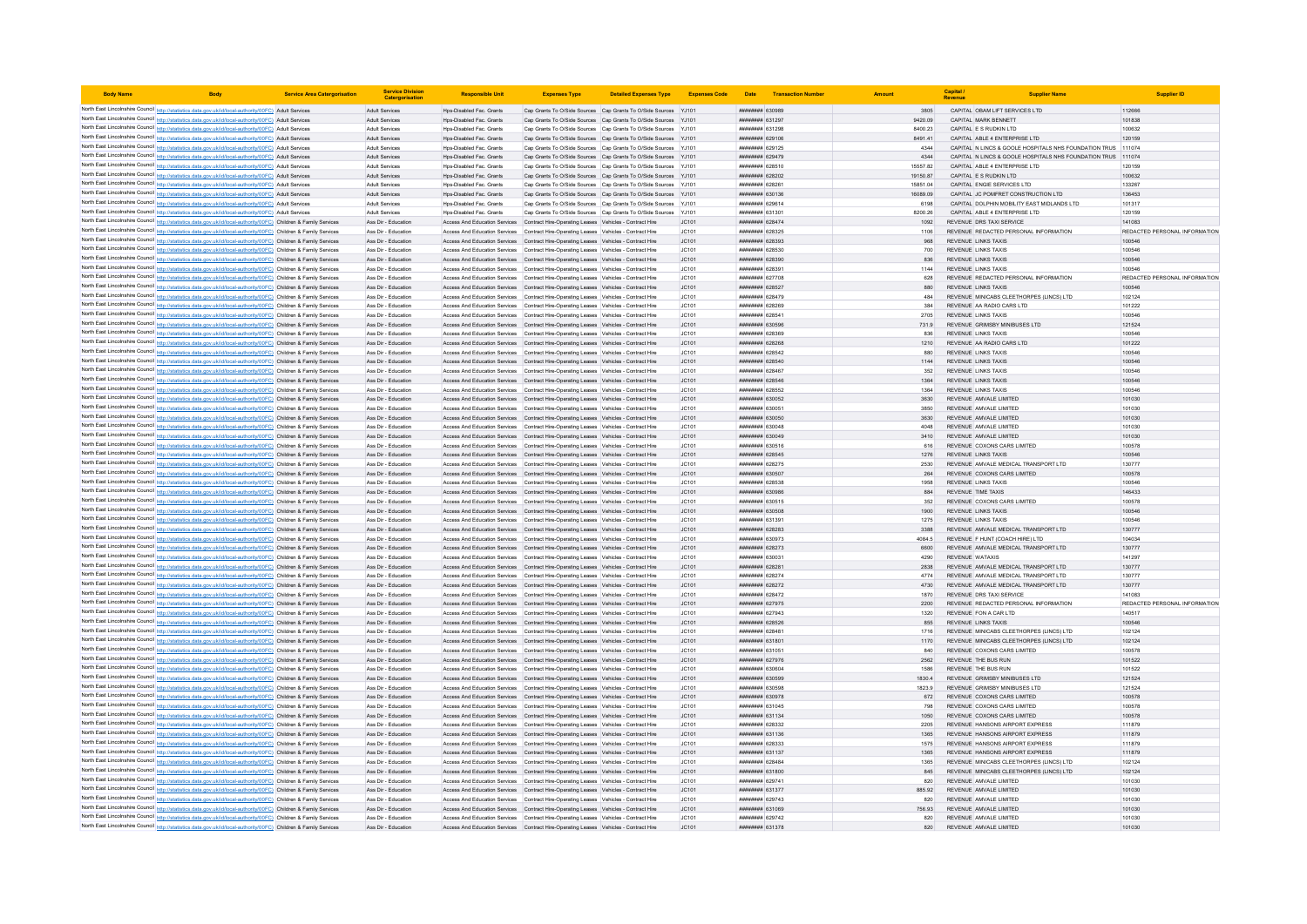| Body Name | Body | Service Area Catergorisation | Service Division Catergorisation | Responsible Unit | Expenses Type | Detailed Expenses Type | Expenses Code | Date | Transaction Number | Amount | Capital / Revenue | Supplier Name | Supplier ID |
|---|---|---|---|---|---|---|---|---|---|---|---|---|---|
| North East Lincolnshire Council | http://statistics.data.gov.uk/id/local-authority/00FC) | Adult Services | Adult Services | Hps-Disabled Fac. Grants | Cap Grants To O/Side Sources | Cap Grants To O/Side Sources | YJ101 | ######## | 630989 | 3805 | CAPITAL | OBAM LIFT SERVICES LTD | 112666 |
| North East Lincolnshire Council | http://statistics.data.gov.uk/id/local-authority/00FC) | Adult Services | Adult Services | Hps-Disabled Fac. Grants | Cap Grants To O/Side Sources | Cap Grants To O/Side Sources | YJ101 | ######## | 631297 | 9420.09 | CAPITAL | MARK BENNETT | 101838 |
| North East Lincolnshire Council | http://statistics.data.gov.uk/id/local-authority/00FC) | Adult Services | Adult Services | Hps-Disabled Fac. Grants | Cap Grants To O/Side Sources | Cap Grants To O/Side Sources | YJ101 | ######## | 631298 | 8400.23 | CAPITAL | E S RUDKIN LTD | 100632 |
| North East Lincolnshire Council | http://statistics.data.gov.uk/id/local-authority/00FC) | Adult Services | Adult Services | Hps-Disabled Fac. Grants | Cap Grants To O/Side Sources | Cap Grants To O/Side Sources | YJ101 | ######## | 629106 | 8491.41 | CAPITAL | ABLE 4 ENTERPRISE LTD | 120159 |
| North East Lincolnshire Council | http://statistics.data.gov.uk/id/local-authority/00FC) | Adult Services | Adult Services | Hps-Disabled Fac. Grants | Cap Grants To O/Side Sources | Cap Grants To O/Side Sources | YJ101 | ######## | 629125 | 4344 | CAPITAL | N LINCS & GOOLE HOSPITALS NHS FOUNDATION TRUS | 111074 |
| North East Lincolnshire Council | http://statistics.data.gov.uk/id/local-authority/00FC) | Adult Services | Adult Services | Hps-Disabled Fac. Grants | Cap Grants To O/Side Sources | Cap Grants To O/Side Sources | YJ101 | ######## | 629479 | 4344 | CAPITAL | N LINCS & GOOLE HOSPITALS NHS FOUNDATION TRUS | 111074 |
| North East Lincolnshire Council | http://statistics.data.gov.uk/id/local-authority/00FC) | Adult Services | Adult Services | Hps-Disabled Fac. Grants | Cap Grants To O/Side Sources | Cap Grants To O/Side Sources | YJ101 | ######## | 628510 | 15557.82 | CAPITAL | ABLE 4 ENTERPRISE LTD | 120159 |
| North East Lincolnshire Council | http://statistics.data.gov.uk/id/local-authority/00FC) | Adult Services | Adult Services | Hps-Disabled Fac. Grants | Cap Grants To O/Side Sources | Cap Grants To O/Side Sources | YJ101 | ######## | 628202 | 19150.87 | CAPITAL | E S RUDKIN LTD | 100632 |
| North East Lincolnshire Council | http://statistics.data.gov.uk/id/local-authority/00FC) | Adult Services | Adult Services | Hps-Disabled Fac. Grants | Cap Grants To O/Side Sources | Cap Grants To O/Side Sources | YJ101 | ######## | 628261 | 15851.04 | CAPITAL | ENGIE SERVICES LTD | 133267 |
| North East Lincolnshire Council | http://statistics.data.gov.uk/id/local-authority/00FC) | Adult Services | Adult Services | Hps-Disabled Fac. Grants | Cap Grants To O/Side Sources | Cap Grants To O/Side Sources | YJ101 | ######## | 630136 | 16089.09 | CAPITAL | JC POMFRET CONSTRUCTION LTD | 136453 |
| North East Lincolnshire Council | http://statistics.data.gov.uk/id/local-authority/00FC) | Adult Services | Adult Services | Hps-Disabled Fac. Grants | Cap Grants To O/Side Sources | Cap Grants To O/Side Sources | YJ101 | ######## | 629614 | 6198 | CAPITAL | DOLPHIN MOBILITY EAST MIDLANDS LTD | 101317 |
| North East Lincolnshire Council | http://statistics.data.gov.uk/id/local-authority/00FC) | Adult Services | Adult Services | Hps-Disabled Fac. Grants | Cap Grants To O/Side Sources | Cap Grants To O/Side Sources | YJ101 | ######## | 631301 | 8200.26 | CAPITAL | ABLE 4 ENTERPRISE LTD | 120159 |
| North East Lincolnshire Council | http://statistics.data.gov.uk/id/local-authority/00FC) | Children & Family Services | Ass Dir - Education | Access And Education Services | Contract Hire-Operating Leases | Vehicles - Contract Hire | JC101 | ######## | 628474 | 1092 | REVENUE | DRS TAXI SERVICE | 141083 |
| North East Lincolnshire Council | http://statistics.data.gov.uk/id/local-authority/00FC) | Children & Family Services | Ass Dir - Education | Access And Education Services | Contract Hire-Operating Leases | Vehicles - Contract Hire | JC101 | ######## | 628325 | 1106 | REVENUE | REDACTED PERSONAL INFORMATION | REDACTED PERSONAL INFORMATION |
| North East Lincolnshire Council | http://statistics.data.gov.uk/id/local-authority/00FC) | Children & Family Services | Ass Dir - Education | Access And Education Services | Contract Hire-Operating Leases | Vehicles - Contract Hire | JC101 | ######## | 628393 | 968 | REVENUE | LINKS TAXIS | 100546 |
| North East Lincolnshire Council | http://statistics.data.gov.uk/id/local-authority/00FC) | Children & Family Services | Ass Dir - Education | Access And Education Services | Contract Hire-Operating Leases | Vehicles - Contract Hire | JC101 | ######## | 628530 | 700 | REVENUE | LINKS TAXIS | 100546 |
| North East Lincolnshire Council | http://statistics.data.gov.uk/id/local-authority/00FC) | Children & Family Services | Ass Dir - Education | Access And Education Services | Contract Hire-Operating Leases | Vehicles - Contract Hire | JC101 | ######## | 628390 | 836 | REVENUE | LINKS TAXIS | 100546 |
| North East Lincolnshire Council | http://statistics.data.gov.uk/id/local-authority/00FC) | Children & Family Services | Ass Dir - Education | Access And Education Services | Contract Hire-Operating Leases | Vehicles - Contract Hire | JC101 | ######## | 628391 | 1144 | REVENUE | LINKS TAXIS | 100546 |
| North East Lincolnshire Council | http://statistics.data.gov.uk/id/local-authority/00FC) | Children & Family Services | Ass Dir - Education | Access And Education Services | Contract Hire-Operating Leases | Vehicles - Contract Hire | JC101 | ######## | 627708 | 628 | REVENUE | REDACTED PERSONAL INFORMATION | REDACTED PERSONAL INFORMATION |
| North East Lincolnshire Council | http://statistics.data.gov.uk/id/local-authority/00FC) | Children & Family Services | Ass Dir - Education | Access And Education Services | Contract Hire-Operating Leases | Vehicles - Contract Hire | JC101 | ######## | 628527 | 880 | REVENUE | LINKS TAXIS | 100546 |
| North East Lincolnshire Council | http://statistics.data.gov.uk/id/local-authority/00FC) | Children & Family Services | Ass Dir - Education | Access And Education Services | Contract Hire-Operating Leases | Vehicles - Contract Hire | JC101 | ######## | 628479 | 484 | REVENUE | MINICABS CLEETHORPES (LINCS) LTD | 102124 |
| North East Lincolnshire Council | http://statistics.data.gov.uk/id/local-authority/00FC) | Children & Family Services | Ass Dir - Education | Access And Education Services | Contract Hire-Operating Leases | Vehicles - Contract Hire | JC101 | ######## | 628269 | 384 | REVENUE | AA RADIO CARS LTD | 101222 |
| North East Lincolnshire Council | http://statistics.data.gov.uk/id/local-authority/00FC) | Children & Family Services | Ass Dir - Education | Access And Education Services | Contract Hire-Operating Leases | Vehicles - Contract Hire | JC101 | ######## | 628541 | 2705 | REVENUE | LINKS TAXIS | 100546 |
| North East Lincolnshire Council | http://statistics.data.gov.uk/id/local-authority/00FC) | Children & Family Services | Ass Dir - Education | Access And Education Services | Contract Hire-Operating Leases | Vehicles - Contract Hire | JC101 | ######## | 630596 | 731.9 | REVENUE | GRIMSBY MINIBUSES LTD | 121524 |
| North East Lincolnshire Council | http://statistics.data.gov.uk/id/local-authority/00FC) | Children & Family Services | Ass Dir - Education | Access And Education Services | Contract Hire-Operating Leases | Vehicles - Contract Hire | JC101 | ######## | 628369 | 836 | REVENUE | LINKS TAXIS | 100546 |
| North East Lincolnshire Council | http://statistics.data.gov.uk/id/local-authority/00FC) | Children & Family Services | Ass Dir - Education | Access And Education Services | Contract Hire-Operating Leases | Vehicles - Contract Hire | JC101 | ######## | 628268 | 1210 | REVENUE | AA RADIO CARS LTD | 101222 |
| North East Lincolnshire Council | http://statistics.data.gov.uk/id/local-authority/00FC) | Children & Family Services | Ass Dir - Education | Access And Education Services | Contract Hire-Operating Leases | Vehicles - Contract Hire | JC101 | ######## | 628542 | 880 | REVENUE | LINKS TAXIS | 100546 |
| North East Lincolnshire Council | http://statistics.data.gov.uk/id/local-authority/00FC) | Children & Family Services | Ass Dir - Education | Access And Education Services | Contract Hire-Operating Leases | Vehicles - Contract Hire | JC101 | ######## | 628540 | 1144 | REVENUE | LINKS TAXIS | 100546 |
| North East Lincolnshire Council | http://statistics.data.gov.uk/id/local-authority/00FC) | Children & Family Services | Ass Dir - Education | Access And Education Services | Contract Hire-Operating Leases | Vehicles - Contract Hire | JC101 | ######## | 628467 | 352 | REVENUE | LINKS TAXIS | 100546 |
| North East Lincolnshire Council | http://statistics.data.gov.uk/id/local-authority/00FC) | Children & Family Services | Ass Dir - Education | Access And Education Services | Contract Hire-Operating Leases | Vehicles - Contract Hire | JC101 | ######## | 628546 | 1364 | REVENUE | LINKS TAXIS | 100546 |
| North East Lincolnshire Council | http://statistics.data.gov.uk/id/local-authority/00FC) | Children & Family Services | Ass Dir - Education | Access And Education Services | Contract Hire-Operating Leases | Vehicles - Contract Hire | JC101 | ######## | 628552 | 1364 | REVENUE | LINKS TAXIS | 100546 |
| North East Lincolnshire Council | http://statistics.data.gov.uk/id/local-authority/00FC) | Children & Family Services | Ass Dir - Education | Access And Education Services | Contract Hire-Operating Leases | Vehicles - Contract Hire | JC101 | ######## | 630052 | 3630 | REVENUE | AMVALE LIMITED | 101030 |
| North East Lincolnshire Council | http://statistics.data.gov.uk/id/local-authority/00FC) | Children & Family Services | Ass Dir - Education | Access And Education Services | Contract Hire-Operating Leases | Vehicles - Contract Hire | JC101 | ######## | 630051 | 3850 | REVENUE | AMVALE LIMITED | 101030 |
| North East Lincolnshire Council | http://statistics.data.gov.uk/id/local-authority/00FC) | Children & Family Services | Ass Dir - Education | Access And Education Services | Contract Hire-Operating Leases | Vehicles - Contract Hire | JC101 | ######## | 630050 | 3630 | REVENUE | AMVALE LIMITED | 101030 |
| North East Lincolnshire Council | http://statistics.data.gov.uk/id/local-authority/00FC) | Children & Family Services | Ass Dir - Education | Access And Education Services | Contract Hire-Operating Leases | Vehicles - Contract Hire | JC101 | ######## | 630048 | 4048 | REVENUE | AMVALE LIMITED | 101030 |
| North East Lincolnshire Council | http://statistics.data.gov.uk/id/local-authority/00FC) | Children & Family Services | Ass Dir - Education | Access And Education Services | Contract Hire-Operating Leases | Vehicles - Contract Hire | JC101 | ######## | 630049 | 3410 | REVENUE | AMVALE LIMITED | 101030 |
| North East Lincolnshire Council | http://statistics.data.gov.uk/id/local-authority/00FC) | Children & Family Services | Ass Dir - Education | Access And Education Services | Contract Hire-Operating Leases | Vehicles - Contract Hire | JC101 | ######## | 630516 | 616 | REVENUE | COXONS CARS LIMITED | 100578 |
| North East Lincolnshire Council | http://statistics.data.gov.uk/id/local-authority/00FC) | Children & Family Services | Ass Dir - Education | Access And Education Services | Contract Hire-Operating Leases | Vehicles - Contract Hire | JC101 | ######## | 628545 | 1276 | REVENUE | LINKS TAXIS | 100546 |
| North East Lincolnshire Council | http://statistics.data.gov.uk/id/local-authority/00FC) | Children & Family Services | Ass Dir - Education | Access And Education Services | Contract Hire-Operating Leases | Vehicles - Contract Hire | JC101 | ######## | 628275 | 2530 | REVENUE | AMVALE MEDICAL TRANSPORT LTD | 130777 |
| North East Lincolnshire Council | http://statistics.data.gov.uk/id/local-authority/00FC) | Children & Family Services | Ass Dir - Education | Access And Education Services | Contract Hire-Operating Leases | Vehicles - Contract Hire | JC101 | ######## | 630507 | 264 | REVENUE | COXONS CARS LIMITED | 100578 |
| North East Lincolnshire Council | http://statistics.data.gov.uk/id/local-authority/00FC) | Children & Family Services | Ass Dir - Education | Access And Education Services | Contract Hire-Operating Leases | Vehicles - Contract Hire | JC101 | ######## | 628538 | 1958 | REVENUE | LINKS TAXIS | 100546 |
| North East Lincolnshire Council | http://statistics.data.gov.uk/id/local-authority/00FC) | Children & Family Services | Ass Dir - Education | Access And Education Services | Contract Hire-Operating Leases | Vehicles - Contract Hire | JC101 | ######## | 630986 | 884 | REVENUE | TIME TAXIS | 146433 |
| North East Lincolnshire Council | http://statistics.data.gov.uk/id/local-authority/00FC) | Children & Family Services | Ass Dir - Education | Access And Education Services | Contract Hire-Operating Leases | Vehicles - Contract Hire | JC101 | ######## | 630515 | 352 | REVENUE | COXONS CARS LIMITED | 100578 |
| North East Lincolnshire Council | http://statistics.data.gov.uk/id/local-authority/00FC) | Children & Family Services | Ass Dir - Education | Access And Education Services | Contract Hire-Operating Leases | Vehicles - Contract Hire | JC101 | ######## | 630508 | 1900 | REVENUE | LINKS TAXIS | 100546 |
| North East Lincolnshire Council | http://statistics.data.gov.uk/id/local-authority/00FC) | Children & Family Services | Ass Dir - Education | Access And Education Services | Contract Hire-Operating Leases | Vehicles - Contract Hire | JC101 | ######## | 631391 | 1275 | REVENUE | LINKS TAXIS | 100546 |
| North East Lincolnshire Council | http://statistics.data.gov.uk/id/local-authority/00FC) | Children & Family Services | Ass Dir - Education | Access And Education Services | Contract Hire-Operating Leases | Vehicles - Contract Hire | JC101 | ######## | 628283 | 3388 | REVENUE | AMVALE MEDICAL TRANSPORT LTD | 130777 |
| North East Lincolnshire Council | http://statistics.data.gov.uk/id/local-authority/00FC) | Children & Family Services | Ass Dir - Education | Access And Education Services | Contract Hire-Operating Leases | Vehicles - Contract Hire | JC101 | ######## | 630973 | 4064.5 | REVENUE | F HUNT (COACH HIRE) LTD | 104034 |
| North East Lincolnshire Council | http://statistics.data.gov.uk/id/local-authority/00FC) | Children & Family Services | Ass Dir - Education | Access And Education Services | Contract Hire-Operating Leases | Vehicles - Contract Hire | JC101 | ######## | 628273 | 6600 | REVENUE | AMVALE MEDICAL TRANSPORT LTD | 130777 |
| North East Lincolnshire Council | http://statistics.data.gov.uk/id/local-authority/00FC) | Children & Family Services | Ass Dir - Education | Access And Education Services | Contract Hire-Operating Leases | Vehicles - Contract Hire | JC101 | ######## | 630031 | 4290 | REVENUE | WATAXIS | 141297 |
| North East Lincolnshire Council | http://statistics.data.gov.uk/id/local-authority/00FC) | Children & Family Services | Ass Dir - Education | Access And Education Services | Contract Hire-Operating Leases | Vehicles - Contract Hire | JC101 | ######## | 628281 | 2838 | REVENUE | AMVALE MEDICAL TRANSPORT LTD | 130777 |
| North East Lincolnshire Council | http://statistics.data.gov.uk/id/local-authority/00FC) | Children & Family Services | Ass Dir - Education | Access And Education Services | Contract Hire-Operating Leases | Vehicles - Contract Hire | JC101 | ######## | 628274 | 4774 | REVENUE | AMVALE MEDICAL TRANSPORT LTD | 130777 |
| North East Lincolnshire Council | http://statistics.data.gov.uk/id/local-authority/00FC) | Children & Family Services | Ass Dir - Education | Access And Education Services | Contract Hire-Operating Leases | Vehicles - Contract Hire | JC101 | ######## | 628272 | 4730 | REVENUE | AMVALE MEDICAL TRANSPORT LTD | 130777 |
| North East Lincolnshire Council | http://statistics.data.gov.uk/id/local-authority/00FC) | Children & Family Services | Ass Dir - Education | Access And Education Services | Contract Hire-Operating Leases | Vehicles - Contract Hire | JC101 | ######## | 628472 | 1870 | REVENUE | DRS TAXI SERVICE | 141083 |
| North East Lincolnshire Council | http://statistics.data.gov.uk/id/local-authority/00FC) | Children & Family Services | Ass Dir - Education | Access And Education Services | Contract Hire-Operating Leases | Vehicles - Contract Hire | JC101 | ######## | 627975 | 2200 | REVENUE | REDACTED PERSONAL INFORMATION | REDACTED PERSONAL INFORMATION |
| North East Lincolnshire Council | http://statistics.data.gov.uk/id/local-authority/00FC) | Children & Family Services | Ass Dir - Education | Access And Education Services | Contract Hire-Operating Leases | Vehicles - Contract Hire | JC101 | ######## | 627943 | 1320 | REVENUE | FON A CAR LTD | 140517 |
| North East Lincolnshire Council | http://statistics.data.gov.uk/id/local-authority/00FC) | Children & Family Services | Ass Dir - Education | Access And Education Services | Contract Hire-Operating Leases | Vehicles - Contract Hire | JC101 | ######## | 628526 | 855 | REVENUE | LINKS TAXIS | 100546 |
| North East Lincolnshire Council | http://statistics.data.gov.uk/id/local-authority/00FC) | Children & Family Services | Ass Dir - Education | Access And Education Services | Contract Hire-Operating Leases | Vehicles - Contract Hire | JC101 | ######## | 628481 | 1716 | REVENUE | MINICABS CLEETHORPES (LINCS) LTD | 102124 |
| North East Lincolnshire Council | http://statistics.data.gov.uk/id/local-authority/00FC) | Children & Family Services | Ass Dir - Education | Access And Education Services | Contract Hire-Operating Leases | Vehicles - Contract Hire | JC101 | ######## | 631801 | 1170 | REVENUE | MINICABS CLEETHORPES (LINCS) LTD | 102124 |
| North East Lincolnshire Council | http://statistics.data.gov.uk/id/local-authority/00FC) | Children & Family Services | Ass Dir - Education | Access And Education Services | Contract Hire-Operating Leases | Vehicles - Contract Hire | JC101 | ######## | 631051 | 840 | REVENUE | COXONS CARS LIMITED | 100578 |
| North East Lincolnshire Council | http://statistics.data.gov.uk/id/local-authority/00FC) | Children & Family Services | Ass Dir - Education | Access And Education Services | Contract Hire-Operating Leases | Vehicles - Contract Hire | JC101 | ######## | 627976 | 2562 | REVENUE | THE BUS RUN | 101522 |
| North East Lincolnshire Council | http://statistics.data.gov.uk/id/local-authority/00FC) | Children & Family Services | Ass Dir - Education | Access And Education Services | Contract Hire-Operating Leases | Vehicles - Contract Hire | JC101 | ######## | 630604 | 1586 | REVENUE | THE BUS RUN | 101522 |
| North East Lincolnshire Council | http://statistics.data.gov.uk/id/local-authority/00FC) | Children & Family Services | Ass Dir - Education | Access And Education Services | Contract Hire-Operating Leases | Vehicles - Contract Hire | JC101 | ######## | 630599 | 1830.4 | REVENUE | GRIMSBY MINIBUSES LTD | 121524 |
| North East Lincolnshire Council | http://statistics.data.gov.uk/id/local-authority/00FC) | Children & Family Services | Ass Dir - Education | Access And Education Services | Contract Hire-Operating Leases | Vehicles - Contract Hire | JC101 | ######## | 630598 | 1823.9 | REVENUE | GRIMSBY MINIBUSES LTD | 121524 |
| North East Lincolnshire Council | http://statistics.data.gov.uk/id/local-authority/00FC) | Children & Family Services | Ass Dir - Education | Access And Education Services | Contract Hire-Operating Leases | Vehicles - Contract Hire | JC101 | ######## | 630978 | 672 | REVENUE | COXONS CARS LIMITED | 100578 |
| North East Lincolnshire Council | http://statistics.data.gov.uk/id/local-authority/00FC) | Children & Family Services | Ass Dir - Education | Access And Education Services | Contract Hire-Operating Leases | Vehicles - Contract Hire | JC101 | ######## | 631045 | 798 | REVENUE | COXONS CARS LIMITED | 100578 |
| North East Lincolnshire Council | http://statistics.data.gov.uk/id/local-authority/00FC) | Children & Family Services | Ass Dir - Education | Access And Education Services | Contract Hire-Operating Leases | Vehicles - Contract Hire | JC101 | ######## | 631134 | 1050 | REVENUE | COXONS CARS LIMITED | 100578 |
| North East Lincolnshire Council | http://statistics.data.gov.uk/id/local-authority/00FC) | Children & Family Services | Ass Dir - Education | Access And Education Services | Contract Hire-Operating Leases | Vehicles - Contract Hire | JC101 | ######## | 628332 | 2205 | REVENUE | HANSONS AIRPORT EXPRESS | 111879 |
| North East Lincolnshire Council | http://statistics.data.gov.uk/id/local-authority/00FC) | Children & Family Services | Ass Dir - Education | Access And Education Services | Contract Hire-Operating Leases | Vehicles - Contract Hire | JC101 | ######## | 631136 | 1365 | REVENUE | HANSONS AIRPORT EXPRESS | 111879 |
| North East Lincolnshire Council | http://statistics.data.gov.uk/id/local-authority/00FC) | Children & Family Services | Ass Dir - Education | Access And Education Services | Contract Hire-Operating Leases | Vehicles - Contract Hire | JC101 | ######## | 628333 | 1575 | REVENUE | HANSONS AIRPORT EXPRESS | 111879 |
| North East Lincolnshire Council | http://statistics.data.gov.uk/id/local-authority/00FC) | Children & Family Services | Ass Dir - Education | Access And Education Services | Contract Hire-Operating Leases | Vehicles - Contract Hire | JC101 | ######## | 631137 | 1365 | REVENUE | HANSONS AIRPORT EXPRESS | 111879 |
| North East Lincolnshire Council | http://statistics.data.gov.uk/id/local-authority/00FC) | Children & Family Services | Ass Dir - Education | Access And Education Services | Contract Hire-Operating Leases | Vehicles - Contract Hire | JC101 | ######## | 628484 | 1365 | REVENUE | MINICABS CLEETHORPES (LINCS) LTD | 102124 |
| North East Lincolnshire Council | http://statistics.data.gov.uk/id/local-authority/00FC) | Children & Family Services | Ass Dir - Education | Access And Education Services | Contract Hire-Operating Leases | Vehicles - Contract Hire | JC101 | ######## | 631800 | 845 | REVENUE | MINICABS CLEETHORPES (LINCS) LTD | 102124 |
| North East Lincolnshire Council | http://statistics.data.gov.uk/id/local-authority/00FC) | Children & Family Services | Ass Dir - Education | Access And Education Services | Contract Hire-Operating Leases | Vehicles - Contract Hire | JC101 | ######## | 629741 | 820 | REVENUE | AMVALE LIMITED | 101030 |
| North East Lincolnshire Council | http://statistics.data.gov.uk/id/local-authority/00FC) | Children & Family Services | Ass Dir - Education | Access And Education Services | Contract Hire-Operating Leases | Vehicles - Contract Hire | JC101 | ######## | 631377 | 885.92 | REVENUE | AMVALE LIMITED | 101030 |
| North East Lincolnshire Council | http://statistics.data.gov.uk/id/local-authority/00FC) | Children & Family Services | Ass Dir - Education | Access And Education Services | Contract Hire-Operating Leases | Vehicles - Contract Hire | JC101 | ######## | 629743 | 820 | REVENUE | AMVALE LIMITED | 101030 |
| North East Lincolnshire Council | http://statistics.data.gov.uk/id/local-authority/00FC) | Children & Family Services | Ass Dir - Education | Access And Education Services | Contract Hire-Operating Leases | Vehicles - Contract Hire | JC101 | ######## | 631069 | 756.93 | REVENUE | AMVALE LIMITED | 101030 |
| North East Lincolnshire Council | http://statistics.data.gov.uk/id/local-authority/00FC) | Children & Family Services | Ass Dir - Education | Access And Education Services | Contract Hire-Operating Leases | Vehicles - Contract Hire | JC101 | ######## | 629742 | 820 | REVENUE | AMVALE LIMITED | 101030 |
| North East Lincolnshire Council | http://statistics.data.gov.uk/id/local-authority/00FC) | Children & Family Services | Ass Dir - Education | Access And Education Services | Contract Hire-Operating Leases | Vehicles - Contract Hire | JC101 | ######## | 631378 | 820 | REVENUE | AMVALE LIMITED | 101030 |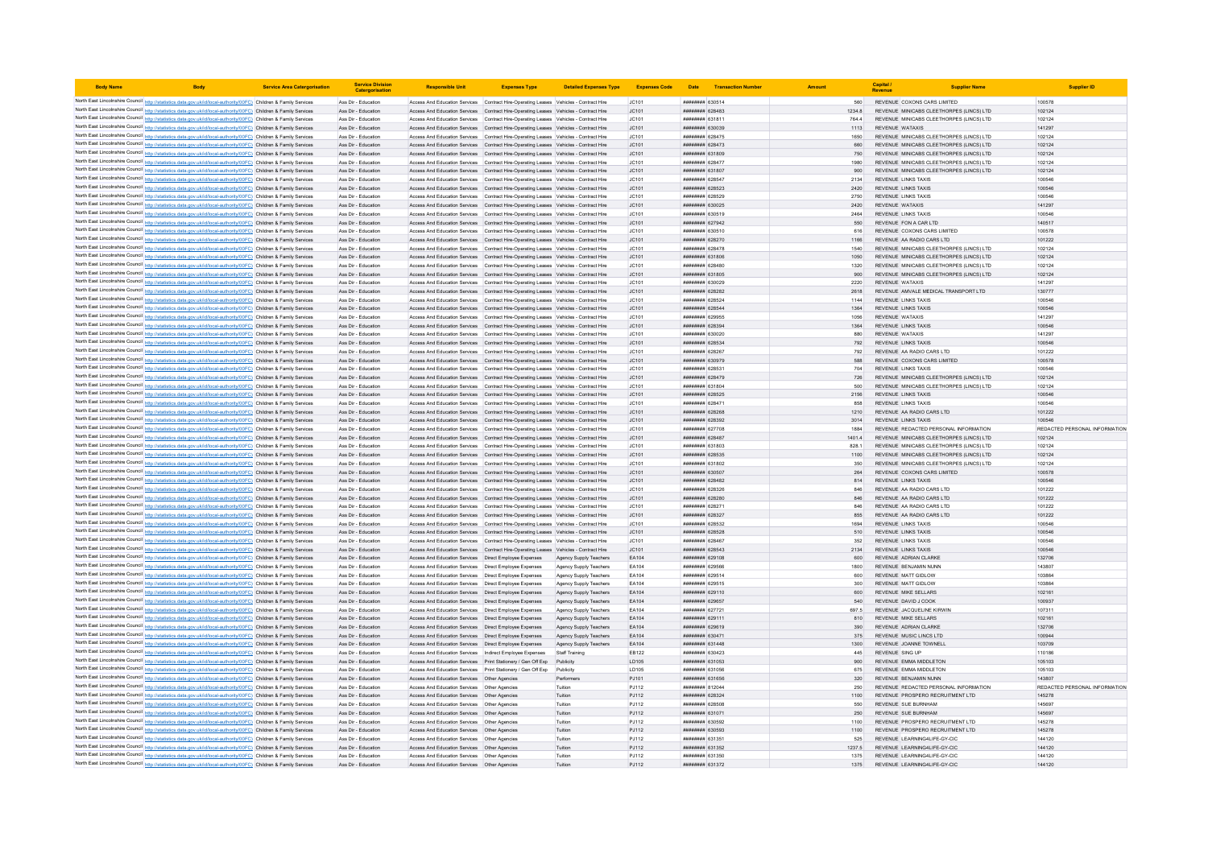| Body Name | Body | Service Area Catergorisation | Service Division Catergorisation | Responsible Unit | Expenses Type | Detailed Expenses Type | Expenses Code | Date | Transaction Number | Amount | Capital / Revenue | Supplier Name | Supplier ID |
|---|---|---|---|---|---|---|---|---|---|---|---|---|---|
| North East Lincolnshire Council | http://statistics.data.gov.uk/id/local-authority/00FC) | Children & Family Services | Ass Dir - Education | Access And Education Services | Contract Hire-Operating Leases | Vehicles - Contract Hire | JC101 | ######## | 630514 | 560 | REVENUE | COXONS CARS LIMITED | 100578 |
| North East Lincolnshire Council | http://statistics.data.gov.uk/id/local-authority/00FC) | Children & Family Services | Ass Dir - Education | Access And Education Services | Contract Hire-Operating Leases | Vehicles - Contract Hire | JC101 | ######## | 628483 | 1234.8 | REVENUE | MINICABS CLEETHORPES (LINCS) LTD | 102124 |
| North East Lincolnshire Council | http://statistics.data.gov.uk/id/local-authority/00FC) | Children & Family Services | Ass Dir - Education | Access And Education Services | Contract Hire-Operating Leases | Vehicles - Contract Hire | JC101 | ######## | 631811 | 764.4 | REVENUE | MINICABS CLEETHORPES (LINCS) LTD | 102124 |
| North East Lincolnshire Council | http://statistics.data.gov.uk/id/local-authority/00FC) | Children & Family Services | Ass Dir - Education | Access And Education Services | Contract Hire-Operating Leases | Vehicles - Contract Hire | JC101 | ######## | 630039 | 1113 | REVENUE | WATAXIS | 141297 |
| North East Lincolnshire Council | http://statistics.data.gov.uk/id/local-authority/00FC) | Children & Family Services | Ass Dir - Education | Access And Education Services | Contract Hire-Operating Leases | Vehicles - Contract Hire | JC101 | ######## | 628475 | 1650 | REVENUE | MINICABS CLEETHORPES (LINCS) LTD | 102124 |
| North East Lincolnshire Council | http://statistics.data.gov.uk/id/local-authority/00FC) | Children & Family Services | Ass Dir - Education | Access And Education Services | Contract Hire-Operating Leases | Vehicles - Contract Hire | JC101 | ######## | 628473 | 660 | REVENUE | MINICABS CLEETHORPES (LINCS) LTD | 102124 |
| North East Lincolnshire Council | http://statistics.data.gov.uk/id/local-authority/00FC) | Children & Family Services | Ass Dir - Education | Access And Education Services | Contract Hire-Operating Leases | Vehicles - Contract Hire | JC101 | ######## | 631809 | 750 | REVENUE | MINICABS CLEETHORPES (LINCS) LTD | 102124 |
| North East Lincolnshire Council | http://statistics.data.gov.uk/id/local-authority/00FC) | Children & Family Services | Ass Dir - Education | Access And Education Services | Contract Hire-Operating Leases | Vehicles - Contract Hire | JC101 | ######## | 628477 | 1980 | REVENUE | MINICABS CLEETHORPES (LINCS) LTD | 102124 |
| North East Lincolnshire Council | http://statistics.data.gov.uk/id/local-authority/00FC) | Children & Family Services | Ass Dir - Education | Access And Education Services | Contract Hire-Operating Leases | Vehicles - Contract Hire | JC101 | ######## | 631807 | 900 | REVENUE | MINICABS CLEETHORPES (LINCS) LTD | 102124 |
| North East Lincolnshire Council | http://statistics.data.gov.uk/id/local-authority/00FC) | Children & Family Services | Ass Dir - Education | Access And Education Services | Contract Hire-Operating Leases | Vehicles - Contract Hire | JC101 | ######## | 628547 | 2134 | REVENUE | LINKS TAXIS | 100546 |
| North East Lincolnshire Council | http://statistics.data.gov.uk/id/local-authority/00FC) | Children & Family Services | Ass Dir - Education | Access And Education Services | Contract Hire-Operating Leases | Vehicles - Contract Hire | JC101 | ######## | 628523 | 2420 | REVENUE | LINKS TAXIS | 100546 |
| North East Lincolnshire Council | http://statistics.data.gov.uk/id/local-authority/00FC) | Children & Family Services | Ass Dir - Education | Access And Education Services | Contract Hire-Operating Leases | Vehicles - Contract Hire | JC101 | ######## | 628529 | 2750 | REVENUE | LINKS TAXIS | 100546 |
| North East Lincolnshire Council | http://statistics.data.gov.uk/id/local-authority/00FC) | Children & Family Services | Ass Dir - Education | Access And Education Services | Contract Hire-Operating Leases | Vehicles - Contract Hire | JC101 | ######## | 630025 | 2420 | REVENUE | WATAXIS | 141297 |
| North East Lincolnshire Council | http://statistics.data.gov.uk/id/local-authority/00FC) | Children & Family Services | Ass Dir - Education | Access And Education Services | Contract Hire-Operating Leases | Vehicles - Contract Hire | JC101 | ######## | 630519 | 2464 | REVENUE | LINKS TAXIS | 100546 |
| North East Lincolnshire Council | http://statistics.data.gov.uk/id/local-authority/00FC) | Children & Family Services | Ass Dir - Education | Access And Education Services | Contract Hire-Operating Leases | Vehicles - Contract Hire | JC101 | ######## | 627942 | 550 | REVENUE | FON A CAR LTD | 140517 |
| North East Lincolnshire Council | http://statistics.data.gov.uk/id/local-authority/00FC) | Children & Family Services | Ass Dir - Education | Access And Education Services | Contract Hire-Operating Leases | Vehicles - Contract Hire | JC101 | ######## | 630510 | 616 | REVENUE | COXONS CARS LIMITED | 100578 |
| North East Lincolnshire Council | http://statistics.data.gov.uk/id/local-authority/00FC) | Children & Family Services | Ass Dir - Education | Access And Education Services | Contract Hire-Operating Leases | Vehicles - Contract Hire | JC101 | ######## | 628270 | 1166 | REVENUE | AA RADIO CARS LTD | 101222 |
| North East Lincolnshire Council | http://statistics.data.gov.uk/id/local-authority/00FC) | Children & Family Services | Ass Dir - Education | Access And Education Services | Contract Hire-Operating Leases | Vehicles - Contract Hire | JC101 | ######## | 628478 | 1540 | REVENUE | MINICABS CLEETHORPES (LINCS) LTD | 102124 |
| North East Lincolnshire Council | http://statistics.data.gov.uk/id/local-authority/00FC) | Children & Family Services | Ass Dir - Education | Access And Education Services | Contract Hire-Operating Leases | Vehicles - Contract Hire | JC101 | ######## | 631806 | 1050 | REVENUE | MINICABS CLEETHORPES (LINCS) LTD | 102124 |
| North East Lincolnshire Council | http://statistics.data.gov.uk/id/local-authority/00FC) | Children & Family Services | Ass Dir - Education | Access And Education Services | Contract Hire-Operating Leases | Vehicles - Contract Hire | JC101 | ######## | 628480 | 1320 | REVENUE | MINICABS CLEETHORPES (LINCS) LTD | 102124 |
| North East Lincolnshire Council | http://statistics.data.gov.uk/id/local-authority/00FC) | Children & Family Services | Ass Dir - Education | Access And Education Services | Contract Hire-Operating Leases | Vehicles - Contract Hire | JC101 | ######## | 631805 | 900 | REVENUE | MINICABS CLEETHORPES (LINCS) LTD | 102124 |
| North East Lincolnshire Council | http://statistics.data.gov.uk/id/local-authority/00FC) | Children & Family Services | Ass Dir - Education | Access And Education Services | Contract Hire-Operating Leases | Vehicles - Contract Hire | JC101 | ######## | 630029 | 2220 | REVENUE | WATAXIS | 141297 |
| North East Lincolnshire Council | http://statistics.data.gov.uk/id/local-authority/00FC) | Children & Family Services | Ass Dir - Education | Access And Education Services | Contract Hire-Operating Leases | Vehicles - Contract Hire | JC101 | ######## | 626282 | 2618 | REVENUE | AMVALE MEDICAL TRANSPORT LTD | 130777 |
| North East Lincolnshire Council | http://statistics.data.gov.uk/id/local-authority/00FC) | Children & Family Services | Ass Dir - Education | Access And Education Services | Contract Hire-Operating Leases | Vehicles - Contract Hire | JC101 | ######## | 628524 | 1144 | REVENUE | LINKS TAXIS | 100546 |
| North East Lincolnshire Council | http://statistics.data.gov.uk/id/local-authority/00FC) | Children & Family Services | Ass Dir - Education | Access And Education Services | Contract Hire-Operating Leases | Vehicles - Contract Hire | JC101 | ######## | 628544 | 1364 | REVENUE | LINKS TAXIS | 100546 |
| North East Lincolnshire Council | http://statistics.data.gov.uk/id/local-authority/00FC) | Children & Family Services | Ass Dir - Education | Access And Education Services | Contract Hire-Operating Leases | Vehicles - Contract Hire | JC101 | ######## | 629955 | 1056 | REVENUE | WATAXIS | 141297 |
| North East Lincolnshire Council | http://statistics.data.gov.uk/id/local-authority/00FC) | Children & Family Services | Ass Dir - Education | Access And Education Services | Contract Hire-Operating Leases | Vehicles - Contract Hire | JC101 | ######## | 628394 | 1364 | REVENUE | LINKS TAXIS | 100546 |
| North East Lincolnshire Council | http://statistics.data.gov.uk/id/local-authority/00FC) | Children & Family Services | Ass Dir - Education | Access And Education Services | Contract Hire-Operating Leases | Vehicles - Contract Hire | JC101 | ######## | 630020 | 880 | REVENUE | WATAXIS | 141297 |
| North East Lincolnshire Council | http://statistics.data.gov.uk/id/local-authority/00FC) | Children & Family Services | Ass Dir - Education | Access And Education Services | Contract Hire-Operating Leases | Vehicles - Contract Hire | JC101 | ######## | 628534 | 792 | REVENUE | LINKS TAXIS | 100546 |
| North East Lincolnshire Council | http://statistics.data.gov.uk/id/local-authority/00FC) | Children & Family Services | Ass Dir - Education | Access And Education Services | Contract Hire-Operating Leases | Vehicles - Contract Hire | JC101 | ######## | 628267 | 792 | REVENUE | AA RADIO CARS LTD | 101222 |
| North East Lincolnshire Council | http://statistics.data.gov.uk/id/local-authority/00FC) | Children & Family Services | Ass Dir - Education | Access And Education Services | Contract Hire-Operating Leases | Vehicles - Contract Hire | JC101 | ######## | 630979 | 588 | REVENUE | COXONS CARS LIMITED | 100578 |
| North East Lincolnshire Council | http://statistics.data.gov.uk/id/local-authority/00FC) | Children & Family Services | Ass Dir - Education | Access And Education Services | Contract Hire-Operating Leases | Vehicles - Contract Hire | JC101 | ######## | 628531 | 704 | REVENUE | LINKS TAXIS | 100546 |
| North East Lincolnshire Council | http://statistics.data.gov.uk/id/local-authority/00FC) | Children & Family Services | Ass Dir - Education | Access And Education Services | Contract Hire-Operating Leases | Vehicles - Contract Hire | JC101 | ######## | 628479 | 726 | REVENUE | MINICABS CLEETHORPES (LINCS) LTD | 102124 |
| North East Lincolnshire Council | http://statistics.data.gov.uk/id/local-authority/00FC) | Children & Family Services | Ass Dir - Education | Access And Education Services | Contract Hire-Operating Leases | Vehicles - Contract Hire | JC101 | ######## | 631804 | 500 | REVENUE | MINICABS CLEETHORPES (LINCS) LTD | 102124 |
| North East Lincolnshire Council | http://statistics.data.gov.uk/id/local-authority/00FC) | Children & Family Services | Ass Dir - Education | Access And Education Services | Contract Hire-Operating Leases | Vehicles - Contract Hire | JC101 | ######## | 628525 | 2156 | REVENUE | LINKS TAXIS | 100546 |
| North East Lincolnshire Council | http://statistics.data.gov.uk/id/local-authority/00FC) | Children & Family Services | Ass Dir - Education | Access And Education Services | Contract Hire-Operating Leases | Vehicles - Contract Hire | JC101 | ######## | 628471 | 858 | REVENUE | LINKS TAXIS | 100546 |
| North East Lincolnshire Council | http://statistics.data.gov.uk/id/local-authority/00FC) | Children & Family Services | Ass Dir - Education | Access And Education Services | Contract Hire-Operating Leases | Vehicles - Contract Hire | JC101 | ######## | 628268 | 1210 | REVENUE | AA RADIO CARS LTD | 101222 |
| North East Lincolnshire Council | http://statistics.data.gov.uk/id/local-authority/00FC) | Children & Family Services | Ass Dir - Education | Access And Education Services | Contract Hire-Operating Leases | Vehicles - Contract Hire | JC101 | ######## | 628392 | 3014 | REVENUE | LINKS TAXIS | 100546 |
| North East Lincolnshire Council | http://statistics.data.gov.uk/id/local-authority/00FC) | Children & Family Services | Ass Dir - Education | Access And Education Services | Contract Hire-Operating Leases | Vehicles - Contract Hire | JC101 | ######## | 627708 | 1884 | REVENUE | REDACTED PERSONAL INFORMATION | REDACTED PERSONAL INFORMATION |
| North East Lincolnshire Council | http://statistics.data.gov.uk/id/local-authority/00FC) | Children & Family Services | Ass Dir - Education | Access And Education Services | Contract Hire-Operating Leases | Vehicles - Contract Hire | JC101 | ######## | 628487 | 1401.4 | REVENUE | MINICABS CLEETHORPES (LINCS) LTD | 102124 |
| North East Lincolnshire Council | http://statistics.data.gov.uk/id/local-authority/00FC) | Children & Family Services | Ass Dir - Education | Access And Education Services | Contract Hire-Operating Leases | Vehicles - Contract Hire | JC101 | ######## | 631803 | 828.1 | REVENUE | MINICABS CLEETHORPES (LINCS) LTD | 102124 |
| North East Lincolnshire Council | http://statistics.data.gov.uk/id/local-authority/00FC) | Children & Family Services | Ass Dir - Education | Access And Education Services | Contract Hire-Operating Leases | Vehicles - Contract Hire | JC101 | ######## | 628535 | 1100 | REVENUE | MINICABS CLEETHORPES (LINCS) LTD | 102124 |
| North East Lincolnshire Council | http://statistics.data.gov.uk/id/local-authority/00FC) | Children & Family Services | Ass Dir - Education | Access And Education Services | Contract Hire-Operating Leases | Vehicles - Contract Hire | JC101 | ######## | 631802 | 350 | REVENUE | MINICABS CLEETHORPES (LINCS) LTD | 102124 |
| North East Lincolnshire Council | http://statistics.data.gov.uk/id/local-authority/00FC) | Children & Family Services | Ass Dir - Education | Access And Education Services | Contract Hire-Operating Leases | Vehicles - Contract Hire | JC101 | ######## | 630507 | 264 | REVENUE | COXONS CARS LIMITED | 100578 |
| North East Lincolnshire Council | http://statistics.data.gov.uk/id/local-authority/00FC) | Children & Family Services | Ass Dir - Education | Access And Education Services | Contract Hire-Operating Leases | Vehicles - Contract Hire | JC101 | ######## | 628482 | 814 | REVENUE | LINKS TAXIS | 100546 |
| North East Lincolnshire Council | http://statistics.data.gov.uk/id/local-authority/00FC) | Children & Family Services | Ass Dir - Education | Access And Education Services | Contract Hire-Operating Leases | Vehicles - Contract Hire | JC101 | ######## | 628326 | 846 | REVENUE | AA RADIO CARS LTD | 101222 |
| North East Lincolnshire Council | http://statistics.data.gov.uk/id/local-authority/00FC) | Children & Family Services | Ass Dir - Education | Access And Education Services | Contract Hire-Operating Leases | Vehicles - Contract Hire | JC101 | ######## | 628280 | 846 | REVENUE | AA RADIO CARS LTD | 101222 |
| North East Lincolnshire Council | http://statistics.data.gov.uk/id/local-authority/00FC) | Children & Family Services | Ass Dir - Education | Access And Education Services | Contract Hire-Operating Leases | Vehicles - Contract Hire | JC101 | ######## | 628271 | 846 | REVENUE | AA RADIO CARS LTD | 101222 |
| North East Lincolnshire Council | http://statistics.data.gov.uk/id/local-authority/00FC) | Children & Family Services | Ass Dir - Education | Access And Education Services | Contract Hire-Operating Leases | Vehicles - Contract Hire | JC101 | ######## | 628327 | 855 | REVENUE | AA RADIO CARS LTD | 101222 |
| North East Lincolnshire Council | http://statistics.data.gov.uk/id/local-authority/00FC) | Children & Family Services | Ass Dir - Education | Access And Education Services | Contract Hire-Operating Leases | Vehicles - Contract Hire | JC101 | ######## | 628532 | 1694 | REVENUE | LINKS TAXIS | 100546 |
| North East Lincolnshire Council | http://statistics.data.gov.uk/id/local-authority/00FC) | Children & Family Services | Ass Dir - Education | Access And Education Services | Contract Hire-Operating Leases | Vehicles - Contract Hire | JC101 | ######## | 628528 | 510 | REVENUE | LINKS TAXIS | 100546 |
| North East Lincolnshire Council | http://statistics.data.gov.uk/id/local-authority/00FC) | Children & Family Services | Ass Dir - Education | Access And Education Services | Contract Hire-Operating Leases | Vehicles - Contract Hire | JC101 | ######## | 628467 | 352 | REVENUE | LINKS TAXIS | 100546 |
| North East Lincolnshire Council | http://statistics.data.gov.uk/id/local-authority/00FC) | Children & Family Services | Ass Dir - Education | Access And Education Services | Contract Hire-Operating Leases | Vehicles - Contract Hire | JC101 | ######## | 628543 | 2134 | REVENUE | LINKS TAXIS | 100546 |
| North East Lincolnshire Council | http://statistics.data.gov.uk/id/local-authority/00FC) | Children & Family Services | Ass Dir - Education | Access And Education Services | Direct Employee Expenses | Agency Supply Teachers | EA104 | ######## | 629108 | 600 | REVENUE | ADRIAN CLARKE | 132706 |
| North East Lincolnshire Council | http://statistics.data.gov.uk/id/local-authority/00FC) | Children & Family Services | Ass Dir - Education | Access And Education Services | Direct Employee Expenses | Agency Supply Teachers | EA104 | ######## | 629566 | 1800 | REVENUE | BENJAMIN NUNN | 143807 |
| North East Lincolnshire Council | http://statistics.data.gov.uk/id/local-authority/00FC) | Children & Family Services | Ass Dir - Education | Access And Education Services | Direct Employee Expenses | Agency Supply Teachers | EA104 | ######## | 629514 | 600 | REVENUE | MATT GIDLOW | 103864 |
| North East Lincolnshire Council | http://statistics.data.gov.uk/id/local-authority/00FC) | Children & Family Services | Ass Dir - Education | Access And Education Services | Direct Employee Expenses | Agency Supply Teachers | EA104 | ######## | 629515 | 300 | REVENUE | MATT GIDLOW | 103864 |
| North East Lincolnshire Council | http://statistics.data.gov.uk/id/local-authority/00FC) | Children & Family Services | Ass Dir - Education | Access And Education Services | Direct Employee Expenses | Agency Supply Teachers | EA104 | ######## | 629110 | 600 | REVENUE | MIKE SELLARS | 102161 |
| North East Lincolnshire Council | http://statistics.data.gov.uk/id/local-authority/00FC) | Children & Family Services | Ass Dir - Education | Access And Education Services | Direct Employee Expenses | Agency Supply Teachers | EA104 | ######## | 629657 | 540 | REVENUE | DAVID J COOK | 100937 |
| North East Lincolnshire Council | http://statistics.data.gov.uk/id/local-authority/00FC) | Children & Family Services | Ass Dir - Education | Access And Education Services | Direct Employee Expenses | Agency Supply Teachers | EA104 | ######## | 627721 | 697.5 | REVENUE | JACQUELINE KIRWIN | 107311 |
| North East Lincolnshire Council | http://statistics.data.gov.uk/id/local-authority/00FC) | Children & Family Services | Ass Dir - Education | Access And Education Services | Direct Employee Expenses | Agency Supply Teachers | EA104 | ######## | 629111 | 810 | REVENUE | MIKE SELLARS | 102161 |
| North East Lincolnshire Council | http://statistics.data.gov.uk/id/local-authority/00FC) | Children & Family Services | Ass Dir - Education | Access And Education Services | Direct Employee Expenses | Agency Supply Teachers | EA104 | ######## | 629619 | 390 | REVENUE | ADRIAN CLARKE | 132706 |
| North East Lincolnshire Council | http://statistics.data.gov.uk/id/local-authority/00FC) | Children & Family Services | Ass Dir - Education | Access And Education Services | Direct Employee Expenses | Agency Supply Teachers | EA104 | ######## | 630471 | 375 | REVENUE | MUSIC LINCS LTD | 100944 |
| North East Lincolnshire Council | http://statistics.data.gov.uk/id/local-authority/00FC) | Children & Family Services | Ass Dir - Education | Access And Education Services | Direct Employee Expenses | Agency Supply Teachers | EA104 | ######## | 631448 | 1300 | REVENUE | JOANNE TOWNELL | 103709 |
| North East Lincolnshire Council | http://statistics.data.gov.uk/id/local-authority/00FC) | Children & Family Services | Ass Dir - Education | Access And Education Services | Indirect Employee Expenses | Staff Training | EB122 | ######## | 630423 | 445 | REVENUE | SING UP | 110186 |
| North East Lincolnshire Council | http://statistics.data.gov.uk/id/local-authority/00FC) | Children & Family Services | Ass Dir - Education | Access And Education Services | Print Stationery / Gen Off Exp | Publicity | LD105 | ######## | 631053 | 900 | REVENUE | EMMA MIDDLETON | 105103 |
| North East Lincolnshire Council | http://statistics.data.gov.uk/id/local-authority/00FC) | Children & Family Services | Ass Dir - Education | Access And Education Services | Print Stationery / Gen Off Exp | Publicity | LD105 | ######## | 631056 | 675 | REVENUE | EMMA MIDDLETON | 105103 |
| North East Lincolnshire Council | http://statistics.data.gov.uk/id/local-authority/00FC) | Children & Family Services | Ass Dir - Education | Access And Education Services | Other Agencies | Performers | PJ101 | ######## | 631656 | 320 | REVENUE | BENJAMIN NUNN | 143807 |
| North East Lincolnshire Council | http://statistics.data.gov.uk/id/local-authority/00FC) | Children & Family Services | Ass Dir - Education | Access And Education Services | Other Agencies | Tuition | PJ112 | ######## | 612044 | 250 | REVENUE | REDACTED PERSONAL INFORMATION | REDACTED PERSONAL INFORMATION |
| North East Lincolnshire Council | http://statistics.data.gov.uk/id/local-authority/00FC) | Children & Family Services | Ass Dir - Education | Access And Education Services | Other Agencies | Tuition | PJ112 | ######## | 628324 | 1100 | REVENUE | PROSPERO RECRUITMENT LTD | 145278 |
| North East Lincolnshire Council | http://statistics.data.gov.uk/id/local-authority/00FC) | Children & Family Services | Ass Dir - Education | Access And Education Services | Other Agencies | Tuition | PJ112 | ######## | 628508 | 550 | REVENUE | SUE BURNHAM | 145697 |
| North East Lincolnshire Council | http://statistics.data.gov.uk/id/local-authority/00FC) | Children & Family Services | Ass Dir - Education | Access And Education Services | Other Agencies | Tuition | PJ112 | ######## | 631071 | 250 | REVENUE | SUE BURNHAM | 145697 |
| North East Lincolnshire Council | http://statistics.data.gov.uk/id/local-authority/00FC) | Children & Family Services | Ass Dir - Education | Access And Education Services | Other Agencies | Tuition | PJ112 | ######## | 630592 | 1100 | REVENUE | PROSPERO RECRUITMENT LTD | 145278 |
| North East Lincolnshire Council | http://statistics.data.gov.uk/id/local-authority/00FC) | Children & Family Services | Ass Dir - Education | Access And Education Services | Other Agencies | Tuition | PJ112 | ######## | 630593 | 1100 | REVENUE | PROSPERO RECRUITMENT LTD | 145278 |
| North East Lincolnshire Council | http://statistics.data.gov.uk/id/local-authority/00FC) | Children & Family Services | Ass Dir - Education | Access And Education Services | Other Agencies | Tuition | PJ112 | ######## | 631351 | 525 | REVENUE | LEARNING4LIFE-GY-CIC | 144120 |
| North East Lincolnshire Council | http://statistics.data.gov.uk/id/local-authority/00FC) | Children & Family Services | Ass Dir - Education | Access And Education Services | Other Agencies | Tuition | PJ112 | ######## | 631352 | 1237.5 | REVENUE | LEARNING4LIFE-GY-CIC | 144120 |
| North East Lincolnshire Council | http://statistics.data.gov.uk/id/local-authority/00FC) | Children & Family Services | Ass Dir - Education | Access And Education Services | Other Agencies | Tuition | PJ112 | ######## | 631350 | 1375 | REVENUE | LEARNING4LIFE-GY-CIC | 144120 |
| North East Lincolnshire Council | http://statistics.data.gov.uk/id/local-authority/00FC) | Children & Family Services | Ass Dir - Education | Access And Education Services | Other Agencies | Tuition | PJ112 | ######## | 631372 | 1375 | REVENUE | LEARNING4LIFE-GY-CIC | 144120 |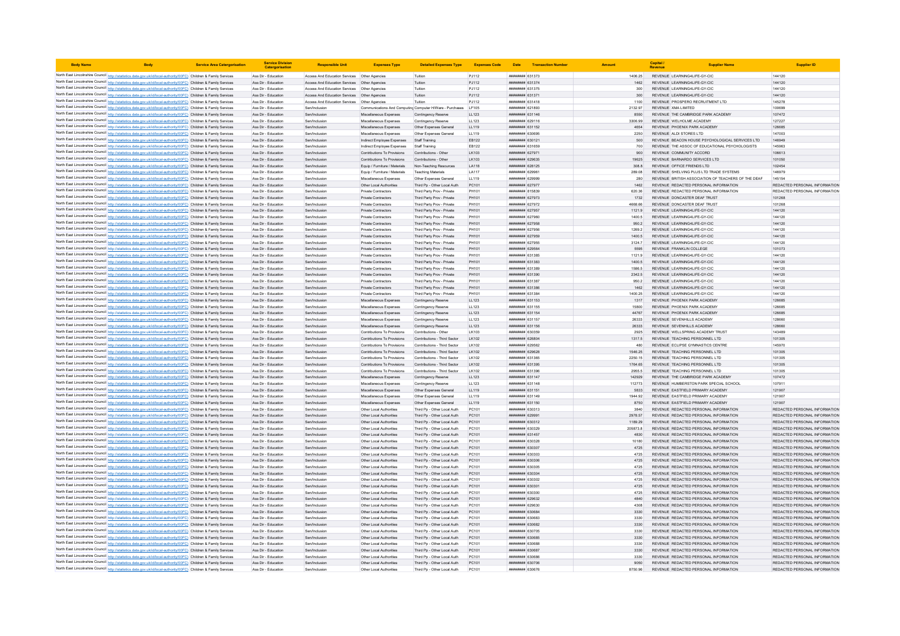| Body Name | Body | Service Area Catergorisation | Service Division Catergorisation | Responsible Unit | Expenses Type | Detailed Expenses Type | Expenses Code | Date | Transaction Number | Amount | Capital / Revenue | Supplier Name | Supplier ID |
|---|---|---|---|---|---|---|---|---|---|---|---|---|---|
| North East Lincolnshire Council | http://statistics.data.gov.uk/id/local-authority/00FC) | Children & Family Services | Ass Dir - Education | Access And Education Services | Other Agencies | Tuition | PJ112 | ######## | 631373 | 1406.25 | REVENUE | LEARNING4LIFE-GY-CIC | 144120 |
| North East Lincolnshire Council | http://statistics.data.gov.uk/id/local-authority/00FC) | Children & Family Services | Ass Dir - Education | Access And Education Services | Other Agencies | Tuition | PJ112 | ######## | 631374 | 1462 | REVENUE | LEARNING4LIFE-GY-CIC | 144120 |
| North East Lincolnshire Council | http://statistics.data.gov.uk/id/local-authority/00FC) | Children & Family Services | Ass Dir - Education | Access And Education Services | Other Agencies | Tuition | PJ112 | ######## | 631375 | 300 | REVENUE | LEARNING4LIFE-GY-CIC | 144120 |
| North East Lincolnshire Council | http://statistics.data.gov.uk/id/local-authority/00FC) | Children & Family Services | Ass Dir - Education | Access And Education Services | Other Agencies | Tuition | PJ112 | ######## | 631371 | 300 | REVENUE | LEARNING4LIFE-GY-CIC | 144120 |
| North East Lincolnshire Council | http://statistics.data.gov.uk/id/local-authority/00FC) | Children & Family Services | Ass Dir - Education | Access And Education Services | Other Agencies | Tuition | PJ112 | ######## | 631418 | 1100 | REVENUE | PROSPERO RECRUITMENT LTD | 145278 |
| North East Lincolnshire Council | http://statistics.data.gov.uk/id/local-authority/00FC) | Children & Family Services | Ass Dir - Education | Sen/Inclusion | Communications And Computing | Computer H/Ware - Purchases | LF105 | ######## | 621893 | 2132.97 | REVENUE | XMA LIMITED | 100699 |
| North East Lincolnshire Council | http://statistics.data.gov.uk/id/local-authority/00FC) | Children & Family Services | Ass Dir - Education | Sen/Inclusion | Miscellaneous Expenses | Contingency Reserve | LL123 | ######## | 631146 | 8550 | REVENUE | THE CAMBRIDGE PARK ACADEMY | 107472 |
| North East Lincolnshire Council | http://statistics.data.gov.uk/id/local-authority/00FC) | Children & Family Services | Ass Dir - Education | Sen/Inclusion | Miscellaneous Expenses | Contingency Reserve | LL123 | ######## | 629116 | 3306.99 | REVENUE | WELHOLME ACADEMY | 127227 |
| North East Lincolnshire Council | http://statistics.data.gov.uk/id/local-authority/00FC) | Children & Family Services | Ass Dir - Education | Sen/Inclusion | Miscellaneous Expenses | Other Expenses General | LL119 | ######## | 631152 | 4654 | REVENUE | PHOENIX PARK ACADEMY | 126685 |
| North East Lincolnshire Council | http://statistics.data.gov.uk/id/local-authority/00FC) | Children & Family Services | Ass Dir - Education | Sen/Inclusion | Miscellaneous Expenses | Other Expenses General | LL119 | ######## | 630695 | 2250 | REVENUE | ALDI STORES LTD | 147003 |
| North East Lincolnshire Council | http://statistics.data.gov.uk/id/local-authority/00FC) | Children & Family Services | Ass Dir - Education | Sen/Inclusion | Indirect Employee Expenses | Staff Training | EB122 | ######## | 630121 | 500 | REVENUE | BEACON HOUSE PSYCHOLOGICAL SERVICES LTD | 146949 |
| North East Lincolnshire Council | http://statistics.data.gov.uk/id/local-authority/00FC) | Children & Family Services | Ass Dir - Education | Sen/Inclusion | Indirect Employee Expenses | Staff Training | EB122 | ######## | 631659 | 700 | REVENUE | THE ASSOC OF EDUCATIONAL PSYCHOLOGISTS | 145063 |
| North East Lincolnshire Council | http://statistics.data.gov.uk/id/local-authority/00FC) | Children & Family Services | Ass Dir - Education | Sen/Inclusion | Contributions To Provisions | Contributions - Other | LK103 | ######## | 627971 | 900 | REVENUE | COMMUNITY ACCORD | 106613 |
| North East Lincolnshire Council | http://statistics.data.gov.uk/id/local-authority/00FC) | Children & Family Services | Ass Dir - Education | Sen/Inclusion | Contributions To Provisions | Contributions - Other | LK103 | ######## | 629635 | 19625 | REVENUE | BARNARDO SERVICES LTD | 101050 |
| North East Lincolnshire Council | http://statistics.data.gov.uk/id/local-authority/00FC) | Children & Family Services | Ass Dir - Education | Sen/Inclusion | Equip / Furniture / Materials | Non-Teaching Resources | LA118 | ######## | 628125 | 308.8 | REVENUE | OFFICE FRIENDS LTD | 102454 |
| North East Lincolnshire Council | http://statistics.data.gov.uk/id/local-authority/00FC) | Children & Family Services | Ass Dir - Education | Sen/Inclusion | Equip / Furniture / Materials | Teaching Materials | LA117 | ######## | 629961 | 289.08 | REVENUE | SHELVING PLUS LTD TRADE SYSTEMS | 146979 |
| North East Lincolnshire Council | http://statistics.data.gov.uk/id/local-authority/00FC) | Children & Family Services | Ass Dir - Education | Sen/Inclusion | Miscellaneous Expenses | Other Expenses General | LL119 | ######## | 629999 | 280 | REVENUE | BRITISH ASSOCIATION OF TEACHERS OF THE DEAF | 145154 |
| North East Lincolnshire Council | http://statistics.data.gov.uk/id/local-authority/00FC) | Children & Family Services | Ass Dir - Education | Sen/Inclusion | Other Local Authorities | Third Pp - Other Local Auth | PC101 | ######## | 627977 | 1462 | REVENUE | REDACTED PERSONAL INFORMATION | REDACTED PERSONAL INFORMATION |
| North East Lincolnshire Council | http://statistics.data.gov.uk/id/local-authority/00FC) | Children & Family Services | Ass Dir - Education | Sen/Inclusion | Private Contractors | Third Party Prov - Private | PH101 | ######## | 615839 | 620.36 | REVENUE | REDACTED PERSONAL INFORMATION | REDACTED PERSONAL INFORMATION |
| North East Lincolnshire Council | http://statistics.data.gov.uk/id/local-authority/00FC) | Children & Family Services | Ass Dir - Education | Sen/Inclusion | Private Contractors | Third Party Prov - Private | PH101 | ######## | 627973 | 1732 | REVENUE | DONCASTER DEAF TRUST | 101268 |
| North East Lincolnshire Council | http://statistics.data.gov.uk/id/local-authority/00FC) | Children & Family Services | Ass Dir - Education | Sen/Inclusion | Private Contractors | Third Party Prov - Private | PH101 | ######## | 627972 | 4668.86 | REVENUE | DONCASTER DEAF TRUST | 101268 |
| North East Lincolnshire Council | http://statistics.data.gov.uk/id/local-authority/00FC) | Children & Family Services | Ass Dir - Education | Sen/Inclusion | Private Contractors | Third Party Prov - Private | PH101 | ######## | 627957 | 1121.9 | REVENUE | LEARNING4LIFE-GY-CIC | 144120 |
| North East Lincolnshire Council | http://statistics.data.gov.uk/id/local-authority/00FC) | Children & Family Services | Ass Dir - Education | Sen/Inclusion | Private Contractors | Third Party Prov - Private | PH101 | ######## | 627960 | 1400.5 | REVENUE | LEARNING4LIFE-GY-CIC | 144120 |
| North East Lincolnshire Council | http://statistics.data.gov.uk/id/local-authority/00FC) | Children & Family Services | Ass Dir - Education | Sen/Inclusion | Private Contractors | Third Party Prov - Private | PH101 | ######## | 627958 | 950.2 | REVENUE | LEARNING4LIFE-GY-CIC | 144120 |
| North East Lincolnshire Council | http://statistics.data.gov.uk/id/local-authority/00FC) | Children & Family Services | Ass Dir - Education | Sen/Inclusion | Private Contractors | Third Party Prov - Private | PH101 | ######## | 627956 | 1269.2 | REVENUE | LEARNING4LIFE-GY-CIC | 144120 |
| North East Lincolnshire Council | http://statistics.data.gov.uk/id/local-authority/00FC) | Children & Family Services | Ass Dir - Education | Sen/Inclusion | Private Contractors | Third Party Prov - Private | PH101 | ######## | 627959 | 1400.5 | REVENUE | LEARNING4LIFE-GY-CIC | 144120 |
| North East Lincolnshire Council | http://statistics.data.gov.uk/id/local-authority/00FC) | Children & Family Services | Ass Dir - Education | Sen/Inclusion | Private Contractors | Third Party Prov - Private | PH101 | ######## | 627955 | 3124.7 | REVENUE | LEARNING4LIFE-GY-CIC | 144120 |
| North East Lincolnshire Council | http://statistics.data.gov.uk/id/local-authority/00FC) | Children & Family Services | Ass Dir - Education | Sen/Inclusion | Private Contractors | Third Party Prov - Private | PH101 | ######## | 629564 | 5595 | REVENUE | FRANKLIN COLLEGE | 101073 |
| North East Lincolnshire Council | http://statistics.data.gov.uk/id/local-authority/00FC) | Children & Family Services | Ass Dir - Education | Sen/Inclusion | Private Contractors | Third Party Prov - Private | PH101 | ######## | 631385 | 1121.9 | REVENUE | LEARNING4LIFE-GY-CIC | 144120 |
| North East Lincolnshire Council | http://statistics.data.gov.uk/id/local-authority/00FC) | Children & Family Services | Ass Dir - Education | Sen/Inclusion | Private Contractors | Third Party Prov - Private | PH101 | ######## | 631383 | 1400.5 | REVENUE | LEARNING4LIFE-GY-CIC | 144120 |
| North East Lincolnshire Council | http://statistics.data.gov.uk/id/local-authority/00FC) | Children & Family Services | Ass Dir - Education | Sen/Inclusion | Private Contractors | Third Party Prov - Private | PH101 | ######## | 631389 | 1586.5 | REVENUE | LEARNING4LIFE-GY-CIC | 144120 |
| North East Lincolnshire Council | http://statistics.data.gov.uk/id/local-authority/00FC) | Children & Family Services | Ass Dir - Education | Sen/Inclusion | Private Contractors | Third Party Prov - Private | PH101 | ######## | 631390 | 2342.5 | REVENUE | LEARNING4LIFE-GY-CIC | 144120 |
| North East Lincolnshire Council | http://statistics.data.gov.uk/id/local-authority/00FC) | Children & Family Services | Ass Dir - Education | Sen/Inclusion | Private Contractors | Third Party Prov - Private | PH101 | ######## | 631387 | 950.2 | REVENUE | LEARNING4LIFE-GY-CIC | 144120 |
| North East Lincolnshire Council | http://statistics.data.gov.uk/id/local-authority/00FC) | Children & Family Services | Ass Dir - Education | Sen/Inclusion | Private Contractors | Third Party Prov - Private | PH101 | ######## | 631386 | 1462 | REVENUE | LEARNING4LIFE-GY-CIC | 144120 |
| North East Lincolnshire Council | http://statistics.data.gov.uk/id/local-authority/00FC) | Children & Family Services | Ass Dir - Education | Sen/Inclusion | Private Contractors | Third Party Prov - Private | PH101 | ######## | 631384 | 1400.25 | REVENUE | LEARNING4LIFE-GY-CIC | 144120 |
| North East Lincolnshire Council | http://statistics.data.gov.uk/id/local-authority/00FC) | Children & Family Services | Ass Dir - Education | Sen/Inclusion | Miscellaneous Expenses | Contingency Reserve | LL123 | ######## | 631153 | 1317 | REVENUE | PHOENIX PARK ACADEMY | 126685 |
| North East Lincolnshire Council | http://statistics.data.gov.uk/id/local-authority/00FC) | Children & Family Services | Ass Dir - Education | Sen/Inclusion | Miscellaneous Expenses | Contingency Reserve | LL123 | ######## | 631155 | 15800 | REVENUE | PHOENIX PARK ACADEMY | 126685 |
| North East Lincolnshire Council | http://statistics.data.gov.uk/id/local-authority/00FC) | Children & Family Services | Ass Dir - Education | Sen/Inclusion | Miscellaneous Expenses | Contingency Reserve | LL123 | ######## | 631154 | 44767 | REVENUE | PHOENIX PARK ACADEMY | 126685 |
| North East Lincolnshire Council | http://statistics.data.gov.uk/id/local-authority/00FC) | Children & Family Services | Ass Dir - Education | Sen/Inclusion | Miscellaneous Expenses | Contingency Reserve | LL123 | ######## | 631157 | 26333 | REVENUE | SEVENHILLS ACADEMY | 128660 |
| North East Lincolnshire Council | http://statistics.data.gov.uk/id/local-authority/00FC) | Children & Family Services | Ass Dir - Education | Sen/Inclusion | Miscellaneous Expenses | Contingency Reserve | LL123 | ######## | 631156 | 26333 | REVENUE | SEVENHILLS ACADEMY | 128660 |
| North East Lincolnshire Council | http://statistics.data.gov.uk/id/local-authority/00FC) | Children & Family Services | Ass Dir - Education | Sen/Inclusion | Contributions To Provisions | Contributions - Other | LK103 | ######## | 630359 | 2925 | REVENUE | WELLSPRING ACADEMY TRUST | 143489 |
| North East Lincolnshire Council | http://statistics.data.gov.uk/id/local-authority/00FC) | Children & Family Services | Ass Dir - Education | Sen/Inclusion | Contributions To Provisions | Contributions - Third Sector | LK102 | ######## | 626804 | 1317.5 | REVENUE | TEACHING PERSONNEL LTD | 101305 |
| North East Lincolnshire Council | http://statistics.data.gov.uk/id/local-authority/00FC) | Children & Family Services | Ass Dir - Education | Sen/Inclusion | Contributions To Provisions | Contributions - Third Sector | LK102 | ######## | 629562 | 480 | REVENUE | ECLIPSE GYMNASTICS CENTRE | 145970 |
| North East Lincolnshire Council | http://statistics.data.gov.uk/id/local-authority/00FC) | Children & Family Services | Ass Dir - Education | Sen/Inclusion | Contributions To Provisions | Contributions - Third Sector | LK102 | ######## | 629628 | 1546.25 | REVENUE | TEACHING PERSONNEL LTD | 101305 |
| North East Lincolnshire Council | http://statistics.data.gov.uk/id/local-authority/00FC) | Children & Family Services | Ass Dir - Education | Sen/Inclusion | Contributions To Provisions | Contributions - Third Sector | LK102 | ######## | 631365 | 2250.15 | REVENUE | TEACHING PERSONNEL LTD | 101305 |
| North East Lincolnshire Council | http://statistics.data.gov.uk/id/local-authority/00FC) | Children & Family Services | Ass Dir - Education | Sen/Inclusion | Contributions To Provisions | Contributions - Third Sector | LK102 | ######## | 631395 | 1764.65 | REVENUE | TEACHING PERSONNEL LTD | 101305 |
| North East Lincolnshire Council | http://statistics.data.gov.uk/id/local-authority/00FC) | Children & Family Services | Ass Dir - Education | Sen/Inclusion | Contributions To Provisions | Contributions - Third Sector | LK102 | ######## | 631396 | 2955.5 | REVENUE | TEACHING PERSONNEL LTD | 101305 |
| North East Lincolnshire Council | http://statistics.data.gov.uk/id/local-authority/00FC) | Children & Family Services | Ass Dir - Education | Sen/Inclusion | Miscellaneous Expenses | Contingency Reserve | LL123 | ######## | 631147 | 142929 | REVENUE | THE CAMBRIDGE PARK ACADEMY | 107472 |
| North East Lincolnshire Council | http://statistics.data.gov.uk/id/local-authority/00FC) | Children & Family Services | Ass Dir - Education | Sen/Inclusion | Miscellaneous Expenses | Contingency Reserve | LL123 | ######## | 631148 | 112773 | REVENUE | HUMBERSTON PARK SPECIAL SCHOOL | 107911 |
| North East Lincolnshire Council | http://statistics.data.gov.uk/id/local-authority/00FC) | Children & Family Services | Ass Dir - Education | Sen/Inclusion | Miscellaneous Expenses | Other Expenses General | LL119 | ######## | 631151 | 5833 | REVENUE | EASTFIELD PRIMARY ACADEMY | 121907 |
| North East Lincolnshire Council | http://statistics.data.gov.uk/id/local-authority/00FC) | Children & Family Services | Ass Dir - Education | Sen/Inclusion | Miscellaneous Expenses | Other Expenses General | LL119 | ######## | 631149 | 1944.92 | REVENUE | EASTFIELD PRIMARY ACADEMY | 121907 |
| North East Lincolnshire Council | http://statistics.data.gov.uk/id/local-authority/00FC) | Children & Family Services | Ass Dir - Education | Sen/Inclusion | Miscellaneous Expenses | Other Expenses General | LL119 | ######## | 631150 | 8750 | REVENUE | EASTFIELD PRIMARY ACADEMY | 121907 |
| North East Lincolnshire Council | http://statistics.data.gov.uk/id/local-authority/00FC) | Children & Family Services | Ass Dir - Education | Sen/Inclusion | Other Local Authorities | Third Pp - Other Local Auth | PC101 | ######## | 630313 | 3840 | REVENUE | REDACTED PERSONAL INFORMATION | REDACTED PERSONAL INFORMATION |
| North East Lincolnshire Council | http://statistics.data.gov.uk/id/local-authority/00FC) | Children & Family Services | Ass Dir - Education | Sen/Inclusion | Other Local Authorities | Third Pp - Other Local Auth | PC101 | ######## | 629991 | 2978.57 | REVENUE | REDACTED PERSONAL INFORMATION | REDACTED PERSONAL INFORMATION |
| North East Lincolnshire Council | http://statistics.data.gov.uk/id/local-authority/00FC) | Children & Family Services | Ass Dir - Education | Sen/Inclusion | Other Local Authorities | Third Pp - Other Local Auth | PC101 | ######## | 630312 | 1189.29 | REVENUE | REDACTED PERSONAL INFORMATION | REDACTED PERSONAL INFORMATION |
| North East Lincolnshire Council | http://statistics.data.gov.uk/id/local-authority/00FC) | Children & Family Services | Ass Dir - Education | Sen/Inclusion | Other Local Authorities | Third Pp - Other Local Auth | PC101 | ######## | 630329 | 205873.8 | REVENUE | REDACTED PERSONAL INFORMATION | REDACTED PERSONAL INFORMATION |
| North East Lincolnshire Council | http://statistics.data.gov.uk/id/local-authority/00FC) | Children & Family Services | Ass Dir - Education | Sen/Inclusion | Other Local Authorities | Third Pp - Other Local Auth | PC101 | ######## | 631457 | 4830 | REVENUE | REDACTED PERSONAL INFORMATION | REDACTED PERSONAL INFORMATION |
| North East Lincolnshire Council | http://statistics.data.gov.uk/id/local-authority/00FC) | Children & Family Services | Ass Dir - Education | Sen/Inclusion | Other Local Authorities | Third Pp - Other Local Auth | PC101 | ######## | 630328 | 10180 | REVENUE | REDACTED PERSONAL INFORMATION | REDACTED PERSONAL INFORMATION |
| North East Lincolnshire Council | http://statistics.data.gov.uk/id/local-authority/00FC) | Children & Family Services | Ass Dir - Education | Sen/Inclusion | Other Local Authorities | Third Pp - Other Local Auth | PC101 | ######## | 630307 | 4725 | REVENUE | REDACTED PERSONAL INFORMATION | REDACTED PERSONAL INFORMATION |
| North East Lincolnshire Council | http://statistics.data.gov.uk/id/local-authority/00FC) | Children & Family Services | Ass Dir - Education | Sen/Inclusion | Other Local Authorities | Third Pp - Other Local Auth | PC101 | ######## | 630303 | 4725 | REVENUE | REDACTED PERSONAL INFORMATION | REDACTED PERSONAL INFORMATION |
| North East Lincolnshire Council | http://statistics.data.gov.uk/id/local-authority/00FC) | Children & Family Services | Ass Dir - Education | Sen/Inclusion | Other Local Authorities | Third Pp - Other Local Auth | PC101 | ######## | 630306 | 4725 | REVENUE | REDACTED PERSONAL INFORMATION | REDACTED PERSONAL INFORMATION |
| North East Lincolnshire Council | http://statistics.data.gov.uk/id/local-authority/00FC) | Children & Family Services | Ass Dir - Education | Sen/Inclusion | Other Local Authorities | Third Pp - Other Local Auth | PC101 | ######## | 630305 | 4725 | REVENUE | REDACTED PERSONAL INFORMATION | REDACTED PERSONAL INFORMATION |
| North East Lincolnshire Council | http://statistics.data.gov.uk/id/local-authority/00FC) | Children & Family Services | Ass Dir - Education | Sen/Inclusion | Other Local Authorities | Third Pp - Other Local Auth | PC101 | ######## | 630304 | 4725 | REVENUE | REDACTED PERSONAL INFORMATION | REDACTED PERSONAL INFORMATION |
| North East Lincolnshire Council | http://statistics.data.gov.uk/id/local-authority/00FC) | Children & Family Services | Ass Dir - Education | Sen/Inclusion | Other Local Authorities | Third Pp - Other Local Auth | PC101 | ######## | 630302 | 4725 | REVENUE | REDACTED PERSONAL INFORMATION | REDACTED PERSONAL INFORMATION |
| North East Lincolnshire Council | http://statistics.data.gov.uk/id/local-authority/00FC) | Children & Family Services | Ass Dir - Education | Sen/Inclusion | Other Local Authorities | Third Pp - Other Local Auth | PC101 | ######## | 630301 | 4725 | REVENUE | REDACTED PERSONAL INFORMATION | REDACTED PERSONAL INFORMATION |
| North East Lincolnshire Council | http://statistics.data.gov.uk/id/local-authority/00FC) | Children & Family Services | Ass Dir - Education | Sen/Inclusion | Other Local Authorities | Third Pp - Other Local Auth | PC101 | ######## | 630300 | 4725 | REVENUE | REDACTED PERSONAL INFORMATION | REDACTED PERSONAL INFORMATION |
| North East Lincolnshire Council | http://statistics.data.gov.uk/id/local-authority/00FC) | Children & Family Services | Ass Dir - Education | Sen/Inclusion | Other Local Authorities | Third Pp - Other Local Auth | PC101 | ######## | 629632 | 4840 | REVENUE | REDACTED PERSONAL INFORMATION | REDACTED PERSONAL INFORMATION |
| North East Lincolnshire Council | http://statistics.data.gov.uk/id/local-authority/00FC) | Children & Family Services | Ass Dir - Education | Sen/Inclusion | Other Local Authorities | Third Pp - Other Local Auth | PC101 | ######## | 629630 | 4308 | REVENUE | REDACTED PERSONAL INFORMATION | REDACTED PERSONAL INFORMATION |
| North East Lincolnshire Council | http://statistics.data.gov.uk/id/local-authority/00FC) | Children & Family Services | Ass Dir - Education | Sen/Inclusion | Other Local Authorities | Third Pp - Other Local Auth | PC101 | ######## | 630684 | 3330 | REVENUE | REDACTED PERSONAL INFORMATION | REDACTED PERSONAL INFORMATION |
| North East Lincolnshire Council | http://statistics.data.gov.uk/id/local-authority/00FC) | Children & Family Services | Ass Dir - Education | Sen/Inclusion | Other Local Authorities | Third Pp - Other Local Auth | PC101 | ######## | 630683 | 3330 | REVENUE | REDACTED PERSONAL INFORMATION | REDACTED PERSONAL INFORMATION |
| North East Lincolnshire Council | http://statistics.data.gov.uk/id/local-authority/00FC) | Children & Family Services | Ass Dir - Education | Sen/Inclusion | Other Local Authorities | Third Pp - Other Local Auth | PC101 | ######## | 630682 | 3330 | REVENUE | REDACTED PERSONAL INFORMATION | REDACTED PERSONAL INFORMATION |
| North East Lincolnshire Council | http://statistics.data.gov.uk/id/local-authority/00FC) | Children & Family Services | Ass Dir - Education | Sen/Inclusion | Other Local Authorities | Third Pp - Other Local Auth | PC101 | ######## | 630705 | 3330 | REVENUE | REDACTED PERSONAL INFORMATION | REDACTED PERSONAL INFORMATION |
| North East Lincolnshire Council | http://statistics.data.gov.uk/id/local-authority/00FC) | Children & Family Services | Ass Dir - Education | Sen/Inclusion | Other Local Authorities | Third Pp - Other Local Auth | PC101 | ######## | 630685 | 3330 | REVENUE | REDACTED PERSONAL INFORMATION | REDACTED PERSONAL INFORMATION |
| North East Lincolnshire Council | http://statistics.data.gov.uk/id/local-authority/00FC) | Children & Family Services | Ass Dir - Education | Sen/Inclusion | Other Local Authorities | Third Pp - Other Local Auth | PC101 | ######## | 630688 | 3330 | REVENUE | REDACTED PERSONAL INFORMATION | REDACTED PERSONAL INFORMATION |
| North East Lincolnshire Council | http://statistics.data.gov.uk/id/local-authority/00FC) | Children & Family Services | Ass Dir - Education | Sen/Inclusion | Other Local Authorities | Third Pp - Other Local Auth | PC101 | ######## | 630687 | 3330 | REVENUE | REDACTED PERSONAL INFORMATION | REDACTED PERSONAL INFORMATION |
| North East Lincolnshire Council | http://statistics.data.gov.uk/id/local-authority/00FC) | Children & Family Services | Ass Dir - Education | Sen/Inclusion | Other Local Authorities | Third Pp - Other Local Auth | PC101 | ######## | 630686 | 3330 | REVENUE | REDACTED PERSONAL INFORMATION | REDACTED PERSONAL INFORMATION |
| North East Lincolnshire Council | http://statistics.data.gov.uk/id/local-authority/00FC) | Children & Family Services | Ass Dir - Education | Sen/Inclusion | Other Local Authorities | Third Pp - Other Local Auth | PC101 | ######## | 630706 | 9050 | REVENUE | REDACTED PERSONAL INFORMATION | REDACTED PERSONAL INFORMATION |
| North East Lincolnshire Council | http://statistics.data.gov.uk/id/local-authority/00FC) | Children & Family Services | Ass Dir - Education | Sen/Inclusion | Other Local Authorities | Third Pp - Other Local Auth | PC101 | ######## | 630676 | 8750.96 | REVENUE | REDACTED PERSONAL INFORMATION | REDACTED PERSONAL INFORMATION |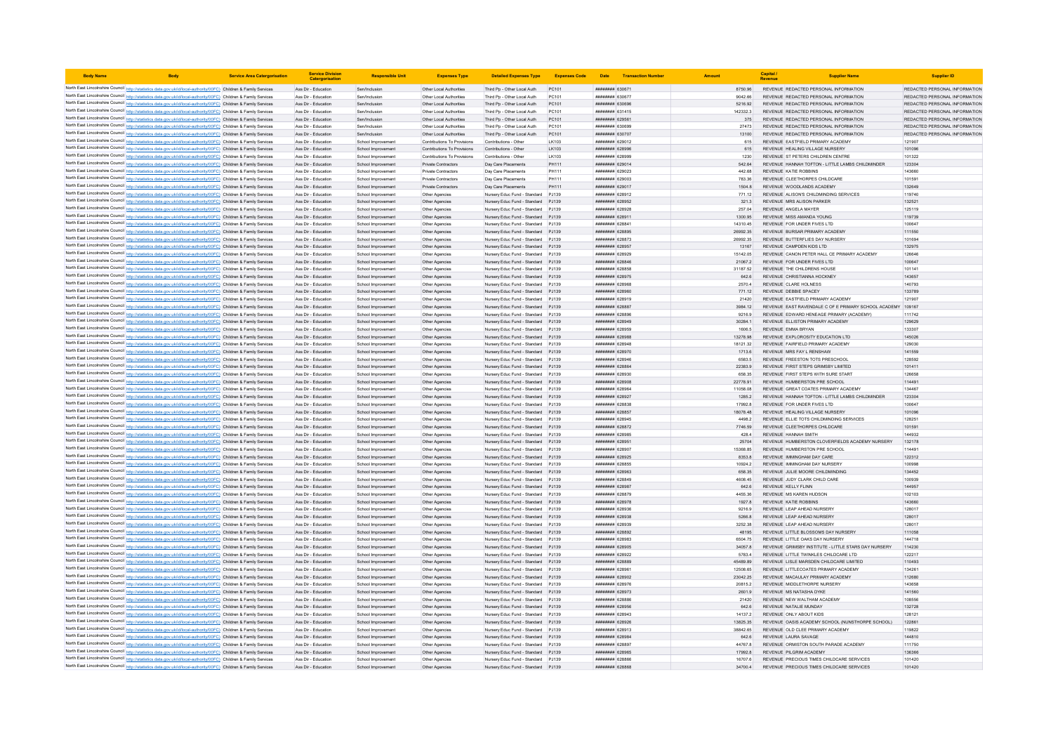| Body Name | Body | Service Area Catergorisation | Service Division Catergorisation | Responsible Unit | Expenses Type | Detailed Expenses Type | Expenses Code | Date | Transaction Number | Amount | Capital / Revenue | Supplier Name | Supplier ID |
|---|---|---|---|---|---|---|---|---|---|---|---|---|---|
| North East Lincolnshire Council | http://statistics.data.gov.uk/id/local-authority/00FC) | Children & Family Services | Ass Dir - Education | Sen/Inclusion | Other Local Authorities | Third Pp - Other Local Auth | PC101 | ######## | 630671 | 8750.96 | REVENUE | REDACTED PERSONAL INFORMATION | REDACTED PERSONAL INFORMATION |
| North East Lincolnshire Council | http://statistics.data.gov.uk/id/local-authority/00FC) | Children & Family Services | Ass Dir - Education | Sen/Inclusion | Other Local Authorities | Third Pp - Other Local Auth | PC101 | ######## | 630677 | 9042.66 | REVENUE | REDACTED PERSONAL INFORMATION | REDACTED PERSONAL INFORMATION |
| North East Lincolnshire Council | http://statistics.data.gov.uk/id/local-authority/00FC) | Children & Family Services | Ass Dir - Education | Sen/Inclusion | Other Local Authorities | Third Pp - Other Local Auth | PC101 | ######## | 630696 | 5216.92 | REVENUE | REDACTED PERSONAL INFORMATION | REDACTED PERSONAL INFORMATION |
| North East Lincolnshire Council | http://statistics.data.gov.uk/id/local-authority/00FC) | Children & Family Services | Ass Dir - Education | Sen/Inclusion | Other Local Authorities | Third Pp - Other Local Auth | PC101 | ######## | 631415 | 142332.3 | REVENUE | REDACTED PERSONAL INFORMATION | REDACTED PERSONAL INFORMATION |
| North East Lincolnshire Council | http://statistics.data.gov.uk/id/local-authority/00FC) | Children & Family Services | Ass Dir - Education | Sen/Inclusion | Other Local Authorities | Third Pp - Other Local Auth | PC101 | ######## | 629561 | 375 | REVENUE | REDACTED PERSONAL INFORMATION | REDACTED PERSONAL INFORMATION |
| North East Lincolnshire Council | http://statistics.data.gov.uk/id/local-authority/00FC) | Children & Family Services | Ass Dir - Education | Sen/Inclusion | Other Local Authorities | Third Pp - Other Local Auth | PC101 | ######## | 630699 | 27473 | REVENUE | REDACTED PERSONAL INFORMATION | REDACTED PERSONAL INFORMATION |
| North East Lincolnshire Council | http://statistics.data.gov.uk/id/local-authority/00FC) | Children & Family Services | Ass Dir - Education | Sen/Inclusion | Other Local Authorities | Third Pp - Other Local Auth | PC101 | ######## | 630707 | 13100 | REVENUE | REDACTED PERSONAL INFORMATION | REDACTED PERSONAL INFORMATION |
| North East Lincolnshire Council | http://statistics.data.gov.uk/id/local-authority/00FC) | Children & Family Services | Ass Dir - Education | School Improvement | Contributions To Provisions | Contributions - Other | LK103 | ######## | 629012 | 615 | REVENUE | EASTFIELD PRIMARY ACADEMY | 121907 |
| North East Lincolnshire Council | http://statistics.data.gov.uk/id/local-authority/00FC) | Children & Family Services | Ass Dir - Education | School Improvement | Contributions To Provisions | Contributions - Other | LK103 | ######## | 628996 | 615 | REVENUE | HEALING VILLAGE NURSERY | 101096 |
| North East Lincolnshire Council | http://statistics.data.gov.uk/id/local-authority/00FC) | Children & Family Services | Ass Dir - Education | School Improvement | Contributions To Provisions | Contributions - Other | LK103 | ######## | 628999 | 1230 | REVENUE | ST PETERS CHILDREN CENTRE | 101322 |
| North East Lincolnshire Council | http://statistics.data.gov.uk/id/local-authority/00FC) | Children & Family Services | Ass Dir - Education | School Improvement | Private Contractors | Day Care Placements | PH111 | ######## | 629014 | 542.64 | REVENUE | HANNAH TOFTON - LITTLE LAMBS CHILDMINDER | 123304 |
| North East Lincolnshire Council | http://statistics.data.gov.uk/id/local-authority/00FC) | Children & Family Services | Ass Dir - Education | School Improvement | Private Contractors | Day Care Placements | PH111 | ######## | 629023 | 442.68 | REVENUE | KATIE ROBBINS | 143660 |
| North East Lincolnshire Council | http://statistics.data.gov.uk/id/local-authority/00FC) | Children & Family Services | Ass Dir - Education | School Improvement | Private Contractors | Day Care Placements | PH111 | ######## | 629003 | 783.36 | REVENUE | CLEETHORPES CHILDCARE | 101591 |
| North East Lincolnshire Council | http://statistics.data.gov.uk/id/local-authority/00FC) | Children & Family Services | Ass Dir - Education | School Improvement | Private Contractors | Day Care Placements | PH111 | ######## | 629017 | 1504.8 | REVENUE | WOODLANDS ACADEMY | 132649 |
| North East Lincolnshire Council | http://statistics.data.gov.uk/id/local-authority/00FC) | Children & Family Services | Ass Dir - Education | School Improvement | Other Agencies | Nursery Educ Fund - Standard | PJ139 | ######## | 628912 | 771.12 | REVENUE | ALISON'S CHILDMINDING SERVICES | 119740 |
| North East Lincolnshire Council | http://statistics.data.gov.uk/id/local-authority/00FC) | Children & Family Services | Ass Dir - Education | School Improvement | Other Agencies | Nursery Educ Fund - Standard | PJ139 | ######## | 628952 | 321.3 | REVENUE | MRS ALISON PARKER | 132521 |
| North East Lincolnshire Council | http://statistics.data.gov.uk/id/local-authority/00FC) | Children & Family Services | Ass Dir - Education | School Improvement | Other Agencies | Nursery Educ Fund - Standard | PJ139 | ######## | 628928 | 257.04 | REVENUE | ANGELA MAYER | 125119 |
| North East Lincolnshire Council | http://statistics.data.gov.uk/id/local-authority/00FC) | Children & Family Services | Ass Dir - Education | School Improvement | Other Agencies | Nursery Educ Fund - Standard | PJ139 | ######## | 628911 | 1300.95 | REVENUE | MISS AMANDA YOUNG | 119739 |
| North East Lincolnshire Council | http://statistics.data.gov.uk/id/local-authority/00FC) | Children & Family Services | Ass Dir - Education | School Improvement | Other Agencies | Nursery Educ Fund - Standard | PJ139 | ######## | 628841 | 14310.45 | REVENUE | FOR UNDER FIVES LTD | 100647 |
| North East Lincolnshire Council | http://statistics.data.gov.uk/id/local-authority/00FC) | Children & Family Services | Ass Dir - Education | School Improvement | Other Agencies | Nursery Educ Fund - Standard | PJ139 | ######## | 628895 | 26992.35 | REVENUE | BURSAR PRIMARY ACADEMY | 111550 |
| North East Lincolnshire Council | http://statistics.data.gov.uk/id/local-authority/00FC) | Children & Family Services | Ass Dir - Education | School Improvement | Other Agencies | Nursery Educ Fund - Standard | PJ139 | ######## | 628873 | 26992.35 | REVENUE | BUTTERFLIES DAY NURSERY | 101694 |
| North East Lincolnshire Council | http://statistics.data.gov.uk/id/local-authority/00FC) | Children & Family Services | Ass Dir - Education | School Improvement | Other Agencies | Nursery Educ Fund - Standard | PJ139 | ######## | 628957 | 13167 | REVENUE | CAMPDEN KIDS LTD | 132975 |
| North East Lincolnshire Council | http://statistics.data.gov.uk/id/local-authority/00FC) | Children & Family Services | Ass Dir - Education | School Improvement | Other Agencies | Nursery Educ Fund - Standard | PJ139 | ######## | 628929 | 15142.05 | REVENUE | CANON PETER HALL CE PRIMARY ACADEMY | 126646 |
| North East Lincolnshire Council | http://statistics.data.gov.uk/id/local-authority/00FC) | Children & Family Services | Ass Dir - Education | School Improvement | Other Agencies | Nursery Educ Fund - Standard | PJ139 | ######## | 628846 | 21067.2 | REVENUE | FOR UNDER FIVES LTD | 100647 |
| North East Lincolnshire Council | http://statistics.data.gov.uk/id/local-authority/00FC) | Children & Family Services | Ass Dir - Education | School Improvement | Other Agencies | Nursery Educ Fund - Standard | PJ139 | ######## | 628858 | 31187.52 | REVENUE | THE CHILDRENS HOUSE | 101141 |
| North East Lincolnshire Council | http://statistics.data.gov.uk/id/local-authority/00FC) | Children & Family Services | Ass Dir - Education | School Improvement | Other Agencies | Nursery Educ Fund - Standard | PJ139 | ######## | 628975 | 642.6 | REVENUE | CHRISTIANNA HOCKNEY | 143657 |
| North East Lincolnshire Council | http://statistics.data.gov.uk/id/local-authority/00FC) | Children & Family Services | Ass Dir - Education | School Improvement | Other Agencies | Nursery Educ Fund - Standard | PJ139 | ######## | 628968 | 2570.4 | REVENUE | CLARE HOLNESS | 140793 |
| North East Lincolnshire Council | http://statistics.data.gov.uk/id/local-authority/00FC) | Children & Family Services | Ass Dir - Education | School Improvement | Other Agencies | Nursery Educ Fund - Standard | PJ139 | ######## | 628960 | 771.12 | REVENUE | DEBBIE SPACEY | 133789 |
| North East Lincolnshire Council | http://statistics.data.gov.uk/id/local-authority/00FC) | Children & Family Services | Ass Dir - Education | School Improvement | Other Agencies | Nursery Educ Fund - Standard | PJ139 | ######## | 628919 | 21420 | REVENUE | EASTFIELD PRIMARY ACADEMY | 121907 |
| North East Lincolnshire Council | http://statistics.data.gov.uk/id/local-authority/00FC) | Children & Family Services | Ass Dir - Education | School Improvement | Other Agencies | Nursery Educ Fund - Standard | PJ139 | ######## | 628887 | 3984.12 | REVENUE | EAST RAVENDALE C OF E PRIMARY SCHOOL ACADEMY | 109167 |
| North East Lincolnshire Council | http://statistics.data.gov.uk/id/local-authority/00FC) | Children & Family Services | Ass Dir - Education | School Improvement | Other Agencies | Nursery Educ Fund - Standard | PJ139 | ######## | 628896 | 9216.9 | REVENUE | EDWARD HENEAGE PRIMARY (ACADEMY) | 111742 |
| North East Lincolnshire Council | http://statistics.data.gov.uk/id/local-authority/00FC) | Children & Family Services | Ass Dir - Education | School Improvement | Other Agencies | Nursery Educ Fund - Standard | PJ139 | ######## | 628949 | 30284.1 | REVENUE | ELLISTON PRIMARY ACADEMY | 129629 |
| North East Lincolnshire Council | http://statistics.data.gov.uk/id/local-authority/00FC) | Children & Family Services | Ass Dir - Education | School Improvement | Other Agencies | Nursery Educ Fund - Standard | PJ139 | ######## | 628959 | 1606.5 | REVENUE | EMMA BRYAN | 133307 |
| North East Lincolnshire Council | http://statistics.data.gov.uk/id/local-authority/00FC) | Children & Family Services | Ass Dir - Education | School Improvement | Other Agencies | Nursery Educ Fund - Standard | PJ139 | ######## | 628988 | 13278.98 | REVENUE | EXPLOROSITY EDUCATION LTD | 145026 |
| North East Lincolnshire Council | http://statistics.data.gov.uk/id/local-authority/00FC) | Children & Family Services | Ass Dir - Education | School Improvement | Other Agencies | Nursery Educ Fund - Standard | PJ139 | ######## | 628948 | 18121.32 | REVENUE | FAIRFIELD PRIMARY ACADEMY | 129030 |
| North East Lincolnshire Council | http://statistics.data.gov.uk/id/local-authority/00FC) | Children & Family Services | Ass Dir - Education | School Improvement | Other Agencies | Nursery Educ Fund - Standard | PJ139 | ######## | 628970 | 1713.6 | REVENUE | MRS FAY L RENSHAW | 141559 |
| North East Lincolnshire Council | http://statistics.data.gov.uk/id/local-authority/00FC) | Children & Family Services | Ass Dir - Education | School Improvement | Other Agencies | Nursery Educ Fund - Standard | PJ139 | ######## | 628946 | 8583.5 | REVENUE | FREESTON TOTS PRESCHOOL | 128592 |
| North East Lincolnshire Council | http://statistics.data.gov.uk/id/local-authority/00FC) | Children & Family Services | Ass Dir - Education | School Improvement | Other Agencies | Nursery Educ Fund - Standard | PJ139 | ######## | 628864 | 22363.9 | REVENUE | FIRST STEPS GRIMSBY LIMITED | 101411 |
| North East Lincolnshire Council | http://statistics.data.gov.uk/id/local-authority/00FC) | Children & Family Services | Ass Dir - Education | School Improvement | Other Agencies | Nursery Educ Fund - Standard | PJ139 | ######## | 628930 | 658.35 | REVENUE | FIRST STEPS WITH SURE START | 126658 |
| North East Lincolnshire Council | http://statistics.data.gov.uk/id/local-authority/00FC) | Children & Family Services | Ass Dir - Education | School Improvement | Other Agencies | Nursery Educ Fund - Standard | PJ139 | ######## | 628908 | 22778.91 | REVENUE | HUMBERSTON PRE SCHOOL | 114491 |
| North East Lincolnshire Council | http://statistics.data.gov.uk/id/local-authority/00FC) | Children & Family Services | Ass Dir - Education | School Improvement | Other Agencies | Nursery Educ Fund - Standard | PJ139 | ######## | 628964 | 11058.08 | REVENUE | GREAT COATES PRIMARY ACADEMY | 134467 |
| North East Lincolnshire Council | http://statistics.data.gov.uk/id/local-authority/00FC) | Children & Family Services | Ass Dir - Education | School Improvement | Other Agencies | Nursery Educ Fund - Standard | PJ139 | ######## | 628927 | 1285.2 | REVENUE | HANNAH TOFTON - LITTLE LAMBS CHILDMINDER | 123304 |
| North East Lincolnshire Council | http://statistics.data.gov.uk/id/local-authority/00FC) | Children & Family Services | Ass Dir - Education | School Improvement | Other Agencies | Nursery Educ Fund - Standard | PJ139 | ######## | 628838 | 17992.8 | REVENUE | FOR UNDER FIVES LTD | 100647 |
| North East Lincolnshire Council | http://statistics.data.gov.uk/id/local-authority/00FC) | Children & Family Services | Ass Dir - Education | School Improvement | Other Agencies | Nursery Educ Fund - Standard | PJ139 | ######## | 628857 | 18078.48 | REVENUE | HEALING VILLAGE NURSERY | 101096 |
| North East Lincolnshire Council | http://statistics.data.gov.uk/id/local-authority/00FC) | Children & Family Services | Ass Dir - Education | School Improvement | Other Agencies | Nursery Educ Fund - Standard | PJ139 | ######## | 628945 | 4498.2 | REVENUE | ELLIE TOTS CHILDMINDING SERVICES | 128251 |
| North East Lincolnshire Council | http://statistics.data.gov.uk/id/local-authority/00FC) | Children & Family Services | Ass Dir - Education | School Improvement | Other Agencies | Nursery Educ Fund - Standard | PJ139 | ######## | 628872 | 7746.59 | REVENUE | CLEETHORPES CHILDCARE | 101591 |
| North East Lincolnshire Council | http://statistics.data.gov.uk/id/local-authority/00FC) | Children & Family Services | Ass Dir - Education | School Improvement | Other Agencies | Nursery Educ Fund - Standard | PJ139 | ######## | 628985 | 428.4 | REVENUE | HANNAH SMITH | 144932 |
| North East Lincolnshire Council | http://statistics.data.gov.uk/id/local-authority/00FC) | Children & Family Services | Ass Dir - Education | School Improvement | Other Agencies | Nursery Educ Fund - Standard | PJ139 | ######## | 628951 | 25704 | REVENUE | HUMBERSTON CLOVERFIELDS ACADEMY NURSERY | 132178 |
| North East Lincolnshire Council | http://statistics.data.gov.uk/id/local-authority/00FC) | Children & Family Services | Ass Dir - Education | School Improvement | Other Agencies | Nursery Educ Fund - Standard | PJ139 | ######## | 628907 | 15368.85 | REVENUE | HUMBERSTON PRE SCHOOL | 114491 |
| North East Lincolnshire Council | http://statistics.data.gov.uk/id/local-authority/00FC) | Children & Family Services | Ass Dir - Education | School Improvement | Other Agencies | Nursery Educ Fund - Standard | PJ139 | ######## | 628925 | 8353.8 | REVENUE | IMMINGHAM DAY CARE | 122312 |
| North East Lincolnshire Council | http://statistics.data.gov.uk/id/local-authority/00FC) | Children & Family Services | Ass Dir - Education | School Improvement | Other Agencies | Nursery Educ Fund - Standard | PJ139 | ######## | 628855 | 10924.2 | REVENUE | IMMINGHAM DAY NURSERY | 100998 |
| North East Lincolnshire Council | http://statistics.data.gov.uk/id/local-authority/00FC) | Children & Family Services | Ass Dir - Education | School Improvement | Other Agencies | Nursery Educ Fund - Standard | PJ139 | ######## | 628963 | 658.35 | REVENUE | JULIE MOORE CHILDMINDING | 134452 |
| North East Lincolnshire Council | http://statistics.data.gov.uk/id/local-authority/00FC) | Children & Family Services | Ass Dir - Education | School Improvement | Other Agencies | Nursery Educ Fund - Standard | PJ139 | ######## | 628849 | 4608.45 | REVENUE | JUDY CLARK CHILD CARE | 100939 |
| North East Lincolnshire Council | http://statistics.data.gov.uk/id/local-authority/00FC) | Children & Family Services | Ass Dir - Education | School Improvement | Other Agencies | Nursery Educ Fund - Standard | PJ139 | ######## | 628987 | 642.6 | REVENUE | KELLY FLINN | 144957 |
| North East Lincolnshire Council | http://statistics.data.gov.uk/id/local-authority/00FC) | Children & Family Services | Ass Dir - Education | School Improvement | Other Agencies | Nursery Educ Fund - Standard | PJ139 | ######## | 628879 | 4455.36 | REVENUE | MS KAREN HUDSON | 102103 |
| North East Lincolnshire Council | http://statistics.data.gov.uk/id/local-authority/00FC) | Children & Family Services | Ass Dir - Education | School Improvement | Other Agencies | Nursery Educ Fund - Standard | PJ139 | ######## | 628978 | 1927.8 | REVENUE | KATIE ROBBINS | 143660 |
| North East Lincolnshire Council | http://statistics.data.gov.uk/id/local-authority/00FC) | Children & Family Services | Ass Dir - Education | School Improvement | Other Agencies | Nursery Educ Fund - Standard | PJ139 | ######## | 628936 | 9216.9 | REVENUE | LEAP AHEAD NURSERY | 128017 |
| North East Lincolnshire Council | http://statistics.data.gov.uk/id/local-authority/00FC) | Children & Family Services | Ass Dir - Education | School Improvement | Other Agencies | Nursery Educ Fund - Standard | PJ139 | ######## | 628938 | 5266.8 | REVENUE | LEAP AHEAD NURSERY | 128017 |
| North East Lincolnshire Council | http://statistics.data.gov.uk/id/local-authority/00FC) | Children & Family Services | Ass Dir - Education | School Improvement | Other Agencies | Nursery Educ Fund - Standard | PJ139 | ######## | 628939 | 3252.38 | REVENUE | LEAP AHEAD NURSERY | 128017 |
| North East Lincolnshire Council | http://statistics.data.gov.uk/id/local-authority/00FC) | Children & Family Services | Ass Dir - Education | School Improvement | Other Agencies | Nursery Educ Fund - Standard | PJ139 | ######## | 628892 | 48195 | REVENUE | LITTLE BLOSSOMS DAY NURSERY | 111058 |
| North East Lincolnshire Council | http://statistics.data.gov.uk/id/local-authority/00FC) | Children & Family Services | Ass Dir - Education | School Improvement | Other Agencies | Nursery Educ Fund - Standard | PJ139 | ######## | 628983 | 6504.75 | REVENUE | LITTLE OAKS DAY NURSERY | 144718 |
| North East Lincolnshire Council | http://statistics.data.gov.uk/id/local-authority/00FC) | Children & Family Services | Ass Dir - Education | School Improvement | Other Agencies | Nursery Educ Fund - Standard | PJ139 | ######## | 628905 | 34057.8 | REVENUE | GRIMSBY INSTITUTE - LITTLE STARS DAY NURSERY | 114230 |
| North East Lincolnshire Council | http://statistics.data.gov.uk/id/local-authority/00FC) | Children & Family Services | Ass Dir - Education | School Improvement | Other Agencies | Nursery Educ Fund - Standard | PJ139 | ######## | 628922 | 5783.4 | REVENUE | LITTLE TWINKLES CHILDCARE LTD | 122217 |
| North East Lincolnshire Council | http://statistics.data.gov.uk/id/local-authority/00FC) | Children & Family Services | Ass Dir - Education | School Improvement | Other Agencies | Nursery Educ Fund - Standard | PJ139 | ######## | 628889 | 45489.89 | REVENUE | LISLE MARSDEN CHILDCARE LIMITED | 110493 |
| North East Lincolnshire Council | http://statistics.data.gov.uk/id/local-authority/00FC) | Children & Family Services | Ass Dir - Education | School Improvement | Other Agencies | Nursery Educ Fund - Standard | PJ139 | ######## | 628961 | 12508.65 | REVENUE | LITTLECOATES PRIMARY ACADEMY | 134261 |
| North East Lincolnshire Council | http://statistics.data.gov.uk/id/local-authority/00FC) | Children & Family Services | Ass Dir - Education | School Improvement | Other Agencies | Nursery Educ Fund - Standard | PJ139 | ######## | 628902 | 23042.25 | REVENUE | MACAULAY PRIMARY ACADEMY | 112680 |
| North East Lincolnshire Council | http://statistics.data.gov.uk/id/local-authority/00FC) | Children & Family Services | Ass Dir - Education | School Improvement | Other Agencies | Nursery Educ Fund - Standard | PJ139 | ######## | 628976 | 20815.2 | REVENUE | MIDDLETHORPE NURSERY | 143658 |
| North East Lincolnshire Council | http://statistics.data.gov.uk/id/local-authority/00FC) | Children & Family Services | Ass Dir - Education | School Improvement | Other Agencies | Nursery Educ Fund - Standard | PJ139 | ######## | 628973 | 2601.9 | REVENUE | MS NATASHA DYKE | 141560 |
| North East Lincolnshire Council | http://statistics.data.gov.uk/id/local-authority/00FC) | Children & Family Services | Ass Dir - Education | School Improvement | Other Agencies | Nursery Educ Fund - Standard | PJ139 | ######## | 628886 | 21420 | REVENUE | NEW WALTHAM ACADEMY | 108556 |
| North East Lincolnshire Council | http://statistics.data.gov.uk/id/local-authority/00FC) | Children & Family Services | Ass Dir - Education | School Improvement | Other Agencies | Nursery Educ Fund - Standard | PJ139 | ######## | 628956 | 642.6 | REVENUE | NATALIE MUNDAY | 132728 |
| North East Lincolnshire Council | http://statistics.data.gov.uk/id/local-authority/00FC) | Children & Family Services | Ass Dir - Education | School Improvement | Other Agencies | Nursery Educ Fund - Standard | PJ139 | ######## | 628943 | 14137.2 | REVENUE | ONLY ABOUT KIDS | 128121 |
| North East Lincolnshire Council | http://statistics.data.gov.uk/id/local-authority/00FC) | Children & Family Services | Ass Dir - Education | School Improvement | Other Agencies | Nursery Educ Fund - Standard | PJ139 | ######## | 628926 | 13825.35 | REVENUE | OASIS ACADEMY SCHOOL (NUNSTHORPE SCHOOL) | 122861 |
| North East Lincolnshire Council | http://statistics.data.gov.uk/id/local-authority/00FC) | Children & Family Services | Ass Dir - Education | School Improvement | Other Agencies | Nursery Educ Fund - Standard | PJ139 | ######## | 628913 | 36842.65 | REVENUE | OLD CLEE PRIMARY ACADEMY | 119822 |
| North East Lincolnshire Council | http://statistics.data.gov.uk/id/local-authority/00FC) | Children & Family Services | Ass Dir - Education | School Improvement | Other Agencies | Nursery Educ Fund - Standard | PJ139 | ######## | 628984 | 642.6 | REVENUE | LAURA SAVAGE | 144810 |
| North East Lincolnshire Council | http://statistics.data.gov.uk/id/local-authority/00FC) | Children & Family Services | Ass Dir - Education | School Improvement | Other Agencies | Nursery Educ Fund - Standard | PJ139 | ######## | 628897 | 44767.8 | REVENUE | ORMISTON SOUTH PARADE ACADEMY | 111750 |
| North East Lincolnshire Council | http://statistics.data.gov.uk/id/local-authority/00FC) | Children & Family Services | Ass Dir - Education | School Improvement | Other Agencies | Nursery Educ Fund - Standard | PJ139 | ######## | 628965 | 17992.8 | REVENUE | PILGRIM ACADEMY | 136366 |
| North East Lincolnshire Council | http://statistics.data.gov.uk/id/local-authority/00FC) | Children & Family Services | Ass Dir - Education | School Improvement | Other Agencies | Nursery Educ Fund - Standard | PJ139 | ######## | 628866 | 16707.6 | REVENUE | PRECIOUS TIMES CHILDCARE SERVICES | 101420 |
| North East Lincolnshire Council | http://statistics.data.gov.uk/id/local-authority/00FC) | Children & Family Services | Ass Dir - Education | School Improvement | Other Agencies | Nursery Educ Fund - Standard | PJ139 | ######## | 628868 | 34700.4 | REVENUE | PRECIOUS TIMES CHILDCARE SERVICES | 101420 |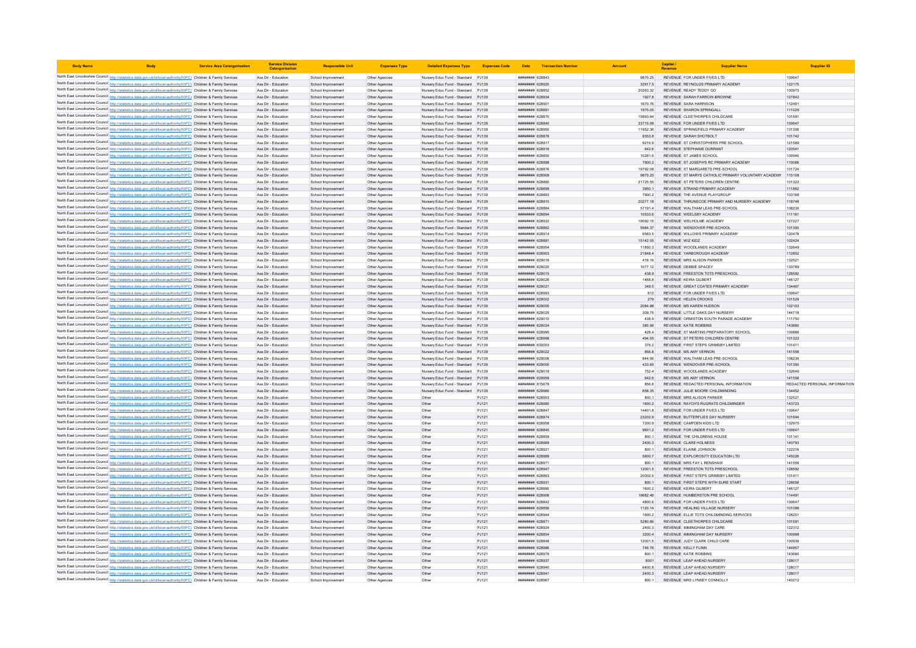| Body Name | Body | Service Area Catergorisation | Service Division Catergorisation | Responsible Unit | Expenses Type | Detailed Expenses Type | Expenses Code | Date | Transaction Number | Amount | Capital / Revenue | Supplier Name | Supplier ID |
|---|---|---|---|---|---|---|---|---|---|---|---|---|---|
| North East Lincolnshire Council | http://statistics.data.gov.uk/id/local-authority/00FC) | Children & Family Services | Ass Dir - Education | School Improvement | Other Agencies | Nursery Educ Fund - Standard | PJ139 | ######## | 628843 | 9875.25 | REVENUE | FOR UNDER FIVES LTD | 100647 |
| North East Lincolnshire Council | http://statistics.data.gov.uk/id/local-authority/00FC) | Children & Family Services | Ass Dir - Education | School Improvement | Other Agencies | Nursery Educ Fund - Standard | PJ139 | ######## | 628920 | 32917.5 | REVENUE | REYNOLDS PRIMARY ACADEMY | 122175 |
| North East Lincolnshire Council | http://statistics.data.gov.uk/id/local-authority/00FC) | Children & Family Services | Ass Dir - Education | School Improvement | Other Agencies | Nursery Educ Fund - Standard | PJ139 | ######## | 628852 | 20263.32 | REVENUE | READY TEDDY GO | 100973 |
| North East Lincolnshire Council | http://statistics.data.gov.uk/id/local-authority/00FC) | Children & Family Services | Ass Dir - Education | School Improvement | Other Agencies | Nursery Educ Fund - Standard | PJ139 | ######## | 628934 | 1927.8 | REVENUE | SARAH FARROW-BROWNE | 127842 |
| North East Lincolnshire Council | http://statistics.data.gov.uk/id/local-authority/00FC) | Children & Family Services | Ass Dir - Education | School Improvement | Other Agencies | Nursery Educ Fund - Standard | PJ139 | ######## | 628901 | 1670.76 | REVENUE | SARA HARRISON | 112491 |
| North East Lincolnshire Council | http://statistics.data.gov.uk/id/local-authority/00FC) | Children & Family Services | Ass Dir - Education | School Improvement | Other Agencies | Nursery Educ Fund - Standard | PJ139 | ######## | 628891 | 1975.05 | REVENUE | SHARON SPRINGALL | 111029 |
| North East Lincolnshire Council | http://statistics.data.gov.uk/id/local-authority/00FC) | Children & Family Services | Ass Dir - Education | School Improvement | Other Agencies | Nursery Educ Fund - Standard | PJ139 | ######## | 628870 | 15893.64 | REVENUE | CLEETHORPES CHILDCARE | 101591 |
| North East Lincolnshire Council | http://statistics.data.gov.uk/id/local-authority/00FC) | Children & Family Services | Ass Dir - Education | School Improvement | Other Agencies | Nursery Educ Fund - Standard | PJ139 | ######## | 628840 | 33715.08 | REVENUE | FOR UNDER FIVES LTD | 100647 |
| North East Lincolnshire Council | http://statistics.data.gov.uk/id/local-authority/00FC) | Children & Family Services | Ass Dir - Education | School Improvement | Other Agencies | Nursery Educ Fund - Standard | PJ139 | ######## | 628950 | 11952.36 | REVENUE | SPRINGFIELD PRIMARY ACADEMY | 131306 |
| North East Lincolnshire Council | http://statistics.data.gov.uk/id/local-authority/00FC) | Children & Family Services | Ass Dir - Education | School Improvement | Other Agencies | Nursery Educ Fund - Standard | PJ139 | ######## | 628878 | 8353.8 | REVENUE | SARAH SHOTBOLT | 101742 |
| North East Lincolnshire Council | http://statistics.data.gov.uk/id/local-authority/00FC) | Children & Family Services | Ass Dir - Education | School Improvement | Other Agencies | Nursery Educ Fund - Standard | PJ139 | ######## | 628917 | 9216.9 | REVENUE | ST CHRISTOPHERS PRE SCHOOL | 121589 |
| North East Lincolnshire Council | http://statistics.data.gov.uk/id/local-authority/00FC) | Children & Family Services | Ass Dir - Education | School Improvement | Other Agencies | Nursery Educ Fund - Standard | PJ139 | ######## | 628916 | 642.6 | REVENUE | STEPHANIE DURRANT | 120541 |
| North East Lincolnshire Council | http://statistics.data.gov.uk/id/local-authority/00FC) | Children & Family Services | Ass Dir - Education | School Improvement | Other Agencies | Nursery Educ Fund - Standard | PJ139 | ######## | 628850 | 10281.6 | REVENUE | ST JAMES SCHOOL | 100940 |
| North East Lincolnshire Council | http://statistics.data.gov.uk/id/local-authority/00FC) | Children & Family Services | Ass Dir - Education | School Improvement | Other Agencies | Nursery Educ Fund - Standard | PJ139 | ######## | 628888 | 7900.2 | REVENUE | ST JOSEPH'S RC PRIMARY ACADEMY | 110066 |
| North East Lincolnshire Council | http://statistics.data.gov.uk/id/local-authority/00FC) | Children & Family Services | Ass Dir - Education | School Improvement | Other Agencies | Nursery Educ Fund - Standard | PJ139 | ######## | 628876 | 19792.08 | REVENUE | ST MARGARETS PRE-SCHOOL | 101724 |
| North East Lincolnshire Council | http://statistics.data.gov.uk/id/local-authority/00FC) | Children & Family Services | Ass Dir - Education | School Improvement | Other Agencies | Nursery Educ Fund - Standard | PJ139 | ######## | 628909 | 9875.25 | REVENUE | ST MARYS CATHOLIC PRIMARY VOLUNTARY ACADEMY | 115108 |
| North East Lincolnshire Council | http://statistics.data.gov.uk/id/local-authority/00FC) | Children & Family Services | Ass Dir - Education | School Improvement | Other Agencies | Nursery Educ Fund - Standard | PJ139 | ######## | 628860 | 21725.55 | REVENUE | ST PETERS CHILDREN CENTRE | 101322 |
| North East Lincolnshire Council | http://statistics.data.gov.uk/id/local-authority/00FC) | Children & Family Services | Ass Dir - Education | School Improvement | Other Agencies | Nursery Educ Fund - Standard | PJ139 | ######## | 628899 | 3950.1 | REVENUE | STRAND PRIMARY ACADEMY | 111862 |
| North East Lincolnshire Council | http://statistics.data.gov.uk/id/local-authority/00FC) | Children & Family Services | Ass Dir - Education | School Improvement | Other Agencies | Nursery Educ Fund - Standard | PJ139 | ######## | 628883 | 7900.2 | REVENUE | THE AVENUE PLAYGROUP | 103168 |
| North East Lincolnshire Council | http://statistics.data.gov.uk/id/local-authority/00FC) | Children & Family Services | Ass Dir - Education | School Improvement | Other Agencies | Nursery Educ Fund - Standard | PJ139 | ######## | 628910 | 20277.18 | REVENUE | THRUNSCOE PRIMARY AND NURSERY ACADEMY | 118749 |
| North East Lincolnshire Council | http://statistics.data.gov.uk/id/local-authority/00FC) | Children & Family Services | Ass Dir - Education | School Improvement | Other Agencies | Nursery Educ Fund - Standard | PJ139 | ######## | 628884 | 57191.4 | REVENUE | WALTHAM LEAS PRE-SCHOOL | 108236 |
| North East Lincolnshire Council | http://statistics.data.gov.uk/id/local-authority/00FC) | Children & Family Services | Ass Dir - Education | School Improvement | Other Agencies | Nursery Educ Fund - Standard | PJ139 | ######## | 628894 | 10533.6 | REVENUE | WEELSBY ACADEMY | 111161 |
| North East Lincolnshire Council | http://statistics.data.gov.uk/id/local-authority/00FC) | Children & Family Services | Ass Dir - Education | School Improvement | Other Agencies | Nursery Educ Fund - Standard | PJ139 | ######## | 628932 | 19092.15 | REVENUE | WELHOLME ACADEMY | 127227 |
| North East Lincolnshire Council | http://statistics.data.gov.uk/id/local-authority/00FC) | Children & Family Services | Ass Dir - Education | School Improvement | Other Agencies | Nursery Educ Fund - Standard | PJ139 | ######## | 628862 | 5984.37 | REVENUE | WENDOVER PRE-SCHOOL | 101350 |
| North East Lincolnshire Council | http://statistics.data.gov.uk/id/local-authority/00FC) | Children & Family Services | Ass Dir - Education | School Improvement | Other Agencies | Nursery Educ Fund - Standard | PJ139 | ######## | 628914 | 6583.5 | REVENUE | WILLOWS PRIMARY ACADEMY | 120478 |
| North East Lincolnshire Council | http://statistics.data.gov.uk/id/local-authority/00FC) | Children & Family Services | Ass Dir - Education | School Improvement | Other Agencies | Nursery Educ Fund - Standard | PJ139 | ######## | 628881 | 15142.05 | REVENUE | WIZ KIDZ | 102424 |
| North East Lincolnshire Council | http://statistics.data.gov.uk/id/local-authority/00FC) | Children & Family Services | Ass Dir - Education | School Improvement | Other Agencies | Nursery Educ Fund - Standard | PJ139 | ######## | 628954 | 11850.3 | REVENUE | WOODLANDS ACADEMY | 132649 |
| North East Lincolnshire Council | http://statistics.data.gov.uk/id/local-authority/00FC) | Children & Family Services | Ass Dir - Education | School Improvement | Other Agencies | Nursery Educ Fund - Standard | PJ139 | ######## | 628903 | 21848.4 | REVENUE | YARBOROUGH ACADEMY | 112852 |
| North East Lincolnshire Council | http://statistics.data.gov.uk/id/local-authority/00FC) | Children & Family Services | Ass Dir - Education | School Improvement | Other Agencies | Nursery Educ Fund - Standard | PJ139 | ######## | 629016 | 418.16 | REVENUE | MRS ALISON PARKER | 132521 |
| North East Lincolnshire Council | http://statistics.data.gov.uk/id/local-authority/00FC) | Children & Family Services | Ass Dir - Education | School Improvement | Other Agencies | Nursery Educ Fund - Standard | PJ139 | ######## | 629020 | 1077.12 | REVENUE | DEBBIE SPACEY | 133789 |
| North East Lincolnshire Council | http://statistics.data.gov.uk/id/local-authority/00FC) | Children & Family Services | Ass Dir - Education | School Improvement | Other Agencies | Nursery Educ Fund - Standard | PJ139 | ######## | 629015 | 438.9 | REVENUE | FREESTON TOTS PRESCHOOL | 128592 |
| North East Lincolnshire Council | http://statistics.data.gov.uk/id/local-authority/00FC) | Children & Family Services | Ass Dir - Education | School Improvement | Other Agencies | Nursery Educ Fund - Standard | PJ139 | ######## | 629026 | 1468.8 | REVENUE | KEIRA GILBERT | 146127 |
| North East Lincolnshire Council | http://statistics.data.gov.uk/id/local-authority/00FC) | Children & Family Services | Ass Dir - Education | School Improvement | Other Agencies | Nursery Educ Fund - Standard | PJ139 | ######## | 629021 | 349.5 | REVENUE | GREAT COATES PRIMARY ACADEMY | 134467 |
| North East Lincolnshire Council | http://statistics.data.gov.uk/id/local-authority/00FC) | Children & Family Services | Ass Dir - Education | School Improvement | Other Agencies | Nursery Educ Fund - Standard | PJ139 | ######## | 628993 | 612 | REVENUE | FOR UNDER FIVES LTD | 100647 |
| North East Lincolnshire Council | http://statistics.data.gov.uk/id/local-authority/00FC) | Children & Family Services | Ass Dir - Education | School Improvement | Other Agencies | Nursery Educ Fund - Standard | PJ139 | ######## | 629002 | 279 | REVENUE | HELEN CROOKS | 101529 |
| North East Lincolnshire Council | http://statistics.data.gov.uk/id/local-authority/00FC) | Children & Family Services | Ass Dir - Education | School Improvement | Other Agencies | Nursery Educ Fund - Standard | PJ139 | ######## | 629005 | 2084.88 | REVENUE | MS KAREN HUDSON | 102103 |
| North East Lincolnshire Council | http://statistics.data.gov.uk/id/local-authority/00FC) | Children & Family Services | Ass Dir - Education | School Improvement | Other Agencies | Nursery Educ Fund - Standard | PJ139 | ######## | 629025 | 309.75 | REVENUE | LITTLE OAKS DAY NURSERY | 144718 |
| North East Lincolnshire Council | http://statistics.data.gov.uk/id/local-authority/00FC) | Children & Family Services | Ass Dir - Education | School Improvement | Other Agencies | Nursery Educ Fund - Standard | PJ139 | ######## | 629010 | 438.9 | REVENUE | ORMISTON SOUTH PARADE ACADEMY | 111750 |
| North East Lincolnshire Council | http://statistics.data.gov.uk/id/local-authority/00FC) | Children & Family Services | Ass Dir - Education | School Improvement | Other Agencies | Nursery Educ Fund - Standard | PJ139 | ######## | 629024 | 385.56 | REVENUE | KATIE ROBBINS | 143660 |
| North East Lincolnshire Council | http://statistics.data.gov.uk/id/local-authority/00FC) | Children & Family Services | Ass Dir - Education | School Improvement | Other Agencies | Nursery Educ Fund - Standard | PJ139 | ######## | 628995 | 428.4 | REVENUE | ST MARTINS PREPARATORY SCHOOL | 100889 |
| North East Lincolnshire Council | http://statistics.data.gov.uk/id/local-authority/00FC) | Children & Family Services | Ass Dir - Education | School Improvement | Other Agencies | Nursery Educ Fund - Standard | PJ139 | ######## | 628998 | 494.55 | REVENUE | ST PETERS CHILDREN CENTRE | 101322 |
| North East Lincolnshire Council | http://statistics.data.gov.uk/id/local-authority/00FC) | Children & Family Services | Ass Dir - Education | School Improvement | Other Agencies | Nursery Educ Fund - Standard | PJ139 | ######## | 630003 | 376.2 | REVENUE | FIRST STEPS GRIMSBY LIMITED | 101411 |
| North East Lincolnshire Council | http://statistics.data.gov.uk/id/local-authority/00FC) | Children & Family Services | Ass Dir - Education | School Improvement | Other Agencies | Nursery Educ Fund - Standard | PJ139 | ######## | 629022 | 856.8 | REVENUE | MS AMY VERNON | 141558 |
| North East Lincolnshire Council | http://statistics.data.gov.uk/id/local-authority/00FC) | Children & Family Services | Ass Dir - Education | School Improvement | Other Agencies | Nursery Educ Fund - Standard | PJ139 | ######## | 629006 | 844.56 | REVENUE | WALTHAM LEAS PRE-SCHOOL | 108236 |
| North East Lincolnshire Council | http://statistics.data.gov.uk/id/local-authority/00FC) | Children & Family Services | Ass Dir - Education | School Improvement | Other Agencies | Nursery Educ Fund - Standard | PJ139 | ######## | 629000 | 433.65 | REVENUE | WENDOVER PRE-SCHOOL | 101350 |
| North East Lincolnshire Council | http://statistics.data.gov.uk/id/local-authority/00FC) | Children & Family Services | Ass Dir - Education | School Improvement | Other Agencies | Nursery Educ Fund - Standard | PJ139 | ######## | 629018 | 752.4 | REVENUE | WOODLANDS ACADEMY | 132649 |
| North East Lincolnshire Council | http://statistics.data.gov.uk/id/local-authority/00FC) | Children & Family Services | Ass Dir - Education | School Improvement | Other Agencies | Nursery Educ Fund - Standard | PJ139 | ######## | 629959 | 642.6 | REVENUE | MS AMY VERNON | 141558 |
| North East Lincolnshire Council | http://statistics.data.gov.uk/id/local-authority/00FC) | Children & Family Services | Ass Dir - Education | School Improvement | Other Agencies | Nursery Educ Fund - Standard | PJ139 | ######## | 615679 | 856.8 | REVENUE | REDACTED PERSONAL INFORMATION | REDACTED PERSONAL INFORMATION |
| North East Lincolnshire Council | http://statistics.data.gov.uk/id/local-authority/00FC) | Children & Family Services | Ass Dir - Education | School Improvement | Other Agencies | Nursery Educ Fund - Standard | PJ139 | ######## | 629960 | 658.35 | REVENUE | JULIE MOORE CHILDMINDING | 134452 |
| North East Lincolnshire Council | http://statistics.data.gov.uk/id/local-authority/00FC) | Children & Family Services | Ass Dir - Education | School Improvement | Other Agencies | Other | PJ121 | ######## | 628953 | 800.1 | REVENUE | MRS ALISON PARKER | 132521 |
| North East Lincolnshire Council | http://statistics.data.gov.uk/id/local-authority/00FC) | Children & Family Services | Ass Dir - Education | School Improvement | Other Agencies | Other | PJ121 | ######## | 628980 | 1600.2 | REVENUE | RAYCH'S RUGRATS CHILDMINDER | 143723 |
| North East Lincolnshire Council | http://statistics.data.gov.uk/id/local-authority/00FC) | Children & Family Services | Ass Dir - Education | School Improvement | Other Agencies | Other | PJ121 | ######## | 628847 | 14401.8 | REVENUE | FOR UNDER FIVES LTD | 100647 |
| North East Lincolnshire Council | http://statistics.data.gov.uk/id/local-authority/00FC) | Children & Family Services | Ass Dir - Education | School Improvement | Other Agencies | Other | PJ121 | ######## | 628874 | 23202.9 | REVENUE | BUTTERFLIES DAY NURSERY | 101694 |
| North East Lincolnshire Council | http://statistics.data.gov.uk/id/local-authority/00FC) | Children & Family Services | Ass Dir - Education | School Improvement | Other Agencies | Other | PJ121 | ######## | 628958 | 7200.9 | REVENUE | CAMPDEN KIDS LTD | 132975 |
| North East Lincolnshire Council | http://statistics.data.gov.uk/id/local-authority/00FC) | Children & Family Services | Ass Dir - Education | School Improvement | Other Agencies | Other | PJ121 | ######## | 628845 | 9601.2 | REVENUE | FOR UNDER FIVES LTD | 100647 |
| North East Lincolnshire Council | http://statistics.data.gov.uk/id/local-authority/00FC) | Children & Family Services | Ass Dir - Education | School Improvement | Other Agencies | Other | PJ121 | ######## | 628859 | 800.1 | REVENUE | THE CHILDRENS HOUSE | 101141 |
| North East Lincolnshire Council | http://statistics.data.gov.uk/id/local-authority/00FC) | Children & Family Services | Ass Dir - Education | School Improvement | Other Agencies | Other | PJ121 | ######## | 628969 | 2400.3 | REVENUE | CLARE HOLNESS | 140793 |
| North East Lincolnshire Council | http://statistics.data.gov.uk/id/local-authority/00FC) | Children & Family Services | Ass Dir - Education | School Improvement | Other Agencies | Other | PJ121 | ######## | 628921 | 800.1 | REVENUE | ELAINE JOHNSON | 122216 |
| North East Lincolnshire Council | http://statistics.data.gov.uk/id/local-authority/00FC) | Children & Family Services | Ass Dir - Education | School Improvement | Other Agencies | Other | PJ121 | ######## | 628989 | 5600.7 | REVENUE | EXPLOROSITY EDUCATION LTD | 145026 |
| North East Lincolnshire Council | http://statistics.data.gov.uk/id/local-authority/00FC) | Children & Family Services | Ass Dir - Education | School Improvement | Other Agencies | Other | PJ121 | ######## | 628971 | 800.1 | REVENUE | MRS FAY L RENSHAW | 141559 |
| North East Lincolnshire Council | http://statistics.data.gov.uk/id/local-authority/00FC) | Children & Family Services | Ass Dir - Education | School Improvement | Other Agencies | Other | PJ121 | ######## | 628947 | 12001.5 | REVENUE | FREESTON TOTS PRESCHOOL | 128592 |
| North East Lincolnshire Council | http://statistics.data.gov.uk/id/local-authority/00FC) | Children & Family Services | Ass Dir - Education | School Improvement | Other Agencies | Other | PJ121 | ######## | 628863 | 20002.5 | REVENUE | FIRST STEPS GRIMSBY LIMITED | 101411 |
| North East Lincolnshire Council | http://statistics.data.gov.uk/id/local-authority/00FC) | Children & Family Services | Ass Dir - Education | School Improvement | Other Agencies | Other | PJ121 | ######## | 628931 | 800.1 | REVENUE | FIRST STEPS WITH SURE START | 126658 |
| North East Lincolnshire Council | http://statistics.data.gov.uk/id/local-authority/00FC) | Children & Family Services | Ass Dir - Education | School Improvement | Other Agencies | Other | PJ121 | ######## | 628990 | 1600.2 | REVENUE | KEIRA GILBERT | 146127 |
| North East Lincolnshire Council | http://statistics.data.gov.uk/id/local-authority/00FC) | Children & Family Services | Ass Dir - Education | School Improvement | Other Agencies | Other | PJ121 | ######## | 628908 | 19682.46 | REVENUE | HUMBERSTON PRE SCHOOL | 114491 |
| North East Lincolnshire Council | http://statistics.data.gov.uk/id/local-authority/00FC) | Children & Family Services | Ass Dir - Education | School Improvement | Other Agencies | Other | PJ121 | ######## | 628842 | 4800.6 | REVENUE | FOR UNDER FIVES LTD | 100647 |
| North East Lincolnshire Council | http://statistics.data.gov.uk/id/local-authority/00FC) | Children & Family Services | Ass Dir - Education | School Improvement | Other Agencies | Other | PJ121 | ######## | 628856 | 1120.14 | REVENUE | HEALING VILLAGE NURSERY | 101096 |
| North East Lincolnshire Council | http://statistics.data.gov.uk/id/local-authority/00FC) | Children & Family Services | Ass Dir - Education | School Improvement | Other Agencies | Other | PJ121 | ######## | 628944 | 1600.2 | REVENUE | ELLIE TOTS CHILDMINDING SERVICES | 128251 |
| North East Lincolnshire Council | http://statistics.data.gov.uk/id/local-authority/00FC) | Children & Family Services | Ass Dir - Education | School Improvement | Other Agencies | Other | PJ121 | ######## | 628871 | 5280.66 | REVENUE | CLEETHORPES CHILDCARE | 101591 |
| North East Lincolnshire Council | http://statistics.data.gov.uk/id/local-authority/00FC) | Children & Family Services | Ass Dir - Education | School Improvement | Other Agencies | Other | PJ121 | ######## | 628924 | 2400.3 | REVENUE | IMMINGHAM DAY CARE | 122312 |
| North East Lincolnshire Council | http://statistics.data.gov.uk/id/local-authority/00FC) | Children & Family Services | Ass Dir - Education | School Improvement | Other Agencies | Other | PJ121 | ######## | 628854 | 3200.4 | REVENUE | IMMINGHAM DAY NURSERY | 100998 |
| North East Lincolnshire Council | http://statistics.data.gov.uk/id/local-authority/00FC) | Children & Family Services | Ass Dir - Education | School Improvement | Other Agencies | Other | PJ121 | ######## | 628848 | 12001.5 | REVENUE | JUDY CLARK CHILD CARE | 100939 |
| North East Lincolnshire Council | http://statistics.data.gov.uk/id/local-authority/00FC) | Children & Family Services | Ass Dir - Education | School Improvement | Other Agencies | Other | PJ121 | ######## | 628986 | 746.76 | REVENUE | KELLY FLINN | 144957 |
| North East Lincolnshire Council | http://statistics.data.gov.uk/id/local-authority/00FC) | Children & Family Services | Ass Dir - Education | School Improvement | Other Agencies | Other | PJ121 | ######## | 628979 | 800.1 | REVENUE | KATIE ROBBINS | 143660 |
| North East Lincolnshire Council | http://statistics.data.gov.uk/id/local-authority/00FC) | Children & Family Services | Ass Dir - Education | School Improvement | Other Agencies | Other | PJ121 | ######## | 628937 | 8001 | REVENUE | LEAP AHEAD NURSERY | 128017 |
| North East Lincolnshire Council | http://statistics.data.gov.uk/id/local-authority/00FC) | Children & Family Services | Ass Dir - Education | School Improvement | Other Agencies | Other | PJ121 | ######## | 628940 | 6400.8 | REVENUE | LEAP AHEAD NURSERY | 128017 |
| North East Lincolnshire Council | http://statistics.data.gov.uk/id/local-authority/00FC) | Children & Family Services | Ass Dir - Education | School Improvement | Other Agencies | Other | PJ121 | ######## | 628941 | 2400.3 | REVENUE | LEAP AHEAD NURSERY | 128017 |
| North East Lincolnshire Council | http://statistics.data.gov.uk/id/local-authority/00FC) | Children & Family Services | Ass Dir - Education | School Improvement | Other Agencies | Other | PJ121 | ######## | 628967 | 800.1 | REVENUE | MRS LYNSEY CONNOLLY | 140212 |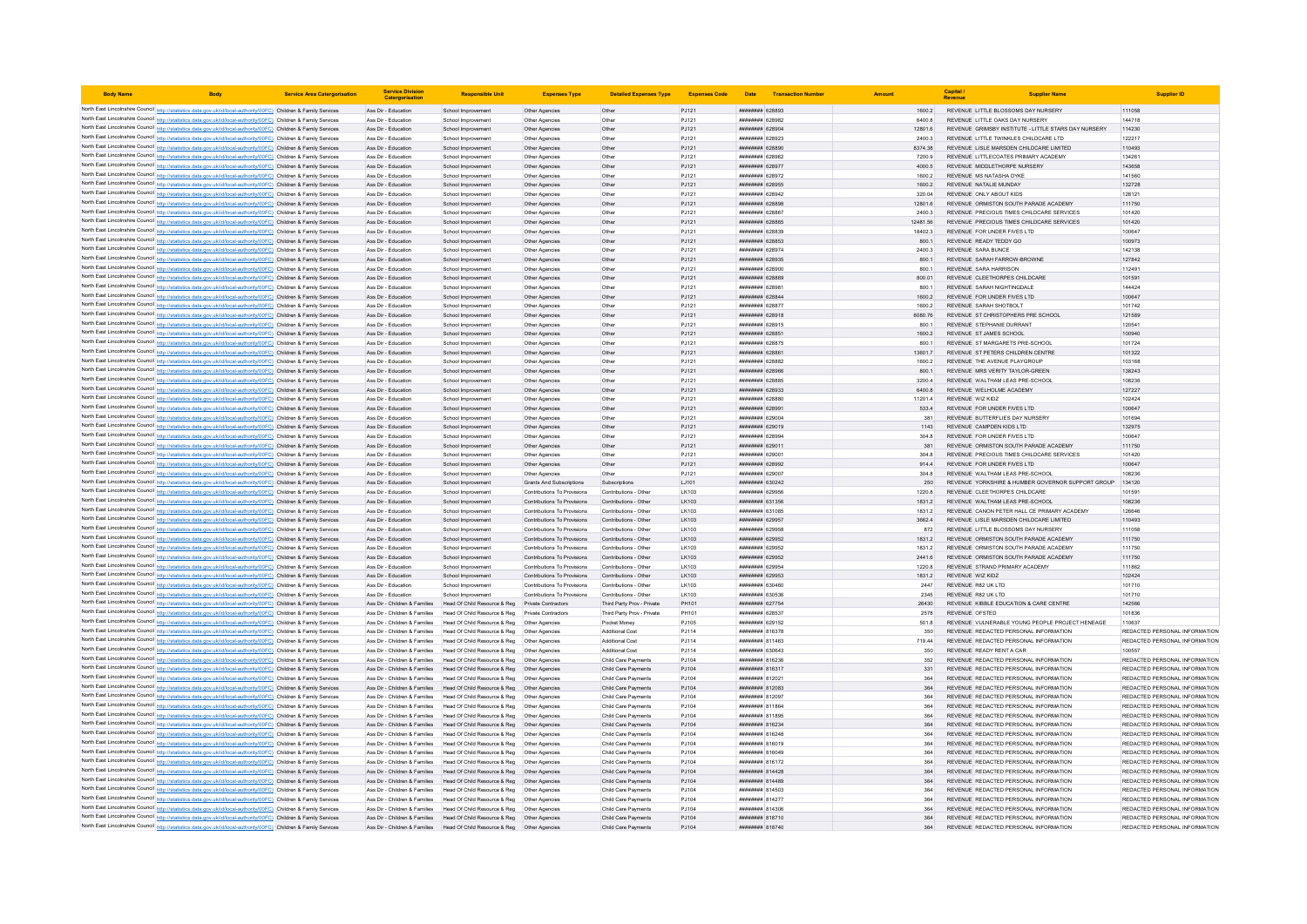| Body Name | Body | Service Area Catergorisation | Service Division Catergorisation | Responsible Unit | Expenses Type | Detailed Expenses Type | Expenses Code | Date | Transaction Number | Amount | Capital / Revenue | Supplier Name | Supplier ID |
|---|---|---|---|---|---|---|---|---|---|---|---|---|---|
| North East Lincolnshire Council | http://statistics.data.gov.uk/id/local-authority/00FC) | Children & Family Services | Ass Dir - Education | School Improvement | Other Agencies | Other | PJ121 | ######## | 628893 | 1600.2 | REVENUE | LITTLE BLOSSOMS DAY NURSERY | 111058 |
| North East Lincolnshire Council | http://statistics.data.gov.uk/id/local-authority/00FC) | Children & Family Services | Ass Dir - Education | School Improvement | Other Agencies | Other | PJ121 | ######## | 628982 | 6400.8 | REVENUE | LITTLE OAKS DAY NURSERY | 144718 |
| North East Lincolnshire Council | http://statistics.data.gov.uk/id/local-authority/00FC) | Children & Family Services | Ass Dir - Education | School Improvement | Other Agencies | Other | PJ121 | ######## | 628904 | 12801.6 | REVENUE | GRIMSBY INSTITUTE - LITTLE STARS DAY NURSERY | 114230 |
| North East Lincolnshire Council | http://statistics.data.gov.uk/id/local-authority/00FC) | Children & Family Services | Ass Dir - Education | School Improvement | Other Agencies | Other | PJ121 | ######## | 628923 | 2400.3 | REVENUE | LITTLE TWINKLES CHILDCARE LTD | 122217 |
| North East Lincolnshire Council | http://statistics.data.gov.uk/id/local-authority/00FC) | Children & Family Services | Ass Dir - Education | School Improvement | Other Agencies | Other | PJ121 | ######## | 628890 | 8374.38 | REVENUE | LISLE MARSDEN CHILDCARE LIMITED | 110493 |
| North East Lincolnshire Council | http://statistics.data.gov.uk/id/local-authority/00FC) | Children & Family Services | Ass Dir - Education | School Improvement | Other Agencies | Other | PJ121 | ######## | 628962 | 7200.9 | REVENUE | LITTLECOATES PRIMARY ACADEMY | 134261 |
| North East Lincolnshire Council | http://statistics.data.gov.uk/id/local-authority/00FC) | Children & Family Services | Ass Dir - Education | School Improvement | Other Agencies | Other | PJ121 | ######## | 628977 | 4000.5 | REVENUE | MIDDLETHORPE NURSERY | 143658 |
| North East Lincolnshire Council | http://statistics.data.gov.uk/id/local-authority/00FC) | Children & Family Services | Ass Dir - Education | School Improvement | Other Agencies | Other | PJ121 | ######## | 628972 | 1600.2 | REVENUE | MS NATASHA DYKE | 141560 |
| North East Lincolnshire Council | http://statistics.data.gov.uk/id/local-authority/00FC) | Children & Family Services | Ass Dir - Education | School Improvement | Other Agencies | Other | PJ121 | ######## | 628955 | 1600.2 | REVENUE | NATALIE MUNDAY | 132728 |
| North East Lincolnshire Council | http://statistics.data.gov.uk/id/local-authority/00FC) | Children & Family Services | Ass Dir - Education | School Improvement | Other Agencies | Other | PJ121 | ######## | 628942 | 320.04 | REVENUE | ONLY ABOUT KIDS | 128121 |
| North East Lincolnshire Council | http://statistics.data.gov.uk/id/local-authority/00FC) | Children & Family Services | Ass Dir - Education | School Improvement | Other Agencies | Other | PJ121 | ######## | 628898 | 12801.6 | REVENUE | ORMISTON SOUTH PARADE ACADEMY | 111750 |
| North East Lincolnshire Council | http://statistics.data.gov.uk/id/local-authority/00FC) | Children & Family Services | Ass Dir - Education | School Improvement | Other Agencies | Other | PJ121 | ######## | 628867 | 2400.3 | REVENUE | PRECIOUS TIMES CHILDCARE SERVICES | 101420 |
| North East Lincolnshire Council | http://statistics.data.gov.uk/id/local-authority/00FC) | Children & Family Services | Ass Dir - Education | School Improvement | Other Agencies | Other | PJ121 | ######## | 628865 | 12481.56 | REVENUE | PRECIOUS TIMES CHILDCARE SERVICES | 101420 |
| North East Lincolnshire Council | http://statistics.data.gov.uk/id/local-authority/00FC) | Children & Family Services | Ass Dir - Education | School Improvement | Other Agencies | Other | PJ121 | ######## | 628839 | 18402.3 | REVENUE | FOR UNDER FIVES LTD | 100647 |
| North East Lincolnshire Council | http://statistics.data.gov.uk/id/local-authority/00FC) | Children & Family Services | Ass Dir - Education | School Improvement | Other Agencies | Other | PJ121 | ######## | 628853 | 800.1 | REVENUE | READY TEDDY GO | 100973 |
| North East Lincolnshire Council | http://statistics.data.gov.uk/id/local-authority/00FC) | Children & Family Services | Ass Dir - Education | School Improvement | Other Agencies | Other | PJ121 | ######## | 628974 | 2400.3 | REVENUE | SARA BUNCE | 142138 |
| North East Lincolnshire Council | http://statistics.data.gov.uk/id/local-authority/00FC) | Children & Family Services | Ass Dir - Education | School Improvement | Other Agencies | Other | PJ121 | ######## | 628935 | 800.1 | REVENUE | SARAH FARROW-BROWNE | 127842 |
| North East Lincolnshire Council | http://statistics.data.gov.uk/id/local-authority/00FC) | Children & Family Services | Ass Dir - Education | School Improvement | Other Agencies | Other | PJ121 | ######## | 628900 | 800.1 | REVENUE | SARA HARRISON | 112491 |
| North East Lincolnshire Council | http://statistics.data.gov.uk/id/local-authority/00FC) | Children & Family Services | Ass Dir - Education | School Improvement | Other Agencies | Other | PJ121 | ######## | 628869 | 800.01 | REVENUE | CLEETHORPES CHILDCARE | 101591 |
| North East Lincolnshire Council | http://statistics.data.gov.uk/id/local-authority/00FC) | Children & Family Services | Ass Dir - Education | School Improvement | Other Agencies | Other | PJ121 | ######## | 628981 | 800.1 | REVENUE | SARAH NIGHTINGDALE | 144424 |
| North East Lincolnshire Council | http://statistics.data.gov.uk/id/local-authority/00FC) | Children & Family Services | Ass Dir - Education | School Improvement | Other Agencies | Other | PJ121 | ######## | 628844 | 1600.2 | REVENUE | FOR UNDER FIVES LTD | 100647 |
| North East Lincolnshire Council | http://statistics.data.gov.uk/id/local-authority/00FC) | Children & Family Services | Ass Dir - Education | School Improvement | Other Agencies | Other | PJ121 | ######## | 628877 | 1600.2 | REVENUE | SARAH SHOTBOLT | 101742 |
| North East Lincolnshire Council | http://statistics.data.gov.uk/id/local-authority/00FC) | Children & Family Services | Ass Dir - Education | School Improvement | Other Agencies | Other | PJ121 | ######## | 628918 | 6080.76 | REVENUE | ST CHRISTOPHERS PRE SCHOOL | 121589 |
| North East Lincolnshire Council | http://statistics.data.gov.uk/id/local-authority/00FC) | Children & Family Services | Ass Dir - Education | School Improvement | Other Agencies | Other | PJ121 | ######## | 628915 | 800.1 | REVENUE | STEPHANIE DURRANT | 120541 |
| North East Lincolnshire Council | http://statistics.data.gov.uk/id/local-authority/00FC) | Children & Family Services | Ass Dir - Education | School Improvement | Other Agencies | Other | PJ121 | ######## | 628851 | 1600.2 | REVENUE | ST JAMES SCHOOL | 100940 |
| North East Lincolnshire Council | http://statistics.data.gov.uk/id/local-authority/00FC) | Children & Family Services | Ass Dir - Education | School Improvement | Other Agencies | Other | PJ121 | ######## | 628875 | 800.1 | REVENUE | ST MARGARETS PRE-SCHOOL | 101724 |
| North East Lincolnshire Council | http://statistics.data.gov.uk/id/local-authority/00FC) | Children & Family Services | Ass Dir - Education | School Improvement | Other Agencies | Other | PJ121 | ######## | 628861 | 13601.7 | REVENUE | ST PETERS CHILDREN CENTRE | 101322 |
| North East Lincolnshire Council | http://statistics.data.gov.uk/id/local-authority/00FC) | Children & Family Services | Ass Dir - Education | School Improvement | Other Agencies | Other | PJ121 | ######## | 628882 | 1600.2 | REVENUE | THE AVENUE PLAYGROUP | 103168 |
| North East Lincolnshire Council | http://statistics.data.gov.uk/id/local-authority/00FC) | Children & Family Services | Ass Dir - Education | School Improvement | Other Agencies | Other | PJ121 | ######## | 628966 | 800.1 | REVENUE | MRS VERITY TAYLOR-GREEN | 138243 |
| North East Lincolnshire Council | http://statistics.data.gov.uk/id/local-authority/00FC) | Children & Family Services | Ass Dir - Education | School Improvement | Other Agencies | Other | PJ121 | ######## | 628885 | 3200.4 | REVENUE | WALTHAM LEAS PRE-SCHOOL | 108236 |
| North East Lincolnshire Council | http://statistics.data.gov.uk/id/local-authority/00FC) | Children & Family Services | Ass Dir - Education | School Improvement | Other Agencies | Other | PJ121 | ######## | 628933 | 6400.8 | REVENUE | WELHOLME ACADEMY | 127227 |
| North East Lincolnshire Council | http://statistics.data.gov.uk/id/local-authority/00FC) | Children & Family Services | Ass Dir - Education | School Improvement | Other Agencies | Other | PJ121 | ######## | 628880 | 11201.4 | REVENUE | WIZ KIDZ | 102424 |
| North East Lincolnshire Council | http://statistics.data.gov.uk/id/local-authority/00FC) | Children & Family Services | Ass Dir - Education | School Improvement | Other Agencies | Other | PJ121 | ######## | 628991 | 533.4 | REVENUE | FOR UNDER FIVES LTD | 100647 |
| North East Lincolnshire Council | http://statistics.data.gov.uk/id/local-authority/00FC) | Children & Family Services | Ass Dir - Education | School Improvement | Other Agencies | Other | PJ121 | ######## | 629004 | 381 | REVENUE | BUTTERFLIES DAY NURSERY | 101694 |
| North East Lincolnshire Council | http://statistics.data.gov.uk/id/local-authority/00FC) | Children & Family Services | Ass Dir - Education | School Improvement | Other Agencies | Other | PJ121 | ######## | 629019 | 1143 | REVENUE | CAMPDEN KIDS LTD | 132975 |
| North East Lincolnshire Council | http://statistics.data.gov.uk/id/local-authority/00FC) | Children & Family Services | Ass Dir - Education | School Improvement | Other Agencies | Other | PJ121 | ######## | 628994 | 304.8 | REVENUE | FOR UNDER FIVES LTD | 100647 |
| North East Lincolnshire Council | http://statistics.data.gov.uk/id/local-authority/00FC) | Children & Family Services | Ass Dir - Education | School Improvement | Other Agencies | Other | PJ121 | ######## | 629011 | 381 | REVENUE | ORMISTON SOUTH PARADE ACADEMY | 111750 |
| North East Lincolnshire Council | http://statistics.data.gov.uk/id/local-authority/00FC) | Children & Family Services | Ass Dir - Education | School Improvement | Other Agencies | Other | PJ121 | ######## | 629001 | 304.8 | REVENUE | PRECIOUS TIMES CHILDCARE SERVICES | 101420 |
| North East Lincolnshire Council | http://statistics.data.gov.uk/id/local-authority/00FC) | Children & Family Services | Ass Dir - Education | School Improvement | Other Agencies | Other | PJ121 | ######## | 628992 | 914.4 | REVENUE | FOR UNDER FIVES LTD | 100647 |
| North East Lincolnshire Council | http://statistics.data.gov.uk/id/local-authority/00FC) | Children & Family Services | Ass Dir - Education | School Improvement | Other Agencies | Other | PJ121 | ######## | 629007 | 304.8 | REVENUE | WALTHAM LEAS PRE-SCHOOL | 108236 |
| North East Lincolnshire Council | http://statistics.data.gov.uk/id/local-authority/00FC) | Children & Family Services | Ass Dir - Education | School Improvement | Grants And Subscriptions | Subscriptions | LJ101 | ######## | 630242 | 250 | REVENUE | YORKSHIRE & HUMBER GOVERNOR SUPPORT GROUP | 134120 |
| North East Lincolnshire Council | http://statistics.data.gov.uk/id/local-authority/00FC) | Children & Family Services | Ass Dir - Education | School Improvement | Contributions To Provisions | Contributions - Other | LK103 | ######## | 629956 | 1220.8 | REVENUE | CLEETHORPES CHILDCARE | 101591 |
| North East Lincolnshire Council | http://statistics.data.gov.uk/id/local-authority/00FC) | Children & Family Services | Ass Dir - Education | School Improvement | Contributions To Provisions | Contributions - Other | LK103 | ######## | 631356 | 1831.2 | REVENUE | WALTHAM LEAS PRE-SCHOOL | 108236 |
| North East Lincolnshire Council | http://statistics.data.gov.uk/id/local-authority/00FC) | Children & Family Services | Ass Dir - Education | School Improvement | Contributions To Provisions | Contributions - Other | LK103 | ######## | 631085 | 1831.2 | REVENUE | CANON PETER HALL CE PRIMARY ACADEMY | 126646 |
| North East Lincolnshire Council | http://statistics.data.gov.uk/id/local-authority/00FC) | Children & Family Services | Ass Dir - Education | School Improvement | Contributions To Provisions | Contributions - Other | LK103 | ######## | 629957 | 3662.4 | REVENUE | LISLE MARSDEN CHILDCARE LIMITED | 110493 |
| North East Lincolnshire Council | http://statistics.data.gov.uk/id/local-authority/00FC) | Children & Family Services | Ass Dir - Education | School Improvement | Contributions To Provisions | Contributions - Other | LK103 | ######## | 629958 | 872 | REVENUE | LITTLE BLOSSOMS DAY NURSERY | 111058 |
| North East Lincolnshire Council | http://statistics.data.gov.uk/id/local-authority/00FC) | Children & Family Services | Ass Dir - Education | School Improvement | Contributions To Provisions | Contributions - Other | LK103 | ######## | 629952 | 1831.2 | REVENUE | ORMISTON SOUTH PARADE ACADEMY | 111750 |
| North East Lincolnshire Council | http://statistics.data.gov.uk/id/local-authority/00FC) | Children & Family Services | Ass Dir - Education | School Improvement | Contributions To Provisions | Contributions - Other | LK103 | ######## | 629952 | 1831.2 | REVENUE | ORMISTON SOUTH PARADE ACADEMY | 111750 |
| North East Lincolnshire Council | http://statistics.data.gov.uk/id/local-authority/00FC) | Children & Family Services | Ass Dir - Education | School Improvement | Contributions To Provisions | Contributions - Other | LK103 | ######## | 629952 | 2441.6 | REVENUE | ORMISTON SOUTH PARADE ACADEMY | 111750 |
| North East Lincolnshire Council | http://statistics.data.gov.uk/id/local-authority/00FC) | Children & Family Services | Ass Dir - Education | School Improvement | Contributions To Provisions | Contributions - Other | LK103 | ######## | 629954 | 1220.8 | REVENUE | STRAND PRIMARY ACADEMY | 111862 |
| North East Lincolnshire Council | http://statistics.data.gov.uk/id/local-authority/00FC) | Children & Family Services | Ass Dir - Education | School Improvement | Contributions To Provisions | Contributions - Other | LK103 | ######## | 629953 | 1831.2 | REVENUE | WIZ KIDZ | 102424 |
| North East Lincolnshire Council | http://statistics.data.gov.uk/id/local-authority/00FC) | Children & Family Services | Ass Dir - Education | School Improvement | Contributions To Provisions | Contributions - Other | LK103 | ######## | 630460 | 2447 | REVENUE | R82 UK LTD | 101710 |
| North East Lincolnshire Council | http://statistics.data.gov.uk/id/local-authority/00FC) | Children & Family Services | Ass Dir - Education | School Improvement | Contributions To Provisions | Contributions - Other | LK103 | ######## | 630536 | 2345 | REVENUE | R82 UK LTD | 101710 |
| North East Lincolnshire Council | http://statistics.data.gov.uk/id/local-authority/00FC) | Children & Family Services | Ass Dir - Children & Families | Head Of Child Resource & Reg | Private Contractors | Third Party Prov - Private | PH101 | ######## | 627754 | 26430 | REVENUE | KIBBLE EDUCATION & CARE CENTRE | 142566 |
| North East Lincolnshire Council | http://statistics.data.gov.uk/id/local-authority/00FC) | Children & Family Services | Ass Dir - Children & Families | Head Of Child Resource & Reg | Private Contractors | Third Party Prov - Private | PH101 | ######## | 628537 | 2578 | REVENUE | OFSTED | 101836 |
| North East Lincolnshire Council | http://statistics.data.gov.uk/id/local-authority/00FC) | Children & Family Services | Ass Dir - Children & Families | Head Of Child Resource & Reg | Other Agencies | Pocket Money | PJ105 | ######## | 629152 | 501.8 | REVENUE | VULNERABLE YOUNG PEOPLE PROJECT HENEAGE | 110637 |
| North East Lincolnshire Council | http://statistics.data.gov.uk/id/local-authority/00FC) | Children & Family Services | Ass Dir - Children & Families | Head Of Child Resource & Reg | Other Agencies | Additional Cost | PJ114 | ######## | 816378 | 350 | REVENUE | REDACTED PERSONAL INFORMATION | REDACTED PERSONAL INFORMATION |
| North East Lincolnshire Council | http://statistics.data.gov.uk/id/local-authority/00FC) | Children & Family Services | Ass Dir - Children & Families | Head Of Child Resource & Reg | Other Agencies | Additional Cost | PJ114 | ######## | 811463 | 719.44 | REVENUE | REDACTED PERSONAL INFORMATION | REDACTED PERSONAL INFORMATION |
| North East Lincolnshire Council | http://statistics.data.gov.uk/id/local-authority/00FC) | Children & Family Services | Ass Dir - Children & Families | Head Of Child Resource & Reg | Other Agencies | Additional Cost | PJ114 | ######## | 630643 | 350 | REVENUE | READY RENT A CAR | 100557 |
| North East Lincolnshire Council | http://statistics.data.gov.uk/id/local-authority/00FC) | Children & Family Services | Ass Dir - Children & Families | Head Of Child Resource & Reg | Other Agencies | Child Care Payments | PJ104 | ######## | 816236 | 352 | REVENUE | REDACTED PERSONAL INFORMATION | REDACTED PERSONAL INFORMATION |
| North East Lincolnshire Council | http://statistics.data.gov.uk/id/local-authority/00FC) | Children & Family Services | Ass Dir - Children & Families | Head Of Child Resource & Reg | Other Agencies | Child Care Payments | PJ104 | ######## | 816317 | 331 | REVENUE | REDACTED PERSONAL INFORMATION | REDACTED PERSONAL INFORMATION |
| North East Lincolnshire Council | http://statistics.data.gov.uk/id/local-authority/00FC) | Children & Family Services | Ass Dir - Children & Families | Head Of Child Resource & Reg | Other Agencies | Child Care Payments | PJ104 | ######## | 812021 | 364 | REVENUE | REDACTED PERSONAL INFORMATION | REDACTED PERSONAL INFORMATION |
| North East Lincolnshire Council | http://statistics.data.gov.uk/id/local-authority/00FC) | Children & Family Services | Ass Dir - Children & Families | Head Of Child Resource & Reg | Other Agencies | Child Care Payments | PJ104 | ######## | 812083 | 364 | REVENUE | REDACTED PERSONAL INFORMATION | REDACTED PERSONAL INFORMATION |
| North East Lincolnshire Council | http://statistics.data.gov.uk/id/local-authority/00FC) | Children & Family Services | Ass Dir - Children & Families | Head Of Child Resource & Reg | Other Agencies | Child Care Payments | PJ104 | ######## | 812097 | 364 | REVENUE | REDACTED PERSONAL INFORMATION | REDACTED PERSONAL INFORMATION |
| North East Lincolnshire Council | http://statistics.data.gov.uk/id/local-authority/00FC) | Children & Family Services | Ass Dir - Children & Families | Head Of Child Resource & Reg | Other Agencies | Child Care Payments | PJ104 | ######## | 811864 | 364 | REVENUE | REDACTED PERSONAL INFORMATION | REDACTED PERSONAL INFORMATION |
| North East Lincolnshire Council | http://statistics.data.gov.uk/id/local-authority/00FC) | Children & Family Services | Ass Dir - Children & Families | Head Of Child Resource & Reg | Other Agencies | Child Care Payments | PJ104 | ######## | 811895 | 364 | REVENUE | REDACTED PERSONAL INFORMATION | REDACTED PERSONAL INFORMATION |
| North East Lincolnshire Council | http://statistics.data.gov.uk/id/local-authority/00FC) | Children & Family Services | Ass Dir - Children & Families | Head Of Child Resource & Reg | Other Agencies | Child Care Payments | PJ104 | ######## | 816234 | 364 | REVENUE | REDACTED PERSONAL INFORMATION | REDACTED PERSONAL INFORMATION |
| North East Lincolnshire Council | http://statistics.data.gov.uk/id/local-authority/00FC) | Children & Family Services | Ass Dir - Children & Families | Head Of Child Resource & Reg | Other Agencies | Child Care Payments | PJ104 | ######## | 816248 | 364 | REVENUE | REDACTED PERSONAL INFORMATION | REDACTED PERSONAL INFORMATION |
| North East Lincolnshire Council | http://statistics.data.gov.uk/id/local-authority/00FC) | Children & Family Services | Ass Dir - Children & Families | Head Of Child Resource & Reg | Other Agencies | Child Care Payments | PJ104 | ######## | 816019 | 364 | REVENUE | REDACTED PERSONAL INFORMATION | REDACTED PERSONAL INFORMATION |
| North East Lincolnshire Council | http://statistics.data.gov.uk/id/local-authority/00FC) | Children & Family Services | Ass Dir - Children & Families | Head Of Child Resource & Reg | Other Agencies | Child Care Payments | PJ104 | ######## | 816049 | 364 | REVENUE | REDACTED PERSONAL INFORMATION | REDACTED PERSONAL INFORMATION |
| North East Lincolnshire Council | http://statistics.data.gov.uk/id/local-authority/00FC) | Children & Family Services | Ass Dir - Children & Families | Head Of Child Resource & Reg | Other Agencies | Child Care Payments | PJ104 | ######## | 816172 | 364 | REVENUE | REDACTED PERSONAL INFORMATION | REDACTED PERSONAL INFORMATION |
| North East Lincolnshire Council | http://statistics.data.gov.uk/id/local-authority/00FC) | Children & Family Services | Ass Dir - Children & Families | Head Of Child Resource & Reg | Other Agencies | Child Care Payments | PJ104 | ######## | 814428 | 364 | REVENUE | REDACTED PERSONAL INFORMATION | REDACTED PERSONAL INFORMATION |
| North East Lincolnshire Council | http://statistics.data.gov.uk/id/local-authority/00FC) | Children & Family Services | Ass Dir - Children & Families | Head Of Child Resource & Reg | Other Agencies | Child Care Payments | PJ104 | ######## | 814489 | 364 | REVENUE | REDACTED PERSONAL INFORMATION | REDACTED PERSONAL INFORMATION |
| North East Lincolnshire Council | http://statistics.data.gov.uk/id/local-authority/00FC) | Children & Family Services | Ass Dir - Children & Families | Head Of Child Resource & Reg | Other Agencies | Child Care Payments | PJ104 | ######## | 814503 | 364 | REVENUE | REDACTED PERSONAL INFORMATION | REDACTED PERSONAL INFORMATION |
| North East Lincolnshire Council | http://statistics.data.gov.uk/id/local-authority/00FC) | Children & Family Services | Ass Dir - Children & Families | Head Of Child Resource & Reg | Other Agencies | Child Care Payments | PJ104 | ######## | 814277 | 364 | REVENUE | REDACTED PERSONAL INFORMATION | REDACTED PERSONAL INFORMATION |
| North East Lincolnshire Council | http://statistics.data.gov.uk/id/local-authority/00FC) | Children & Family Services | Ass Dir - Children & Families | Head Of Child Resource & Reg | Other Agencies | Child Care Payments | PJ104 | ######## | 814306 | 364 | REVENUE | REDACTED PERSONAL INFORMATION | REDACTED PERSONAL INFORMATION |
| North East Lincolnshire Council | http://statistics.data.gov.uk/id/local-authority/00FC) | Children & Family Services | Ass Dir - Children & Families | Head Of Child Resource & Reg | Other Agencies | Child Care Payments | PJ104 | ######## | 818710 | 364 | REVENUE | REDACTED PERSONAL INFORMATION | REDACTED PERSONAL INFORMATION |
| North East Lincolnshire Council | http://statistics.data.gov.uk/id/local-authority/00FC) | Children & Family Services | Ass Dir - Children & Families | Head Of Child Resource & Reg | Other Agencies | Child Care Payments | PJ104 | ######## | 818740 | 364 | REVENUE | REDACTED PERSONAL INFORMATION | REDACTED PERSONAL INFORMATION |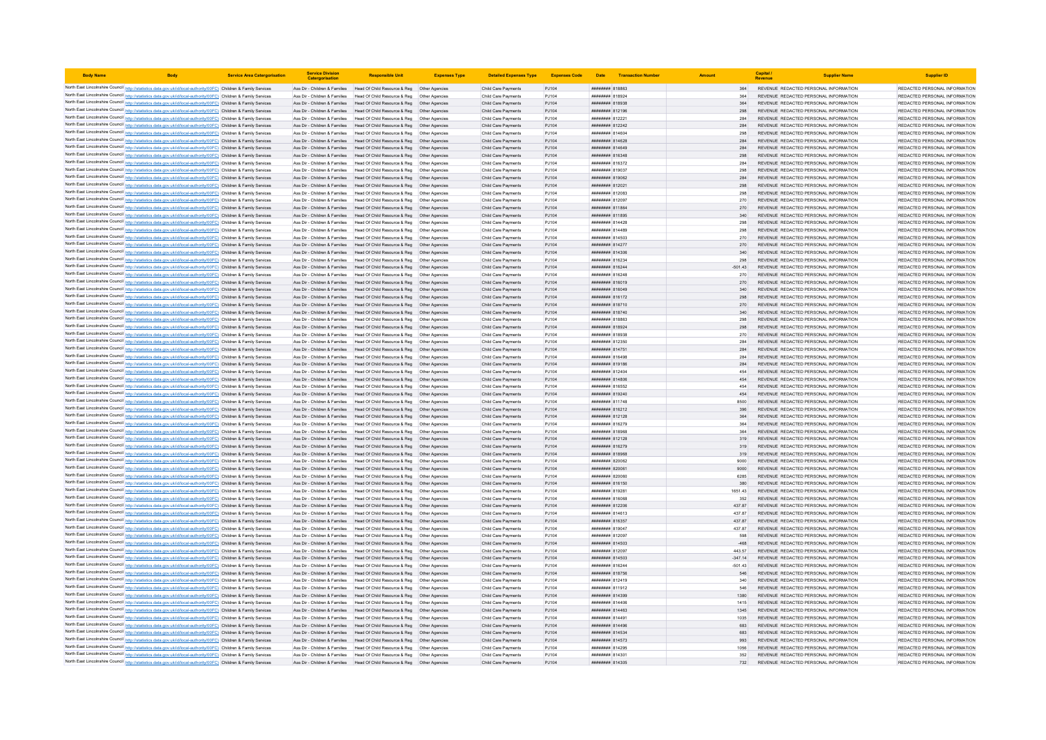| Body Name | Body | Service Area Catergorisation | Service Division Catergorisation | Responsible Unit | Expenses Type | Detailed Expenses Type | Expenses Code | Date | Transaction Number | Amount | Capital / Revenue | Supplier Name | Supplier ID |
|---|---|---|---|---|---|---|---|---|---|---|---|---|---|
| North East Lincolnshire Council | http://statistics.data.gov.uk/id/local-authority/00FC) | Children & Family Services | Ass Dir - Children & Families | Head Of Child Resource & Reg | Other Agencies | Child Care Payments | PJ104 | ######## | 818863 | 364 | REVENUE | REDACTED PERSONAL INFORMATION | REDACTED PERSONAL INFORMATION |
| North East Lincolnshire Council | http://statistics.data.gov.uk/id/local-authority/00FC) | Children & Family Services | Ass Dir - Children & Families | Head Of Child Resource & Reg | Other Agencies | Child Care Payments | PJ104 | ######## | 818924 | 364 | REVENUE | REDACTED PERSONAL INFORMATION | REDACTED PERSONAL INFORMATION |
| North East Lincolnshire Council | http://statistics.data.gov.uk/id/local-authority/00FC) | Children & Family Services | Ass Dir - Children & Families | Head Of Child Resource & Reg | Other Agencies | Child Care Payments | PJ104 | ######## | 818938 | 364 | REVENUE | REDACTED PERSONAL INFORMATION | REDACTED PERSONAL INFORMATION |
| North East Lincolnshire Council | http://statistics.data.gov.uk/id/local-authority/00FC) | Children & Family Services | Ass Dir - Children & Families | Head Of Child Resource & Reg | Other Agencies | Child Care Payments | PJ104 | ######## | 812196 | 298 | REVENUE | REDACTED PERSONAL INFORMATION | REDACTED PERSONAL INFORMATION |
| North East Lincolnshire Council | http://statistics.data.gov.uk/id/local-authority/00FC) | Children & Family Services | Ass Dir - Children & Families | Head Of Child Resource & Reg | Other Agencies | Child Care Payments | PJ104 | ######## | 812221 | 284 | REVENUE | REDACTED PERSONAL INFORMATION | REDACTED PERSONAL INFORMATION |
| North East Lincolnshire Council | http://statistics.data.gov.uk/id/local-authority/00FC) | Children & Family Services | Ass Dir - Children & Families | Head Of Child Resource & Reg | Other Agencies | Child Care Payments | PJ104 | ######## | 812242 | 284 | REVENUE | REDACTED PERSONAL INFORMATION | REDACTED PERSONAL INFORMATION |
| North East Lincolnshire Council | http://statistics.data.gov.uk/id/local-authority/00FC) | Children & Family Services | Ass Dir - Children & Families | Head Of Child Resource & Reg | Other Agencies | Child Care Payments | PJ104 | ######## | 814604 | 298 | REVENUE | REDACTED PERSONAL INFORMATION | REDACTED PERSONAL INFORMATION |
| North East Lincolnshire Council | http://statistics.data.gov.uk/id/local-authority/00FC) | Children & Family Services | Ass Dir - Children & Families | Head Of Child Resource & Reg | Other Agencies | Child Care Payments | PJ104 | ######## | 814628 | 284 | REVENUE | REDACTED PERSONAL INFORMATION | REDACTED PERSONAL INFORMATION |
| North East Lincolnshire Council | http://statistics.data.gov.uk/id/local-authority/00FC) | Children & Family Services | Ass Dir - Children & Families | Head Of Child Resource & Reg | Other Agencies | Child Care Payments | PJ104 | ######## | 814649 | 284 | REVENUE | REDACTED PERSONAL INFORMATION | REDACTED PERSONAL INFORMATION |
| North East Lincolnshire Council | http://statistics.data.gov.uk/id/local-authority/00FC) | Children & Family Services | Ass Dir - Children & Families | Head Of Child Resource & Reg | Other Agencies | Child Care Payments | PJ104 | ######## | 816348 | 298 | REVENUE | REDACTED PERSONAL INFORMATION | REDACTED PERSONAL INFORMATION |
| North East Lincolnshire Council | http://statistics.data.gov.uk/id/local-authority/00FC) | Children & Family Services | Ass Dir - Children & Families | Head Of Child Resource & Reg | Other Agencies | Child Care Payments | PJ104 | ######## | 816372 | 284 | REVENUE | REDACTED PERSONAL INFORMATION | REDACTED PERSONAL INFORMATION |
| North East Lincolnshire Council | http://statistics.data.gov.uk/id/local-authority/00FC) | Children & Family Services | Ass Dir - Children & Families | Head Of Child Resource & Reg | Other Agencies | Child Care Payments | PJ104 | ######## | 819037 | 298 | REVENUE | REDACTED PERSONAL INFORMATION | REDACTED PERSONAL INFORMATION |
| North East Lincolnshire Council | http://statistics.data.gov.uk/id/local-authority/00FC) | Children & Family Services | Ass Dir - Children & Families | Head Of Child Resource & Reg | Other Agencies | Child Care Payments | PJ104 | ######## | 819062 | 284 | REVENUE | REDACTED PERSONAL INFORMATION | REDACTED PERSONAL INFORMATION |
| North East Lincolnshire Council | http://statistics.data.gov.uk/id/local-authority/00FC) | Children & Family Services | Ass Dir - Children & Families | Head Of Child Resource & Reg | Other Agencies | Child Care Payments | PJ104 | ######## | 812021 | 298 | REVENUE | REDACTED PERSONAL INFORMATION | REDACTED PERSONAL INFORMATION |
| North East Lincolnshire Council | http://statistics.data.gov.uk/id/local-authority/00FC) | Children & Family Services | Ass Dir - Children & Families | Head Of Child Resource & Reg | Other Agencies | Child Care Payments | PJ104 | ######## | 812083 | 298 | REVENUE | REDACTED PERSONAL INFORMATION | REDACTED PERSONAL INFORMATION |
| North East Lincolnshire Council | http://statistics.data.gov.uk/id/local-authority/00FC) | Children & Family Services | Ass Dir - Children & Families | Head Of Child Resource & Reg | Other Agencies | Child Care Payments | PJ104 | ######## | 812097 | 270 | REVENUE | REDACTED PERSONAL INFORMATION | REDACTED PERSONAL INFORMATION |
| North East Lincolnshire Council | http://statistics.data.gov.uk/id/local-authority/00FC) | Children & Family Services | Ass Dir - Children & Families | Head Of Child Resource & Reg | Other Agencies | Child Care Payments | PJ104 | ######## | 811864 | 270 | REVENUE | REDACTED PERSONAL INFORMATION | REDACTED PERSONAL INFORMATION |
| North East Lincolnshire Council | http://statistics.data.gov.uk/id/local-authority/00FC) | Children & Family Services | Ass Dir - Children & Families | Head Of Child Resource & Reg | Other Agencies | Child Care Payments | PJ104 | ######## | 811895 | 340 | REVENUE | REDACTED PERSONAL INFORMATION | REDACTED PERSONAL INFORMATION |
| North East Lincolnshire Council | http://statistics.data.gov.uk/id/local-authority/00FC) | Children & Family Services | Ass Dir - Children & Families | Head Of Child Resource & Reg | Other Agencies | Child Care Payments | PJ104 | ######## | 814428 | 298 | REVENUE | REDACTED PERSONAL INFORMATION | REDACTED PERSONAL INFORMATION |
| North East Lincolnshire Council | http://statistics.data.gov.uk/id/local-authority/00FC) | Children & Family Services | Ass Dir - Children & Families | Head Of Child Resource & Reg | Other Agencies | Child Care Payments | PJ104 | ######## | 814489 | 298 | REVENUE | REDACTED PERSONAL INFORMATION | REDACTED PERSONAL INFORMATION |
| North East Lincolnshire Council | http://statistics.data.gov.uk/id/local-authority/00FC) | Children & Family Services | Ass Dir - Children & Families | Head Of Child Resource & Reg | Other Agencies | Child Care Payments | PJ104 | ######## | 814503 | 270 | REVENUE | REDACTED PERSONAL INFORMATION | REDACTED PERSONAL INFORMATION |
| North East Lincolnshire Council | http://statistics.data.gov.uk/id/local-authority/00FC) | Children & Family Services | Ass Dir - Children & Families | Head Of Child Resource & Reg | Other Agencies | Child Care Payments | PJ104 | ######## | 814277 | 270 | REVENUE | REDACTED PERSONAL INFORMATION | REDACTED PERSONAL INFORMATION |
| North East Lincolnshire Council | http://statistics.data.gov.uk/id/local-authority/00FC) | Children & Family Services | Ass Dir - Children & Families | Head Of Child Resource & Reg | Other Agencies | Child Care Payments | PJ104 | ######## | 814306 | 340 | REVENUE | REDACTED PERSONAL INFORMATION | REDACTED PERSONAL INFORMATION |
| North East Lincolnshire Council | http://statistics.data.gov.uk/id/local-authority/00FC) | Children & Family Services | Ass Dir - Children & Families | Head Of Child Resource & Reg | Other Agencies | Child Care Payments | PJ104 | ######## | 816234 | 298 | REVENUE | REDACTED PERSONAL INFORMATION | REDACTED PERSONAL INFORMATION |
| North East Lincolnshire Council | http://statistics.data.gov.uk/id/local-authority/00FC) | Children & Family Services | Ass Dir - Children & Families | Head Of Child Resource & Reg | Other Agencies | Child Care Payments | PJ104 | ######## | 816244 | -501.43 | REVENUE | REDACTED PERSONAL INFORMATION | REDACTED PERSONAL INFORMATION |
| North East Lincolnshire Council | http://statistics.data.gov.uk/id/local-authority/00FC) | Children & Family Services | Ass Dir - Children & Families | Head Of Child Resource & Reg | Other Agencies | Child Care Payments | PJ104 | ######## | 816248 | 270 | REVENUE | REDACTED PERSONAL INFORMATION | REDACTED PERSONAL INFORMATION |
| North East Lincolnshire Council | http://statistics.data.gov.uk/id/local-authority/00FC) | Children & Family Services | Ass Dir - Children & Families | Head Of Child Resource & Reg | Other Agencies | Child Care Payments | PJ104 | ######## | 816019 | 270 | REVENUE | REDACTED PERSONAL INFORMATION | REDACTED PERSONAL INFORMATION |
| North East Lincolnshire Council | http://statistics.data.gov.uk/id/local-authority/00FC) | Children & Family Services | Ass Dir - Children & Families | Head Of Child Resource & Reg | Other Agencies | Child Care Payments | PJ104 | ######## | 816049 | 340 | REVENUE | REDACTED PERSONAL INFORMATION | REDACTED PERSONAL INFORMATION |
| North East Lincolnshire Council | http://statistics.data.gov.uk/id/local-authority/00FC) | Children & Family Services | Ass Dir - Children & Families | Head Of Child Resource & Reg | Other Agencies | Child Care Payments | PJ104 | ######## | 816172 | 298 | REVENUE | REDACTED PERSONAL INFORMATION | REDACTED PERSONAL INFORMATION |
| North East Lincolnshire Council | http://statistics.data.gov.uk/id/local-authority/00FC) | Children & Family Services | Ass Dir - Children & Families | Head Of Child Resource & Reg | Other Agencies | Child Care Payments | PJ104 | ######## | 818710 | 270 | REVENUE | REDACTED PERSONAL INFORMATION | REDACTED PERSONAL INFORMATION |
| North East Lincolnshire Council | http://statistics.data.gov.uk/id/local-authority/00FC) | Children & Family Services | Ass Dir - Children & Families | Head Of Child Resource & Reg | Other Agencies | Child Care Payments | PJ104 | ######## | 818740 | 340 | REVENUE | REDACTED PERSONAL INFORMATION | REDACTED PERSONAL INFORMATION |
| North East Lincolnshire Council | http://statistics.data.gov.uk/id/local-authority/00FC) | Children & Family Services | Ass Dir - Children & Families | Head Of Child Resource & Reg | Other Agencies | Child Care Payments | PJ104 | ######## | 818863 | 298 | REVENUE | REDACTED PERSONAL INFORMATION | REDACTED PERSONAL INFORMATION |
| North East Lincolnshire Council | http://statistics.data.gov.uk/id/local-authority/00FC) | Children & Family Services | Ass Dir - Children & Families | Head Of Child Resource & Reg | Other Agencies | Child Care Payments | PJ104 | ######## | 818924 | 298 | REVENUE | REDACTED PERSONAL INFORMATION | REDACTED PERSONAL INFORMATION |
| North East Lincolnshire Council | http://statistics.data.gov.uk/id/local-authority/00FC) | Children & Family Services | Ass Dir - Children & Families | Head Of Child Resource & Reg | Other Agencies | Child Care Payments | PJ104 | ######## | 818938 | 270 | REVENUE | REDACTED PERSONAL INFORMATION | REDACTED PERSONAL INFORMATION |
| North East Lincolnshire Council | http://statistics.data.gov.uk/id/local-authority/00FC) | Children & Family Services | Ass Dir - Children & Families | Head Of Child Resource & Reg | Other Agencies | Child Care Payments | PJ104 | ######## | 812350 | 284 | REVENUE | REDACTED PERSONAL INFORMATION | REDACTED PERSONAL INFORMATION |
| North East Lincolnshire Council | http://statistics.data.gov.uk/id/local-authority/00FC) | Children & Family Services | Ass Dir - Children & Families | Head Of Child Resource & Reg | Other Agencies | Child Care Payments | PJ104 | ######## | 814751 | 284 | REVENUE | REDACTED PERSONAL INFORMATION | REDACTED PERSONAL INFORMATION |
| North East Lincolnshire Council | http://statistics.data.gov.uk/id/local-authority/00FC) | Children & Family Services | Ass Dir - Children & Families | Head Of Child Resource & Reg | Other Agencies | Child Care Payments | PJ104 | ######## | 816498 | 284 | REVENUE | REDACTED PERSONAL INFORMATION | REDACTED PERSONAL INFORMATION |
| North East Lincolnshire Council | http://statistics.data.gov.uk/id/local-authority/00FC) | Children & Family Services | Ass Dir - Children & Families | Head Of Child Resource & Reg | Other Agencies | Child Care Payments | PJ104 | ######## | 819186 | 284 | REVENUE | REDACTED PERSONAL INFORMATION | REDACTED PERSONAL INFORMATION |
| North East Lincolnshire Council | http://statistics.data.gov.uk/id/local-authority/00FC) | Children & Family Services | Ass Dir - Children & Families | Head Of Child Resource & Reg | Other Agencies | Child Care Payments | PJ104 | ######## | 812404 | 454 | REVENUE | REDACTED PERSONAL INFORMATION | REDACTED PERSONAL INFORMATION |
| North East Lincolnshire Council | http://statistics.data.gov.uk/id/local-authority/00FC) | Children & Family Services | Ass Dir - Children & Families | Head Of Child Resource & Reg | Other Agencies | Child Care Payments | PJ104 | ######## | 814806 | 454 | REVENUE | REDACTED PERSONAL INFORMATION | REDACTED PERSONAL INFORMATION |
| North East Lincolnshire Council | http://statistics.data.gov.uk/id/local-authority/00FC) | Children & Family Services | Ass Dir - Children & Families | Head Of Child Resource & Reg | Other Agencies | Child Care Payments | PJ104 | ######## | 816552 | 454 | REVENUE | REDACTED PERSONAL INFORMATION | REDACTED PERSONAL INFORMATION |
| North East Lincolnshire Council | http://statistics.data.gov.uk/id/local-authority/00FC) | Children & Family Services | Ass Dir - Children & Families | Head Of Child Resource & Reg | Other Agencies | Child Care Payments | PJ104 | ######## | 819240 | 454 | REVENUE | REDACTED PERSONAL INFORMATION | REDACTED PERSONAL INFORMATION |
| North East Lincolnshire Council | http://statistics.data.gov.uk/id/local-authority/00FC) | Children & Family Services | Ass Dir - Children & Families | Head Of Child Resource & Reg | Other Agencies | Child Care Payments | PJ104 | ######## | 811748 | 8500 | REVENUE | REDACTED PERSONAL INFORMATION | REDACTED PERSONAL INFORMATION |
| North East Lincolnshire Council | http://statistics.data.gov.uk/id/local-authority/00FC) | Children & Family Services | Ass Dir - Children & Families | Head Of Child Resource & Reg | Other Agencies | Child Care Payments | PJ104 | ######## | 816212 | 396 | REVENUE | REDACTED PERSONAL INFORMATION | REDACTED PERSONAL INFORMATION |
| North East Lincolnshire Council | http://statistics.data.gov.uk/id/local-authority/00FC) | Children & Family Services | Ass Dir - Children & Families | Head Of Child Resource & Reg | Other Agencies | Child Care Payments | PJ104 | ######## | 812128 | 364 | REVENUE | REDACTED PERSONAL INFORMATION | REDACTED PERSONAL INFORMATION |
| North East Lincolnshire Council | http://statistics.data.gov.uk/id/local-authority/00FC) | Children & Family Services | Ass Dir - Children & Families | Head Of Child Resource & Reg | Other Agencies | Child Care Payments | PJ104 | ######## | 816279 | 364 | REVENUE | REDACTED PERSONAL INFORMATION | REDACTED PERSONAL INFORMATION |
| North East Lincolnshire Council | http://statistics.data.gov.uk/id/local-authority/00FC) | Children & Family Services | Ass Dir - Children & Families | Head Of Child Resource & Reg | Other Agencies | Child Care Payments | PJ104 | ######## | 818968 | 364 | REVENUE | REDACTED PERSONAL INFORMATION | REDACTED PERSONAL INFORMATION |
| North East Lincolnshire Council | http://statistics.data.gov.uk/id/local-authority/00FC) | Children & Family Services | Ass Dir - Children & Families | Head Of Child Resource & Reg | Other Agencies | Child Care Payments | PJ104 | ######## | 812128 | 319 | REVENUE | REDACTED PERSONAL INFORMATION | REDACTED PERSONAL INFORMATION |
| North East Lincolnshire Council | http://statistics.data.gov.uk/id/local-authority/00FC) | Children & Family Services | Ass Dir - Children & Families | Head Of Child Resource & Reg | Other Agencies | Child Care Payments | PJ104 | ######## | 816279 | 319 | REVENUE | REDACTED PERSONAL INFORMATION | REDACTED PERSONAL INFORMATION |
| North East Lincolnshire Council | http://statistics.data.gov.uk/id/local-authority/00FC) | Children & Family Services | Ass Dir - Children & Families | Head Of Child Resource & Reg | Other Agencies | Child Care Payments | PJ104 | ######## | 818968 | 319 | REVENUE | REDACTED PERSONAL INFORMATION | REDACTED PERSONAL INFORMATION |
| North East Lincolnshire Council | http://statistics.data.gov.uk/id/local-authority/00FC) | Children & Family Services | Ass Dir - Children & Families | Head Of Child Resource & Reg | Other Agencies | Child Care Payments | PJ104 | ######## | 820062 | 9000 | REVENUE | REDACTED PERSONAL INFORMATION | REDACTED PERSONAL INFORMATION |
| North East Lincolnshire Council | http://statistics.data.gov.uk/id/local-authority/00FC) | Children & Family Services | Ass Dir - Children & Families | Head Of Child Resource & Reg | Other Agencies | Child Care Payments | PJ104 | ######## | 820061 | 9000 | REVENUE | REDACTED PERSONAL INFORMATION | REDACTED PERSONAL INFORMATION |
| North East Lincolnshire Council | http://statistics.data.gov.uk/id/local-authority/00FC) | Children & Family Services | Ass Dir - Children & Families | Head Of Child Resource & Reg | Other Agencies | Child Care Payments | PJ104 | ######## | 820060 | 6285 | REVENUE | REDACTED PERSONAL INFORMATION | REDACTED PERSONAL INFORMATION |
| North East Lincolnshire Council | http://statistics.data.gov.uk/id/local-authority/00FC) | Children & Family Services | Ass Dir - Children & Families | Head Of Child Resource & Reg | Other Agencies | Child Care Payments | PJ104 | ######## | 816150 | 380 | REVENUE | REDACTED PERSONAL INFORMATION | REDACTED PERSONAL INFORMATION |
| North East Lincolnshire Council | http://statistics.data.gov.uk/id/local-authority/00FC) | Children & Family Services | Ass Dir - Children & Families | Head Of Child Resource & Reg | Other Agencies | Child Care Payments | PJ104 | ######## | 819281 | 1651.43 | REVENUE | REDACTED PERSONAL INFORMATION | REDACTED PERSONAL INFORMATION |
| North East Lincolnshire Council | http://statistics.data.gov.uk/id/local-authority/00FC) | Children & Family Services | Ass Dir - Children & Families | Head Of Child Resource & Reg | Other Agencies | Child Care Payments | PJ104 | ######## | 816068 | 352 | REVENUE | REDACTED PERSONAL INFORMATION | REDACTED PERSONAL INFORMATION |
| North East Lincolnshire Council | http://statistics.data.gov.uk/id/local-authority/00FC) | Children & Family Services | Ass Dir - Children & Families | Head Of Child Resource & Reg | Other Agencies | Child Care Payments | PJ104 | ######## | 812206 | 437.87 | REVENUE | REDACTED PERSONAL INFORMATION | REDACTED PERSONAL INFORMATION |
| North East Lincolnshire Council | http://statistics.data.gov.uk/id/local-authority/00FC) | Children & Family Services | Ass Dir - Children & Families | Head Of Child Resource & Reg | Other Agencies | Child Care Payments | PJ104 | ######## | 814613 | 437.87 | REVENUE | REDACTED PERSONAL INFORMATION | REDACTED PERSONAL INFORMATION |
| North East Lincolnshire Council | http://statistics.data.gov.uk/id/local-authority/00FC) | Children & Family Services | Ass Dir - Children & Families | Head Of Child Resource & Reg | Other Agencies | Child Care Payments | PJ104 | ######## | 816357 | 437.87 | REVENUE | REDACTED PERSONAL INFORMATION | REDACTED PERSONAL INFORMATION |
| North East Lincolnshire Council | http://statistics.data.gov.uk/id/local-authority/00FC) | Children & Family Services | Ass Dir - Children & Families | Head Of Child Resource & Reg | Other Agencies | Child Care Payments | PJ104 | ######## | 819047 | 437.87 | REVENUE | REDACTED PERSONAL INFORMATION | REDACTED PERSONAL INFORMATION |
| North East Lincolnshire Council | http://statistics.data.gov.uk/id/local-authority/00FC) | Children & Family Services | Ass Dir - Children & Families | Head Of Child Resource & Reg | Other Agencies | Child Care Payments | PJ104 | ######## | 812097 | 598 | REVENUE | REDACTED PERSONAL INFORMATION | REDACTED PERSONAL INFORMATION |
| North East Lincolnshire Council | http://statistics.data.gov.uk/id/local-authority/00FC) | Children & Family Services | Ass Dir - Children & Families | Head Of Child Resource & Reg | Other Agencies | Child Care Payments | PJ104 | ######## | 814503 | -468 | REVENUE | REDACTED PERSONAL INFORMATION | REDACTED PERSONAL INFORMATION |
| North East Lincolnshire Council | http://statistics.data.gov.uk/id/local-authority/00FC) | Children & Family Services | Ass Dir - Children & Families | Head Of Child Resource & Reg | Other Agencies | Child Care Payments | PJ104 | ######## | 812097 | 443.57 | REVENUE | REDACTED PERSONAL INFORMATION | REDACTED PERSONAL INFORMATION |
| North East Lincolnshire Council | http://statistics.data.gov.uk/id/local-authority/00FC) | Children & Family Services | Ass Dir - Children & Families | Head Of Child Resource & Reg | Other Agencies | Child Care Payments | PJ104 | ######## | 814503 | -347.14 | REVENUE | REDACTED PERSONAL INFORMATION | REDACTED PERSONAL INFORMATION |
| North East Lincolnshire Council | http://statistics.data.gov.uk/id/local-authority/00FC) | Children & Family Services | Ass Dir - Children & Families | Head Of Child Resource & Reg | Other Agencies | Child Care Payments | PJ104 | ######## | 816244 | -501.43 | REVENUE | REDACTED PERSONAL INFORMATION | REDACTED PERSONAL INFORMATION |
| North East Lincolnshire Council | http://statistics.data.gov.uk/id/local-authority/00FC) | Children & Family Services | Ass Dir - Children & Families | Head Of Child Resource & Reg | Other Agencies | Child Care Payments | PJ104 | ######## | 818756 | 546 | REVENUE | REDACTED PERSONAL INFORMATION | REDACTED PERSONAL INFORMATION |
| North East Lincolnshire Council | http://statistics.data.gov.uk/id/local-authority/00FC) | Children & Family Services | Ass Dir - Children & Families | Head Of Child Resource & Reg | Other Agencies | Child Care Payments | PJ104 | ######## | 812419 | 340 | REVENUE | REDACTED PERSONAL INFORMATION | REDACTED PERSONAL INFORMATION |
| North East Lincolnshire Council | http://statistics.data.gov.uk/id/local-authority/00FC) | Children & Family Services | Ass Dir - Children & Families | Head Of Child Resource & Reg | Other Agencies | Child Care Payments | PJ104 | ######## | 811912 | 546 | REVENUE | REDACTED PERSONAL INFORMATION | REDACTED PERSONAL INFORMATION |
| North East Lincolnshire Council | http://statistics.data.gov.uk/id/local-authority/00FC) | Children & Family Services | Ass Dir - Children & Families | Head Of Child Resource & Reg | Other Agencies | Child Care Payments | PJ104 | ######## | 814399 | 1380 | REVENUE | REDACTED PERSONAL INFORMATION | REDACTED PERSONAL INFORMATION |
| North East Lincolnshire Council | http://statistics.data.gov.uk/id/local-authority/00FC) | Children & Family Services | Ass Dir - Children & Families | Head Of Child Resource & Reg | Other Agencies | Child Care Payments | PJ104 | ######## | 814406 | 1415 | REVENUE | REDACTED PERSONAL INFORMATION | REDACTED PERSONAL INFORMATION |
| North East Lincolnshire Council | http://statistics.data.gov.uk/id/local-authority/00FC) | Children & Family Services | Ass Dir - Children & Families | Head Of Child Resource & Reg | Other Agencies | Child Care Payments | PJ104 | ######## | 814463 | 1345 | REVENUE | REDACTED PERSONAL INFORMATION | REDACTED PERSONAL INFORMATION |
| North East Lincolnshire Council | http://statistics.data.gov.uk/id/local-authority/00FC) | Children & Family Services | Ass Dir - Children & Families | Head Of Child Resource & Reg | Other Agencies | Child Care Payments | PJ104 | ######## | 814491 | 1035 | REVENUE | REDACTED PERSONAL INFORMATION | REDACTED PERSONAL INFORMATION |
| North East Lincolnshire Council | http://statistics.data.gov.uk/id/local-authority/00FC) | Children & Family Services | Ass Dir - Children & Families | Head Of Child Resource & Reg | Other Agencies | Child Care Payments | PJ104 | ######## | 814496 | 683 | REVENUE | REDACTED PERSONAL INFORMATION | REDACTED PERSONAL INFORMATION |
| North East Lincolnshire Council | http://statistics.data.gov.uk/id/local-authority/00FC) | Children & Family Services | Ass Dir - Children & Families | Head Of Child Resource & Reg | Other Agencies | Child Care Payments | PJ104 | ######## | 814534 | 683 | REVENUE | REDACTED PERSONAL INFORMATION | REDACTED PERSONAL INFORMATION |
| North East Lincolnshire Council | http://statistics.data.gov.uk/id/local-authority/00FC) | Children & Family Services | Ass Dir - Children & Families | Head Of Child Resource & Reg | Other Agencies | Child Care Payments | PJ104 | ######## | 814573 | 993 | REVENUE | REDACTED PERSONAL INFORMATION | REDACTED PERSONAL INFORMATION |
| North East Lincolnshire Council | http://statistics.data.gov.uk/id/local-authority/00FC) | Children & Family Services | Ass Dir - Children & Families | Head Of Child Resource & Reg | Other Agencies | Child Care Payments | PJ104 | ######## | 814295 | 1056 | REVENUE | REDACTED PERSONAL INFORMATION | REDACTED PERSONAL INFORMATION |
| North East Lincolnshire Council | http://statistics.data.gov.uk/id/local-authority/00FC) | Children & Family Services | Ass Dir - Children & Families | Head Of Child Resource & Reg | Other Agencies | Child Care Payments | PJ104 | ######## | 814301 | 352 | REVENUE | REDACTED PERSONAL INFORMATION | REDACTED PERSONAL INFORMATION |
| North East Lincolnshire Council | http://statistics.data.gov.uk/id/local-authority/00FC) | Children & Family Services | Ass Dir - Children & Families | Head Of Child Resource & Reg | Other Agencies | Child Care Payments | PJ104 | ######## | 814305 | 732 | REVENUE | REDACTED PERSONAL INFORMATION | REDACTED PERSONAL INFORMATION |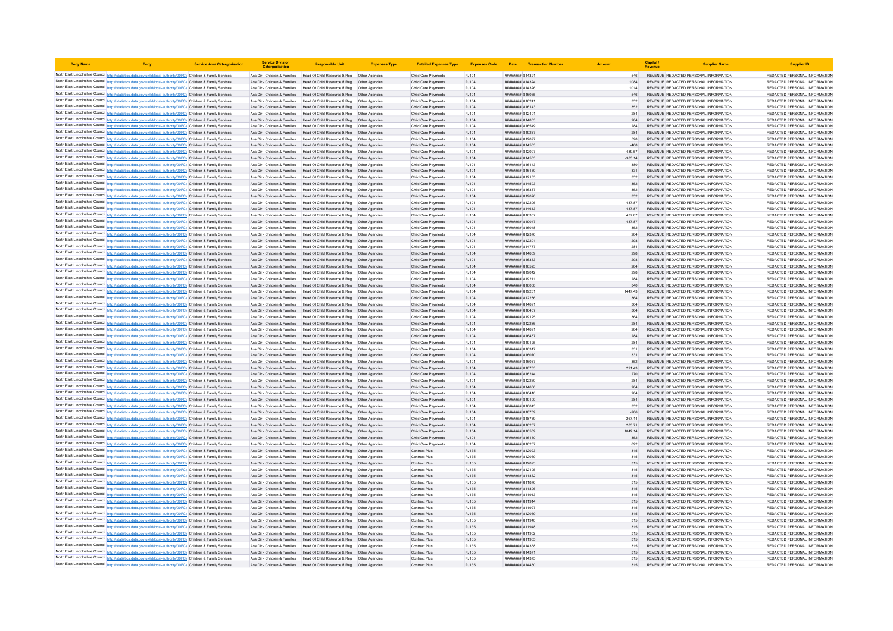| Body Name | Body | Service Area Catergorisation | Service Division Catergorisation | Responsible Unit | Expenses Type | Detailed Expenses Type | Expenses Code | Date | Transaction Number | Amount | Capital / Revenue | Supplier Name | Supplier ID |
|---|---|---|---|---|---|---|---|---|---|---|---|---|---|
| North East Lincolnshire Council | http://statistics.data.gov.uk/id/local-authority/00FC) | Children & Family Services | Ass Dir - Children & Families | Head Of Child Resource & Reg | Other Agencies | Child Care Payments | PJ104 | ######## | 814321 | 546 | REVENUE | REDACTED PERSONAL INFORMATION | REDACTED PERSONAL INFORMATION |
| North East Lincolnshire Council | http://statistics.data.gov.uk/id/local-authority/00FC) | Children & Family Services | Ass Dir - Children & Families | Head Of Child Resource & Reg | Other Agencies | Child Care Payments | PJ104 | ######## | 814324 | 1084 | REVENUE | REDACTED PERSONAL INFORMATION | REDACTED PERSONAL INFORMATION |
| North East Lincolnshire Council | http://statistics.data.gov.uk/id/local-authority/00FC) | Children & Family Services | Ass Dir - Children & Families | Head Of Child Resource & Reg | Other Agencies | Child Care Payments | PJ104 | ######## | 814326 | 1014 | REVENUE | REDACTED PERSONAL INFORMATION | REDACTED PERSONAL INFORMATION |
| North East Lincolnshire Council | http://statistics.data.gov.uk/id/local-authority/00FC) | Children & Family Services | Ass Dir - Children & Families | Head Of Child Resource & Reg | Other Agencies | Child Care Payments | PJ104 | ######## | 816065 | 546 | REVENUE | REDACTED PERSONAL INFORMATION | REDACTED PERSONAL INFORMATION |
| North East Lincolnshire Council | http://statistics.data.gov.uk/id/local-authority/00FC) | Children & Family Services | Ass Dir - Children & Families | Head Of Child Resource & Reg | Other Agencies | Child Care Payments | PJ104 | ######## | 816241 | 352 | REVENUE | REDACTED PERSONAL INFORMATION | REDACTED PERSONAL INFORMATION |
| North East Lincolnshire Council | http://statistics.data.gov.uk/id/local-authority/00FC) | Children & Family Services | Ass Dir - Children & Families | Head Of Child Resource & Reg | Other Agencies | Child Care Payments | PJ104 | ######## | 816143 | 352 | REVENUE | REDACTED PERSONAL INFORMATION | REDACTED PERSONAL INFORMATION |
| North East Lincolnshire Council | http://statistics.data.gov.uk/id/local-authority/00FC) | Children & Family Services | Ass Dir - Children & Families | Head Of Child Resource & Reg | Other Agencies | Child Care Payments | PJ104 | ######## | 812401 | 284 | REVENUE | REDACTED PERSONAL INFORMATION | REDACTED PERSONAL INFORMATION |
| North East Lincolnshire Council | http://statistics.data.gov.uk/id/local-authority/00FC) | Children & Family Services | Ass Dir - Children & Families | Head Of Child Resource & Reg | Other Agencies | Child Care Payments | PJ104 | ######## | 814803 | 284 | REVENUE | REDACTED PERSONAL INFORMATION | REDACTED PERSONAL INFORMATION |
| North East Lincolnshire Council | http://statistics.data.gov.uk/id/local-authority/00FC) | Children & Family Services | Ass Dir - Children & Families | Head Of Child Resource & Reg | Other Agencies | Child Care Payments | PJ104 | ######## | 816549 | 284 | REVENUE | REDACTED PERSONAL INFORMATION | REDACTED PERSONAL INFORMATION |
| North East Lincolnshire Council | http://statistics.data.gov.uk/id/local-authority/00FC) | Children & Family Services | Ass Dir - Children & Families | Head Of Child Resource & Reg | Other Agencies | Child Care Payments | PJ104 | ######## | 819237 | 284 | REVENUE | REDACTED PERSONAL INFORMATION | REDACTED PERSONAL INFORMATION |
| North East Lincolnshire Council | http://statistics.data.gov.uk/id/local-authority/00FC) | Children & Family Services | Ass Dir - Children & Families | Head Of Child Resource & Reg | Other Agencies | Child Care Payments | PJ104 | ######## | 812097 | 598 | REVENUE | REDACTED PERSONAL INFORMATION | REDACTED PERSONAL INFORMATION |
| North East Lincolnshire Council | http://statistics.data.gov.uk/id/local-authority/00FC) | Children & Family Services | Ass Dir - Children & Families | Head Of Child Resource & Reg | Other Agencies | Child Care Payments | PJ104 | ######## | 814503 | -468 | REVENUE | REDACTED PERSONAL INFORMATION | REDACTED PERSONAL INFORMATION |
| North East Lincolnshire Council | http://statistics.data.gov.uk/id/local-authority/00FC) | Children & Family Services | Ass Dir - Children & Families | Head Of Child Resource & Reg | Other Agencies | Child Care Payments | PJ104 | ######## | 812097 | 489.57 | REVENUE | REDACTED PERSONAL INFORMATION | REDACTED PERSONAL INFORMATION |
| North East Lincolnshire Council | http://statistics.data.gov.uk/id/local-authority/00FC) | Children & Family Services | Ass Dir - Children & Families | Head Of Child Resource & Reg | Other Agencies | Child Care Payments | PJ104 | ######## | 814503 | -383.14 | REVENUE | REDACTED PERSONAL INFORMATION | REDACTED PERSONAL INFORMATION |
| North East Lincolnshire Council | http://statistics.data.gov.uk/id/local-authority/00FC) | Children & Family Services | Ass Dir - Children & Families | Head Of Child Resource & Reg | Other Agencies | Child Care Payments | PJ104 | ######## | 816143 | 380 | REVENUE | REDACTED PERSONAL INFORMATION | REDACTED PERSONAL INFORMATION |
| North East Lincolnshire Council | http://statistics.data.gov.uk/id/local-authority/00FC) | Children & Family Services | Ass Dir - Children & Families | Head Of Child Resource & Reg | Other Agencies | Child Care Payments | PJ104 | ######## | 816150 | 331 | REVENUE | REDACTED PERSONAL INFORMATION | REDACTED PERSONAL INFORMATION |
| North East Lincolnshire Council | http://statistics.data.gov.uk/id/local-authority/00FC) | Children & Family Services | Ass Dir - Children & Families | Head Of Child Resource & Reg | Other Agencies | Child Care Payments | PJ104 | ######## | 812185 | 352 | REVENUE | REDACTED PERSONAL INFORMATION | REDACTED PERSONAL INFORMATION |
| North East Lincolnshire Council | http://statistics.data.gov.uk/id/local-authority/00FC) | Children & Family Services | Ass Dir - Children & Families | Head Of Child Resource & Reg | Other Agencies | Child Care Payments | PJ104 | ######## | 814593 | 352 | REVENUE | REDACTED PERSONAL INFORMATION | REDACTED PERSONAL INFORMATION |
| North East Lincolnshire Council | http://statistics.data.gov.uk/id/local-authority/00FC) | Children & Family Services | Ass Dir - Children & Families | Head Of Child Resource & Reg | Other Agencies | Child Care Payments | PJ104 | ######## | 816337 | 352 | REVENUE | REDACTED PERSONAL INFORMATION | REDACTED PERSONAL INFORMATION |
| North East Lincolnshire Council | http://statistics.data.gov.uk/id/local-authority/00FC) | Children & Family Services | Ass Dir - Children & Families | Head Of Child Resource & Reg | Other Agencies | Child Care Payments | PJ104 | ######## | 819026 | 352 | REVENUE | REDACTED PERSONAL INFORMATION | REDACTED PERSONAL INFORMATION |
| North East Lincolnshire Council | http://statistics.data.gov.uk/id/local-authority/00FC) | Children & Family Services | Ass Dir - Children & Families | Head Of Child Resource & Reg | Other Agencies | Child Care Payments | PJ104 | ######## | 812206 | 437.87 | REVENUE | REDACTED PERSONAL INFORMATION | REDACTED PERSONAL INFORMATION |
| North East Lincolnshire Council | http://statistics.data.gov.uk/id/local-authority/00FC) | Children & Family Services | Ass Dir - Children & Families | Head Of Child Resource & Reg | Other Agencies | Child Care Payments | PJ104 | ######## | 814613 | 437.87 | REVENUE | REDACTED PERSONAL INFORMATION | REDACTED PERSONAL INFORMATION |
| North East Lincolnshire Council | http://statistics.data.gov.uk/id/local-authority/00FC) | Children & Family Services | Ass Dir - Children & Families | Head Of Child Resource & Reg | Other Agencies | Child Care Payments | PJ104 | ######## | 816357 | 437.87 | REVENUE | REDACTED PERSONAL INFORMATION | REDACTED PERSONAL INFORMATION |
| North East Lincolnshire Council | http://statistics.data.gov.uk/id/local-authority/00FC) | Children & Family Services | Ass Dir - Children & Families | Head Of Child Resource & Reg | Other Agencies | Child Care Payments | PJ104 | ######## | 819047 | 437.87 | REVENUE | REDACTED PERSONAL INFORMATION | REDACTED PERSONAL INFORMATION |
| North East Lincolnshire Council | http://statistics.data.gov.uk/id/local-authority/00FC) | Children & Family Services | Ass Dir - Children & Families | Head Of Child Resource & Reg | Other Agencies | Child Care Payments | PJ104 | ######## | 816048 | 352 | REVENUE | REDACTED PERSONAL INFORMATION | REDACTED PERSONAL INFORMATION |
| North East Lincolnshire Council | http://statistics.data.gov.uk/id/local-authority/00FC) | Children & Family Services | Ass Dir - Children & Families | Head Of Child Resource & Reg | Other Agencies | Child Care Payments | PJ104 | ######## | 812376 | 284 | REVENUE | REDACTED PERSONAL INFORMATION | REDACTED PERSONAL INFORMATION |
| North East Lincolnshire Council | http://statistics.data.gov.uk/id/local-authority/00FC) | Children & Family Services | Ass Dir - Children & Families | Head Of Child Resource & Reg | Other Agencies | Child Care Payments | PJ104 | ######## | 812201 | 298 | REVENUE | REDACTED PERSONAL INFORMATION | REDACTED PERSONAL INFORMATION |
| North East Lincolnshire Council | http://statistics.data.gov.uk/id/local-authority/00FC) | Children & Family Services | Ass Dir - Children & Families | Head Of Child Resource & Reg | Other Agencies | Child Care Payments | PJ104 | ######## | 814777 | 284 | REVENUE | REDACTED PERSONAL INFORMATION | REDACTED PERSONAL INFORMATION |
| North East Lincolnshire Council | http://statistics.data.gov.uk/id/local-authority/00FC) | Children & Family Services | Ass Dir - Children & Families | Head Of Child Resource & Reg | Other Agencies | Child Care Payments | PJ104 | ######## | 814609 | 298 | REVENUE | REDACTED PERSONAL INFORMATION | REDACTED PERSONAL INFORMATION |
| North East Lincolnshire Council | http://statistics.data.gov.uk/id/local-authority/00FC) | Children & Family Services | Ass Dir - Children & Families | Head Of Child Resource & Reg | Other Agencies | Child Care Payments | PJ104 | ######## | 816353 | 298 | REVENUE | REDACTED PERSONAL INFORMATION | REDACTED PERSONAL INFORMATION |
| North East Lincolnshire Council | http://statistics.data.gov.uk/id/local-authority/00FC) | Children & Family Services | Ass Dir - Children & Families | Head Of Child Resource & Reg | Other Agencies | Child Care Payments | PJ104 | ######## | 816523 | 284 | REVENUE | REDACTED PERSONAL INFORMATION | REDACTED PERSONAL INFORMATION |
| North East Lincolnshire Council | http://statistics.data.gov.uk/id/local-authority/00FC) | Children & Family Services | Ass Dir - Children & Families | Head Of Child Resource & Reg | Other Agencies | Child Care Payments | PJ104 | ######## | 819042 | 298 | REVENUE | REDACTED PERSONAL INFORMATION | REDACTED PERSONAL INFORMATION |
| North East Lincolnshire Council | http://statistics.data.gov.uk/id/local-authority/00FC) | Children & Family Services | Ass Dir - Children & Families | Head Of Child Resource & Reg | Other Agencies | Child Care Payments | PJ104 | ######## | 819211 | 284 | REVENUE | REDACTED PERSONAL INFORMATION | REDACTED PERSONAL INFORMATION |
| North East Lincolnshire Council | http://statistics.data.gov.uk/id/local-authority/00FC) | Children & Family Services | Ass Dir - Children & Families | Head Of Child Resource & Reg | Other Agencies | Child Care Payments | PJ104 | ######## | 816068 | 340 | REVENUE | REDACTED PERSONAL INFORMATION | REDACTED PERSONAL INFORMATION |
| North East Lincolnshire Council | http://statistics.data.gov.uk/id/local-authority/00FC) | Children & Family Services | Ass Dir - Children & Families | Head Of Child Resource & Reg | Other Agencies | Child Care Payments | PJ104 | ######## | 819281 | 1447.43 | REVENUE | REDACTED PERSONAL INFORMATION | REDACTED PERSONAL INFORMATION |
| North East Lincolnshire Council | http://statistics.data.gov.uk/id/local-authority/00FC) | Children & Family Services | Ass Dir - Children & Families | Head Of Child Resource & Reg | Other Agencies | Child Care Payments | PJ104 | ######## | 812286 | 364 | REVENUE | REDACTED PERSONAL INFORMATION | REDACTED PERSONAL INFORMATION |
| North East Lincolnshire Council | http://statistics.data.gov.uk/id/local-authority/00FC) | Children & Family Services | Ass Dir - Children & Families | Head Of Child Resource & Reg | Other Agencies | Child Care Payments | PJ104 | ######## | 814691 | 364 | REVENUE | REDACTED PERSONAL INFORMATION | REDACTED PERSONAL INFORMATION |
| North East Lincolnshire Council | http://statistics.data.gov.uk/id/local-authority/00FC) | Children & Family Services | Ass Dir - Children & Families | Head Of Child Resource & Reg | Other Agencies | Child Care Payments | PJ104 | ######## | 816437 | 364 | REVENUE | REDACTED PERSONAL INFORMATION | REDACTED PERSONAL INFORMATION |
| North East Lincolnshire Council | http://statistics.data.gov.uk/id/local-authority/00FC) | Children & Family Services | Ass Dir - Children & Families | Head Of Child Resource & Reg | Other Agencies | Child Care Payments | PJ104 | ######## | 819125 | 364 | REVENUE | REDACTED PERSONAL INFORMATION | REDACTED PERSONAL INFORMATION |
| North East Lincolnshire Council | http://statistics.data.gov.uk/id/local-authority/00FC) | Children & Family Services | Ass Dir - Children & Families | Head Of Child Resource & Reg | Other Agencies | Child Care Payments | PJ104 | ######## | 812286 | 284 | REVENUE | REDACTED PERSONAL INFORMATION | REDACTED PERSONAL INFORMATION |
| North East Lincolnshire Council | http://statistics.data.gov.uk/id/local-authority/00FC) | Children & Family Services | Ass Dir - Children & Families | Head Of Child Resource & Reg | Other Agencies | Child Care Payments | PJ104 | ######## | 814691 | 284 | REVENUE | REDACTED PERSONAL INFORMATION | REDACTED PERSONAL INFORMATION |
| North East Lincolnshire Council | http://statistics.data.gov.uk/id/local-authority/00FC) | Children & Family Services | Ass Dir - Children & Families | Head Of Child Resource & Reg | Other Agencies | Child Care Payments | PJ104 | ######## | 816437 | 284 | REVENUE | REDACTED PERSONAL INFORMATION | REDACTED PERSONAL INFORMATION |
| North East Lincolnshire Council | http://statistics.data.gov.uk/id/local-authority/00FC) | Children & Family Services | Ass Dir - Children & Families | Head Of Child Resource & Reg | Other Agencies | Child Care Payments | PJ104 | ######## | 819125 | 284 | REVENUE | REDACTED PERSONAL INFORMATION | REDACTED PERSONAL INFORMATION |
| North East Lincolnshire Council | http://statistics.data.gov.uk/id/local-authority/00FC) | Children & Family Services | Ass Dir - Children & Families | Head Of Child Resource & Reg | Other Agencies | Child Care Payments | PJ104 | ######## | 816317 | 331 | REVENUE | REDACTED PERSONAL INFORMATION | REDACTED PERSONAL INFORMATION |
| North East Lincolnshire Council | http://statistics.data.gov.uk/id/local-authority/00FC) | Children & Family Services | Ass Dir - Children & Families | Head Of Child Resource & Reg | Other Agencies | Child Care Payments | PJ104 | ######## | 816070 | 331 | REVENUE | REDACTED PERSONAL INFORMATION | REDACTED PERSONAL INFORMATION |
| North East Lincolnshire Council | http://statistics.data.gov.uk/id/local-authority/00FC) | Children & Family Services | Ass Dir - Children & Families | Head Of Child Resource & Reg | Other Agencies | Child Care Payments | PJ104 | ######## | 816037 | 352 | REVENUE | REDACTED PERSONAL INFORMATION | REDACTED PERSONAL INFORMATION |
| North East Lincolnshire Council | http://statistics.data.gov.uk/id/local-authority/00FC) | Children & Family Services | Ass Dir - Children & Families | Head Of Child Resource & Reg | Other Agencies | Child Care Payments | PJ104 | ######## | 818733 | 291.43 | REVENUE | REDACTED PERSONAL INFORMATION | REDACTED PERSONAL INFORMATION |
| North East Lincolnshire Council | http://statistics.data.gov.uk/id/local-authority/00FC) | Children & Family Services | Ass Dir - Children & Families | Head Of Child Resource & Reg | Other Agencies | Child Care Payments | PJ104 | ######## | 816244 | 270 | REVENUE | REDACTED PERSONAL INFORMATION | REDACTED PERSONAL INFORMATION |
| North East Lincolnshire Council | http://statistics.data.gov.uk/id/local-authority/00FC) | Children & Family Services | Ass Dir - Children & Families | Head Of Child Resource & Reg | Other Agencies | Child Care Payments | PJ104 | ######## | 812260 | 284 | REVENUE | REDACTED PERSONAL INFORMATION | REDACTED PERSONAL INFORMATION |
| North East Lincolnshire Council | http://statistics.data.gov.uk/id/local-authority/00FC) | Children & Family Services | Ass Dir - Children & Families | Head Of Child Resource & Reg | Other Agencies | Child Care Payments | PJ104 | ######## | 814666 | 284 | REVENUE | REDACTED PERSONAL INFORMATION | REDACTED PERSONAL INFORMATION |
| North East Lincolnshire Council | http://statistics.data.gov.uk/id/local-authority/00FC) | Children & Family Services | Ass Dir - Children & Families | Head Of Child Resource & Reg | Other Agencies | Child Care Payments | PJ104 | ######## | 816410 | 284 | REVENUE | REDACTED PERSONAL INFORMATION | REDACTED PERSONAL INFORMATION |
| North East Lincolnshire Council | http://statistics.data.gov.uk/id/local-authority/00FC) | Children & Family Services | Ass Dir - Children & Families | Head Of Child Resource & Reg | Other Agencies | Child Care Payments | PJ104 | ######## | 819100 | 284 | REVENUE | REDACTED PERSONAL INFORMATION | REDACTED PERSONAL INFORMATION |
| North East Lincolnshire Council | http://statistics.data.gov.uk/id/local-authority/00FC) | Children & Family Services | Ass Dir - Children & Families | Head Of Child Resource & Reg | Other Agencies | Child Care Payments | PJ104 | ######## | 816043 | 352 | REVENUE | REDACTED PERSONAL INFORMATION | REDACTED PERSONAL INFORMATION |
| North East Lincolnshire Council | http://statistics.data.gov.uk/id/local-authority/00FC) | Children & Family Services | Ass Dir - Children & Families | Head Of Child Resource & Reg | Other Agencies | Child Care Payments | PJ104 | ######## | 818739 | -286 | REVENUE | REDACTED PERSONAL INFORMATION | REDACTED PERSONAL INFORMATION |
| North East Lincolnshire Council | http://statistics.data.gov.uk/id/local-authority/00FC) | Children & Family Services | Ass Dir - Children & Families | Head Of Child Resource & Reg | Other Agencies | Child Care Payments | PJ104 | ######## | 818739 | -267.14 | REVENUE | REDACTED PERSONAL INFORMATION | REDACTED PERSONAL INFORMATION |
| North East Lincolnshire Council | http://statistics.data.gov.uk/id/local-authority/00FC) | Children & Family Services | Ass Dir - Children & Families | Head Of Child Resource & Reg | Other Agencies | Child Care Payments | PJ104 | ######## | 816207 | 283.71 | REVENUE | REDACTED PERSONAL INFORMATION | REDACTED PERSONAL INFORMATION |
| North East Lincolnshire Council | http://statistics.data.gov.uk/id/local-authority/00FC) | Children & Family Services | Ass Dir - Children & Families | Head Of Child Resource & Reg | Other Agencies | Child Care Payments | PJ104 | ######## | 816589 | 1042.14 | REVENUE | REDACTED PERSONAL INFORMATION | REDACTED PERSONAL INFORMATION |
| North East Lincolnshire Council | http://statistics.data.gov.uk/id/local-authority/00FC) | Children & Family Services | Ass Dir - Children & Families | Head Of Child Resource & Reg | Other Agencies | Child Care Payments | PJ104 | ######## | 816150 | 352 | REVENUE | REDACTED PERSONAL INFORMATION | REDACTED PERSONAL INFORMATION |
| North East Lincolnshire Council | http://statistics.data.gov.uk/id/local-authority/00FC) | Children & Family Services | Ass Dir - Children & Families | Head Of Child Resource & Reg | Other Agencies | Child Care Payments | PJ104 | ######## | 816207 | 692 | REVENUE | REDACTED PERSONAL INFORMATION | REDACTED PERSONAL INFORMATION |
| North East Lincolnshire Council | http://statistics.data.gov.uk/id/local-authority/00FC) | Children & Family Services | Ass Dir - Children & Families | Head Of Child Resource & Reg | Other Agencies | Contract Plus | PJ135 | ######## | 812023 | 315 | REVENUE | REDACTED PERSONAL INFORMATION | REDACTED PERSONAL INFORMATION |
| North East Lincolnshire Council | http://statistics.data.gov.uk/id/local-authority/00FC) | Children & Family Services | Ass Dir - Children & Families | Head Of Child Resource & Reg | Other Agencies | Contract Plus | PJ135 | ######## | 812069 | 315 | REVENUE | REDACTED PERSONAL INFORMATION | REDACTED PERSONAL INFORMATION |
| North East Lincolnshire Council | http://statistics.data.gov.uk/id/local-authority/00FC) | Children & Family Services | Ass Dir - Children & Families | Head Of Child Resource & Reg | Other Agencies | Contract Plus | PJ135 | ######## | 812093 | 315 | REVENUE | REDACTED PERSONAL INFORMATION | REDACTED PERSONAL INFORMATION |
| North East Lincolnshire Council | http://statistics.data.gov.uk/id/local-authority/00FC) | Children & Family Services | Ass Dir - Children & Families | Head Of Child Resource & Reg | Other Agencies | Contract Plus | PJ135 | ######## | 812195 | 315 | REVENUE | REDACTED PERSONAL INFORMATION | REDACTED PERSONAL INFORMATION |
| North East Lincolnshire Council | http://statistics.data.gov.uk/id/local-authority/00FC) | Children & Family Services | Ass Dir - Children & Families | Head Of Child Resource & Reg | Other Agencies | Contract Plus | PJ135 | ######## | 811862 | 315 | REVENUE | REDACTED PERSONAL INFORMATION | REDACTED PERSONAL INFORMATION |
| North East Lincolnshire Council | http://statistics.data.gov.uk/id/local-authority/00FC) | Children & Family Services | Ass Dir - Children & Families | Head Of Child Resource & Reg | Other Agencies | Contract Plus | PJ135 | ######## | 811876 | 315 | REVENUE | REDACTED PERSONAL INFORMATION | REDACTED PERSONAL INFORMATION |
| North East Lincolnshire Council | http://statistics.data.gov.uk/id/local-authority/00FC) | Children & Family Services | Ass Dir - Children & Families | Head Of Child Resource & Reg | Other Agencies | Contract Plus | PJ135 | ######## | 811896 | 315 | REVENUE | REDACTED PERSONAL INFORMATION | REDACTED PERSONAL INFORMATION |
| North East Lincolnshire Council | http://statistics.data.gov.uk/id/local-authority/00FC) | Children & Family Services | Ass Dir - Children & Families | Head Of Child Resource & Reg | Other Agencies | Contract Plus | PJ135 | ######## | 811913 | 315 | REVENUE | REDACTED PERSONAL INFORMATION | REDACTED PERSONAL INFORMATION |
| North East Lincolnshire Council | http://statistics.data.gov.uk/id/local-authority/00FC) | Children & Family Services | Ass Dir - Children & Families | Head Of Child Resource & Reg | Other Agencies | Contract Plus | PJ135 | ######## | 811914 | 315 | REVENUE | REDACTED PERSONAL INFORMATION | REDACTED PERSONAL INFORMATION |
| North East Lincolnshire Council | http://statistics.data.gov.uk/id/local-authority/00FC) | Children & Family Services | Ass Dir - Children & Families | Head Of Child Resource & Reg | Other Agencies | Contract Plus | PJ135 | ######## | 811927 | 315 | REVENUE | REDACTED PERSONAL INFORMATION | REDACTED PERSONAL INFORMATION |
| North East Lincolnshire Council | http://statistics.data.gov.uk/id/local-authority/00FC) | Children & Family Services | Ass Dir - Children & Families | Head Of Child Resource & Reg | Other Agencies | Contract Plus | PJ135 | ######## | 812059 | 315 | REVENUE | REDACTED PERSONAL INFORMATION | REDACTED PERSONAL INFORMATION |
| North East Lincolnshire Council | http://statistics.data.gov.uk/id/local-authority/00FC) | Children & Family Services | Ass Dir - Children & Families | Head Of Child Resource & Reg | Other Agencies | Contract Plus | PJ135 | ######## | 811940 | 315 | REVENUE | REDACTED PERSONAL INFORMATION | REDACTED PERSONAL INFORMATION |
| North East Lincolnshire Council | http://statistics.data.gov.uk/id/local-authority/00FC) | Children & Family Services | Ass Dir - Children & Families | Head Of Child Resource & Reg | Other Agencies | Contract Plus | PJ135 | ######## | 811948 | 315 | REVENUE | REDACTED PERSONAL INFORMATION | REDACTED PERSONAL INFORMATION |
| North East Lincolnshire Council | http://statistics.data.gov.uk/id/local-authority/00FC) | Children & Family Services | Ass Dir - Children & Families | Head Of Child Resource & Reg | Other Agencies | Contract Plus | PJ135 | ######## | 811962 | 315 | REVENUE | REDACTED PERSONAL INFORMATION | REDACTED PERSONAL INFORMATION |
| North East Lincolnshire Council | http://statistics.data.gov.uk/id/local-authority/00FC) | Children & Family Services | Ass Dir - Children & Families | Head Of Child Resource & Reg | Other Agencies | Contract Plus | PJ135 | ######## | 811985 | 315 | REVENUE | REDACTED PERSONAL INFORMATION | REDACTED PERSONAL INFORMATION |
| North East Lincolnshire Council | http://statistics.data.gov.uk/id/local-authority/00FC) | Children & Family Services | Ass Dir - Children & Families | Head Of Child Resource & Reg | Other Agencies | Contract Plus | PJ135 | ######## | 814358 | 315 | REVENUE | REDACTED PERSONAL INFORMATION | REDACTED PERSONAL INFORMATION |
| North East Lincolnshire Council | http://statistics.data.gov.uk/id/local-authority/00FC) | Children & Family Services | Ass Dir - Children & Families | Head Of Child Resource & Reg | Other Agencies | Contract Plus | PJ135 | ######## | 814371 | 315 | REVENUE | REDACTED PERSONAL INFORMATION | REDACTED PERSONAL INFORMATION |
| North East Lincolnshire Council | http://statistics.data.gov.uk/id/local-authority/00FC) | Children & Family Services | Ass Dir - Children & Families | Head Of Child Resource & Reg | Other Agencies | Contract Plus | PJ135 | ######## | 814375 | 315 | REVENUE | REDACTED PERSONAL INFORMATION | REDACTED PERSONAL INFORMATION |
| North East Lincolnshire Council | http://statistics.data.gov.uk/id/local-authority/00FC) | Children & Family Services | Ass Dir - Children & Families | Head Of Child Resource & Reg | Other Agencies | Contract Plus | PJ135 | ######## | 814430 | 315 | REVENUE | REDACTED PERSONAL INFORMATION | REDACTED PERSONAL INFORMATION |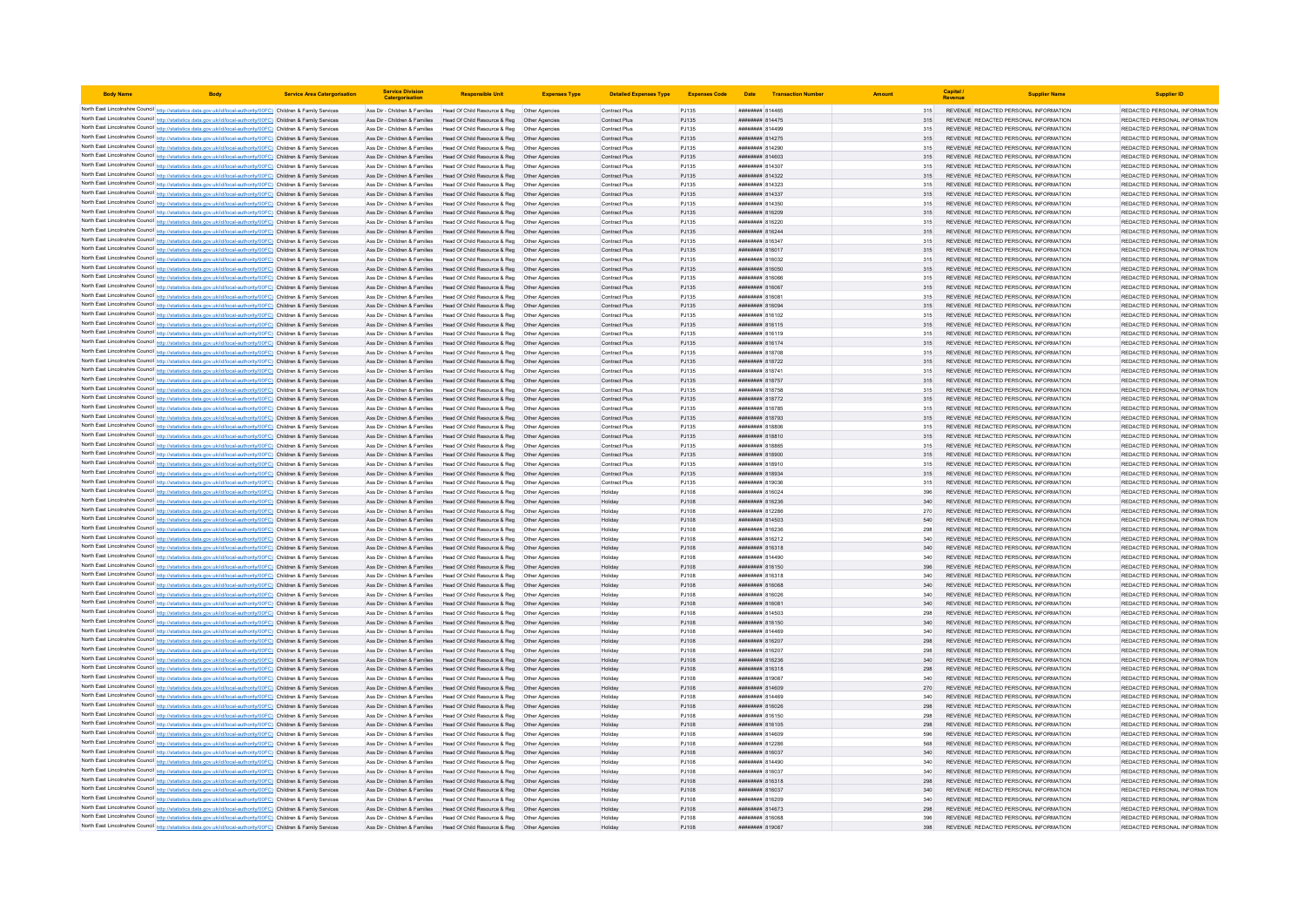| Body Name | Body | Service Area Catergorisation | Service Division Catergorisation | Responsible Unit | Expenses Type | Detailed Expenses Type | Expenses Code | Date | Transaction Number | Amount | Capital / Revenue | Supplier Name | Supplier ID |
|---|---|---|---|---|---|---|---|---|---|---|---|---|---|
| North East Lincolnshire Council | http://statistics.data.gov.uk/id/local-authority/00FC) | Children & Family Services | Ass Dir - Children & Families | Head Of Child Resource & Reg | Other Agencies | Contract Plus | PJ135 | ######## | 814465 | 315 | REVENUE | REDACTED PERSONAL INFORMATION | REDACTED PERSONAL INFORMATION |
| North East Lincolnshire Council | http://statistics.data.gov.uk/id/local-authority/00FC) | Children & Family Services | Ass Dir - Children & Families | Head Of Child Resource & Reg | Other Agencies | Contract Plus | PJ135 | ######## | 814475 | 315 | REVENUE | REDACTED PERSONAL INFORMATION | REDACTED PERSONAL INFORMATION |
| North East Lincolnshire Council | http://statistics.data.gov.uk/id/local-authority/00FC) | Children & Family Services | Ass Dir - Children & Families | Head Of Child Resource & Reg | Other Agencies | Contract Plus | PJ135 | ######## | 814499 | 315 | REVENUE | REDACTED PERSONAL INFORMATION | REDACTED PERSONAL INFORMATION |
| North East Lincolnshire Council | http://statistics.data.gov.uk/id/local-authority/00FC) | Children & Family Services | Ass Dir - Children & Families | Head Of Child Resource & Reg | Other Agencies | Contract Plus | PJ135 | ######## | 814275 | 315 | REVENUE | REDACTED PERSONAL INFORMATION | REDACTED PERSONAL INFORMATION |
| North East Lincolnshire Council | http://statistics.data.gov.uk/id/local-authority/00FC) | Children & Family Services | Ass Dir - Children & Families | Head Of Child Resource & Reg | Other Agencies | Contract Plus | PJ135 | ######## | 814290 | 315 | REVENUE | REDACTED PERSONAL INFORMATION | REDACTED PERSONAL INFORMATION |
| North East Lincolnshire Council | http://statistics.data.gov.uk/id/local-authority/00FC) | Children & Family Services | Ass Dir - Children & Families | Head Of Child Resource & Reg | Other Agencies | Contract Plus | PJ135 | ######## | 814603 | 315 | REVENUE | REDACTED PERSONAL INFORMATION | REDACTED PERSONAL INFORMATION |
| North East Lincolnshire Council | http://statistics.data.gov.uk/id/local-authority/00FC) | Children & Family Services | Ass Dir - Children & Families | Head Of Child Resource & Reg | Other Agencies | Contract Plus | PJ135 | ######## | 814307 | 315 | REVENUE | REDACTED PERSONAL INFORMATION | REDACTED PERSONAL INFORMATION |
| North East Lincolnshire Council | http://statistics.data.gov.uk/id/local-authority/00FC) | Children & Family Services | Ass Dir - Children & Families | Head Of Child Resource & Reg | Other Agencies | Contract Plus | PJ135 | ######## | 814322 | 315 | REVENUE | REDACTED PERSONAL INFORMATION | REDACTED PERSONAL INFORMATION |
| North East Lincolnshire Council | http://statistics.data.gov.uk/id/local-authority/00FC) | Children & Family Services | Ass Dir - Children & Families | Head Of Child Resource & Reg | Other Agencies | Contract Plus | PJ135 | ######## | 814323 | 315 | REVENUE | REDACTED PERSONAL INFORMATION | REDACTED PERSONAL INFORMATION |
| North East Lincolnshire Council | http://statistics.data.gov.uk/id/local-authority/00FC) | Children & Family Services | Ass Dir - Children & Families | Head Of Child Resource & Reg | Other Agencies | Contract Plus | PJ135 | ######## | 814337 | 315 | REVENUE | REDACTED PERSONAL INFORMATION | REDACTED PERSONAL INFORMATION |
| North East Lincolnshire Council | http://statistics.data.gov.uk/id/local-authority/00FC) | Children & Family Services | Ass Dir - Children & Families | Head Of Child Resource & Reg | Other Agencies | Contract Plus | PJ135 | ######## | 814350 | 315 | REVENUE | REDACTED PERSONAL INFORMATION | REDACTED PERSONAL INFORMATION |
| North East Lincolnshire Council | http://statistics.data.gov.uk/id/local-authority/00FC) | Children & Family Services | Ass Dir - Children & Families | Head Of Child Resource & Reg | Other Agencies | Contract Plus | PJ135 | ######## | 816209 | 315 | REVENUE | REDACTED PERSONAL INFORMATION | REDACTED PERSONAL INFORMATION |
| North East Lincolnshire Council | http://statistics.data.gov.uk/id/local-authority/00FC) | Children & Family Services | Ass Dir - Children & Families | Head Of Child Resource & Reg | Other Agencies | Contract Plus | PJ135 | ######## | 816220 | 315 | REVENUE | REDACTED PERSONAL INFORMATION | REDACTED PERSONAL INFORMATION |
| North East Lincolnshire Council | http://statistics.data.gov.uk/id/local-authority/00FC) | Children & Family Services | Ass Dir - Children & Families | Head Of Child Resource & Reg | Other Agencies | Contract Plus | PJ135 | ######## | 816244 | 315 | REVENUE | REDACTED PERSONAL INFORMATION | REDACTED PERSONAL INFORMATION |
| North East Lincolnshire Council | http://statistics.data.gov.uk/id/local-authority/00FC) | Children & Family Services | Ass Dir - Children & Families | Head Of Child Resource & Reg | Other Agencies | Contract Plus | PJ135 | ######## | 816347 | 315 | REVENUE | REDACTED PERSONAL INFORMATION | REDACTED PERSONAL INFORMATION |
| North East Lincolnshire Council | http://statistics.data.gov.uk/id/local-authority/00FC) | Children & Family Services | Ass Dir - Children & Families | Head Of Child Resource & Reg | Other Agencies | Contract Plus | PJ135 | ######## | 816017 | 315 | REVENUE | REDACTED PERSONAL INFORMATION | REDACTED PERSONAL INFORMATION |
| North East Lincolnshire Council | http://statistics.data.gov.uk/id/local-authority/00FC) | Children & Family Services | Ass Dir - Children & Families | Head Of Child Resource & Reg | Other Agencies | Contract Plus | PJ135 | ######## | 816032 | 315 | REVENUE | REDACTED PERSONAL INFORMATION | REDACTED PERSONAL INFORMATION |
| North East Lincolnshire Council | http://statistics.data.gov.uk/id/local-authority/00FC) | Children & Family Services | Ass Dir - Children & Families | Head Of Child Resource & Reg | Other Agencies | Contract Plus | PJ135 | ######## | 816050 | 315 | REVENUE | REDACTED PERSONAL INFORMATION | REDACTED PERSONAL INFORMATION |
| North East Lincolnshire Council | http://statistics.data.gov.uk/id/local-authority/00FC) | Children & Family Services | Ass Dir - Children & Families | Head Of Child Resource & Reg | Other Agencies | Contract Plus | PJ135 | ######## | 816066 | 315 | REVENUE | REDACTED PERSONAL INFORMATION | REDACTED PERSONAL INFORMATION |
| North East Lincolnshire Council | http://statistics.data.gov.uk/id/local-authority/00FC) | Children & Family Services | Ass Dir - Children & Families | Head Of Child Resource & Reg | Other Agencies | Contract Plus | PJ135 | ######## | 816067 | 315 | REVENUE | REDACTED PERSONAL INFORMATION | REDACTED PERSONAL INFORMATION |
| North East Lincolnshire Council | http://statistics.data.gov.uk/id/local-authority/00FC) | Children & Family Services | Ass Dir - Children & Families | Head Of Child Resource & Reg | Other Agencies | Contract Plus | PJ135 | ######## | 816081 | 315 | REVENUE | REDACTED PERSONAL INFORMATION | REDACTED PERSONAL INFORMATION |
| North East Lincolnshire Council | http://statistics.data.gov.uk/id/local-authority/00FC) | Children & Family Services | Ass Dir - Children & Families | Head Of Child Resource & Reg | Other Agencies | Contract Plus | PJ135 | ######## | 816094 | 315 | REVENUE | REDACTED PERSONAL INFORMATION | REDACTED PERSONAL INFORMATION |
| North East Lincolnshire Council | http://statistics.data.gov.uk/id/local-authority/00FC) | Children & Family Services | Ass Dir - Children & Families | Head Of Child Resource & Reg | Other Agencies | Contract Plus | PJ135 | ######## | 816102 | 315 | REVENUE | REDACTED PERSONAL INFORMATION | REDACTED PERSONAL INFORMATION |
| North East Lincolnshire Council | http://statistics.data.gov.uk/id/local-authority/00FC) | Children & Family Services | Ass Dir - Children & Families | Head Of Child Resource & Reg | Other Agencies | Contract Plus | PJ135 | ######## | 816115 | 315 | REVENUE | REDACTED PERSONAL INFORMATION | REDACTED PERSONAL INFORMATION |
| North East Lincolnshire Council | http://statistics.data.gov.uk/id/local-authority/00FC) | Children & Family Services | Ass Dir - Children & Families | Head Of Child Resource & Reg | Other Agencies | Contract Plus | PJ135 | ######## | 816119 | 315 | REVENUE | REDACTED PERSONAL INFORMATION | REDACTED PERSONAL INFORMATION |
| North East Lincolnshire Council | http://statistics.data.gov.uk/id/local-authority/00FC) | Children & Family Services | Ass Dir - Children & Families | Head Of Child Resource & Reg | Other Agencies | Contract Plus | PJ135 | ######## | 816174 | 315 | REVENUE | REDACTED PERSONAL INFORMATION | REDACTED PERSONAL INFORMATION |
| North East Lincolnshire Council | http://statistics.data.gov.uk/id/local-authority/00FC) | Children & Family Services | Ass Dir - Children & Families | Head Of Child Resource & Reg | Other Agencies | Contract Plus | PJ135 | ######## | 818708 | 315 | REVENUE | REDACTED PERSONAL INFORMATION | REDACTED PERSONAL INFORMATION |
| North East Lincolnshire Council | http://statistics.data.gov.uk/id/local-authority/00FC) | Children & Family Services | Ass Dir - Children & Families | Head Of Child Resource & Reg | Other Agencies | Contract Plus | PJ135 | ######## | 818722 | 315 | REVENUE | REDACTED PERSONAL INFORMATION | REDACTED PERSONAL INFORMATION |
| North East Lincolnshire Council | http://statistics.data.gov.uk/id/local-authority/00FC) | Children & Family Services | Ass Dir - Children & Families | Head Of Child Resource & Reg | Other Agencies | Contract Plus | PJ135 | ######## | 818741 | 315 | REVENUE | REDACTED PERSONAL INFORMATION | REDACTED PERSONAL INFORMATION |
| North East Lincolnshire Council | http://statistics.data.gov.uk/id/local-authority/00FC) | Children & Family Services | Ass Dir - Children & Families | Head Of Child Resource & Reg | Other Agencies | Contract Plus | PJ135 | ######## | 818757 | 315 | REVENUE | REDACTED PERSONAL INFORMATION | REDACTED PERSONAL INFORMATION |
| North East Lincolnshire Council | http://statistics.data.gov.uk/id/local-authority/00FC) | Children & Family Services | Ass Dir - Children & Families | Head Of Child Resource & Reg | Other Agencies | Contract Plus | PJ135 | ######## | 818758 | 315 | REVENUE | REDACTED PERSONAL INFORMATION | REDACTED PERSONAL INFORMATION |
| North East Lincolnshire Council | http://statistics.data.gov.uk/id/local-authority/00FC) | Children & Family Services | Ass Dir - Children & Families | Head Of Child Resource & Reg | Other Agencies | Contract Plus | PJ135 | ######## | 818772 | 315 | REVENUE | REDACTED PERSONAL INFORMATION | REDACTED PERSONAL INFORMATION |
| North East Lincolnshire Council | http://statistics.data.gov.uk/id/local-authority/00FC) | Children & Family Services | Ass Dir - Children & Families | Head Of Child Resource & Reg | Other Agencies | Contract Plus | PJ135 | ######## | 818785 | 315 | REVENUE | REDACTED PERSONAL INFORMATION | REDACTED PERSONAL INFORMATION |
| North East Lincolnshire Council | http://statistics.data.gov.uk/id/local-authority/00FC) | Children & Family Services | Ass Dir - Children & Families | Head Of Child Resource & Reg | Other Agencies | Contract Plus | PJ135 | ######## | 818793 | 315 | REVENUE | REDACTED PERSONAL INFORMATION | REDACTED PERSONAL INFORMATION |
| North East Lincolnshire Council | http://statistics.data.gov.uk/id/local-authority/00FC) | Children & Family Services | Ass Dir - Children & Families | Head Of Child Resource & Reg | Other Agencies | Contract Plus | PJ135 | ######## | 818806 | 315 | REVENUE | REDACTED PERSONAL INFORMATION | REDACTED PERSONAL INFORMATION |
| North East Lincolnshire Council | http://statistics.data.gov.uk/id/local-authority/00FC) | Children & Family Services | Ass Dir - Children & Families | Head Of Child Resource & Reg | Other Agencies | Contract Plus | PJ135 | ######## | 818810 | 315 | REVENUE | REDACTED PERSONAL INFORMATION | REDACTED PERSONAL INFORMATION |
| North East Lincolnshire Council | http://statistics.data.gov.uk/id/local-authority/00FC) | Children & Family Services | Ass Dir - Children & Families | Head Of Child Resource & Reg | Other Agencies | Contract Plus | PJ135 | ######## | 818865 | 315 | REVENUE | REDACTED PERSONAL INFORMATION | REDACTED PERSONAL INFORMATION |
| North East Lincolnshire Council | http://statistics.data.gov.uk/id/local-authority/00FC) | Children & Family Services | Ass Dir - Children & Families | Head Of Child Resource & Reg | Other Agencies | Contract Plus | PJ135 | ######## | 818900 | 315 | REVENUE | REDACTED PERSONAL INFORMATION | REDACTED PERSONAL INFORMATION |
| North East Lincolnshire Council | http://statistics.data.gov.uk/id/local-authority/00FC) | Children & Family Services | Ass Dir - Children & Families | Head Of Child Resource & Reg | Other Agencies | Contract Plus | PJ135 | ######## | 818910 | 315 | REVENUE | REDACTED PERSONAL INFORMATION | REDACTED PERSONAL INFORMATION |
| North East Lincolnshire Council | http://statistics.data.gov.uk/id/local-authority/00FC) | Children & Family Services | Ass Dir - Children & Families | Head Of Child Resource & Reg | Other Agencies | Contract Plus | PJ135 | ######## | 818934 | 315 | REVENUE | REDACTED PERSONAL INFORMATION | REDACTED PERSONAL INFORMATION |
| North East Lincolnshire Council | http://statistics.data.gov.uk/id/local-authority/00FC) | Children & Family Services | Ass Dir - Children & Families | Head Of Child Resource & Reg | Other Agencies | Contract Plus | PJ135 | ######## | 819036 | 315 | REVENUE | REDACTED PERSONAL INFORMATION | REDACTED PERSONAL INFORMATION |
| North East Lincolnshire Council | http://statistics.data.gov.uk/id/local-authority/00FC) | Children & Family Services | Ass Dir - Children & Families | Head Of Child Resource & Reg | Other Agencies | Holiday | PJ108 | ######## | 816024 | 396 | REVENUE | REDACTED PERSONAL INFORMATION | REDACTED PERSONAL INFORMATION |
| North East Lincolnshire Council | http://statistics.data.gov.uk/id/local-authority/00FC) | Children & Family Services | Ass Dir - Children & Families | Head Of Child Resource & Reg | Other Agencies | Holiday | PJ108 | ######## | 816236 | 340 | REVENUE | REDACTED PERSONAL INFORMATION | REDACTED PERSONAL INFORMATION |
| North East Lincolnshire Council | http://statistics.data.gov.uk/id/local-authority/00FC) | Children & Family Services | Ass Dir - Children & Families | Head Of Child Resource & Reg | Other Agencies | Holiday | PJ108 | ######## | 812286 | 270 | REVENUE | REDACTED PERSONAL INFORMATION | REDACTED PERSONAL INFORMATION |
| North East Lincolnshire Council | http://statistics.data.gov.uk/id/local-authority/00FC) | Children & Family Services | Ass Dir - Children & Families | Head Of Child Resource & Reg | Other Agencies | Holiday | PJ108 | ######## | 814503 | 540 | REVENUE | REDACTED PERSONAL INFORMATION | REDACTED PERSONAL INFORMATION |
| North East Lincolnshire Council | http://statistics.data.gov.uk/id/local-authority/00FC) | Children & Family Services | Ass Dir - Children & Families | Head Of Child Resource & Reg | Other Agencies | Holiday | PJ108 | ######## | 816236 | 298 | REVENUE | REDACTED PERSONAL INFORMATION | REDACTED PERSONAL INFORMATION |
| North East Lincolnshire Council | http://statistics.data.gov.uk/id/local-authority/00FC) | Children & Family Services | Ass Dir - Children & Families | Head Of Child Resource & Reg | Other Agencies | Holiday | PJ108 | ######## | 816212 | 340 | REVENUE | REDACTED PERSONAL INFORMATION | REDACTED PERSONAL INFORMATION |
| North East Lincolnshire Council | http://statistics.data.gov.uk/id/local-authority/00FC) | Children & Family Services | Ass Dir - Children & Families | Head Of Child Resource & Reg | Other Agencies | Holiday | PJ108 | ######## | 816318 | 340 | REVENUE | REDACTED PERSONAL INFORMATION | REDACTED PERSONAL INFORMATION |
| North East Lincolnshire Council | http://statistics.data.gov.uk/id/local-authority/00FC) | Children & Family Services | Ass Dir - Children & Families | Head Of Child Resource & Reg | Other Agencies | Holiday | PJ108 | ######## | 814490 | 340 | REVENUE | REDACTED PERSONAL INFORMATION | REDACTED PERSONAL INFORMATION |
| North East Lincolnshire Council | http://statistics.data.gov.uk/id/local-authority/00FC) | Children & Family Services | Ass Dir - Children & Families | Head Of Child Resource & Reg | Other Agencies | Holiday | PJ108 | ######## | 816150 | 396 | REVENUE | REDACTED PERSONAL INFORMATION | REDACTED PERSONAL INFORMATION |
| North East Lincolnshire Council | http://statistics.data.gov.uk/id/local-authority/00FC) | Children & Family Services | Ass Dir - Children & Families | Head Of Child Resource & Reg | Other Agencies | Holiday | PJ108 | ######## | 816318 | 340 | REVENUE | REDACTED PERSONAL INFORMATION | REDACTED PERSONAL INFORMATION |
| North East Lincolnshire Council | http://statistics.data.gov.uk/id/local-authority/00FC) | Children & Family Services | Ass Dir - Children & Families | Head Of Child Resource & Reg | Other Agencies | Holiday | PJ108 | ######## | 816068 | 340 | REVENUE | REDACTED PERSONAL INFORMATION | REDACTED PERSONAL INFORMATION |
| North East Lincolnshire Council | http://statistics.data.gov.uk/id/local-authority/00FC) | Children & Family Services | Ass Dir - Children & Families | Head Of Child Resource & Reg | Other Agencies | Holiday | PJ108 | ######## | 816026 | 340 | REVENUE | REDACTED PERSONAL INFORMATION | REDACTED PERSONAL INFORMATION |
| North East Lincolnshire Council | http://statistics.data.gov.uk/id/local-authority/00FC) | Children & Family Services | Ass Dir - Children & Families | Head Of Child Resource & Reg | Other Agencies | Holiday | PJ108 | ######## | 816081 | 340 | REVENUE | REDACTED PERSONAL INFORMATION | REDACTED PERSONAL INFORMATION |
| North East Lincolnshire Council | http://statistics.data.gov.uk/id/local-authority/00FC) | Children & Family Services | Ass Dir - Children & Families | Head Of Child Resource & Reg | Other Agencies | Holiday | PJ108 | ######## | 814503 | 298 | REVENUE | REDACTED PERSONAL INFORMATION | REDACTED PERSONAL INFORMATION |
| North East Lincolnshire Council | http://statistics.data.gov.uk/id/local-authority/00FC) | Children & Family Services | Ass Dir - Children & Families | Head Of Child Resource & Reg | Other Agencies | Holiday | PJ108 | ######## | 816150 | 340 | REVENUE | REDACTED PERSONAL INFORMATION | REDACTED PERSONAL INFORMATION |
| North East Lincolnshire Council | http://statistics.data.gov.uk/id/local-authority/00FC) | Children & Family Services | Ass Dir - Children & Families | Head Of Child Resource & Reg | Other Agencies | Holiday | PJ108 | ######## | 814469 | 340 | REVENUE | REDACTED PERSONAL INFORMATION | REDACTED PERSONAL INFORMATION |
| North East Lincolnshire Council | http://statistics.data.gov.uk/id/local-authority/00FC) | Children & Family Services | Ass Dir - Children & Families | Head Of Child Resource & Reg | Other Agencies | Holiday | PJ108 | ######## | 816207 | 298 | REVENUE | REDACTED PERSONAL INFORMATION | REDACTED PERSONAL INFORMATION |
| North East Lincolnshire Council | http://statistics.data.gov.uk/id/local-authority/00FC) | Children & Family Services | Ass Dir - Children & Families | Head Of Child Resource & Reg | Other Agencies | Holiday | PJ108 | ######## | 816207 | 298 | REVENUE | REDACTED PERSONAL INFORMATION | REDACTED PERSONAL INFORMATION |
| North East Lincolnshire Council | http://statistics.data.gov.uk/id/local-authority/00FC) | Children & Family Services | Ass Dir - Children & Families | Head Of Child Resource & Reg | Other Agencies | Holiday | PJ108 | ######## | 816236 | 340 | REVENUE | REDACTED PERSONAL INFORMATION | REDACTED PERSONAL INFORMATION |
| North East Lincolnshire Council | http://statistics.data.gov.uk/id/local-authority/00FC) | Children & Family Services | Ass Dir - Children & Families | Head Of Child Resource & Reg | Other Agencies | Holiday | PJ108 | ######## | 816318 | 298 | REVENUE | REDACTED PERSONAL INFORMATION | REDACTED PERSONAL INFORMATION |
| North East Lincolnshire Council | http://statistics.data.gov.uk/id/local-authority/00FC) | Children & Family Services | Ass Dir - Children & Families | Head Of Child Resource & Reg | Other Agencies | Holiday | PJ108 | ######## | 819087 | 340 | REVENUE | REDACTED PERSONAL INFORMATION | REDACTED PERSONAL INFORMATION |
| North East Lincolnshire Council | http://statistics.data.gov.uk/id/local-authority/00FC) | Children & Family Services | Ass Dir - Children & Families | Head Of Child Resource & Reg | Other Agencies | Holiday | PJ108 | ######## | 814609 | 270 | REVENUE | REDACTED PERSONAL INFORMATION | REDACTED PERSONAL INFORMATION |
| North East Lincolnshire Council | http://statistics.data.gov.uk/id/local-authority/00FC) | Children & Family Services | Ass Dir - Children & Families | Head Of Child Resource & Reg | Other Agencies | Holiday | PJ108 | ######## | 814469 | 340 | REVENUE | REDACTED PERSONAL INFORMATION | REDACTED PERSONAL INFORMATION |
| North East Lincolnshire Council | http://statistics.data.gov.uk/id/local-authority/00FC) | Children & Family Services | Ass Dir - Children & Families | Head Of Child Resource & Reg | Other Agencies | Holiday | PJ108 | ######## | 816026 | 298 | REVENUE | REDACTED PERSONAL INFORMATION | REDACTED PERSONAL INFORMATION |
| North East Lincolnshire Council | http://statistics.data.gov.uk/id/local-authority/00FC) | Children & Family Services | Ass Dir - Children & Families | Head Of Child Resource & Reg | Other Agencies | Holiday | PJ108 | ######## | 816150 | 298 | REVENUE | REDACTED PERSONAL INFORMATION | REDACTED PERSONAL INFORMATION |
| North East Lincolnshire Council | http://statistics.data.gov.uk/id/local-authority/00FC) | Children & Family Services | Ass Dir - Children & Families | Head Of Child Resource & Reg | Other Agencies | Holiday | PJ108 | ######## | 816105 | 298 | REVENUE | REDACTED PERSONAL INFORMATION | REDACTED PERSONAL INFORMATION |
| North East Lincolnshire Council | http://statistics.data.gov.uk/id/local-authority/00FC) | Children & Family Services | Ass Dir - Children & Families | Head Of Child Resource & Reg | Other Agencies | Holiday | PJ108 | ######## | 814609 | 596 | REVENUE | REDACTED PERSONAL INFORMATION | REDACTED PERSONAL INFORMATION |
| North East Lincolnshire Council | http://statistics.data.gov.uk/id/local-authority/00FC) | Children & Family Services | Ass Dir - Children & Families | Head Of Child Resource & Reg | Other Agencies | Holiday | PJ108 | ######## | 812286 | 568 | REVENUE | REDACTED PERSONAL INFORMATION | REDACTED PERSONAL INFORMATION |
| North East Lincolnshire Council | http://statistics.data.gov.uk/id/local-authority/00FC) | Children & Family Services | Ass Dir - Children & Families | Head Of Child Resource & Reg | Other Agencies | Holiday | PJ108 | ######## | 816037 | 340 | REVENUE | REDACTED PERSONAL INFORMATION | REDACTED PERSONAL INFORMATION |
| North East Lincolnshire Council | http://statistics.data.gov.uk/id/local-authority/00FC) | Children & Family Services | Ass Dir - Children & Families | Head Of Child Resource & Reg | Other Agencies | Holiday | PJ108 | ######## | 814490 | 340 | REVENUE | REDACTED PERSONAL INFORMATION | REDACTED PERSONAL INFORMATION |
| North East Lincolnshire Council | http://statistics.data.gov.uk/id/local-authority/00FC) | Children & Family Services | Ass Dir - Children & Families | Head Of Child Resource & Reg | Other Agencies | Holiday | PJ108 | ######## | 816037 | 340 | REVENUE | REDACTED PERSONAL INFORMATION | REDACTED PERSONAL INFORMATION |
| North East Lincolnshire Council | http://statistics.data.gov.uk/id/local-authority/00FC) | Children & Family Services | Ass Dir - Children & Families | Head Of Child Resource & Reg | Other Agencies | Holiday | PJ108 | ######## | 816318 | 298 | REVENUE | REDACTED PERSONAL INFORMATION | REDACTED PERSONAL INFORMATION |
| North East Lincolnshire Council | http://statistics.data.gov.uk/id/local-authority/00FC) | Children & Family Services | Ass Dir - Children & Families | Head Of Child Resource & Reg | Other Agencies | Holiday | PJ108 | ######## | 816037 | 340 | REVENUE | REDACTED PERSONAL INFORMATION | REDACTED PERSONAL INFORMATION |
| North East Lincolnshire Council | http://statistics.data.gov.uk/id/local-authority/00FC) | Children & Family Services | Ass Dir - Children & Families | Head Of Child Resource & Reg | Other Agencies | Holiday | PJ108 | ######## | 816209 | 340 | REVENUE | REDACTED PERSONAL INFORMATION | REDACTED PERSONAL INFORMATION |
| North East Lincolnshire Council | http://statistics.data.gov.uk/id/local-authority/00FC) | Children & Family Services | Ass Dir - Children & Families | Head Of Child Resource & Reg | Other Agencies | Holiday | PJ108 | ######## | 814673 | 298 | REVENUE | REDACTED PERSONAL INFORMATION | REDACTED PERSONAL INFORMATION |
| North East Lincolnshire Council | http://statistics.data.gov.uk/id/local-authority/00FC) | Children & Family Services | Ass Dir - Children & Families | Head Of Child Resource & Reg | Other Agencies | Holiday | PJ108 | ######## | 816068 | 396 | REVENUE | REDACTED PERSONAL INFORMATION | REDACTED PERSONAL INFORMATION |
| North East Lincolnshire Council | http://statistics.data.gov.uk/id/local-authority/00FC) | Children & Family Services | Ass Dir - Children & Families | Head Of Child Resource & Reg | Other Agencies | Holiday | PJ108 | ######## | 819087 | 398 | REVENUE | REDACTED PERSONAL INFORMATION | REDACTED PERSONAL INFORMATION |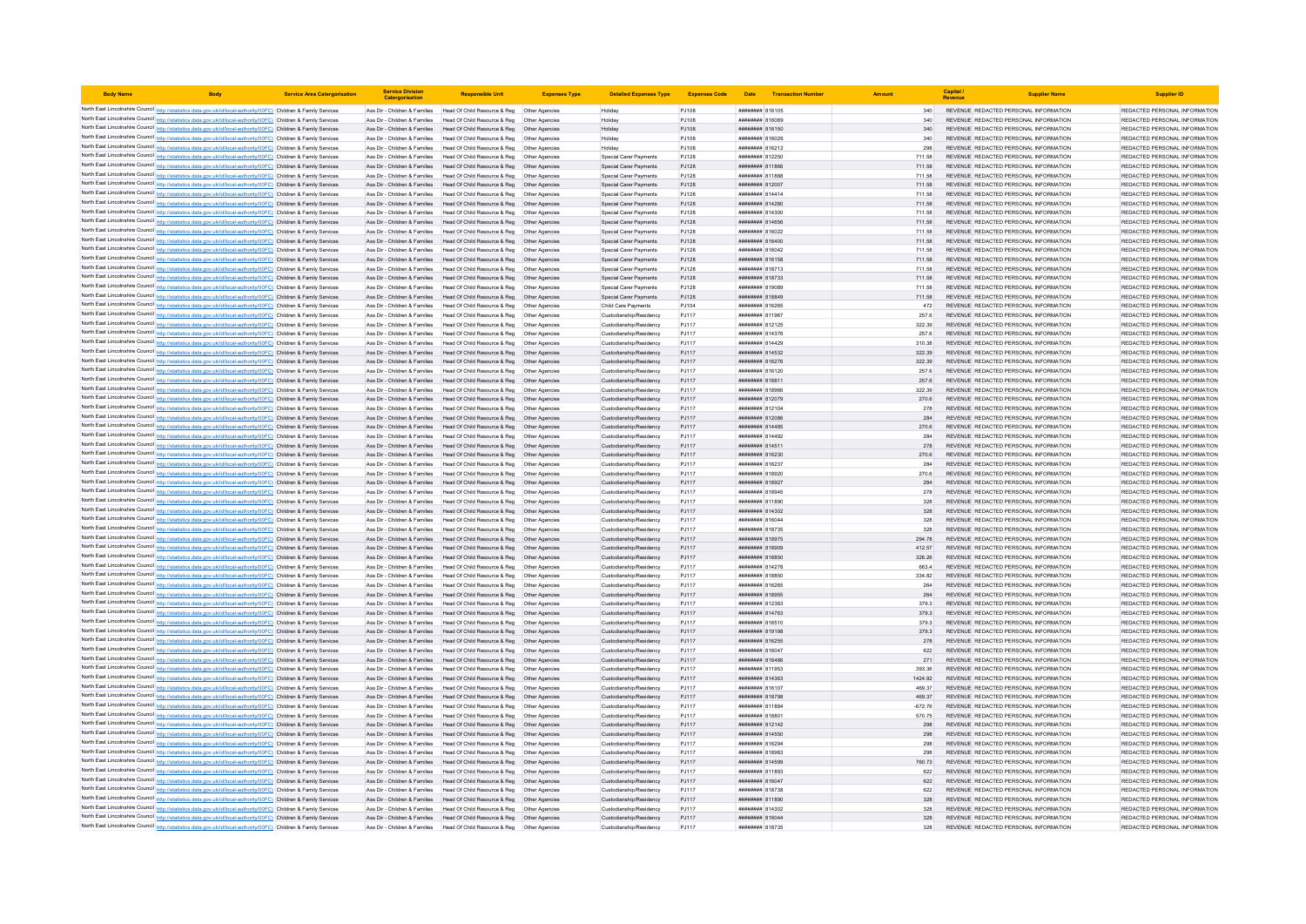| Body Name | Body | Service Area Catergorisation | Service Division Catergorisation | Responsible Unit | Expenses Type | Detailed Expenses Type | Expenses Code | Date | Transaction Number | Amount | Capital / Revenue | Supplier Name | Supplier ID |
|---|---|---|---|---|---|---|---|---|---|---|---|---|---|
| North East Lincolnshire Council | http://statistics.data.gov.uk/id/local-authority/00FC | Children & Family Services | Ass Dir - Children & Families | Head Of Child Resource & Reg | Other Agencies | Holiday | PJ108 | ######## | 816105 | 340 | REVENUE | REDACTED PERSONAL INFORMATION | REDACTED PERSONAL INFORMATION |
| North East Lincolnshire Council | http://statistics.data.gov.uk/id/local-authority/00FC | Children & Family Services | Ass Dir - Children & Families | Head Of Child Resource & Reg | Other Agencies | Holiday | PJ108 | ######## | 816089 | 340 | REVENUE | REDACTED PERSONAL INFORMATION | REDACTED PERSONAL INFORMATION |
| North East Lincolnshire Council | http://statistics.data.gov.uk/id/local-authority/00FC | Children & Family Services | Ass Dir - Children & Families | Head Of Child Resource & Reg | Other Agencies | Holiday | PJ108 | ######## | 816150 | 340 | REVENUE | REDACTED PERSONAL INFORMATION | REDACTED PERSONAL INFORMATION |
| North East Lincolnshire Council | http://statistics.data.gov.uk/id/local-authority/00FC | Children & Family Services | Ass Dir - Children & Families | Head Of Child Resource & Reg | Other Agencies | Holiday | PJ108 | ######## | 816026 | 340 | REVENUE | REDACTED PERSONAL INFORMATION | REDACTED PERSONAL INFORMATION |
| North East Lincolnshire Council | http://statistics.data.gov.uk/id/local-authority/00FC | Children & Family Services | Ass Dir - Children & Families | Head Of Child Resource & Reg | Other Agencies | Holiday | PJ108 | ######## | 816212 | 298 | REVENUE | REDACTED PERSONAL INFORMATION | REDACTED PERSONAL INFORMATION |
| North East Lincolnshire Council | http://statistics.data.gov.uk/id/local-authority/00FC | Children & Family Services | Ass Dir - Children & Families | Head Of Child Resource & Reg | Other Agencies | Special Carer Payments | PJ128 | ######## | 812250 | 711.58 | REVENUE | REDACTED PERSONAL INFORMATION | REDACTED PERSONAL INFORMATION |
| North East Lincolnshire Council | http://statistics.data.gov.uk/id/local-authority/00FC | Children & Family Services | Ass Dir - Children & Families | Head Of Child Resource & Reg | Other Agencies | Special Carer Payments | PJ128 | ######## | 811866 | 711.58 | REVENUE | REDACTED PERSONAL INFORMATION | REDACTED PERSONAL INFORMATION |
| North East Lincolnshire Council | http://statistics.data.gov.uk/id/local-authority/00FC | Children & Family Services | Ass Dir - Children & Families | Head Of Child Resource & Reg | Other Agencies | Special Carer Payments | PJ128 | ######## | 811888 | 711.58 | REVENUE | REDACTED PERSONAL INFORMATION | REDACTED PERSONAL INFORMATION |
| North East Lincolnshire Council | http://statistics.data.gov.uk/id/local-authority/00FC | Children & Family Services | Ass Dir - Children & Families | Head Of Child Resource & Reg | Other Agencies | Special Carer Payments | PJ128 | ######## | 812007 | 711.58 | REVENUE | REDACTED PERSONAL INFORMATION | REDACTED PERSONAL INFORMATION |
| North East Lincolnshire Council | http://statistics.data.gov.uk/id/local-authority/00FC | Children & Family Services | Ass Dir - Children & Families | Head Of Child Resource & Reg | Other Agencies | Special Carer Payments | PJ128 | ######## | 814414 | 711.58 | REVENUE | REDACTED PERSONAL INFORMATION | REDACTED PERSONAL INFORMATION |
| North East Lincolnshire Council | http://statistics.data.gov.uk/id/local-authority/00FC | Children & Family Services | Ass Dir - Children & Families | Head Of Child Resource & Reg | Other Agencies | Special Carer Payments | PJ128 | ######## | 814280 | 711.58 | REVENUE | REDACTED PERSONAL INFORMATION | REDACTED PERSONAL INFORMATION |
| North East Lincolnshire Council | http://statistics.data.gov.uk/id/local-authority/00FC | Children & Family Services | Ass Dir - Children & Families | Head Of Child Resource & Reg | Other Agencies | Special Carer Payments | PJ128 | ######## | 814300 | 711.58 | REVENUE | REDACTED PERSONAL INFORMATION | REDACTED PERSONAL INFORMATION |
| North East Lincolnshire Council | http://statistics.data.gov.uk/id/local-authority/00FC | Children & Family Services | Ass Dir - Children & Families | Head Of Child Resource & Reg | Other Agencies | Special Carer Payments | PJ128 | ######## | 814656 | 711.58 | REVENUE | REDACTED PERSONAL INFORMATION | REDACTED PERSONAL INFORMATION |
| North East Lincolnshire Council | http://statistics.data.gov.uk/id/local-authority/00FC | Children & Family Services | Ass Dir - Children & Families | Head Of Child Resource & Reg | Other Agencies | Special Carer Payments | PJ128 | ######## | 816022 | 711.58 | REVENUE | REDACTED PERSONAL INFORMATION | REDACTED PERSONAL INFORMATION |
| North East Lincolnshire Council | http://statistics.data.gov.uk/id/local-authority/00FC | Children & Family Services | Ass Dir - Children & Families | Head Of Child Resource & Reg | Other Agencies | Special Carer Payments | PJ128 | ######## | 816400 | 711.58 | REVENUE | REDACTED PERSONAL INFORMATION | REDACTED PERSONAL INFORMATION |
| North East Lincolnshire Council | http://statistics.data.gov.uk/id/local-authority/00FC | Children & Family Services | Ass Dir - Children & Families | Head Of Child Resource & Reg | Other Agencies | Special Carer Payments | PJ128 | ######## | 816042 | 711.58 | REVENUE | REDACTED PERSONAL INFORMATION | REDACTED PERSONAL INFORMATION |
| North East Lincolnshire Council | http://statistics.data.gov.uk/id/local-authority/00FC | Children & Family Services | Ass Dir - Children & Families | Head Of Child Resource & Reg | Other Agencies | Special Carer Payments | PJ128 | ######## | 816158 | 711.58 | REVENUE | REDACTED PERSONAL INFORMATION | REDACTED PERSONAL INFORMATION |
| North East Lincolnshire Council | http://statistics.data.gov.uk/id/local-authority/00FC | Children & Family Services | Ass Dir - Children & Families | Head Of Child Resource & Reg | Other Agencies | Special Carer Payments | PJ128 | ######## | 818713 | 711.58 | REVENUE | REDACTED PERSONAL INFORMATION | REDACTED PERSONAL INFORMATION |
| North East Lincolnshire Council | http://statistics.data.gov.uk/id/local-authority/00FC | Children & Family Services | Ass Dir - Children & Families | Head Of Child Resource & Reg | Other Agencies | Special Carer Payments | PJ128 | ######## | 818733 | 711.58 | REVENUE | REDACTED PERSONAL INFORMATION | REDACTED PERSONAL INFORMATION |
| North East Lincolnshire Council | http://statistics.data.gov.uk/id/local-authority/00FC | Children & Family Services | Ass Dir - Children & Families | Head Of Child Resource & Reg | Other Agencies | Special Carer Payments | PJ128 | ######## | 819089 | 711.58 | REVENUE | REDACTED PERSONAL INFORMATION | REDACTED PERSONAL INFORMATION |
| North East Lincolnshire Council | http://statistics.data.gov.uk/id/local-authority/00FC | Children & Family Services | Ass Dir - Children & Families | Head Of Child Resource & Reg | Other Agencies | Special Carer Payments | PJ128 | ######## | 818849 | 711.58 | REVENUE | REDACTED PERSONAL INFORMATION | REDACTED PERSONAL INFORMATION |
| North East Lincolnshire Council | http://statistics.data.gov.uk/id/local-authority/00FC | Children & Family Services | Ass Dir - Children & Families | Head Of Child Resource & Reg | Other Agencies | Child Care Payments | PJ104 | ######## | 816265 | 472 | REVENUE | REDACTED PERSONAL INFORMATION | REDACTED PERSONAL INFORMATION |
| North East Lincolnshire Council | http://statistics.data.gov.uk/id/local-authority/00FC | Children & Family Services | Ass Dir - Children & Families | Head Of Child Resource & Reg | Other Agencies | Custodianship/Residency | PJ117 | ######## | 811967 | 257.6 | REVENUE | REDACTED PERSONAL INFORMATION | REDACTED PERSONAL INFORMATION |
| North East Lincolnshire Council | http://statistics.data.gov.uk/id/local-authority/00FC | Children & Family Services | Ass Dir - Children & Families | Head Of Child Resource & Reg | Other Agencies | Custodianship/Residency | PJ117 | ######## | 812125 | 322.39 | REVENUE | REDACTED PERSONAL INFORMATION | REDACTED PERSONAL INFORMATION |
| North East Lincolnshire Council | http://statistics.data.gov.uk/id/local-authority/00FC | Children & Family Services | Ass Dir - Children & Families | Head Of Child Resource & Reg | Other Agencies | Custodianship/Residency | PJ117 | ######## | 814376 | 257.6 | REVENUE | REDACTED PERSONAL INFORMATION | REDACTED PERSONAL INFORMATION |
| North East Lincolnshire Council | http://statistics.data.gov.uk/id/local-authority/00FC | Children & Family Services | Ass Dir - Children & Families | Head Of Child Resource & Reg | Other Agencies | Custodianship/Residency | PJ117 | ######## | 814429 | 310.38 | REVENUE | REDACTED PERSONAL INFORMATION | REDACTED PERSONAL INFORMATION |
| North East Lincolnshire Council | http://statistics.data.gov.uk/id/local-authority/00FC | Children & Family Services | Ass Dir - Children & Families | Head Of Child Resource & Reg | Other Agencies | Custodianship/Residency | PJ117 | ######## | 814532 | 322.39 | REVENUE | REDACTED PERSONAL INFORMATION | REDACTED PERSONAL INFORMATION |
| North East Lincolnshire Council | http://statistics.data.gov.uk/id/local-authority/00FC | Children & Family Services | Ass Dir - Children & Families | Head Of Child Resource & Reg | Other Agencies | Custodianship/Residency | PJ117 | ######## | 816276 | 322.39 | REVENUE | REDACTED PERSONAL INFORMATION | REDACTED PERSONAL INFORMATION |
| North East Lincolnshire Council | http://statistics.data.gov.uk/id/local-authority/00FC | Children & Family Services | Ass Dir - Children & Families | Head Of Child Resource & Reg | Other Agencies | Custodianship/Residency | PJ117 | ######## | 816120 | 257.6 | REVENUE | REDACTED PERSONAL INFORMATION | REDACTED PERSONAL INFORMATION |
| North East Lincolnshire Council | http://statistics.data.gov.uk/id/local-authority/00FC | Children & Family Services | Ass Dir - Children & Families | Head Of Child Resource & Reg | Other Agencies | Custodianship/Residency | PJ117 | ######## | 818811 | 257.6 | REVENUE | REDACTED PERSONAL INFORMATION | REDACTED PERSONAL INFORMATION |
| North East Lincolnshire Council | http://statistics.data.gov.uk/id/local-authority/00FC | Children & Family Services | Ass Dir - Children & Families | Head Of Child Resource & Reg | Other Agencies | Custodianship/Residency | PJ117 | ######## | 818966 | 322.39 | REVENUE | REDACTED PERSONAL INFORMATION | REDACTED PERSONAL INFORMATION |
| North East Lincolnshire Council | http://statistics.data.gov.uk/id/local-authority/00FC | Children & Family Services | Ass Dir - Children & Families | Head Of Child Resource & Reg | Other Agencies | Custodianship/Residency | PJ117 | ######## | 812079 | 270.6 | REVENUE | REDACTED PERSONAL INFORMATION | REDACTED PERSONAL INFORMATION |
| North East Lincolnshire Council | http://statistics.data.gov.uk/id/local-authority/00FC | Children & Family Services | Ass Dir - Children & Families | Head Of Child Resource & Reg | Other Agencies | Custodianship/Residency | PJ117 | ######## | 812104 | 278 | REVENUE | REDACTED PERSONAL INFORMATION | REDACTED PERSONAL INFORMATION |
| North East Lincolnshire Council | http://statistics.data.gov.uk/id/local-authority/00FC | Children & Family Services | Ass Dir - Children & Families | Head Of Child Resource & Reg | Other Agencies | Custodianship/Residency | PJ117 | ######## | 812086 | 284 | REVENUE | REDACTED PERSONAL INFORMATION | REDACTED PERSONAL INFORMATION |
| North East Lincolnshire Council | http://statistics.data.gov.uk/id/local-authority/00FC | Children & Family Services | Ass Dir - Children & Families | Head Of Child Resource & Reg | Other Agencies | Custodianship/Residency | PJ117 | ######## | 814485 | 270.6 | REVENUE | REDACTED PERSONAL INFORMATION | REDACTED PERSONAL INFORMATION |
| North East Lincolnshire Council | http://statistics.data.gov.uk/id/local-authority/00FC | Children & Family Services | Ass Dir - Children & Families | Head Of Child Resource & Reg | Other Agencies | Custodianship/Residency | PJ117 | ######## | 814492 | 284 | REVENUE | REDACTED PERSONAL INFORMATION | REDACTED PERSONAL INFORMATION |
| North East Lincolnshire Council | http://statistics.data.gov.uk/id/local-authority/00FC | Children & Family Services | Ass Dir - Children & Families | Head Of Child Resource & Reg | Other Agencies | Custodianship/Residency | PJ117 | ######## | 814511 | 278 | REVENUE | REDACTED PERSONAL INFORMATION | REDACTED PERSONAL INFORMATION |
| North East Lincolnshire Council | http://statistics.data.gov.uk/id/local-authority/00FC | Children & Family Services | Ass Dir - Children & Families | Head Of Child Resource & Reg | Other Agencies | Custodianship/Residency | PJ117 | ######## | 816230 | 270.6 | REVENUE | REDACTED PERSONAL INFORMATION | REDACTED PERSONAL INFORMATION |
| North East Lincolnshire Council | http://statistics.data.gov.uk/id/local-authority/00FC | Children & Family Services | Ass Dir - Children & Families | Head Of Child Resource & Reg | Other Agencies | Custodianship/Residency | PJ117 | ######## | 816237 | 284 | REVENUE | REDACTED PERSONAL INFORMATION | REDACTED PERSONAL INFORMATION |
| North East Lincolnshire Council | http://statistics.data.gov.uk/id/local-authority/00FC | Children & Family Services | Ass Dir - Children & Families | Head Of Child Resource & Reg | Other Agencies | Custodianship/Residency | PJ117 | ######## | 818920 | 270.6 | REVENUE | REDACTED PERSONAL INFORMATION | REDACTED PERSONAL INFORMATION |
| North East Lincolnshire Council | http://statistics.data.gov.uk/id/local-authority/00FC | Children & Family Services | Ass Dir - Children & Families | Head Of Child Resource & Reg | Other Agencies | Custodianship/Residency | PJ117 | ######## | 818927 | 284 | REVENUE | REDACTED PERSONAL INFORMATION | REDACTED PERSONAL INFORMATION |
| North East Lincolnshire Council | http://statistics.data.gov.uk/id/local-authority/00FC | Children & Family Services | Ass Dir - Children & Families | Head Of Child Resource & Reg | Other Agencies | Custodianship/Residency | PJ117 | ######## | 818945 | 278 | REVENUE | REDACTED PERSONAL INFORMATION | REDACTED PERSONAL INFORMATION |
| North East Lincolnshire Council | http://statistics.data.gov.uk/id/local-authority/00FC | Children & Family Services | Ass Dir - Children & Families | Head Of Child Resource & Reg | Other Agencies | Custodianship/Residency | PJ117 | ######## | 811890 | 328 | REVENUE | REDACTED PERSONAL INFORMATION | REDACTED PERSONAL INFORMATION |
| North East Lincolnshire Council | http://statistics.data.gov.uk/id/local-authority/00FC | Children & Family Services | Ass Dir - Children & Families | Head Of Child Resource & Reg | Other Agencies | Custodianship/Residency | PJ117 | ######## | 814302 | 328 | REVENUE | REDACTED PERSONAL INFORMATION | REDACTED PERSONAL INFORMATION |
| North East Lincolnshire Council | http://statistics.data.gov.uk/id/local-authority/00FC | Children & Family Services | Ass Dir - Children & Families | Head Of Child Resource & Reg | Other Agencies | Custodianship/Residency | PJ117 | ######## | 816044 | 328 | REVENUE | REDACTED PERSONAL INFORMATION | REDACTED PERSONAL INFORMATION |
| North East Lincolnshire Council | http://statistics.data.gov.uk/id/local-authority/00FC | Children & Family Services | Ass Dir - Children & Families | Head Of Child Resource & Reg | Other Agencies | Custodianship/Residency | PJ117 | ######## | 818735 | 328 | REVENUE | REDACTED PERSONAL INFORMATION | REDACTED PERSONAL INFORMATION |
| North East Lincolnshire Council | http://statistics.data.gov.uk/id/local-authority/00FC | Children & Family Services | Ass Dir - Children & Families | Head Of Child Resource & Reg | Other Agencies | Custodianship/Residency | PJ117 | ######## | 818975 | 294.78 | REVENUE | REDACTED PERSONAL INFORMATION | REDACTED PERSONAL INFORMATION |
| North East Lincolnshire Council | http://statistics.data.gov.uk/id/local-authority/00FC | Children & Family Services | Ass Dir - Children & Families | Head Of Child Resource & Reg | Other Agencies | Custodianship/Residency | PJ117 | ######## | 818909 | 412.57 | REVENUE | REDACTED PERSONAL INFORMATION | REDACTED PERSONAL INFORMATION |
| North East Lincolnshire Council | http://statistics.data.gov.uk/id/local-authority/00FC | Children & Family Services | Ass Dir - Children & Families | Head Of Child Resource & Reg | Other Agencies | Custodianship/Residency | PJ117 | ######## | 818850 | 328.26 | REVENUE | REDACTED PERSONAL INFORMATION | REDACTED PERSONAL INFORMATION |
| North East Lincolnshire Council | http://statistics.data.gov.uk/id/local-authority/00FC | Children & Family Services | Ass Dir - Children & Families | Head Of Child Resource & Reg | Other Agencies | Custodianship/Residency | PJ117 | ######## | 814278 | 663.4 | REVENUE | REDACTED PERSONAL INFORMATION | REDACTED PERSONAL INFORMATION |
| North East Lincolnshire Council | http://statistics.data.gov.uk/id/local-authority/00FC | Children & Family Services | Ass Dir - Children & Families | Head Of Child Resource & Reg | Other Agencies | Custodianship/Residency | PJ117 | ######## | 818850 | 334.82 | REVENUE | REDACTED PERSONAL INFORMATION | REDACTED PERSONAL INFORMATION |
| North East Lincolnshire Council | http://statistics.data.gov.uk/id/local-authority/00FC | Children & Family Services | Ass Dir - Children & Families | Head Of Child Resource & Reg | Other Agencies | Custodianship/Residency | PJ117 | ######## | 816265 | 264 | REVENUE | REDACTED PERSONAL INFORMATION | REDACTED PERSONAL INFORMATION |
| North East Lincolnshire Council | http://statistics.data.gov.uk/id/local-authority/00FC | Children & Family Services | Ass Dir - Children & Families | Head Of Child Resource & Reg | Other Agencies | Custodianship/Residency | PJ117 | ######## | 818955 | 264 | REVENUE | REDACTED PERSONAL INFORMATION | REDACTED PERSONAL INFORMATION |
| North East Lincolnshire Council | http://statistics.data.gov.uk/id/local-authority/00FC | Children & Family Services | Ass Dir - Children & Families | Head Of Child Resource & Reg | Other Agencies | Custodianship/Residency | PJ117 | ######## | 812363 | 379.3 | REVENUE | REDACTED PERSONAL INFORMATION | REDACTED PERSONAL INFORMATION |
| North East Lincolnshire Council | http://statistics.data.gov.uk/id/local-authority/00FC | Children & Family Services | Ass Dir - Children & Families | Head Of Child Resource & Reg | Other Agencies | Custodianship/Residency | PJ117 | ######## | 814763 | 379.3 | REVENUE | REDACTED PERSONAL INFORMATION | REDACTED PERSONAL INFORMATION |
| North East Lincolnshire Council | http://statistics.data.gov.uk/id/local-authority/00FC | Children & Family Services | Ass Dir - Children & Families | Head Of Child Resource & Reg | Other Agencies | Custodianship/Residency | PJ117 | ######## | 816510 | 379.3 | REVENUE | REDACTED PERSONAL INFORMATION | REDACTED PERSONAL INFORMATION |
| North East Lincolnshire Council | http://statistics.data.gov.uk/id/local-authority/00FC | Children & Family Services | Ass Dir - Children & Families | Head Of Child Resource & Reg | Other Agencies | Custodianship/Residency | PJ117 | ######## | 819198 | 379.3 | REVENUE | REDACTED PERSONAL INFORMATION | REDACTED PERSONAL INFORMATION |
| North East Lincolnshire Council | http://statistics.data.gov.uk/id/local-authority/00FC | Children & Family Services | Ass Dir - Children & Families | Head Of Child Resource & Reg | Other Agencies | Custodianship/Residency | PJ117 | ######## | 816255 | 278 | REVENUE | REDACTED PERSONAL INFORMATION | REDACTED PERSONAL INFORMATION |
| North East Lincolnshire Council | http://statistics.data.gov.uk/id/local-authority/00FC | Children & Family Services | Ass Dir - Children & Families | Head Of Child Resource & Reg | Other Agencies | Custodianship/Residency | PJ117 | ######## | 816047 | 622 | REVENUE | REDACTED PERSONAL INFORMATION | REDACTED PERSONAL INFORMATION |
| North East Lincolnshire Council | http://statistics.data.gov.uk/id/local-authority/00FC | Children & Family Services | Ass Dir - Children & Families | Head Of Child Resource & Reg | Other Agencies | Custodianship/Residency | PJ117 | ######## | 816486 | 271 | REVENUE | REDACTED PERSONAL INFORMATION | REDACTED PERSONAL INFORMATION |
| North East Lincolnshire Council | http://statistics.data.gov.uk/id/local-authority/00FC | Children & Family Services | Ass Dir - Children & Families | Head Of Child Resource & Reg | Other Agencies | Custodianship/Residency | PJ117 | ######## | 811953 | 393.36 | REVENUE | REDACTED PERSONAL INFORMATION | REDACTED PERSONAL INFORMATION |
| North East Lincolnshire Council | http://statistics.data.gov.uk/id/local-authority/00FC | Children & Family Services | Ass Dir - Children & Families | Head Of Child Resource & Reg | Other Agencies | Custodianship/Residency | PJ117 | ######## | 814363 | 1424.92 | REVENUE | REDACTED PERSONAL INFORMATION | REDACTED PERSONAL INFORMATION |
| North East Lincolnshire Council | http://statistics.data.gov.uk/id/local-authority/00FC | Children & Family Services | Ass Dir - Children & Families | Head Of Child Resource & Reg | Other Agencies | Custodianship/Residency | PJ117 | ######## | 816107 | 469.37 | REVENUE | REDACTED PERSONAL INFORMATION | REDACTED PERSONAL INFORMATION |
| North East Lincolnshire Council | http://statistics.data.gov.uk/id/local-authority/00FC | Children & Family Services | Ass Dir - Children & Families | Head Of Child Resource & Reg | Other Agencies | Custodianship/Residency | PJ117 | ######## | 818798 | 469.37 | REVENUE | REDACTED PERSONAL INFORMATION | REDACTED PERSONAL INFORMATION |
| North East Lincolnshire Council | http://statistics.data.gov.uk/id/local-authority/00FC | Children & Family Services | Ass Dir - Children & Families | Head Of Child Resource & Reg | Other Agencies | Custodianship/Residency | PJ117 | ######## | 811884 | -672.76 | REVENUE | REDACTED PERSONAL INFORMATION | REDACTED PERSONAL INFORMATION |
| North East Lincolnshire Council | http://statistics.data.gov.uk/id/local-authority/00FC | Children & Family Services | Ass Dir - Children & Families | Head Of Child Resource & Reg | Other Agencies | Custodianship/Residency | PJ117 | ######## | 818801 | 570.75 | REVENUE | REDACTED PERSONAL INFORMATION | REDACTED PERSONAL INFORMATION |
| North East Lincolnshire Council | http://statistics.data.gov.uk/id/local-authority/00FC | Children & Family Services | Ass Dir - Children & Families | Head Of Child Resource & Reg | Other Agencies | Custodianship/Residency | PJ117 | ######## | 812142 | 298 | REVENUE | REDACTED PERSONAL INFORMATION | REDACTED PERSONAL INFORMATION |
| North East Lincolnshire Council | http://statistics.data.gov.uk/id/local-authority/00FC | Children & Family Services | Ass Dir - Children & Families | Head Of Child Resource & Reg | Other Agencies | Custodianship/Residency | PJ117 | ######## | 814550 | 298 | REVENUE | REDACTED PERSONAL INFORMATION | REDACTED PERSONAL INFORMATION |
| North East Lincolnshire Council | http://statistics.data.gov.uk/id/local-authority/00FC | Children & Family Services | Ass Dir - Children & Families | Head Of Child Resource & Reg | Other Agencies | Custodianship/Residency | PJ117 | ######## | 816294 | 298 | REVENUE | REDACTED PERSONAL INFORMATION | REDACTED PERSONAL INFORMATION |
| North East Lincolnshire Council | http://statistics.data.gov.uk/id/local-authority/00FC | Children & Family Services | Ass Dir - Children & Families | Head Of Child Resource & Reg | Other Agencies | Custodianship/Residency | PJ117 | ######## | 818983 | 298 | REVENUE | REDACTED PERSONAL INFORMATION | REDACTED PERSONAL INFORMATION |
| North East Lincolnshire Council | http://statistics.data.gov.uk/id/local-authority/00FC | Children & Family Services | Ass Dir - Children & Families | Head Of Child Resource & Reg | Other Agencies | Custodianship/Residency | PJ117 | ######## | 814599 | 760.73 | REVENUE | REDACTED PERSONAL INFORMATION | REDACTED PERSONAL INFORMATION |
| North East Lincolnshire Council | http://statistics.data.gov.uk/id/local-authority/00FC | Children & Family Services | Ass Dir - Children & Families | Head Of Child Resource & Reg | Other Agencies | Custodianship/Residency | PJ117 | ######## | 811893 | 622 | REVENUE | REDACTED PERSONAL INFORMATION | REDACTED PERSONAL INFORMATION |
| North East Lincolnshire Council | http://statistics.data.gov.uk/id/local-authority/00FC | Children & Family Services | Ass Dir - Children & Families | Head Of Child Resource & Reg | Other Agencies | Custodianship/Residency | PJ117 | ######## | 816047 | 622 | REVENUE | REDACTED PERSONAL INFORMATION | REDACTED PERSONAL INFORMATION |
| North East Lincolnshire Council | http://statistics.data.gov.uk/id/local-authority/00FC | Children & Family Services | Ass Dir - Children & Families | Head Of Child Resource & Reg | Other Agencies | Custodianship/Residency | PJ117 | ######## | 818738 | 622 | REVENUE | REDACTED PERSONAL INFORMATION | REDACTED PERSONAL INFORMATION |
| North East Lincolnshire Council | http://statistics.data.gov.uk/id/local-authority/00FC | Children & Family Services | Ass Dir - Children & Families | Head Of Child Resource & Reg | Other Agencies | Custodianship/Residency | PJ117 | ######## | 811890 | 328 | REVENUE | REDACTED PERSONAL INFORMATION | REDACTED PERSONAL INFORMATION |
| North East Lincolnshire Council | http://statistics.data.gov.uk/id/local-authority/00FC | Children & Family Services | Ass Dir - Children & Families | Head Of Child Resource & Reg | Other Agencies | Custodianship/Residency | PJ117 | ######## | 814302 | 328 | REVENUE | REDACTED PERSONAL INFORMATION | REDACTED PERSONAL INFORMATION |
| North East Lincolnshire Council | http://statistics.data.gov.uk/id/local-authority/00FC | Children & Family Services | Ass Dir - Children & Families | Head Of Child Resource & Reg | Other Agencies | Custodianship/Residency | PJ117 | ######## | 816044 | 328 | REVENUE | REDACTED PERSONAL INFORMATION | REDACTED PERSONAL INFORMATION |
| North East Lincolnshire Council | http://statistics.data.gov.uk/id/local-authority/00FC | Children & Family Services | Ass Dir - Children & Families | Head Of Child Resource & Reg | Other Agencies | Custodianship/Residency | PJ117 | ######## | 818735 | 328 | REVENUE | REDACTED PERSONAL INFORMATION | REDACTED PERSONAL INFORMATION |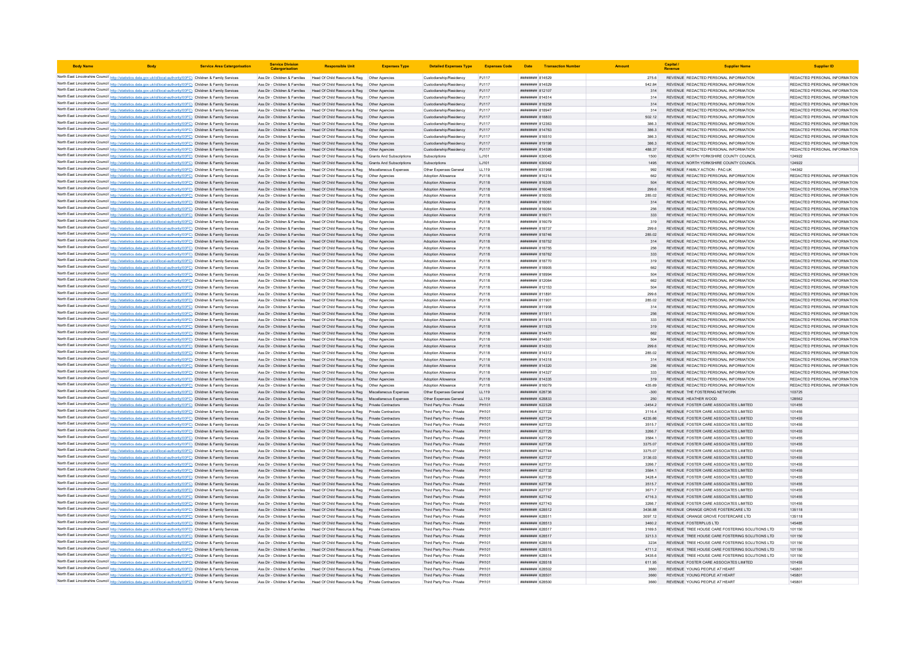| Body Name | Body | Service Area Catergorisation | Service Division Catergorisation | Responsible Unit | Expenses Type | Detailed Expenses Type | Expenses Code | Date | Transaction Number | Amount | Capital / Revenue | Supplier Name | Supplier ID |
|---|---|---|---|---|---|---|---|---|---|---|---|---|---|
| North East Lincolnshire Council | http://statistics.data.gov.uk/id/local-authority/00FC | Children & Family Services | Ass Dir - Children & Families | Head Of Child Resource & Reg | Other Agencies | Custodianship/Residency | PJ117 | ######## | 814529 | 275.6 | REVENUE | REDACTED PERSONAL INFORMATION | REDACTED PERSONAL INFORMATION |
| North East Lincolnshire Council | http://statistics.data.gov.uk/id/local-authority/00FC | Children & Family Services | Ass Dir - Children & Families | Head Of Child Resource & Reg | Other Agencies | Custodianship/Residency | PJ117 | ######## | 814529 | 542.84 | REVENUE | REDACTED PERSONAL INFORMATION | REDACTED PERSONAL INFORMATION |
| North East Lincolnshire Council | http://statistics.data.gov.uk/id/local-authority/00FC | Children & Family Services | Ass Dir - Children & Families | Head Of Child Resource & Reg | Other Agencies | Custodianship/Residency | PJ117 | ######## | 812107 | 314 | REVENUE | REDACTED PERSONAL INFORMATION | REDACTED PERSONAL INFORMATION |
| North East Lincolnshire Council | http://statistics.data.gov.uk/id/local-authority/00FC | Children & Family Services | Ass Dir - Children & Families | Head Of Child Resource & Reg | Other Agencies | Custodianship/Residency | PJ117 | ######## | 814514 | 314 | REVENUE | REDACTED PERSONAL INFORMATION | REDACTED PERSONAL INFORMATION |
| North East Lincolnshire Council | http://statistics.data.gov.uk/id/local-authority/00FC | Children & Family Services | Ass Dir - Children & Families | Head Of Child Resource & Reg | Other Agencies | Custodianship/Residency | PJ117 | ######## | 816258 | 314 | REVENUE | REDACTED PERSONAL INFORMATION | REDACTED PERSONAL INFORMATION |
| North East Lincolnshire Council | http://statistics.data.gov.uk/id/local-authority/00FC | Children & Family Services | Ass Dir - Children & Families | Head Of Child Resource & Reg | Other Agencies | Custodianship/Residency | PJ117 | ######## | 818947 | 314 | REVENUE | REDACTED PERSONAL INFORMATION | REDACTED PERSONAL INFORMATION |
| North East Lincolnshire Council | http://statistics.data.gov.uk/id/local-authority/00FC | Children & Family Services | Ass Dir - Children & Families | Head Of Child Resource & Reg | Other Agencies | Custodianship/Residency | PJ117 | ######## | 818803 | 502.12 | REVENUE | REDACTED PERSONAL INFORMATION | REDACTED PERSONAL INFORMATION |
| North East Lincolnshire Council | http://statistics.data.gov.uk/id/local-authority/00FC | Children & Family Services | Ass Dir - Children & Families | Head Of Child Resource & Reg | Other Agencies | Custodianship/Residency | PJ117 | ######## | 812363 | 386.3 | REVENUE | REDACTED PERSONAL INFORMATION | REDACTED PERSONAL INFORMATION |
| North East Lincolnshire Council | http://statistics.data.gov.uk/id/local-authority/00FC | Children & Family Services | Ass Dir - Children & Families | Head Of Child Resource & Reg | Other Agencies | Custodianship/Residency | PJ117 | ######## | 814763 | 386.3 | REVENUE | REDACTED PERSONAL INFORMATION | REDACTED PERSONAL INFORMATION |
| North East Lincolnshire Council | http://statistics.data.gov.uk/id/local-authority/00FC | Children & Family Services | Ass Dir - Children & Families | Head Of Child Resource & Reg | Other Agencies | Custodianship/Residency | PJ117 | ######## | 816510 | 386.3 | REVENUE | REDACTED PERSONAL INFORMATION | REDACTED PERSONAL INFORMATION |
| North East Lincolnshire Council | http://statistics.data.gov.uk/id/local-authority/00FC | Children & Family Services | Ass Dir - Children & Families | Head Of Child Resource & Reg | Other Agencies | Custodianship/Residency | PJ117 | ######## | 819198 | 386.3 | REVENUE | REDACTED PERSONAL INFORMATION | REDACTED PERSONAL INFORMATION |
| North East Lincolnshire Council | http://statistics.data.gov.uk/id/local-authority/00FC | Children & Family Services | Ass Dir - Children & Families | Head Of Child Resource & Reg | Other Agencies | Custodianship/Residency | PJ117 | ######## | 814599 | 488.37 | REVENUE | REDACTED PERSONAL INFORMATION | REDACTED PERSONAL INFORMATION |
| North East Lincolnshire Council | http://statistics.data.gov.uk/id/local-authority/00FC | Children & Family Services | Ass Dir - Children & Families | Head Of Child Resource & Reg | Grants And Subscriptions | Subscriptions | LJ101 | ######## | 630045 | 1500 | REVENUE | NORTH YORKSHIRE COUNTY COUNCIL | 124922 |
| North East Lincolnshire Council | http://statistics.data.gov.uk/id/local-authority/00FC | Children & Family Services | Ass Dir - Children & Families | Head Of Child Resource & Reg | Grants And Subscriptions | Subscriptions | LJ101 | ######## | 630042 | 1495 | REVENUE | NORTH YORKSHIRE COUNTY COUNCIL | 124922 |
| North East Lincolnshire Council | http://statistics.data.gov.uk/id/local-authority/00FC | Children & Family Services | Ass Dir - Children & Families | Head Of Child Resource & Reg | Miscellaneous Expenses | Other Expenses General | LL119 | ######## | 631968 | 992 | REVENUE | FAMILY ACTION - PAC-UK | 144382 |
| North East Lincolnshire Council | http://statistics.data.gov.uk/id/local-authority/00FC | Children & Family Services | Ass Dir - Children & Families | Head Of Child Resource & Reg | Other Agencies | Adoption Allowance | PJ118 | ######## | 816214 | 662 | REVENUE | REDACTED PERSONAL INFORMATION | REDACTED PERSONAL INFORMATION |
| North East Lincolnshire Council | http://statistics.data.gov.uk/id/local-authority/00FC | Children & Family Services | Ass Dir - Children & Families | Head Of Child Resource & Reg | Other Agencies | Adoption Allowance | PJ118 | ######## | 816305 | 504 | REVENUE | REDACTED PERSONAL INFORMATION | REDACTED PERSONAL INFORMATION |
| North East Lincolnshire Council | http://statistics.data.gov.uk/id/local-authority/00FC | Children & Family Services | Ass Dir - Children & Families | Head Of Child Resource & Reg | Other Agencies | Adoption Allowance | PJ118 | ######## | 816046 | 299.6 | REVENUE | REDACTED PERSONAL INFORMATION | REDACTED PERSONAL INFORMATION |
| North East Lincolnshire Council | http://statistics.data.gov.uk/id/local-authority/00FC | Children & Family Services | Ass Dir - Children & Families | Head Of Child Resource & Reg | Other Agencies | Adoption Allowance | PJ118 | ######## | 816056 | 285.02 | REVENUE | REDACTED PERSONAL INFORMATION | REDACTED PERSONAL INFORMATION |
| North East Lincolnshire Council | http://statistics.data.gov.uk/id/local-authority/00FC | Children & Family Services | Ass Dir - Children & Families | Head Of Child Resource & Reg | Other Agencies | Adoption Allowance | PJ118 | ######## | 816061 | 314 | REVENUE | REDACTED PERSONAL INFORMATION | REDACTED PERSONAL INFORMATION |
| North East Lincolnshire Council | http://statistics.data.gov.uk/id/local-authority/00FC | Children & Family Services | Ass Dir - Children & Families | Head Of Child Resource & Reg | Other Agencies | Adoption Allowance | PJ118 | ######## | 816064 | 256 | REVENUE | REDACTED PERSONAL INFORMATION | REDACTED PERSONAL INFORMATION |
| North East Lincolnshire Council | http://statistics.data.gov.uk/id/local-authority/00FC | Children & Family Services | Ass Dir - Children & Families | Head Of Child Resource & Reg | Other Agencies | Adoption Allowance | PJ118 | ######## | 816071 | 333 | REVENUE | REDACTED PERSONAL INFORMATION | REDACTED PERSONAL INFORMATION |
| North East Lincolnshire Council | http://statistics.data.gov.uk/id/local-authority/00FC | Children & Family Services | Ass Dir - Children & Families | Head Of Child Resource & Reg | Other Agencies | Adoption Allowance | PJ118 | ######## | 816079 | 319 | REVENUE | REDACTED PERSONAL INFORMATION | REDACTED PERSONAL INFORMATION |
| North East Lincolnshire Council | http://statistics.data.gov.uk/id/local-authority/00FC | Children & Family Services | Ass Dir - Children & Families | Head Of Child Resource & Reg | Other Agencies | Adoption Allowance | PJ118 | ######## | 818737 | 299.6 | REVENUE | REDACTED PERSONAL INFORMATION | REDACTED PERSONAL INFORMATION |
| North East Lincolnshire Council | http://statistics.data.gov.uk/id/local-authority/00FC | Children & Family Services | Ass Dir - Children & Families | Head Of Child Resource & Reg | Other Agencies | Adoption Allowance | PJ118 | ######## | 818746 | 285.02 | REVENUE | REDACTED PERSONAL INFORMATION | REDACTED PERSONAL INFORMATION |
| North East Lincolnshire Council | http://statistics.data.gov.uk/id/local-authority/00FC | Children & Family Services | Ass Dir - Children & Families | Head Of Child Resource & Reg | Other Agencies | Adoption Allowance | PJ118 | ######## | 818752 | 314 | REVENUE | REDACTED PERSONAL INFORMATION | REDACTED PERSONAL INFORMATION |
| North East Lincolnshire Council | http://statistics.data.gov.uk/id/local-authority/00FC | Children & Family Services | Ass Dir - Children & Families | Head Of Child Resource & Reg | Other Agencies | Adoption Allowance | PJ118 | ######## | 818755 | 256 | REVENUE | REDACTED PERSONAL INFORMATION | REDACTED PERSONAL INFORMATION |
| North East Lincolnshire Council | http://statistics.data.gov.uk/id/local-authority/00FC | Children & Family Services | Ass Dir - Children & Families | Head Of Child Resource & Reg | Other Agencies | Adoption Allowance | PJ118 | ######## | 818762 | 333 | REVENUE | REDACTED PERSONAL INFORMATION | REDACTED PERSONAL INFORMATION |
| North East Lincolnshire Council | http://statistics.data.gov.uk/id/local-authority/00FC | Children & Family Services | Ass Dir - Children & Families | Head Of Child Resource & Reg | Other Agencies | Adoption Allowance | PJ118 | ######## | 818770 | 319 | REVENUE | REDACTED PERSONAL INFORMATION | REDACTED PERSONAL INFORMATION |
| North East Lincolnshire Council | http://statistics.data.gov.uk/id/local-authority/00FC | Children & Family Services | Ass Dir - Children & Families | Head Of Child Resource & Reg | Other Agencies | Adoption Allowance | PJ118 | ######## | 818905 | 662 | REVENUE | REDACTED PERSONAL INFORMATION | REDACTED PERSONAL INFORMATION |
| North East Lincolnshire Council | http://statistics.data.gov.uk/id/local-authority/00FC | Children & Family Services | Ass Dir - Children & Families | Head Of Child Resource & Reg | Other Agencies | Adoption Allowance | PJ118 | ######## | 818994 | 504 | REVENUE | REDACTED PERSONAL INFORMATION | REDACTED PERSONAL INFORMATION |
| North East Lincolnshire Council | http://statistics.data.gov.uk/id/local-authority/00FC | Children & Family Services | Ass Dir - Children & Families | Head Of Child Resource & Reg | Other Agencies | Adoption Allowance | PJ118 | ######## | 812064 | 662 | REVENUE | REDACTED PERSONAL INFORMATION | REDACTED PERSONAL INFORMATION |
| North East Lincolnshire Council | http://statistics.data.gov.uk/id/local-authority/00FC | Children & Family Services | Ass Dir - Children & Families | Head Of Child Resource & Reg | Other Agencies | Adoption Allowance | PJ118 | ######## | 812153 | 504 | REVENUE | REDACTED PERSONAL INFORMATION | REDACTED PERSONAL INFORMATION |
| North East Lincolnshire Council | http://statistics.data.gov.uk/id/local-authority/00FC | Children & Family Services | Ass Dir - Children & Families | Head Of Child Resource & Reg | Other Agencies | Adoption Allowance | PJ118 | ######## | 811891 | 299.6 | REVENUE | REDACTED PERSONAL INFORMATION | REDACTED PERSONAL INFORMATION |
| North East Lincolnshire Council | http://statistics.data.gov.uk/id/local-authority/00FC | Children & Family Services | Ass Dir - Children & Families | Head Of Child Resource & Reg | Other Agencies | Adoption Allowance | PJ118 | ######## | 811901 | 285.02 | REVENUE | REDACTED PERSONAL INFORMATION | REDACTED PERSONAL INFORMATION |
| North East Lincolnshire Council | http://statistics.data.gov.uk/id/local-authority/00FC | Children & Family Services | Ass Dir - Children & Families | Head Of Child Resource & Reg | Other Agencies | Adoption Allowance | PJ118 | ######## | 811908 | 314 | REVENUE | REDACTED PERSONAL INFORMATION | REDACTED PERSONAL INFORMATION |
| North East Lincolnshire Council | http://statistics.data.gov.uk/id/local-authority/00FC | Children & Family Services | Ass Dir - Children & Families | Head Of Child Resource & Reg | Other Agencies | Adoption Allowance | PJ118 | ######## | 811911 | 256 | REVENUE | REDACTED PERSONAL INFORMATION | REDACTED PERSONAL INFORMATION |
| North East Lincolnshire Council | http://statistics.data.gov.uk/id/local-authority/00FC | Children & Family Services | Ass Dir - Children & Families | Head Of Child Resource & Reg | Other Agencies | Adoption Allowance | PJ118 | ######## | 811918 | 333 | REVENUE | REDACTED PERSONAL INFORMATION | REDACTED PERSONAL INFORMATION |
| North East Lincolnshire Council | http://statistics.data.gov.uk/id/local-authority/00FC | Children & Family Services | Ass Dir - Children & Families | Head Of Child Resource & Reg | Other Agencies | Adoption Allowance | PJ118 | ######## | 811925 | 319 | REVENUE | REDACTED PERSONAL INFORMATION | REDACTED PERSONAL INFORMATION |
| North East Lincolnshire Council | http://statistics.data.gov.uk/id/local-authority/00FC | Children & Family Services | Ass Dir - Children & Families | Head Of Child Resource & Reg | Other Agencies | Adoption Allowance | PJ118 | ######## | 814470 | 662 | REVENUE | REDACTED PERSONAL INFORMATION | REDACTED PERSONAL INFORMATION |
| North East Lincolnshire Council | http://statistics.data.gov.uk/id/local-authority/00FC | Children & Family Services | Ass Dir - Children & Families | Head Of Child Resource & Reg | Other Agencies | Adoption Allowance | PJ118 | ######## | 814561 | 504 | REVENUE | REDACTED PERSONAL INFORMATION | REDACTED PERSONAL INFORMATION |
| North East Lincolnshire Council | http://statistics.data.gov.uk/id/local-authority/00FC | Children & Family Services | Ass Dir - Children & Families | Head Of Child Resource & Reg | Other Agencies | Adoption Allowance | PJ118 | ######## | 814303 | 299.6 | REVENUE | REDACTED PERSONAL INFORMATION | REDACTED PERSONAL INFORMATION |
| North East Lincolnshire Council | http://statistics.data.gov.uk/id/local-authority/00FC | Children & Family Services | Ass Dir - Children & Families | Head Of Child Resource & Reg | Other Agencies | Adoption Allowance | PJ118 | ######## | 814312 | 285.02 | REVENUE | REDACTED PERSONAL INFORMATION | REDACTED PERSONAL INFORMATION |
| North East Lincolnshire Council | http://statistics.data.gov.uk/id/local-authority/00FC | Children & Family Services | Ass Dir - Children & Families | Head Of Child Resource & Reg | Other Agencies | Adoption Allowance | PJ118 | ######## | 814318 | 314 | REVENUE | REDACTED PERSONAL INFORMATION | REDACTED PERSONAL INFORMATION |
| North East Lincolnshire Council | http://statistics.data.gov.uk/id/local-authority/00FC | Children & Family Services | Ass Dir - Children & Families | Head Of Child Resource & Reg | Other Agencies | Adoption Allowance | PJ118 | ######## | 814320 | 256 | REVENUE | REDACTED PERSONAL INFORMATION | REDACTED PERSONAL INFORMATION |
| North East Lincolnshire Council | http://statistics.data.gov.uk/id/local-authority/00FC | Children & Family Services | Ass Dir - Children & Families | Head Of Child Resource & Reg | Other Agencies | Adoption Allowance | PJ118 | ######## | 814327 | 333 | REVENUE | REDACTED PERSONAL INFORMATION | REDACTED PERSONAL INFORMATION |
| North East Lincolnshire Council | http://statistics.data.gov.uk/id/local-authority/00FC | Children & Family Services | Ass Dir - Children & Families | Head Of Child Resource & Reg | Other Agencies | Adoption Allowance | PJ118 | ######## | 814335 | 319 | REVENUE | REDACTED PERSONAL INFORMATION | REDACTED PERSONAL INFORMATION |
| North East Lincolnshire Council | http://statistics.data.gov.uk/id/local-authority/00FC | Children & Family Services | Ass Dir - Children & Families | Head Of Child Resource & Reg | Other Agencies | Adoption Allowance | PJ118 | ######## | 816079 | 435.89 | REVENUE | REDACTED PERSONAL INFORMATION | REDACTED PERSONAL INFORMATION |
| North East Lincolnshire Council | http://statistics.data.gov.uk/id/local-authority/00FC | Children & Family Services | Ass Dir - Children & Families | Head Of Child Resource & Reg | Miscellaneous Expenses | Other Expenses General | LL119 | ######## | 628736 | -300 | REVENUE | THE FOSTERING NETWORK | 103725 |
| North East Lincolnshire Council | http://statistics.data.gov.uk/id/local-authority/00FC | Children & Family Services | Ass Dir - Children & Families | Head Of Child Resource & Reg | Miscellaneous Expenses | Other Expenses General | LL119 | ######## | 628833 | 250 | REVENUE | HEATHER WOOD | 128562 |
| North East Lincolnshire Council | http://statistics.data.gov.uk/id/local-authority/00FC | Children & Family Services | Ass Dir - Children & Families | Head Of Child Resource & Reg | Private Contractors | Third Party Prov - Private | PH101 | ######## | 622328 | -3454.2 | REVENUE | FOSTER CARE ASSOCIATES LIMITED | 101455 |
| North East Lincolnshire Council | http://statistics.data.gov.uk/id/local-authority/00FC | Children & Family Services | Ass Dir - Children & Families | Head Of Child Resource & Reg | Private Contractors | Third Party Prov - Private | PH101 | ######## | 627722 | 3116.4 | REVENUE | FOSTER CARE ASSOCIATES LIMITED | 101455 |
| North East Lincolnshire Council | http://statistics.data.gov.uk/id/local-authority/00FC | Children & Family Services | Ass Dir - Children & Families | Head Of Child Resource & Reg | Private Contractors | Third Party Prov - Private | PH101 | ######## | 627724 | 4235.86 | REVENUE | FOSTER CARE ASSOCIATES LIMITED | 101455 |
| North East Lincolnshire Council | http://statistics.data.gov.uk/id/local-authority/00FC | Children & Family Services | Ass Dir - Children & Families | Head Of Child Resource & Reg | Private Contractors | Third Party Prov - Private | PH101 | ######## | 627723 | 3515.7 | REVENUE | FOSTER CARE ASSOCIATES LIMITED | 101455 |
| North East Lincolnshire Council | http://statistics.data.gov.uk/id/local-authority/00FC | Children & Family Services | Ass Dir - Children & Families | Head Of Child Resource & Reg | Private Contractors | Third Party Prov - Private | PH101 | ######## | 627725 | 3266.7 | REVENUE | FOSTER CARE ASSOCIATES LIMITED | 101455 |
| North East Lincolnshire Council | http://statistics.data.gov.uk/id/local-authority/00FC | Children & Family Services | Ass Dir - Children & Families | Head Of Child Resource & Reg | Private Contractors | Third Party Prov - Private | PH101 | ######## | 627729 | 3584.1 | REVENUE | FOSTER CARE ASSOCIATES LIMITED | 101455 |
| North East Lincolnshire Council | http://statistics.data.gov.uk/id/local-authority/00FC | Children & Family Services | Ass Dir - Children & Families | Head Of Child Resource & Reg | Private Contractors | Third Party Prov - Private | PH101 | ######## | 627726 | 3375.07 | REVENUE | FOSTER CARE ASSOCIATES LIMITED | 101455 |
| North East Lincolnshire Council | http://statistics.data.gov.uk/id/local-authority/00FC | Children & Family Services | Ass Dir - Children & Families | Head Of Child Resource & Reg | Private Contractors | Third Party Prov - Private | PH101 | ######## | 627744 | 3375.07 | REVENUE | FOSTER CARE ASSOCIATES LIMITED | 101455 |
| North East Lincolnshire Council | http://statistics.data.gov.uk/id/local-authority/00FC | Children & Family Services | Ass Dir - Children & Families | Head Of Child Resource & Reg | Private Contractors | Third Party Prov - Private | PH101 | ######## | 627727 | 3136.03 | REVENUE | FOSTER CARE ASSOCIATES LIMITED | 101455 |
| North East Lincolnshire Council | http://statistics.data.gov.uk/id/local-authority/00FC | Children & Family Services | Ass Dir - Children & Families | Head Of Child Resource & Reg | Private Contractors | Third Party Prov - Private | PH101 | ######## | 627731 | 3266.7 | REVENUE | FOSTER CARE ASSOCIATES LIMITED | 101455 |
| North East Lincolnshire Council | http://statistics.data.gov.uk/id/local-authority/00FC | Children & Family Services | Ass Dir - Children & Families | Head Of Child Resource & Reg | Private Contractors | Third Party Prov - Private | PH101 | ######## | 627732 | 3584.1 | REVENUE | FOSTER CARE ASSOCIATES LIMITED | 101455 |
| North East Lincolnshire Council | http://statistics.data.gov.uk/id/local-authority/00FC | Children & Family Services | Ass Dir - Children & Families | Head Of Child Resource & Reg | Private Contractors | Third Party Prov - Private | PH101 | ######## | 627735 | 3428.4 | REVENUE | FOSTER CARE ASSOCIATES LIMITED | 101455 |
| North East Lincolnshire Council | http://statistics.data.gov.uk/id/local-authority/00FC | Children & Family Services | Ass Dir - Children & Families | Head Of Child Resource & Reg | Private Contractors | Third Party Prov - Private | PH101 | ######## | 627736 | 3515.7 | REVENUE | FOSTER CARE ASSOCIATES LIMITED | 101455 |
| North East Lincolnshire Council | http://statistics.data.gov.uk/id/local-authority/00FC | Children & Family Services | Ass Dir - Children & Families | Head Of Child Resource & Reg | Private Contractors | Third Party Prov - Private | PH101 | ######## | 627737 | 3671.7 | REVENUE | FOSTER CARE ASSOCIATES LIMITED | 101455 |
| North East Lincolnshire Council | http://statistics.data.gov.uk/id/local-authority/00FC | Children & Family Services | Ass Dir - Children & Families | Head Of Child Resource & Reg | Private Contractors | Third Party Prov - Private | PH101 | ######## | 627742 | 4716.3 | REVENUE | FOSTER CARE ASSOCIATES LIMITED | 101455 |
| North East Lincolnshire Council | http://statistics.data.gov.uk/id/local-authority/00FC | Children & Family Services | Ass Dir - Children & Families | Head Of Child Resource & Reg | Private Contractors | Third Party Prov - Private | PH101 | ######## | 627743 | 3266.7 | REVENUE | FOSTER CARE ASSOCIATES LIMITED | 101455 |
| North East Lincolnshire Council | http://statistics.data.gov.uk/id/local-authority/00FC | Children & Family Services | Ass Dir - Children & Families | Head Of Child Resource & Reg | Private Contractors | Third Party Prov - Private | PH101 | ######## | 628512 | 3436.88 | REVENUE | ORANGE GROVE FOSTERCARE LTD | 135118 |
| North East Lincolnshire Council | http://statistics.data.gov.uk/id/local-authority/00FC | Children & Family Services | Ass Dir - Children & Families | Head Of Child Resource & Reg | Private Contractors | Third Party Prov - Private | PH101 | ######## | 628511 | 3097.12 | REVENUE | ORANGE GROVE FOSTERCARE LTD | 135118 |
| North East Lincolnshire Council | http://statistics.data.gov.uk/id/local-authority/00FC | Children & Family Services | Ass Dir - Children & Families | Head Of Child Resource & Reg | Private Contractors | Third Party Prov - Private | PH101 | ######## | 628513 | 3460.2 | REVENUE | FOSTERPLUS LTD | 145485 |
| North East Lincolnshire Council | http://statistics.data.gov.uk/id/local-authority/00FC | Children & Family Services | Ass Dir - Children & Families | Head Of Child Resource & Reg | Private Contractors | Third Party Prov - Private | PH101 | ######## | 628517 | 3169.5 | REVENUE | TREE HOUSE CARE FOSTERING SOLUTIONS LTD | 101150 |
| North East Lincolnshire Council | http://statistics.data.gov.uk/id/local-authority/00FC | Children & Family Services | Ass Dir - Children & Families | Head Of Child Resource & Reg | Private Contractors | Third Party Prov - Private | PH101 | ######## | 628517 | 3213.3 | REVENUE | TREE HOUSE CARE FOSTERING SOLUTIONS LTD | 101150 |
| North East Lincolnshire Council | http://statistics.data.gov.uk/id/local-authority/00FC | Children & Family Services | Ass Dir - Children & Families | Head Of Child Resource & Reg | Private Contractors | Third Party Prov - Private | PH101 | ######## | 628516 | 3234 | REVENUE | TREE HOUSE CARE FOSTERING SOLUTIONS LTD | 101150 |
| North East Lincolnshire Council | http://statistics.data.gov.uk/id/local-authority/00FC | Children & Family Services | Ass Dir - Children & Families | Head Of Child Resource & Reg | Private Contractors | Third Party Prov - Private | PH101 | ######## | 628515 | 4711.2 | REVENUE | TREE HOUSE CARE FOSTERING SOLUTIONS LTD | 101150 |
| North East Lincolnshire Council | http://statistics.data.gov.uk/id/local-authority/00FC | Children & Family Services | Ass Dir - Children & Families | Head Of Child Resource & Reg | Private Contractors | Third Party Prov - Private | PH101 | ######## | 628514 | 3435.6 | REVENUE | TREE HOUSE CARE FOSTERING SOLUTIONS LTD | 101150 |
| North East Lincolnshire Council | http://statistics.data.gov.uk/id/local-authority/00FC | Children & Family Services | Ass Dir - Children & Families | Head Of Child Resource & Reg | Private Contractors | Third Party Prov - Private | PH101 | ######## | 628518 | 811.95 | REVENUE | FOSTER CARE ASSOCIATES LIMITED | 101455 |
| North East Lincolnshire Council | http://statistics.data.gov.uk/id/local-authority/00FC | Children & Family Services | Ass Dir - Children & Families | Head Of Child Resource & Reg | Private Contractors | Third Party Prov - Private | PH101 | ######## | 628502 | 3660 | REVENUE | YOUNG PEOPLE AT HEART | 145801 |
| North East Lincolnshire Council | http://statistics.data.gov.uk/id/local-authority/00FC | Children & Family Services | Ass Dir - Children & Families | Head Of Child Resource & Reg | Private Contractors | Third Party Prov - Private | PH101 | ######## | 628501 | 3660 | REVENUE | YOUNG PEOPLE AT HEART | 145801 |
| North East Lincolnshire Council | http://statistics.data.gov.uk/id/local-authority/00FC | Children & Family Services | Ass Dir - Children & Families | Head Of Child Resource & Reg | Private Contractors | Third Party Prov - Private | PH101 | ######## | 628500 | 3660 | REVENUE | YOUNG PEOPLE AT HEART | 145801 |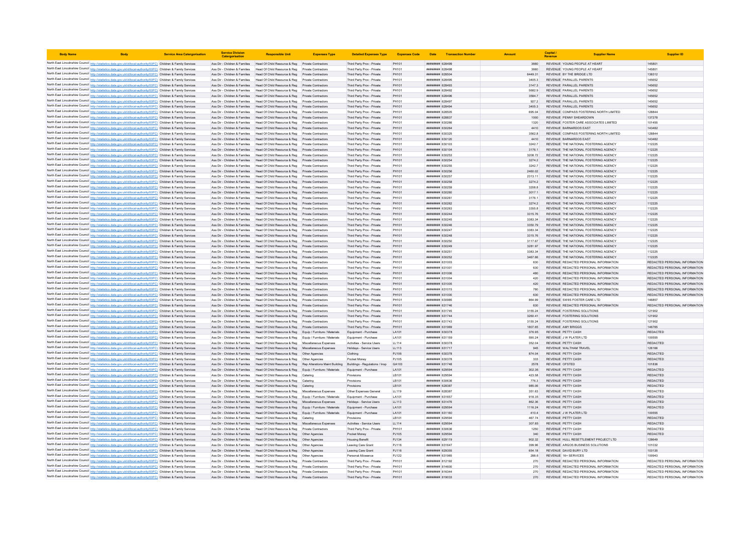| Body Name | Body | Service Area Catergorisation | Service Division Catergorisation | Responsible Unit | Expenses Type | Detailed Expenses Type | Expenses Code | Date | Transaction Number | Amount | Capital / Revenue | Supplier Name | Supplier ID |
|---|---|---|---|---|---|---|---|---|---|---|---|---|---|
| North East Lincolnshire Council | http://statistics.data.gov.uk/id/local-authority/00FC | Children & Family Services | Ass Dir - Children & Families | Head Of Child Resource & Reg | Private Contractors | Third Party Prov - Private | PH101 | ######## | 628499 | 3660 | REVENUE | YOUNG PEOPLE AT HEART | 145801 |
| North East Lincolnshire Council | http://statistics.data.gov.uk/id/local-authority/00FC | Children & Family Services | Ass Dir - Children & Families | Head Of Child Resource & Reg | Private Contractors | Third Party Prov - Private | PH101 | ######## | 628498 | 3660 | REVENUE | YOUNG PEOPLE AT HEART | 145801 |
| North East Lincolnshire Council | http://statistics.data.gov.uk/id/local-authority/00FC | Children & Family Services | Ass Dir - Children & Families | Head Of Child Resource & Reg | Private Contractors | Third Party Prov - Private | PH101 | ######## | 628504 | 6449.31 | REVENUE | BY THE BRIDGE LTD | 138312 |
| North East Lincolnshire Council | http://statistics.data.gov.uk/id/local-authority/00FC | Children & Family Services | Ass Dir - Children & Families | Head Of Child Resource & Reg | Private Contractors | Third Party Prov - Private | PH101 | ######## | 628495 | 3405.3 | REVENUE | PARALLEL PARENTS | 145652 |
| North East Lincolnshire Council | http://statistics.data.gov.uk/id/local-authority/00FC | Children & Family Services | Ass Dir - Children & Families | Head Of Child Resource & Reg | Private Contractors | Third Party Prov - Private | PH101 | ######## | 628493 | 3147.3 | REVENUE | PARALLEL PARENTS | 145652 |
| North East Lincolnshire Council | http://statistics.data.gov.uk/id/local-authority/00FC | Children & Family Services | Ass Dir - Children & Families | Head Of Child Resource & Reg | Private Contractors | Third Party Prov - Private | PH101 | ######## | 628492 | 5682.9 | REVENUE | PARALLEL PARENTS | 145652 |
| North East Lincolnshire Council | http://statistics.data.gov.uk/id/local-authority/00FC | Children & Family Services | Ass Dir - Children & Families | Head Of Child Resource & Reg | Private Contractors | Third Party Prov - Private | PH101 | ######## | 628496 | 3584.7 | REVENUE | PARALLEL PARENTS | 145652 |
| North East Lincolnshire Council | http://statistics.data.gov.uk/id/local-authority/00FC | Children & Family Services | Ass Dir - Children & Families | Head Of Child Resource & Reg | Private Contractors | Third Party Prov - Private | PH101 | ######## | 628497 | 927.2 | REVENUE | PARALLEL PARENTS | 145652 |
| North East Lincolnshire Council | http://statistics.data.gov.uk/id/local-authority/00FC | Children & Family Services | Ass Dir - Children & Families | Head Of Child Resource & Reg | Private Contractors | Third Party Prov - Private | PH101 | ######## | 628494 | 3405.3 | REVENUE | PARALLEL PARENTS | 145652 |
| North East Lincolnshire Council | http://statistics.data.gov.uk/id/local-authority/00FC | Children & Family Services | Ass Dir - Children & Families | Head Of Child Resource & Reg | Private Contractors | Third Party Prov - Private | PH101 | ######## | 628505 | 895.04 | REVENUE | COMPASS FOSTERING NORTH LIMITED | 128844 |
| North East Lincolnshire Council | http://statistics.data.gov.uk/id/local-authority/00FC | Children & Family Services | Ass Dir - Children & Families | Head Of Child Resource & Reg | Private Contractors | Third Party Prov - Private | PH101 | ######## | 628837 | 1000 | REVENUE | PENNY SHEARDOWN | 137278 |
| North East Lincolnshire Council | http://statistics.data.gov.uk/id/local-authority/00FC | Children & Family Services | Ass Dir - Children & Families | Head Of Child Resource & Reg | Private Contractors | Third Party Prov - Private | PH101 | ######## | 630266 | 1320 | REVENUE | FOSTER CARE ASSOCIATES LIMITED | 101455 |
| North East Lincolnshire Council | http://statistics.data.gov.uk/id/local-authority/00FC | Children & Family Services | Ass Dir - Children & Families | Head Of Child Resource & Reg | Private Contractors | Third Party Prov - Private | PH101 | ######## | 630264 | 4410 | REVENUE | BARNARDOS EAST | 143482 |
| North East Lincolnshire Council | http://statistics.data.gov.uk/id/local-authority/00FC | Children & Family Services | Ass Dir - Children & Families | Head Of Child Resource & Reg | Private Contractors | Third Party Prov - Private | PH101 | ######## | 630325 | 3562.8 | REVENUE | COMPASS FOSTERING NORTH LIMITED | 128844 |
| North East Lincolnshire Council | http://statistics.data.gov.uk/id/local-authority/00FC | Children & Family Services | Ass Dir - Children & Families | Head Of Child Resource & Reg | Private Contractors | Third Party Prov - Private | PH101 | ######## | 630120 | 4410 | REVENUE | BARNARDOS EAST | 143482 |
| North East Lincolnshire Council | http://statistics.data.gov.uk/id/local-authority/00FC | Children & Family Services | Ass Dir - Children & Families | Head Of Child Resource & Reg | Private Contractors | Third Party Prov - Private | PH101 | ######## | 630103 | 3242.7 | REVENUE | THE NATIONAL FOSTERING AGENCY | 112225 |
| North East Lincolnshire Council | http://statistics.data.gov.uk/id/local-authority/00FC | Children & Family Services | Ass Dir - Children & Families | Head Of Child Resource & Reg | Private Contractors | Third Party Prov - Private | PH101 | ######## | 630104 | 3176.1 | REVENUE | THE NATIONAL FOSTERING AGENCY | 112225 |
| North East Lincolnshire Council | http://statistics.data.gov.uk/id/local-authority/00FC | Children & Family Services | Ass Dir - Children & Families | Head Of Child Resource & Reg | Private Contractors | Third Party Prov - Private | PH101 | ######## | 630253 | 3208.72 | REVENUE | THE NATIONAL FOSTERING AGENCY | 112225 |
| North East Lincolnshire Council | http://statistics.data.gov.uk/id/local-authority/00FC | Children & Family Services | Ass Dir - Children & Families | Head Of Child Resource & Reg | Private Contractors | Third Party Prov - Private | PH101 | ######## | 630254 | 3274.2 | REVENUE | THE NATIONAL FOSTERING AGENCY | 112225 |
| North East Lincolnshire Council | http://statistics.data.gov.uk/id/local-authority/00FC | Children & Family Services | Ass Dir - Children & Families | Head Of Child Resource & Reg | Private Contractors | Third Party Prov - Private | PH101 | ######## | 630255 | 3242.7 | REVENUE | THE NATIONAL FOSTERING AGENCY | 112225 |
| North East Lincolnshire Council | http://statistics.data.gov.uk/id/local-authority/00FC | Children & Family Services | Ass Dir - Children & Families | Head Of Child Resource & Reg | Private Contractors | Third Party Prov - Private | PH101 | ######## | 630256 | 2460.02 | REVENUE | THE NATIONAL FOSTERING AGENCY | 112225 |
| North East Lincolnshire Council | http://statistics.data.gov.uk/id/local-authority/00FC | Children & Family Services | Ass Dir - Children & Families | Head Of Child Resource & Reg | Private Contractors | Third Party Prov - Private | PH101 | ######## | 630257 | 2313.11 | REVENUE | THE NATIONAL FOSTERING AGENCY | 112225 |
| North East Lincolnshire Council | http://statistics.data.gov.uk/id/local-authority/00FC | Children & Family Services | Ass Dir - Children & Families | Head Of Child Resource & Reg | Private Contractors | Third Party Prov - Private | PH101 | ######## | 630258 | 3274.2 | REVENUE | THE NATIONAL FOSTERING AGENCY | 112225 |
| North East Lincolnshire Council | http://statistics.data.gov.uk/id/local-authority/00FC | Children & Family Services | Ass Dir - Children & Families | Head Of Child Resource & Reg | Private Contractors | Third Party Prov - Private | PH101 | ######## | 630259 | 3208.8 | REVENUE | THE NATIONAL FOSTERING AGENCY | 112225 |
| North East Lincolnshire Council | http://statistics.data.gov.uk/id/local-authority/00FC | Children & Family Services | Ass Dir - Children & Families | Head Of Child Resource & Reg | Private Contractors | Third Party Prov - Private | PH101 | ######## | 630260 | 3017.1 | REVENUE | THE NATIONAL FOSTERING AGENCY | 112225 |
| North East Lincolnshire Council | http://statistics.data.gov.uk/id/local-authority/00FC | Children & Family Services | Ass Dir - Children & Families | Head Of Child Resource & Reg | Private Contractors | Third Party Prov - Private | PH101 | ######## | 630261 | 3176.1 | REVENUE | THE NATIONAL FOSTERING AGENCY | 112225 |
| North East Lincolnshire Council | http://statistics.data.gov.uk/id/local-authority/00FC | Children & Family Services | Ass Dir - Children & Families | Head Of Child Resource & Reg | Private Contractors | Third Party Prov - Private | PH101 | ######## | 630262 | 3274.2 | REVENUE | THE NATIONAL FOSTERING AGENCY | 112225 |
| North East Lincolnshire Council | http://statistics.data.gov.uk/id/local-authority/00FC | Children & Family Services | Ass Dir - Children & Families | Head Of Child Resource & Reg | Private Contractors | Third Party Prov - Private | PH101 | ######## | 630263 | 3355.8 | REVENUE | THE NATIONAL FOSTERING AGENCY | 112225 |
| North East Lincolnshire Council | http://statistics.data.gov.uk/id/local-authority/00FC | Children & Family Services | Ass Dir - Children & Families | Head Of Child Resource & Reg | Private Contractors | Third Party Prov - Private | PH101 | ######## | 630244 | 3315.76 | REVENUE | THE NATIONAL FOSTERING AGENCY | 112225 |
| North East Lincolnshire Council | http://statistics.data.gov.uk/id/local-authority/00FC | Children & Family Services | Ass Dir - Children & Families | Head Of Child Resource & Reg | Private Contractors | Third Party Prov - Private | PH101 | ######## | 630245 | 3383.34 | REVENUE | THE NATIONAL FOSTERING AGENCY | 112225 |
| North East Lincolnshire Council | http://statistics.data.gov.uk/id/local-authority/00FC | Children & Family Services | Ass Dir - Children & Families | Head Of Child Resource & Reg | Private Contractors | Third Party Prov - Private | PH101 | ######## | 630246 | 3350.79 | REVENUE | THE NATIONAL FOSTERING AGENCY | 112225 |
| North East Lincolnshire Council | http://statistics.data.gov.uk/id/local-authority/00FC | Children & Family Services | Ass Dir - Children & Families | Head Of Child Resource & Reg | Private Contractors | Third Party Prov - Private | PH101 | ######## | 630247 | 3383.34 | REVENUE | THE NATIONAL FOSTERING AGENCY | 112225 |
| North East Lincolnshire Council | http://statistics.data.gov.uk/id/local-authority/00FC | Children & Family Services | Ass Dir - Children & Families | Head Of Child Resource & Reg | Private Contractors | Third Party Prov - Private | PH101 | ######## | 630248 | 3315.76 | REVENUE | THE NATIONAL FOSTERING AGENCY | 112225 |
| North East Lincolnshire Council | http://statistics.data.gov.uk/id/local-authority/00FC | Children & Family Services | Ass Dir - Children & Families | Head Of Child Resource & Reg | Private Contractors | Third Party Prov - Private | PH101 | ######## | 630250 | 3117.67 | REVENUE | THE NATIONAL FOSTERING AGENCY | 112225 |
| North East Lincolnshire Council | http://statistics.data.gov.uk/id/local-authority/00FC | Children & Family Services | Ass Dir - Children & Families | Head Of Child Resource & Reg | Private Contractors | Third Party Prov - Private | PH101 | ######## | 630249 | 3281.97 | REVENUE | THE NATIONAL FOSTERING AGENCY | 112225 |
| North East Lincolnshire Council | http://statistics.data.gov.uk/id/local-authority/00FC | Children & Family Services | Ass Dir - Children & Families | Head Of Child Resource & Reg | Private Contractors | Third Party Prov - Private | PH101 | ######## | 630251 | 3383.34 | REVENUE | THE NATIONAL FOSTERING AGENCY | 112225 |
| North East Lincolnshire Council | http://statistics.data.gov.uk/id/local-authority/00FC | Children & Family Services | Ass Dir - Children & Families | Head Of Child Resource & Reg | Private Contractors | Third Party Prov - Private | PH101 | ######## | 630252 | 3467.66 | REVENUE | THE NATIONAL FOSTERING AGENCY | 112225 |
| North East Lincolnshire Council | http://statistics.data.gov.uk/id/local-authority/00FC | Children & Family Services | Ass Dir - Children & Families | Head Of Child Resource & Reg | Private Contractors | Third Party Prov - Private | PH101 | ######## | 631003 | 630 | REVENUE | REDACTED PERSONAL INFORMATION | REDACTED PERSONAL INFORMATION |
| North East Lincolnshire Council | http://statistics.data.gov.uk/id/local-authority/00FC | Children & Family Services | Ass Dir - Children & Families | Head Of Child Resource & Reg | Private Contractors | Third Party Prov - Private | PH101 | ######## | 631001 | 630 | REVENUE | REDACTED PERSONAL INFORMATION | REDACTED PERSONAL INFORMATION |
| North East Lincolnshire Council | http://statistics.data.gov.uk/id/local-authority/00FC | Children & Family Services | Ass Dir - Children & Families | Head Of Child Resource & Reg | Private Contractors | Third Party Prov - Private | PH101 | ######## | 631006 | 480 | REVENUE | REDACTED PERSONAL INFORMATION | REDACTED PERSONAL INFORMATION |
| North East Lincolnshire Council | http://statistics.data.gov.uk/id/local-authority/00FC | Children & Family Services | Ass Dir - Children & Families | Head Of Child Resource & Reg | Private Contractors | Third Party Prov - Private | PH101 | ######## | 631004 | 420 | REVENUE | REDACTED PERSONAL INFORMATION | REDACTED PERSONAL INFORMATION |
| North East Lincolnshire Council | http://statistics.data.gov.uk/id/local-authority/00FC | Children & Family Services | Ass Dir - Children & Families | Head Of Child Resource & Reg | Private Contractors | Third Party Prov - Private | PH101 | ######## | 631005 | 420 | REVENUE | REDACTED PERSONAL INFORMATION | REDACTED PERSONAL INFORMATION |
| North East Lincolnshire Council | http://statistics.data.gov.uk/id/local-authority/00FC | Children & Family Services | Ass Dir - Children & Families | Head Of Child Resource & Reg | Private Contractors | Third Party Prov - Private | PH101 | ######## | 631015 | 780 | REVENUE | REDACTED PERSONAL INFORMATION | REDACTED PERSONAL INFORMATION |
| North East Lincolnshire Council | http://statistics.data.gov.uk/id/local-authority/00FC | Children & Family Services | Ass Dir - Children & Families | Head Of Child Resource & Reg | Private Contractors | Third Party Prov - Private | PH101 | ######## | 631000 | 630 | REVENUE | REDACTED PERSONAL INFORMATION | REDACTED PERSONAL INFORMATION |
| North East Lincolnshire Council | http://statistics.data.gov.uk/id/local-authority/00FC | Children & Family Services | Ass Dir - Children & Families | Head Of Child Resource & Reg | Private Contractors | Third Party Prov - Private | PH101 | ######## | 630985 | 864.99 | REVENUE | SWIIS FOSTER CARE LTD | 146857 |
| North East Lincolnshire Council | http://statistics.data.gov.uk/id/local-authority/00FC | Children & Family Services | Ass Dir - Children & Families | Head Of Child Resource & Reg | Private Contractors | Third Party Prov - Private | PH101 | ######## | 631746 | 630 | REVENUE | REDACTED PERSONAL INFORMATION | REDACTED PERSONAL INFORMATION |
| North East Lincolnshire Council | http://statistics.data.gov.uk/id/local-authority/00FC | Children & Family Services | Ass Dir - Children & Families | Head Of Child Resource & Reg | Private Contractors | Third Party Prov - Private | PH101 | ######## | 631745 | 3155.24 | REVENUE | FOSTERING SOLUTIONS | 121902 |
| North East Lincolnshire Council | http://statistics.data.gov.uk/id/local-authority/00FC | Children & Family Services | Ass Dir - Children & Families | Head Of Child Resource & Reg | Private Contractors | Third Party Prov - Private | PH101 | ######## | 631744 | 3260.41 | REVENUE | FOSTERING SOLUTIONS | 121902 |
| North East Lincolnshire Council | http://statistics.data.gov.uk/id/local-authority/00FC | Children & Family Services | Ass Dir - Children & Families | Head Of Child Resource & Reg | Private Contractors | Third Party Prov - Private | PH101 | ######## | 631743 | 3155.24 | REVENUE | FOSTERING SOLUTIONS | 121902 |
| North East Lincolnshire Council | http://statistics.data.gov.uk/id/local-authority/00FC | Children & Family Services | Ass Dir - Children & Families | Head Of Child Resource & Reg | Private Contractors | Third Party Prov - Private | PH101 | ######## | 631969 | 1807.65 | REVENUE | AMY BRIGGS | 146765 |
| North East Lincolnshire Council | http://statistics.data.gov.uk/id/local-authority/00FC | Children & Family Services | Ass Dir - Children & Families | Head Of Child Resource & Reg | Equip / Furniture / Materials | Equipment - Purchase | LA101 | ######## | 630378 | 376.95 | REVENUE | PETTY CASH | REDACTED |
| North East Lincolnshire Council | http://statistics.data.gov.uk/id/local-authority/00FC | Children & Family Services | Ass Dir - Children & Families | Head Of Child Resource & Reg | Equip / Furniture / Materials | Equipment - Purchase | LA101 | ######## | 631159 | 590.24 | REVENUE | J W PLATER LTD | 100555 |
| North East Lincolnshire Council | http://statistics.data.gov.uk/id/local-authority/00FC | Children & Family Services | Ass Dir - Children & Families | Head Of Child Resource & Reg | Miscellaneous Expenses | Activities - Service Users | LL114 | ######## | 630378 | 352.04 | REVENUE | PETTY CASH | REDACTED |
| North East Lincolnshire Council | http://statistics.data.gov.uk/id/local-authority/00FC | Children & Family Services | Ass Dir - Children & Families | Head Of Child Resource & Reg | Miscellaneous Expenses | Holidays - Service Users | LL113 | ######## | 631717 | 945 | REVENUE | WALTHAM TRAVEL | 126166 |
| North East Lincolnshire Council | http://statistics.data.gov.uk/id/local-authority/00FC | Children & Family Services | Ass Dir - Children & Families | Head Of Child Resource & Reg | Other Agencies | Clothing | PJ106 | ######## | 630378 | 874.04 | REVENUE | PETTY CASH | REDACTED |
| North East Lincolnshire Council | http://statistics.data.gov.uk/id/local-authority/00FC | Children & Family Services | Ass Dir - Children & Families | Head Of Child Resource & Reg | Other Agencies | Pocket Money | PJ105 | ######## | 630378 | 333 | REVENUE | PETTY CASH | REDACTED |
| North East Lincolnshire Council | http://statistics.data.gov.uk/id/local-authority/00FC | Children & Family Services | Ass Dir - Children & Families | Head Of Child Resource & Reg | Rep Alterations Maint Building | Buildings - Regulations / Insp | GA103 | ######## | 631748 | 2578 | REVENUE | OFSTED | 101836 |
| North East Lincolnshire Council | http://statistics.data.gov.uk/id/local-authority/00FC | Children & Family Services | Ass Dir - Children & Families | Head Of Child Resource & Reg | Equip / Furniture / Materials | Equipment - Purchase | LA101 | ######## | 629594 | 302.36 | REVENUE | PETTY CASH | REDACTED |
| North East Lincolnshire Council | http://statistics.data.gov.uk/id/local-authority/00FC | Children & Family Services | Ass Dir - Children & Families | Head Of Child Resource & Reg | Catering | Provisions | LB101 | ######## | 629594 | 423.58 | REVENUE | PETTY CASH | REDACTED |
| North East Lincolnshire Council | http://statistics.data.gov.uk/id/local-authority/00FC | Children & Family Services | Ass Dir - Children & Families | Head Of Child Resource & Reg | Catering | Provisions | LB101 | ######## | 630636 | 776.3 | REVENUE | PETTY CASH | REDACTED |
| North East Lincolnshire Council | http://statistics.data.gov.uk/id/local-authority/00FC | Children & Family Services | Ass Dir - Children & Families | Head Of Child Resource & Reg | Catering | Provisions | LB101 | ######## | 628387 | 985.06 | REVENUE | PETTY CASH | REDACTED |
| North East Lincolnshire Council | http://statistics.data.gov.uk/id/local-authority/00FC | Children & Family Services | Ass Dir - Children & Families | Head Of Child Resource & Reg | Miscellaneous Expenses | Other Expenses General | LL119 | ######## | 628387 | 351.63 | REVENUE | PETTY CASH | REDACTED |
| North East Lincolnshire Council | http://statistics.data.gov.uk/id/local-authority/00FC | Children & Family Services | Ass Dir - Children & Families | Head Of Child Resource & Reg | Equip / Furniture / Materials | Equipment - Purchase | LA101 | ######## | 631657 | 918.35 | REVENUE | PETTY CASH | REDACTED |
| North East Lincolnshire Council | http://statistics.data.gov.uk/id/local-authority/00FC | Children & Family Services | Ass Dir - Children & Families | Head Of Child Resource & Reg | Miscellaneous Expenses | Holidays - Service Users | LL113 | ######## | 631476 | 862.36 | REVENUE | PETTY CASH | REDACTED |
| North East Lincolnshire Council | http://statistics.data.gov.uk/id/local-authority/00FC | Children & Family Services | Ass Dir - Children & Families | Head Of Child Resource & Reg | Equip / Furniture / Materials | Equipment - Purchase | LA101 | ######## | 629594 | 1116.24 | REVENUE | PETTY CASH | REDACTED |
| North East Lincolnshire Council | http://statistics.data.gov.uk/id/local-authority/00FC | Children & Family Services | Ass Dir - Children & Families | Head Of Child Resource & Reg | Equip / Furniture / Materials | Equipment - Purchase | LA101 | ######## | 631160 | 410.4 | REVENUE | J W PLATER LTD | 100555 |
| North East Lincolnshire Council | http://statistics.data.gov.uk/id/local-authority/00FC | Children & Family Services | Ass Dir - Children & Families | Head Of Child Resource & Reg | Catering | Provisions | LB101 | ######## | 629594 | 467.74 | REVENUE | PETTY CASH | REDACTED |
| North East Lincolnshire Council | http://statistics.data.gov.uk/id/local-authority/00FC | Children & Family Services | Ass Dir - Children & Families | Head Of Child Resource & Reg | Miscellaneous Expenses | Activities - Service Users | LL114 | ######## | 629594 | 307.85 | REVENUE | PETTY CASH | REDACTED |
| North East Lincolnshire Council | http://statistics.data.gov.uk/id/local-authority/00FC | Children & Family Services | Ass Dir - Children & Families | Head Of Child Resource & Reg | Private Contractors | Third Party Prov - Private | PH101 | ######## | 630636 | 1250 | REVENUE | PETTY CASH | REDACTED |
| North East Lincolnshire Council | http://statistics.data.gov.uk/id/local-authority/00FC | Children & Family Services | Ass Dir - Children & Families | Head Of Child Resource & Reg | Other Agencies | Pocket Money | PJ105 | ######## | 629594 | 340 | REVENUE | PETTY CASH | REDACTED |
| North East Lincolnshire Council | http://statistics.data.gov.uk/id/local-authority/00FC | Children & Family Services | Ass Dir - Children & Families | Head Of Child Resource & Reg | Other Agencies | Housing Benefit | PJ134 | ######## | 629119 | 902.32 | REVENUE | HULL RESETTLEMENT PROJECT LTD | 128649 |
| North East Lincolnshire Council | http://statistics.data.gov.uk/id/local-authority/00FC | Children & Family Services | Ass Dir - Children & Families | Head Of Child Resource & Reg | Other Agencies | Leaving Care Grant | PJ116 | ######## | 631647 | 399.96 | REVENUE | ARGOS BUSINESS SOLUTIONS | 101032 |
| North East Lincolnshire Council | http://statistics.data.gov.uk/id/local-authority/00FC | Children & Family Services | Ass Dir - Children & Families | Head Of Child Resource & Reg | Other Agencies | Leaving Care Grant | PJ116 | ######## | 629355 | 654.18 | REVENUE | DAVID BURY LTD | 103135 |
| North East Lincolnshire Council | http://statistics.data.gov.uk/id/local-authority/00FC | Children & Family Services | Ass Dir - Children & Families | Head Of Child Resource & Reg | Other Agencies | Personal Allowance | PJ122 | ######## | 631965 | 288.6 | REVENUE | 16+ SERVICES | 100943 |
| North East Lincolnshire Council | http://statistics.data.gov.uk/id/local-authority/00FC | Children & Family Services | Ass Dir - Children & Families | Head Of Child Resource & Reg | Private Contractors | Third Party Prov - Private | PH101 | ######## | 812192 | 270 | REVENUE | REDACTED PERSONAL INFORMATION | REDACTED PERSONAL INFORMATION |
| North East Lincolnshire Council | http://statistics.data.gov.uk/id/local-authority/00FC | Children & Family Services | Ass Dir - Children & Families | Head Of Child Resource & Reg | Private Contractors | Third Party Prov - Private | PH101 | ######## | 814600 | 270 | REVENUE | REDACTED PERSONAL INFORMATION | REDACTED PERSONAL INFORMATION |
| North East Lincolnshire Council | http://statistics.data.gov.uk/id/local-authority/00FC | Children & Family Services | Ass Dir - Children & Families | Head Of Child Resource & Reg | Private Contractors | Third Party Prov - Private | PH101 | ######## | 816344 | 270 | REVENUE | REDACTED PERSONAL INFORMATION | REDACTED PERSONAL INFORMATION |
| North East Lincolnshire Council | http://statistics.data.gov.uk/id/local-authority/00FC | Children & Family Services | Ass Dir - Children & Families | Head Of Child Resource & Reg | Private Contractors | Third Party Prov - Private | PH101 | ######## | 819033 | 270 | REVENUE | REDACTED PERSONAL INFORMATION | REDACTED PERSONAL INFORMATION |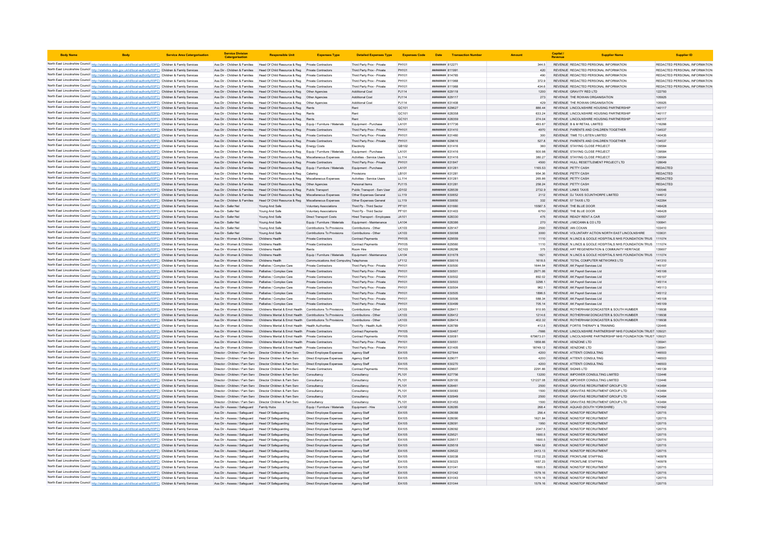| Body Name | Body | Service Area Catergorisation | Service Division Catergorisation | Responsible Unit | Expenses Type | Detailed Expenses Type | Expenses Code | Date | Transaction Number | Amount | Capital / Revenue | Supplier Name | Supplier ID |
|---|---|---|---|---|---|---|---|---|---|---|---|---|---|
| North East Lincolnshire Council | http://statistics.data.gov.uk/id/local-authority/00FC) | Children & Family Services | Ass Dir - Children & Families | Head Of Child Resource & Reg | Private Contractors | Third Party Prov - Private | PH101 | ######## | 812271 | 344.5 | REVENUE | REDACTED PERSONAL INFORMATION | REDACTED PERSONAL INFORMATION |
| North East Lincolnshire Council | http://statistics.data.gov.uk/id/local-authority/00FC) | Children & Family Services | Ass Dir - Children & Families | Head Of Child Resource & Reg | Private Contractors | Third Party Prov - Private | PH101 | ######## | 811991 | 420 | REVENUE | REDACTED PERSONAL INFORMATION | REDACTED PERSONAL INFORMATION |
| North East Lincolnshire Council | http://statistics.data.gov.uk/id/local-authority/00FC) | Children & Family Services | Ass Dir - Children & Families | Head Of Child Resource & Reg | Private Contractors | Third Party Prov - Private | PH101 | ######## | 814785 | 490 | REVENUE | REDACTED PERSONAL INFORMATION | REDACTED PERSONAL INFORMATION |
| North East Lincolnshire Council | http://statistics.data.gov.uk/id/local-authority/00FC) | Children & Family Services | Ass Dir - Children & Families | Head Of Child Resource & Reg | Private Contractors | Third Party Prov - Private | PH101 | ######## | 811968 | 372.9 | REVENUE | REDACTED PERSONAL INFORMATION | REDACTED PERSONAL INFORMATION |
| North East Lincolnshire Council | http://statistics.data.gov.uk/id/local-authority/00FC) | Children & Family Services | Ass Dir - Children & Families | Head Of Child Resource & Reg | Private Contractors | Third Party Prov - Private | PH101 | ######## | 811968 | 434.6 | REVENUE | REDACTED PERSONAL INFORMATION | REDACTED PERSONAL INFORMATION |
| North East Lincolnshire Council | http://statistics.data.gov.uk/id/local-authority/00FC) | Children & Family Services | Ass Dir - Children & Families | Head Of Child Resource & Reg | Other Agencies | Additional Cost | PJ114 | ######## | 629118 | 1200 | REVENUE | GRAVITY RED LTD | 122793 |
| North East Lincolnshire Council | http://statistics.data.gov.uk/id/local-authority/00FC) | Children & Family Services | Ass Dir - Children & Families | Head Of Child Resource & Reg | Other Agencies | Additional Cost | PJ114 | ######## | 629117 | 273 | REVENUE | THE ROWAN ORGANISATION | 105925 |
| North East Lincolnshire Council | http://statistics.data.gov.uk/id/local-authority/00FC) | Children & Family Services | Ass Dir - Children & Families | Head Of Child Resource & Reg | Other Agencies | Additional Cost | PJ114 | ######## | 631408 | 429 | REVENUE | THE ROWAN ORGANISATION | 105925 |
| North East Lincolnshire Council | http://statistics.data.gov.uk/id/local-authority/00FC) | Children & Family Services | Ass Dir - Children & Families | Head Of Child Resource & Reg | Rents | Rent | GC101 | ######## | 629627 | 886.44 | REVENUE | LINCOLNSHIRE HOUSING PARTNERSHIP | 140117 |
| North East Lincolnshire Council | http://statistics.data.gov.uk/id/local-authority/00FC) | Children & Family Services | Ass Dir - Children & Families | Head Of Child Resource & Reg | Rents | Rent | GC101 | ######## | 628358 | 633.24 | REVENUE | LINCOLNSHIRE HOUSING PARTNERSHIP | 140117 |
| North East Lincolnshire Council | http://statistics.data.gov.uk/id/local-authority/00FC) | Children & Family Services | Ass Dir - Children & Families | Head Of Child Resource & Reg | Rents | Rent | GC101 | ######## | 628359 | 274.04 | REVENUE | LINCOLNSHIRE HOUSING PARTNERSHIP | 140117 |
| North East Lincolnshire Council | http://statistics.data.gov.uk/id/local-authority/00FC) | Children & Family Services | Ass Dir - Children & Families | Head Of Child Resource & Reg | Equip / Furniture / Materials | Equipment - Purchase | LA101 | ######## | 617736 | 493.87 | REVENUE | B & M RETAIL LIMITED | 116266 |
| North East Lincolnshire Council | http://statistics.data.gov.uk/id/local-authority/00FC) | Children & Family Services | Ass Dir - Children & Families | Head Of Child Resource & Reg | Private Contractors | Third Party Prov - Private | PH101 | ######## | 631410 | 4970 | REVENUE | PARENTS AND CHILDREN TOGETHER | 134537 |
| North East Lincolnshire Council | http://statistics.data.gov.uk/id/local-authority/00FC) | Children & Family Services | Ass Dir - Children & Families | Head Of Child Resource & Reg | Private Contractors | Third Party Prov - Private | PH101 | ######## | 631460 | 300 | REVENUE | TIME TO LISTEN LIMITED | 140435 |
| North East Lincolnshire Council | http://statistics.data.gov.uk/id/local-authority/00FC) | Children & Family Services | Ass Dir - Children & Families | Head Of Child Resource & Reg | Private Contractors | Third Party Prov - Private | PH101 | ######## | 629616 | 527.8 | REVENUE | PARENTS AND CHILDREN TOGETHER | 134537 |
| North East Lincolnshire Council | http://statistics.data.gov.uk/id/local-authority/00FC) | Children & Family Services | Ass Dir - Children & Families | Head Of Child Resource & Reg | Energy Costs | Electricity | GB102 | ######## | 631416 | 360 | REVENUE | STAYING CLOSE PROJECT | 139584 |
| North East Lincolnshire Council | http://statistics.data.gov.uk/id/local-authority/00FC) | Children & Family Services | Ass Dir - Children & Families | Head Of Child Resource & Reg | Equip / Furniture / Materials | Equipment - Purchase | LA101 | ######## | 631416 | 500.98 | REVENUE | STAYING CLOSE PROJECT | 139584 |
| North East Lincolnshire Council | http://statistics.data.gov.uk/id/local-authority/00FC) | Children & Family Services | Ass Dir - Children & Families | Head Of Child Resource & Reg | Miscellaneous Expenses | Activities - Service Users | LL114 | ######## | 631416 | 380.27 | REVENUE | STAYING CLOSE PROJECT | 139584 |
| North East Lincolnshire Council | http://statistics.data.gov.uk/id/local-authority/00FC) | Children & Family Services | Ass Dir - Children & Families | Head Of Child Resource & Reg | Private Contractors | Third Party Prov - Private | PH101 | ######## | 631847 | 4500 | REVENUE | HULL RESETTLEMENT PROJECT LTD | 128649 |
| North East Lincolnshire Council | http://statistics.data.gov.uk/id/local-authority/00FC) | Children & Family Services | Ass Dir - Children & Families | Head Of Child Resource & Reg | Equip / Furniture / Materials | Equipment - Purchase | LA101 | ######## | 631281 | 1165.53 | REVENUE | PETTY CASH | REDACTED |
| North East Lincolnshire Council | http://statistics.data.gov.uk/id/local-authority/00FC) | Children & Family Services | Ass Dir - Children & Families | Head Of Child Resource & Reg | Catering | Provisions | LB101 | ######## | 631281 | 954.36 | REVENUE | PETTY CASH | REDACTED |
| North East Lincolnshire Council | http://statistics.data.gov.uk/id/local-authority/00FC) | Children & Family Services | Ass Dir - Children & Families | Head Of Child Resource & Reg | Miscellaneous Expenses | Activities - Service Users | LL114 | ######## | 631281 | 265.86 | REVENUE | PETTY CASH | REDACTED |
| North East Lincolnshire Council | http://statistics.data.gov.uk/id/local-authority/00FC) | Children & Family Services | Ass Dir - Children & Families | Head Of Child Resource & Reg | Other Agencies | Personal Items | PJ115 | ######## | 631281 | 258.24 | REVENUE | PETTY CASH | REDACTED |
| North East Lincolnshire Council | http://statistics.data.gov.uk/id/local-authority/00FC) | Children & Family Services | Ass Dir - Children & Families | Head Of Child Resource & Reg | Public Transport | Public Transport - Serv User | JD102 | ######## | 628539 | 2732.9 | REVENUE | LINKS TAXIS | 100546 |
| North East Lincolnshire Council | http://statistics.data.gov.uk/id/local-authority/00FC) | Children & Family Services | Ass Dir - Children & Families | Head Of Child Resource & Reg | Miscellaneous Expenses | Other Expenses General | LL119 | ######## | 630652 | 2112 | REVENUE | DJ TAXIS SCUNTHORPE LIMITED | 144612 |
| North East Lincolnshire Council | http://statistics.data.gov.uk/id/local-authority/00FC) | Children & Family Services | Ass Dir - Children & Families | Head Of Child Resource & Reg | Miscellaneous Expenses | Other Expenses General | LL119 | ######## | 630650 | 332 | REVENUE | 57 TAXIS LTD | 142264 |
| North East Lincolnshire Council | http://statistics.data.gov.uk/id/local-authority/00FC) | Children & Family Services | Ass Dir - Safer Nel | Young And Safe | Voluntary Associations | Third Pp - Third Sector | PF101 | ######## | 631680 | 15587.5 | REVENUE | THE BLUE DOOR | 146428 |
| North East Lincolnshire Council | http://statistics.data.gov.uk/id/local-authority/00FC) | Children & Family Services | Ass Dir - Safer Nel | Young And Safe | Voluntary Associations | Third Pp - Third Sector | PF101 | ######## | 631403 | 6750 | REVENUE | THE BLUE DOOR | 146428 |
| North East Lincolnshire Council | http://statistics.data.gov.uk/id/local-authority/00FC) | Children & Family Services | Ass Dir - Safer Nel | Young And Safe | Direct Transport Costs | Hired Transport - Employees | JA101 | ######## | 628330 | 475 | REVENUE | READY RENT A CAR | 100557 |
| North East Lincolnshire Council | http://statistics.data.gov.uk/id/local-authority/00FC) | Children & Family Services | Ass Dir - Safer Nel | Young And Safe | Equip / Furniture / Materials | Equipment - Maintenance | LA104 | ######## | 628386 | 270 | REVENUE | J MCCANN & CO LTD | 100841 |
| North East Lincolnshire Council | http://statistics.data.gov.uk/id/local-authority/00FC) | Children & Family Services | Ass Dir - Safer Nel | Young And Safe | Contributions To Provisions | Contributions - Other | LK103 | ######## | 629147 | 2500 | REVENUE | IAN COXAN | 103410 |
| North East Lincolnshire Council | http://statistics.data.gov.uk/id/local-authority/00FC) | Children & Family Services | Ass Dir - Safer Nel | Young And Safe | Contributions To Provisions | Contributions - Other | LK103 | ######## | 630098 | 3000 | REVENUE | VOLUNTARY ACTION NORTH EAST LINCOLNSHIRE | 103631 |
| North East Lincolnshire Council | http://statistics.data.gov.uk/id/local-authority/00FC) | Children & Family Services | Ass Dir - Women & Children | Childrens Health | Private Contractors | Contract Payments | PH105 | ######## | 629559 | 1110 | REVENUE | N LINCS & GOOLE HOSPITALS NHS FOUNDATION TRUS | 111074 |
| North East Lincolnshire Council | http://statistics.data.gov.uk/id/local-authority/00FC) | Children & Family Services | Ass Dir - Women & Children | Childrens Health | Private Contractors | Contract Payments | PH105 | ######## | 629560 | 1110 | REVENUE | N LINCS & GOOLE HOSPITALS NHS FOUNDATION TRUS | 111074 |
| North East Lincolnshire Council | http://statistics.data.gov.uk/id/local-authority/00FC) | Children & Family Services | Ass Dir - Women & Children | Childrens Health | Rents | Room Hire | GC103 | ######## | 628296 | 375 | REVENUE | ART REGENERATION & COMMUNITY HERITAGE | 135607 |
| North East Lincolnshire Council | http://statistics.data.gov.uk/id/local-authority/00FC) | Children & Family Services | Ass Dir - Women & Children | Childrens Health | Equip / Furniture / Materials | Equipment - Maintenance | LA104 | ######## | 631678 | 1821 | REVENUE | N LINCS & GOOLE HOSPITALS NHS FOUNDATION TRUS | 111074 |
| North East Lincolnshire Council | http://statistics.data.gov.uk/id/local-authority/00FC) | Children & Family Services | Ass Dir - Women & Children | Childrens Health | Communications And Computing | Telephones | LF112 | ######## | 630016 | 1618.5 | REVENUE | TOTAL COMPUTER NETWORKS LTD | 141310 |
| North East Lincolnshire Council | http://statistics.data.gov.uk/id/local-authority/00FC) | Children & Family Services | Ass Dir - Women & Children | Palliative / Complex Care | Private Contractors | Third Party Prov - Private | PH101 | ######## | 630500 | 1644.54 | REVENUE | AK Payroll Services Ltd | 145107 |
| North East Lincolnshire Council | http://statistics.data.gov.uk/id/local-authority/00FC) | Children & Family Services | Ass Dir - Women & Children | Palliative / Complex Care | Private Contractors | Third Party Prov - Private | PH101 | ######## | 630501 | 2971.06 | REVENUE | AK Payroll Services Ltd | 145106 |
| North East Lincolnshire Council | http://statistics.data.gov.uk/id/local-authority/00FC) | Children & Family Services | Ass Dir - Women & Children | Palliative / Complex Care | Private Contractors | Third Party Prov - Private | PH101 | ######## | 630502 | 892.02 | REVENUE | AK Payroll Services Ltd | 145107 |
| North East Lincolnshire Council | http://statistics.data.gov.uk/id/local-authority/00FC) | Children & Family Services | Ass Dir - Women & Children | Palliative / Complex Care | Private Contractors | Third Party Prov - Private | PH101 | ######## | 630503 | 3298.1 | REVENUE | AK Payroll Services Ltd | 145114 |
| North East Lincolnshire Council | http://statistics.data.gov.uk/id/local-authority/00FC) | Children & Family Services | Ass Dir - Women & Children | Palliative / Complex Care | Private Contractors | Third Party Prov - Private | PH101 | ######## | 630504 | 962.1 | REVENUE | AK Payroll Services Ltd | 145113 |
| North East Lincolnshire Council | http://statistics.data.gov.uk/id/local-authority/00FC) | Children & Family Services | Ass Dir - Women & Children | Palliative / Complex Care | Private Contractors | Third Party Prov - Private | PH101 | ######## | 630505 | 1896.5 | REVENUE | AK Payroll Services Ltd | 145112 |
| North East Lincolnshire Council | http://statistics.data.gov.uk/id/local-authority/00FC) | Children & Family Services | Ass Dir - Women & Children | Palliative / Complex Care | Private Contractors | Third Party Prov - Private | PH101 | ######## | 630506 | 588.34 | REVENUE | AK Payroll Services Ltd | 145108 |
| North East Lincolnshire Council | http://statistics.data.gov.uk/id/local-authority/00FC) | Children & Family Services | Ass Dir - Women & Children | Palliative / Complex Care | Private Contractors | Third Party Prov - Private | PH101 | ######## | 630499 | 705.14 | REVENUE | AK Payroll Services Ltd | 145109 |
| North East Lincolnshire Council | http://statistics.data.gov.uk/id/local-authority/00FC) | Children & Family Services | Ass Dir - Women & Children | Childrens Mental & Emot Health | Contributions To Provisions | Contributions - Other | LK103 | ######## | 628411 | 910.95 | REVENUE | ROTHERHAM DONCASTER & SOUTH HUMBER | 119938 |
| North East Lincolnshire Council | http://statistics.data.gov.uk/id/local-authority/00FC) | Children & Family Services | Ass Dir - Women & Children | Childrens Mental & Emot Health | Contributions To Provisions | Contributions - Other | LK103 | ######## | 628412 | 1214.6 | REVENUE | ROTHERHAM DONCASTER & SOUTH HUMBER | 119938 |
| North East Lincolnshire Council | http://statistics.data.gov.uk/id/local-authority/00FC) | Children & Family Services | Ass Dir - Women & Children | Childrens Mental & Emot Health | Contributions To Provisions | Contributions - Other | LK103 | ######## | 628414 | 402.32 | REVENUE | ROTHERHAM DONCASTER & SOUTH HUMBER | 119938 |
| North East Lincolnshire Council | http://statistics.data.gov.uk/id/local-authority/00FC) | Children & Family Services | Ass Dir - Women & Children | Childrens Mental & Emot Health | Health Authorities | Third Pp - Health Auth | PD101 | ######## | 628789 | 412.5 | REVENUE | FORTIS THERAPY & TRAINING | 120445 |
| North East Lincolnshire Council | http://statistics.data.gov.uk/id/local-authority/00FC) | Children & Family Services | Ass Dir - Women & Children | Childrens Mental & Emot Health | Private Contractors | Contract Payments | PH105 | ######## | 630467 | -7686 | REVENUE | LINCOLNSHIRE PARTNERSHIP NHS FOUNDATION TRUST | 105021 |
| North East Lincolnshire Council | http://statistics.data.gov.uk/id/local-authority/00FC) | Children & Family Services | Ass Dir - Women & Children | Childrens Mental & Emot Health | Private Contractors | Contract Payments | PH105 | ######## | 630081 | 679673.01 | REVENUE | LINCOLNSHIRE PARTNERSHIP NHS FOUNDATION TRUST | 105021 |
| North East Lincolnshire Council | http://statistics.data.gov.uk/id/local-authority/00FC) | Children & Family Services | Ass Dir - Women & Children | Childrens Mental & Emot Health | Private Contractors | Third Party Prov - Private | PH101 | ######## | 630551 | 1858.66 | REVENUE | XENZONE LTD | 135941 |
| North East Lincolnshire Council | http://statistics.data.gov.uk/id/local-authority/00FC) | Children & Family Services | Ass Dir - Women & Children | Childrens Mental & Emot Health | Private Contractors | Third Party Prov - Private | PH101 | ######## | 631405 | 18749.12 | REVENUE | XENZONE LTD | 135941 |
| North East Lincolnshire Council | http://statistics.data.gov.uk/id/local-authority/00FC) | Children & Family Services | Director - Children / Fam Serv | Director Children & Fam Serv | Direct Employee Expenses | Agency Staff | EA105 | ######## | 627844 | 4200 | REVENUE | ATTENTI CONSULTING | 146503 |
| North East Lincolnshire Council | http://statistics.data.gov.uk/id/local-authority/00FC) | Children & Family Services | Director - Children / Fam Serv | Director Children & Fam Serv | Direct Employee Expenses | Agency Staff | EA105 | ######## | 629077 | 4200 | REVENUE | ATTENTI CONSULTING | 146503 |
| North East Lincolnshire Council | http://statistics.data.gov.uk/id/local-authority/00FC) | Children & Family Services | Director - Children / Fam Serv | Director Children & Fam Serv | Direct Employee Expenses | Agency Staff | EA105 | ######## | 630270 | 4200 | REVENUE | ATTENTI CONSULTING | 146503 |
| North East Lincolnshire Council | http://statistics.data.gov.uk/id/local-authority/00FC) | Children & Family Services | Director - Children / Fam Serv | Director Children & Fam Serv | Private Contractors | Contract Payments | PH105 | ######## | 629607 | 2291.66 | REVENUE | SIGNIS LTD | 145139 |
| North East Lincolnshire Council | http://statistics.data.gov.uk/id/local-authority/00FC) | Children & Family Services | Director - Children / Fam Serv | Director Children & Fam Serv | Consultancy | Consultancy | PL101 | ######## | 627756 | 13200 | REVENUE | IMPOWER CONSULTING LIMITED | 133446 |
| North East Lincolnshire Council | http://statistics.data.gov.uk/id/local-authority/00FC) | Children & Family Services | Director - Children / Fam Serv | Director Children & Fam Serv | Consultancy | Consultancy | PL101 | ######## | 629100 | 121227.08 | REVENUE | IMPOWER CONSULTING LIMITED | 133446 |
| North East Lincolnshire Council | http://statistics.data.gov.uk/id/local-authority/00FC) | Children & Family Services | Director - Children / Fam Serv | Director Children & Fam Serv | Consultancy | Consultancy | PL101 | ######## | 628461 | 2500 | REVENUE | GRAVITAS RECRUITMENT GROUP LTD | 143484 |
| North East Lincolnshire Council | http://statistics.data.gov.uk/id/local-authority/00FC) | Children & Family Services | Director - Children / Fam Serv | Director Children & Fam Serv | Consultancy | Consultancy | PL101 | ######## | 630083 | 1500 | REVENUE | GRAVITAS RECRUITMENT GROUP LTD | 143484 |
| North East Lincolnshire Council | http://statistics.data.gov.uk/id/local-authority/00FC) | Children & Family Services | Director - Children / Fam Serv | Director Children & Fam Serv | Consultancy | Consultancy | PL101 | ######## | 630949 | 2500 | REVENUE | GRAVITAS RECRUITMENT GROUP LTD | 143484 |
| North East Lincolnshire Council | http://statistics.data.gov.uk/id/local-authority/00FC) | Children & Family Services | Director - Children / Fam Serv | Director Children & Fam Serv | Consultancy | Consultancy | PL101 | ######## | 631453 | 1500 | REVENUE | GRAVITAS RECRUITMENT GROUP LTD | 143484 |
| North East Lincolnshire Council | http://statistics.data.gov.uk/id/local-authority/00FC) | Children & Family Services | Ass Dir - Assess / Safeguard | Family Hubs | Equip / Furniture / Materials | Equipment - Hire | LA102 | ######## | 628285 | 268.4 | REVENUE | AQUAID (SOUTH YORKSHIRE) | 101842 |
| North East Lincolnshire Council | http://statistics.data.gov.uk/id/local-authority/00FC) | Children & Family Services | Ass Dir - Assess / Safeguard | Head Of Safeguarding | Direct Employee Expenses | Agency Staff | EA105 | ######## | 628088 | 256.4 | REVENUE | NONSTOP RECRUITMENT | 120715 |
| North East Lincolnshire Council | http://statistics.data.gov.uk/id/local-authority/00FC) | Children & Family Services | Ass Dir - Assess / Safeguard | Head Of Safeguarding | Direct Employee Expenses | Agency Staff | EA105 | ######## | 628090 | 1621.84 | REVENUE | NONSTOP RECRUITMENT | 120715 |
| North East Lincolnshire Council | http://statistics.data.gov.uk/id/local-authority/00FC) | Children & Family Services | Ass Dir - Assess / Safeguard | Head Of Safeguarding | Direct Employee Expenses | Agency Staff | EA105 | ######## | 628091 | 1950 | REVENUE | NONSTOP RECRUITMENT | 120715 |
| North East Lincolnshire Council | http://statistics.data.gov.uk/id/local-authority/00FC) | Children & Family Services | Ass Dir - Assess / Safeguard | Head Of Safeguarding | Direct Employee Expenses | Agency Staff | EA105 | ######## | 628092 | 2047.5 | REVENUE | NONSTOP RECRUITMENT | 120715 |
| North East Lincolnshire Council | http://statistics.data.gov.uk/id/local-authority/00FC) | Children & Family Services | Ass Dir - Assess / Safeguard | Head Of Safeguarding | Direct Employee Expenses | Agency Staff | EA105 | ######## | 629521 | 1600.5 | REVENUE | NONSTOP RECRUITMENT | 120715 |
| North East Lincolnshire Council | http://statistics.data.gov.uk/id/local-authority/00FC) | Children & Family Services | Ass Dir - Assess / Safeguard | Head Of Safeguarding | Direct Employee Expenses | Agency Staff | EA105 | ######## | 629517 | 1600.5 | REVENUE | NONSTOP RECRUITMENT | 120715 |
| North East Lincolnshire Council | http://statistics.data.gov.uk/id/local-authority/00FC) | Children & Family Services | Ass Dir - Assess / Safeguard | Head Of Safeguarding | Direct Employee Expenses | Agency Staff | EA105 | ######## | 629518 | 1664.52 | REVENUE | NONSTOP RECRUITMENT | 120715 |
| North East Lincolnshire Council | http://statistics.data.gov.uk/id/local-authority/00FC) | Children & Family Services | Ass Dir - Assess / Safeguard | Head Of Safeguarding | Direct Employee Expenses | Agency Staff | EA105 | ######## | 629522 | 2413.13 | REVENUE | NONSTOP RECRUITMENT | 120715 |
| North East Lincolnshire Council | http://statistics.data.gov.uk/id/local-authority/00FC) | Children & Family Services | Ass Dir - Assess / Safeguard | Head Of Safeguarding | Direct Employee Expenses | Agency Staff | EA105 | ######## | 630038 | 1702.23 | REVENUE | FRONTLINE STAFFING | 140978 |
| North East Lincolnshire Council | http://statistics.data.gov.uk/id/local-authority/00FC) | Children & Family Services | Ass Dir - Assess / Safeguard | Head Of Safeguarding | Direct Employee Expenses | Agency Staff | EA105 | ######## | 630323 | 1657.23 | REVENUE | FRONTLINE STAFFING | 140978 |
| North East Lincolnshire Council | http://statistics.data.gov.uk/id/local-authority/00FC) | Children & Family Services | Ass Dir - Assess / Safeguard | Head Of Safeguarding | Direct Employee Expenses | Agency Staff | EA105 | ######## | 631041 | 1600.5 | REVENUE | NONSTOP RECRUITMENT | 120715 |
| North East Lincolnshire Council | http://statistics.data.gov.uk/id/local-authority/00FC) | Children & Family Services | Ass Dir - Assess / Safeguard | Head Of Safeguarding | Direct Employee Expenses | Agency Staff | EA105 | ######## | 631042 | 1579.16 | REVENUE | NONSTOP RECRUITMENT | 120715 |
| North East Lincolnshire Council | http://statistics.data.gov.uk/id/local-authority/00FC) | Children & Family Services | Ass Dir - Assess / Safeguard | Head Of Safeguarding | Direct Employee Expenses | Agency Staff | EA105 | ######## | 631043 | 1579.16 | REVENUE | NONSTOP RECRUITMENT | 120715 |
| North East Lincolnshire Council | http://statistics.data.gov.uk/id/local-authority/00FC) | Children & Family Services | Ass Dir - Assess / Safeguard | Head Of Safeguarding | Direct Employee Expenses | Agency Staff | EA105 | ######## | 631044 | 1579.16 | REVENUE | NONSTOP RECRUITMENT | 120715 |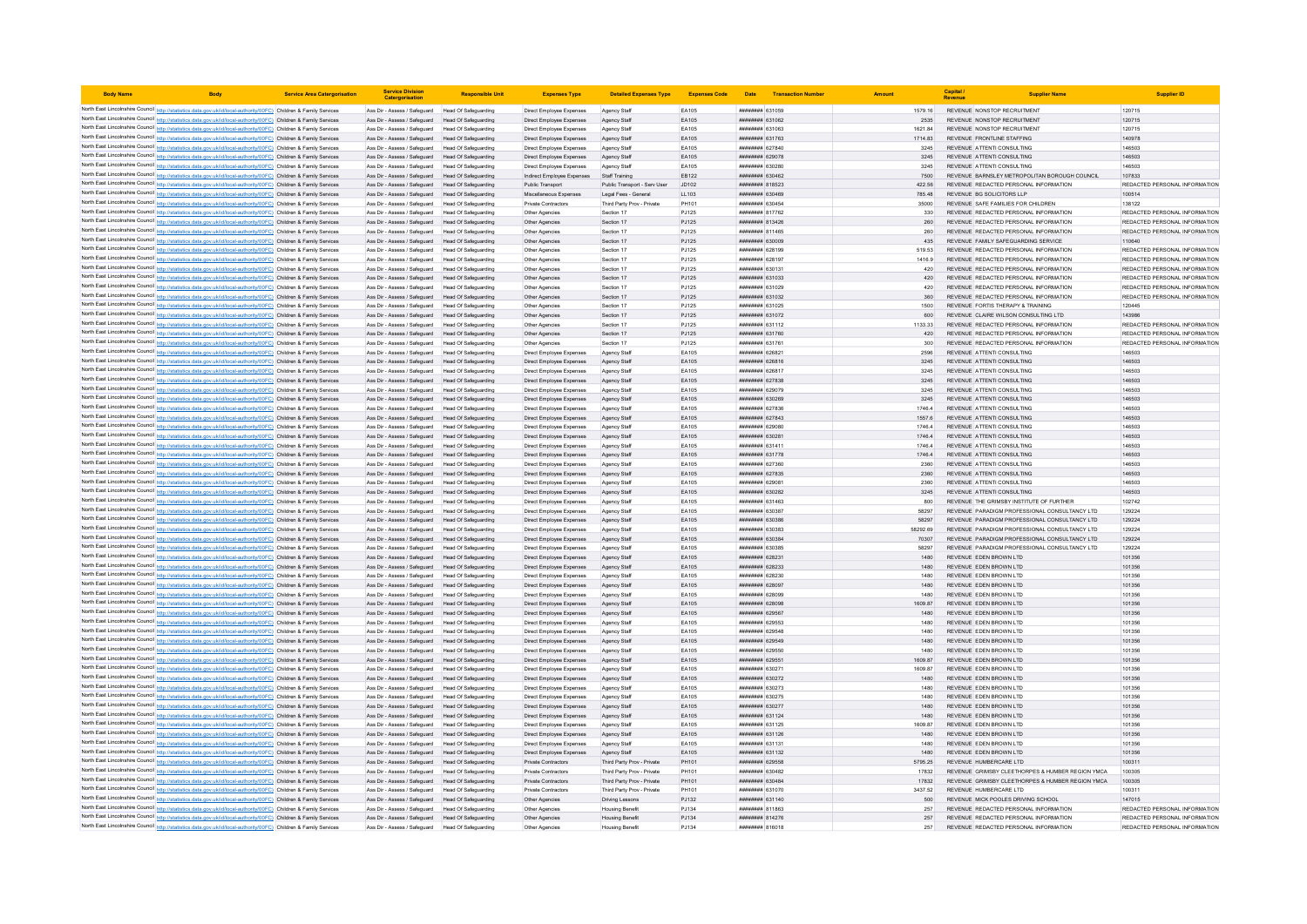| Body Name | Body | Service Area Catergorisation | Service Division Catergorisation | Responsible Unit | Expenses Type | Detailed Expenses Type | Expenses Code | Date | Transaction Number | Amount | Capital / Revenue | Supplier Name | Supplier ID |
|---|---|---|---|---|---|---|---|---|---|---|---|---|---|
| North East Lincolnshire Council | http://statistics.data.gov.uk/id/local-authority/00FC) | Children & Family Services | Ass Dir - Assess / Safeguard | Head Of Safeguarding | Direct Employee Expenses | Agency Staff | EA105 | ######## | 631059 | 1579.16 | REVENUE | NONSTOP RECRUITMENT | 120715 |
| North East Lincolnshire Council | http://statistics.data.gov.uk/id/local-authority/00FC) | Children & Family Services | Ass Dir - Assess / Safeguard | Head Of Safeguarding | Direct Employee Expenses | Agency Staff | EA105 | ######## | 631062 | 2535 | REVENUE | NONSTOP RECRUITMENT | 120715 |
| North East Lincolnshire Council | http://statistics.data.gov.uk/id/local-authority/00FC) | Children & Family Services | Ass Dir - Assess / Safeguard | Head Of Safeguarding | Direct Employee Expenses | Agency Staff | EA105 | ######## | 631063 | 1621.84 | REVENUE | NONSTOP RECRUITMENT | 120715 |
| North East Lincolnshire Council | http://statistics.data.gov.uk/id/local-authority/00FC) | Children & Family Services | Ass Dir - Assess / Safeguard | Head Of Safeguarding | Direct Employee Expenses | Agency Staff | EA105 | ######## | 631763 | 1714.83 | REVENUE | FRONTLINE STAFFING | 140978 |
| North East Lincolnshire Council | http://statistics.data.gov.uk/id/local-authority/00FC) | Children & Family Services | Ass Dir - Assess / Safeguard | Head Of Safeguarding | Direct Employee Expenses | Agency Staff | EA105 | ######## | 627840 | 3245 | REVENUE | ATTENTI CONSULTING | 146503 |
| North East Lincolnshire Council | http://statistics.data.gov.uk/id/local-authority/00FC) | Children & Family Services | Ass Dir - Assess / Safeguard | Head Of Safeguarding | Direct Employee Expenses | Agency Staff | EA105 | ######## | 629078 | 3245 | REVENUE | ATTENTI CONSULTING | 146503 |
| North East Lincolnshire Council | http://statistics.data.gov.uk/id/local-authority/00FC) | Children & Family Services | Ass Dir - Assess / Safeguard | Head Of Safeguarding | Direct Employee Expenses | Agency Staff | EA105 | ######## | 630280 | 3245 | REVENUE | ATTENTI CONSULTING | 146503 |
| North East Lincolnshire Council | http://statistics.data.gov.uk/id/local-authority/00FC) | Children & Family Services | Ass Dir - Assess / Safeguard | Head Of Safeguarding | Indirect Employee Expenses | Staff Training | EB122 | ######## | 630462 | 7500 | REVENUE | BARNSLEY METROPOLITAN BOROUGH COUNCIL | 107833 |
| North East Lincolnshire Council | http://statistics.data.gov.uk/id/local-authority/00FC) | Children & Family Services | Ass Dir - Assess / Safeguard | Head Of Safeguarding | Public Transport | Public Transport - Serv User | JD102 | ######## | 818523 | 422.56 | REVENUE | REDACTED PERSONAL INFORMATION | REDACTED PERSONAL INFORMATION |
| North East Lincolnshire Council | http://statistics.data.gov.uk/id/local-authority/00FC) | Children & Family Services | Ass Dir - Assess / Safeguard | Head Of Safeguarding | Miscellaneous Expenses | Legal Fees - General | LL103 | ######## | 630469 | 785.48 | REVENUE | BG SOLICITORS LLP | 100514 |
| North East Lincolnshire Council | http://statistics.data.gov.uk/id/local-authority/00FC) | Children & Family Services | Ass Dir - Assess / Safeguard | Head Of Safeguarding | Private Contractors | Third Party Prov - Private | PH101 | ######## | 630454 | 35000 | REVENUE | SAFE FAMILIES FOR CHILDREN | 138122 |
| North East Lincolnshire Council | http://statistics.data.gov.uk/id/local-authority/00FC) | Children & Family Services | Ass Dir - Assess / Safeguard | Head Of Safeguarding | Other Agencies | Section 17 | PJ125 | ######## | 817782 | 330 | REVENUE | REDACTED PERSONAL INFORMATION | REDACTED PERSONAL INFORMATION |
| North East Lincolnshire Council | http://statistics.data.gov.uk/id/local-authority/00FC) | Children & Family Services | Ass Dir - Assess / Safeguard | Head Of Safeguarding | Other Agencies | Section 17 | PJ125 | ######## | 813426 | 260 | REVENUE | REDACTED PERSONAL INFORMATION | REDACTED PERSONAL INFORMATION |
| North East Lincolnshire Council | http://statistics.data.gov.uk/id/local-authority/00FC) | Children & Family Services | Ass Dir - Assess / Safeguard | Head Of Safeguarding | Other Agencies | Section 17 | PJ125 | ######## | 811465 | 260 | REVENUE | REDACTED PERSONAL INFORMATION | REDACTED PERSONAL INFORMATION |
| North East Lincolnshire Council | http://statistics.data.gov.uk/id/local-authority/00FC) | Children & Family Services | Ass Dir - Assess / Safeguard | Head Of Safeguarding | Other Agencies | Section 17 | PJ125 | ######## | 630009 | 435 | REVENUE | FAMILY SAFEGUARDING SERVICE | 110640 |
| North East Lincolnshire Council | http://statistics.data.gov.uk/id/local-authority/00FC) | Children & Family Services | Ass Dir - Assess / Safeguard | Head Of Safeguarding | Other Agencies | Section 17 | PJ125 | ######## | 628199 | 519.53 | REVENUE | REDACTED PERSONAL INFORMATION | REDACTED PERSONAL INFORMATION |
| North East Lincolnshire Council | http://statistics.data.gov.uk/id/local-authority/00FC) | Children & Family Services | Ass Dir - Assess / Safeguard | Head Of Safeguarding | Other Agencies | Section 17 | PJ125 | ######## | 628197 | 1416.9 | REVENUE | REDACTED PERSONAL INFORMATION | REDACTED PERSONAL INFORMATION |
| North East Lincolnshire Council | http://statistics.data.gov.uk/id/local-authority/00FC) | Children & Family Services | Ass Dir - Assess / Safeguard | Head Of Safeguarding | Other Agencies | Section 17 | PJ125 | ######## | 630131 | 420 | REVENUE | REDACTED PERSONAL INFORMATION | REDACTED PERSONAL INFORMATION |
| North East Lincolnshire Council | http://statistics.data.gov.uk/id/local-authority/00FC) | Children & Family Services | Ass Dir - Assess / Safeguard | Head Of Safeguarding | Other Agencies | Section 17 | PJ125 | ######## | 631033 | 420 | REVENUE | REDACTED PERSONAL INFORMATION | REDACTED PERSONAL INFORMATION |
| North East Lincolnshire Council | http://statistics.data.gov.uk/id/local-authority/00FC) | Children & Family Services | Ass Dir - Assess / Safeguard | Head Of Safeguarding | Other Agencies | Section 17 | PJ125 | ######## | 631029 | 420 | REVENUE | REDACTED PERSONAL INFORMATION | REDACTED PERSONAL INFORMATION |
| North East Lincolnshire Council | http://statistics.data.gov.uk/id/local-authority/00FC) | Children & Family Services | Ass Dir - Assess / Safeguard | Head Of Safeguarding | Other Agencies | Section 17 | PJ125 | ######## | 631032 | 360 | REVENUE | REDACTED PERSONAL INFORMATION | REDACTED PERSONAL INFORMATION |
| North East Lincolnshire Council | http://statistics.data.gov.uk/id/local-authority/00FC) | Children & Family Services | Ass Dir - Assess / Safeguard | Head Of Safeguarding | Other Agencies | Section 17 | PJ125 | ######## | 631025 | 1500 | REVENUE | FORTIS THERAPY & TRAINING | 120445 |
| North East Lincolnshire Council | http://statistics.data.gov.uk/id/local-authority/00FC) | Children & Family Services | Ass Dir - Assess / Safeguard | Head Of Safeguarding | Other Agencies | Section 17 | PJ125 | ######## | 631072 | 600 | REVENUE | CLAIRE WILSON CONSULTING LTD | 143986 |
| North East Lincolnshire Council | http://statistics.data.gov.uk/id/local-authority/00FC) | Children & Family Services | Ass Dir - Assess / Safeguard | Head Of Safeguarding | Other Agencies | Section 17 | PJ125 | ######## | 631112 | 1133.33 | REVENUE | REDACTED PERSONAL INFORMATION | REDACTED PERSONAL INFORMATION |
| North East Lincolnshire Council | http://statistics.data.gov.uk/id/local-authority/00FC) | Children & Family Services | Ass Dir - Assess / Safeguard | Head Of Safeguarding | Other Agencies | Section 17 | PJ125 | ######## | 631760 | 420 | REVENUE | REDACTED PERSONAL INFORMATION | REDACTED PERSONAL INFORMATION |
| North East Lincolnshire Council | http://statistics.data.gov.uk/id/local-authority/00FC) | Children & Family Services | Ass Dir - Assess / Safeguard | Head Of Safeguarding | Other Agencies | Section 17 | PJ125 | ######## | 631761 | 300 | REVENUE | REDACTED PERSONAL INFORMATION | REDACTED PERSONAL INFORMATION |
| North East Lincolnshire Council | http://statistics.data.gov.uk/id/local-authority/00FC) | Children & Family Services | Ass Dir - Assess / Safeguard | Head Of Safeguarding | Direct Employee Expenses | Agency Staff | EA105 | ######## | 626821 | 2596 | REVENUE | ATTENTI CONSULTING | 146503 |
| North East Lincolnshire Council | http://statistics.data.gov.uk/id/local-authority/00FC) | Children & Family Services | Ass Dir - Assess / Safeguard | Head Of Safeguarding | Direct Employee Expenses | Agency Staff | EA105 | ######## | 626816 | 3245 | REVENUE | ATTENTI CONSULTING | 146503 |
| North East Lincolnshire Council | http://statistics.data.gov.uk/id/local-authority/00FC) | Children & Family Services | Ass Dir - Assess / Safeguard | Head Of Safeguarding | Direct Employee Expenses | Agency Staff | EA105 | ######## | 626817 | 3245 | REVENUE | ATTENTI CONSULTING | 146503 |
| North East Lincolnshire Council | http://statistics.data.gov.uk/id/local-authority/00FC) | Children & Family Services | Ass Dir - Assess / Safeguard | Head Of Safeguarding | Direct Employee Expenses | Agency Staff | EA105 | ######## | 627838 | 3245 | REVENUE | ATTENTI CONSULTING | 146503 |
| North East Lincolnshire Council | http://statistics.data.gov.uk/id/local-authority/00FC) | Children & Family Services | Ass Dir - Assess / Safeguard | Head Of Safeguarding | Direct Employee Expenses | Agency Staff | EA105 | ######## | 629079 | 3245 | REVENUE | ATTENTI CONSULTING | 146503 |
| North East Lincolnshire Council | http://statistics.data.gov.uk/id/local-authority/00FC) | Children & Family Services | Ass Dir - Assess / Safeguard | Head Of Safeguarding | Direct Employee Expenses | Agency Staff | EA105 | ######## | 630269 | 3245 | REVENUE | ATTENTI CONSULTING | 146503 |
| North East Lincolnshire Council | http://statistics.data.gov.uk/id/local-authority/00FC) | Children & Family Services | Ass Dir - Assess / Safeguard | Head Of Safeguarding | Direct Employee Expenses | Agency Staff | EA105 | ######## | 627836 | 1746.4 | REVENUE | ATTENTI CONSULTING | 146503 |
| North East Lincolnshire Council | http://statistics.data.gov.uk/id/local-authority/00FC) | Children & Family Services | Ass Dir - Assess / Safeguard | Head Of Safeguarding | Direct Employee Expenses | Agency Staff | EA105 | ######## | 627843 | 1557.6 | REVENUE | ATTENTI CONSULTING | 146503 |
| North East Lincolnshire Council | http://statistics.data.gov.uk/id/local-authority/00FC) | Children & Family Services | Ass Dir - Assess / Safeguard | Head Of Safeguarding | Direct Employee Expenses | Agency Staff | EA105 | ######## | 629080 | 1746.4 | REVENUE | ATTENTI CONSULTING | 146503 |
| North East Lincolnshire Council | http://statistics.data.gov.uk/id/local-authority/00FC) | Children & Family Services | Ass Dir - Assess / Safeguard | Head Of Safeguarding | Direct Employee Expenses | Agency Staff | EA105 | ######## | 630281 | 1746.4 | REVENUE | ATTENTI CONSULTING | 146503 |
| North East Lincolnshire Council | http://statistics.data.gov.uk/id/local-authority/00FC) | Children & Family Services | Ass Dir - Assess / Safeguard | Head Of Safeguarding | Direct Employee Expenses | Agency Staff | EA105 | ######## | 631411 | 1746.4 | REVENUE | ATTENTI CONSULTING | 146503 |
| North East Lincolnshire Council | http://statistics.data.gov.uk/id/local-authority/00FC) | Children & Family Services | Ass Dir - Assess / Safeguard | Head Of Safeguarding | Direct Employee Expenses | Agency Staff | EA105 | ######## | 631778 | 1746.4 | REVENUE | ATTENTI CONSULTING | 146503 |
| North East Lincolnshire Council | http://statistics.data.gov.uk/id/local-authority/00FC) | Children & Family Services | Ass Dir - Assess / Safeguard | Head Of Safeguarding | Direct Employee Expenses | Agency Staff | EA105 | ######## | 627360 | 2360 | REVENUE | ATTENTI CONSULTING | 146503 |
| North East Lincolnshire Council | http://statistics.data.gov.uk/id/local-authority/00FC) | Children & Family Services | Ass Dir - Assess / Safeguard | Head Of Safeguarding | Direct Employee Expenses | Agency Staff | EA105 | ######## | 627835 | 2360 | REVENUE | ATTENTI CONSULTING | 146503 |
| North East Lincolnshire Council | http://statistics.data.gov.uk/id/local-authority/00FC) | Children & Family Services | Ass Dir - Assess / Safeguard | Head Of Safeguarding | Direct Employee Expenses | Agency Staff | EA105 | ######## | 629081 | 2360 | REVENUE | ATTENTI CONSULTING | 146503 |
| North East Lincolnshire Council | http://statistics.data.gov.uk/id/local-authority/00FC) | Children & Family Services | Ass Dir - Assess / Safeguard | Head Of Safeguarding | Direct Employee Expenses | Agency Staff | EA105 | ######## | 630282 | 3245 | REVENUE | ATTENTI CONSULTING | 146503 |
| North East Lincolnshire Council | http://statistics.data.gov.uk/id/local-authority/00FC) | Children & Family Services | Ass Dir - Assess / Safeguard | Head Of Safeguarding | Direct Employee Expenses | Agency Staff | EA105 | ######## | 631463 | 800 | REVENUE | THE GRIMSBY INSTITUTE OF FURTHER | 102742 |
| North East Lincolnshire Council | http://statistics.data.gov.uk/id/local-authority/00FC) | Children & Family Services | Ass Dir - Assess / Safeguard | Head Of Safeguarding | Direct Employee Expenses | Agency Staff | EA105 | ######## | 630387 | 58297 | REVENUE | PARADIGM PROFESSIONAL CONSULTANCY LTD | 129224 |
| North East Lincolnshire Council | http://statistics.data.gov.uk/id/local-authority/00FC) | Children & Family Services | Ass Dir - Assess / Safeguard | Head Of Safeguarding | Direct Employee Expenses | Agency Staff | EA105 | ######## | 630386 | 58297 | REVENUE | PARADIGM PROFESSIONAL CONSULTANCY LTD | 129224 |
| North East Lincolnshire Council | http://statistics.data.gov.uk/id/local-authority/00FC) | Children & Family Services | Ass Dir - Assess / Safeguard | Head Of Safeguarding | Direct Employee Expenses | Agency Staff | EA105 | ######## | 630383 | 58292.69 | REVENUE | PARADIGM PROFESSIONAL CONSULTANCY LTD | 129224 |
| North East Lincolnshire Council | http://statistics.data.gov.uk/id/local-authority/00FC) | Children & Family Services | Ass Dir - Assess / Safeguard | Head Of Safeguarding | Direct Employee Expenses | Agency Staff | EA105 | ######## | 630384 | 70307 | REVENUE | PARADIGM PROFESSIONAL CONSULTANCY LTD | 129224 |
| North East Lincolnshire Council | http://statistics.data.gov.uk/id/local-authority/00FC) | Children & Family Services | Ass Dir - Assess / Safeguard | Head Of Safeguarding | Direct Employee Expenses | Agency Staff | EA105 | ######## | 630385 | 58297 | REVENUE | PARADIGM PROFESSIONAL CONSULTANCY LTD | 129224 |
| North East Lincolnshire Council | http://statistics.data.gov.uk/id/local-authority/00FC) | Children & Family Services | Ass Dir - Assess / Safeguard | Head Of Safeguarding | Direct Employee Expenses | Agency Staff | EA105 | ######## | 628231 | 1480 | REVENUE | EDEN BROWN LTD | 101356 |
| North East Lincolnshire Council | http://statistics.data.gov.uk/id/local-authority/00FC) | Children & Family Services | Ass Dir - Assess / Safeguard | Head Of Safeguarding | Direct Employee Expenses | Agency Staff | EA105 | ######## | 628233 | 1480 | REVENUE | EDEN BROWN LTD | 101356 |
| North East Lincolnshire Council | http://statistics.data.gov.uk/id/local-authority/00FC) | Children & Family Services | Ass Dir - Assess / Safeguard | Head Of Safeguarding | Direct Employee Expenses | Agency Staff | EA105 | ######## | 628230 | 1480 | REVENUE | EDEN BROWN LTD | 101356 |
| North East Lincolnshire Council | http://statistics.data.gov.uk/id/local-authority/00FC) | Children & Family Services | Ass Dir - Assess / Safeguard | Head Of Safeguarding | Direct Employee Expenses | Agency Staff | EA105 | ######## | 628097 | 1480 | REVENUE | EDEN BROWN LTD | 101356 |
| North East Lincolnshire Council | http://statistics.data.gov.uk/id/local-authority/00FC) | Children & Family Services | Ass Dir - Assess / Safeguard | Head Of Safeguarding | Direct Employee Expenses | Agency Staff | EA105 | ######## | 628099 | 1480 | REVENUE | EDEN BROWN LTD | 101356 |
| North East Lincolnshire Council | http://statistics.data.gov.uk/id/local-authority/00FC) | Children & Family Services | Ass Dir - Assess / Safeguard | Head Of Safeguarding | Direct Employee Expenses | Agency Staff | EA105 | ######## | 628098 | 1609.87 | REVENUE | EDEN BROWN LTD | 101356 |
| North East Lincolnshire Council | http://statistics.data.gov.uk/id/local-authority/00FC) | Children & Family Services | Ass Dir - Assess / Safeguard | Head Of Safeguarding | Direct Employee Expenses | Agency Staff | EA105 | ######## | 629567 | 1480 | REVENUE | EDEN BROWN LTD | 101356 |
| North East Lincolnshire Council | http://statistics.data.gov.uk/id/local-authority/00FC) | Children & Family Services | Ass Dir - Assess / Safeguard | Head Of Safeguarding | Direct Employee Expenses | Agency Staff | EA105 | ######## | 629553 | 1480 | REVENUE | EDEN BROWN LTD | 101356 |
| North East Lincolnshire Council | http://statistics.data.gov.uk/id/local-authority/00FC) | Children & Family Services | Ass Dir - Assess / Safeguard | Head Of Safeguarding | Direct Employee Expenses | Agency Staff | EA105 | ######## | 629548 | 1480 | REVENUE | EDEN BROWN LTD | 101356 |
| North East Lincolnshire Council | http://statistics.data.gov.uk/id/local-authority/00FC) | Children & Family Services | Ass Dir - Assess / Safeguard | Head Of Safeguarding | Direct Employee Expenses | Agency Staff | EA105 | ######## | 629549 | 1480 | REVENUE | EDEN BROWN LTD | 101356 |
| North East Lincolnshire Council | http://statistics.data.gov.uk/id/local-authority/00FC) | Children & Family Services | Ass Dir - Assess / Safeguard | Head Of Safeguarding | Direct Employee Expenses | Agency Staff | EA105 | ######## | 629550 | 1480 | REVENUE | EDEN BROWN LTD | 101356 |
| North East Lincolnshire Council | http://statistics.data.gov.uk/id/local-authority/00FC) | Children & Family Services | Ass Dir - Assess / Safeguard | Head Of Safeguarding | Direct Employee Expenses | Agency Staff | EA105 | ######## | 629551 | 1609.87 | REVENUE | EDEN BROWN LTD | 101356 |
| North East Lincolnshire Council | http://statistics.data.gov.uk/id/local-authority/00FC) | Children & Family Services | Ass Dir - Assess / Safeguard | Head Of Safeguarding | Direct Employee Expenses | Agency Staff | EA105 | ######## | 630271 | 1609.87 | REVENUE | EDEN BROWN LTD | 101356 |
| North East Lincolnshire Council | http://statistics.data.gov.uk/id/local-authority/00FC) | Children & Family Services | Ass Dir - Assess / Safeguard | Head Of Safeguarding | Direct Employee Expenses | Agency Staff | EA105 | ######## | 630272 | 1480 | REVENUE | EDEN BROWN LTD | 101356 |
| North East Lincolnshire Council | http://statistics.data.gov.uk/id/local-authority/00FC) | Children & Family Services | Ass Dir - Assess / Safeguard | Head Of Safeguarding | Direct Employee Expenses | Agency Staff | EA105 | ######## | 630273 | 1480 | REVENUE | EDEN BROWN LTD | 101356 |
| North East Lincolnshire Council | http://statistics.data.gov.uk/id/local-authority/00FC) | Children & Family Services | Ass Dir - Assess / Safeguard | Head Of Safeguarding | Direct Employee Expenses | Agency Staff | EA105 | ######## | 630275 | 1480 | REVENUE | EDEN BROWN LTD | 101356 |
| North East Lincolnshire Council | http://statistics.data.gov.uk/id/local-authority/00FC) | Children & Family Services | Ass Dir - Assess / Safeguard | Head Of Safeguarding | Direct Employee Expenses | Agency Staff | EA105 | ######## | 630277 | 1480 | REVENUE | EDEN BROWN LTD | 101356 |
| North East Lincolnshire Council | http://statistics.data.gov.uk/id/local-authority/00FC) | Children & Family Services | Ass Dir - Assess / Safeguard | Head Of Safeguarding | Direct Employee Expenses | Agency Staff | EA105 | ######## | 631124 | 1480 | REVENUE | EDEN BROWN LTD | 101356 |
| North East Lincolnshire Council | http://statistics.data.gov.uk/id/local-authority/00FC) | Children & Family Services | Ass Dir - Assess / Safeguard | Head Of Safeguarding | Direct Employee Expenses | Agency Staff | EA105 | ######## | 631125 | 1609.87 | REVENUE | EDEN BROWN LTD | 101356 |
| North East Lincolnshire Council | http://statistics.data.gov.uk/id/local-authority/00FC) | Children & Family Services | Ass Dir - Assess / Safeguard | Head Of Safeguarding | Direct Employee Expenses | Agency Staff | EA105 | ######## | 631126 | 1480 | REVENUE | EDEN BROWN LTD | 101356 |
| North East Lincolnshire Council | http://statistics.data.gov.uk/id/local-authority/00FC) | Children & Family Services | Ass Dir - Assess / Safeguard | Head Of Safeguarding | Direct Employee Expenses | Agency Staff | EA105 | ######## | 631131 | 1480 | REVENUE | EDEN BROWN LTD | 101356 |
| North East Lincolnshire Council | http://statistics.data.gov.uk/id/local-authority/00FC) | Children & Family Services | Ass Dir - Assess / Safeguard | Head Of Safeguarding | Direct Employee Expenses | Agency Staff | EA105 | ######## | 631132 | 1480 | REVENUE | EDEN BROWN LTD | 101356 |
| North East Lincolnshire Council | http://statistics.data.gov.uk/id/local-authority/00FC) | Children & Family Services | Ass Dir - Assess / Safeguard | Head Of Safeguarding | Private Contractors | Third Party Prov - Private | PH101 | ######## | 629558 | 5795.25 | REVENUE | HUMBERCARE LTD | 100311 |
| North East Lincolnshire Council | http://statistics.data.gov.uk/id/local-authority/00FC) | Children & Family Services | Ass Dir - Assess / Safeguard | Head Of Safeguarding | Private Contractors | Third Party Prov - Private | PH101 | ######## | 630482 | 17832 | REVENUE | GRIMSBY CLEETHORPES & HUMBER REGION YMCA | 100305 |
| North East Lincolnshire Council | http://statistics.data.gov.uk/id/local-authority/00FC) | Children & Family Services | Ass Dir - Assess / Safeguard | Head Of Safeguarding | Private Contractors | Third Party Prov - Private | PH101 | ######## | 630484 | 17832 | REVENUE | GRIMSBY CLEETHORPES & HUMBER REGION YMCA | 100305 |
| North East Lincolnshire Council | http://statistics.data.gov.uk/id/local-authority/00FC) | Children & Family Services | Ass Dir - Assess / Safeguard | Head Of Safeguarding | Private Contractors | Third Party Prov - Private | PH101 | ######## | 631070 | 3437.52 | REVENUE | HUMBERCARE LTD | 100311 |
| North East Lincolnshire Council | http://statistics.data.gov.uk/id/local-authority/00FC) | Children & Family Services | Ass Dir - Assess / Safeguard | Head Of Safeguarding | Other Agencies | Driving Lessons | PJ132 | ######## | 631140 | 500 | REVENUE | MICK POOLES DRIVING SCHOOL | 147015 |
| North East Lincolnshire Council | http://statistics.data.gov.uk/id/local-authority/00FC) | Children & Family Services | Ass Dir - Assess / Safeguard | Head Of Safeguarding | Other Agencies | Housing Benefit | PJ134 | ######## | 811863 | 257 | REVENUE | REDACTED PERSONAL INFORMATION | REDACTED PERSONAL INFORMATION |
| North East Lincolnshire Council | http://statistics.data.gov.uk/id/local-authority/00FC) | Children & Family Services | Ass Dir - Assess / Safeguard | Head Of Safeguarding | Other Agencies | Housing Benefit | PJ134 | ######## | 814276 | 257 | REVENUE | REDACTED PERSONAL INFORMATION | REDACTED PERSONAL INFORMATION |
| North East Lincolnshire Council | http://statistics.data.gov.uk/id/local-authority/00FC) | Children & Family Services | Ass Dir - Assess / Safeguard | Head Of Safeguarding | Other Agencies | Housing Benefit | PJ134 | ######## | 816018 | 257 | REVENUE | REDACTED PERSONAL INFORMATION | REDACTED PERSONAL INFORMATION |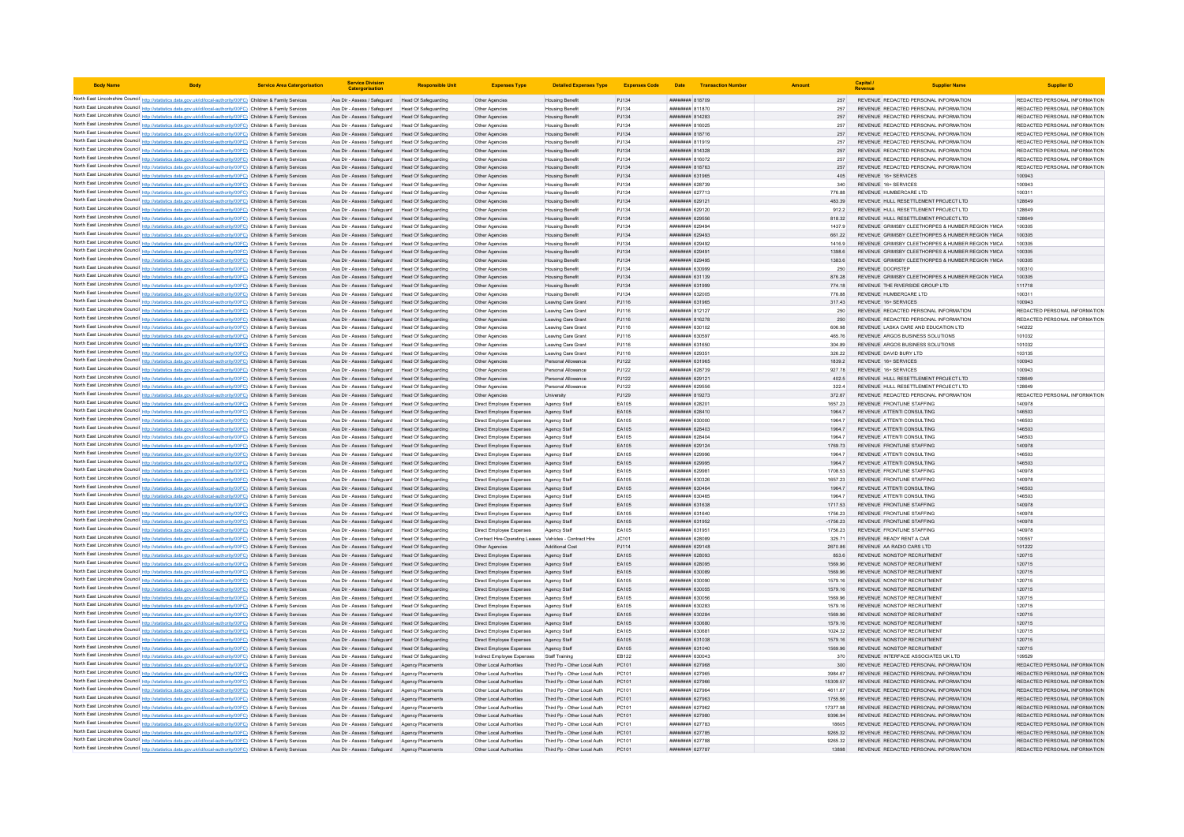| Body Name | Body | Service Area Catergorisation | Service Division Catergorisation | Responsible Unit | Expenses Type | Detailed Expenses Type | Expenses Code | Date | Transaction Number | Amount | Capital / Revenue | Supplier Name | Supplier ID |
|---|---|---|---|---|---|---|---|---|---|---|---|---|---|
| North East Lincolnshire Council | http://statistics.data.gov.uk/id/local-authority/00FC) | Children & Family Services | Ass Dir - Assess / Safeguard | Head Of Safeguarding | Other Agencies | Housing Benefit | PJ134 | ######## | 818709 | 257 | REVENUE | REDACTED PERSONAL INFORMATION | REDACTED PERSONAL INFORMATION |
| North East Lincolnshire Council | http://statistics.data.gov.uk/id/local-authority/00FC) | Children & Family Services | Ass Dir - Assess / Safeguard | Head Of Safeguarding | Other Agencies | Housing Benefit | PJ134 | ######## | 811870 | 257 | REVENUE | REDACTED PERSONAL INFORMATION | REDACTED PERSONAL INFORMATION |
| North East Lincolnshire Council | http://statistics.data.gov.uk/id/local-authority/00FC) | Children & Family Services | Ass Dir - Assess / Safeguard | Head Of Safeguarding | Other Agencies | Housing Benefit | PJ134 | ######## | 814283 | 257 | REVENUE | REDACTED PERSONAL INFORMATION | REDACTED PERSONAL INFORMATION |
| North East Lincolnshire Council | http://statistics.data.gov.uk/id/local-authority/00FC) | Children & Family Services | Ass Dir - Assess / Safeguard | Head Of Safeguarding | Other Agencies | Housing Benefit | PJ134 | ######## | 816025 | 257 | REVENUE | REDACTED PERSONAL INFORMATION | REDACTED PERSONAL INFORMATION |
| North East Lincolnshire Council | http://statistics.data.gov.uk/id/local-authority/00FC) | Children & Family Services | Ass Dir - Assess / Safeguard | Head Of Safeguarding | Other Agencies | Housing Benefit | PJ134 | ######## | 818716 | 257 | REVENUE | REDACTED PERSONAL INFORMATION | REDACTED PERSONAL INFORMATION |
| North East Lincolnshire Council | http://statistics.data.gov.uk/id/local-authority/00FC) | Children & Family Services | Ass Dir - Assess / Safeguard | Head Of Safeguarding | Other Agencies | Housing Benefit | PJ134 | ######## | 811919 | 257 | REVENUE | REDACTED PERSONAL INFORMATION | REDACTED PERSONAL INFORMATION |
| North East Lincolnshire Council | http://statistics.data.gov.uk/id/local-authority/00FC) | Children & Family Services | Ass Dir - Assess / Safeguard | Head Of Safeguarding | Other Agencies | Housing Benefit | PJ134 | ######## | 814328 | 257 | REVENUE | REDACTED PERSONAL INFORMATION | REDACTED PERSONAL INFORMATION |
| North East Lincolnshire Council | http://statistics.data.gov.uk/id/local-authority/00FC) | Children & Family Services | Ass Dir - Assess / Safeguard | Head Of Safeguarding | Other Agencies | Housing Benefit | PJ134 | ######## | 816072 | 257 | REVENUE | REDACTED PERSONAL INFORMATION | REDACTED PERSONAL INFORMATION |
| North East Lincolnshire Council | http://statistics.data.gov.uk/id/local-authority/00FC) | Children & Family Services | Ass Dir - Assess / Safeguard | Head Of Safeguarding | Other Agencies | Housing Benefit | PJ134 | ######## | 818763 | 257 | REVENUE | REDACTED PERSONAL INFORMATION | REDACTED PERSONAL INFORMATION |
| North East Lincolnshire Council | http://statistics.data.gov.uk/id/local-authority/00FC) | Children & Family Services | Ass Dir - Assess / Safeguard | Head Of Safeguarding | Other Agencies | Housing Benefit | PJ134 | ######## | 631985 | 405 | REVENUE | 16+ SERVICES | 100943 |
| North East Lincolnshire Council | http://statistics.data.gov.uk/id/local-authority/00FC) | Children & Family Services | Ass Dir - Assess / Safeguard | Head Of Safeguarding | Other Agencies | Housing Benefit | PJ134 | ######## | 628739 | 340 | REVENUE | 16+ SERVICES | 100943 |
| North East Lincolnshire Council | http://statistics.data.gov.uk/id/local-authority/00FC) | Children & Family Services | Ass Dir - Assess / Safeguard | Head Of Safeguarding | Other Agencies | Housing Benefit | PJ134 | ######## | 627713 | 776.88 | REVENUE | HUMBERCARE LTD | 100311 |
| North East Lincolnshire Council | http://statistics.data.gov.uk/id/local-authority/00FC) | Children & Family Services | Ass Dir - Assess / Safeguard | Head Of Safeguarding | Other Agencies | Housing Benefit | PJ134 | ######## | 629121 | 483.39 | REVENUE | HULL RESETTLEMENT PROJECT LTD | 128649 |
| North East Lincolnshire Council | http://statistics.data.gov.uk/id/local-authority/00FC) | Children & Family Services | Ass Dir - Assess / Safeguard | Head Of Safeguarding | Other Agencies | Housing Benefit | PJ134 | ######## | 629120 | 912.2 | REVENUE | HULL RESETTLEMENT PROJECT LTD | 128649 |
| North East Lincolnshire Council | http://statistics.data.gov.uk/id/local-authority/00FC) | Children & Family Services | Ass Dir - Assess / Safeguard | Head Of Safeguarding | Other Agencies | Housing Benefit | PJ134 | ######## | 629556 | 818.32 | REVENUE | HULL RESETTLEMENT PROJECT LTD | 128649 |
| North East Lincolnshire Council | http://statistics.data.gov.uk/id/local-authority/00FC) | Children & Family Services | Ass Dir - Assess / Safeguard | Head Of Safeguarding | Other Agencies | Housing Benefit | PJ134 | ######## | 629494 | 1437.9 | REVENUE | GRIMSBY CLEETHORPES & HUMBER REGION YMCA | 100305 |
| North East Lincolnshire Council | http://statistics.data.gov.uk/id/local-authority/00FC) | Children & Family Services | Ass Dir - Assess / Safeguard | Head Of Safeguarding | Other Agencies | Housing Benefit | PJ134 | ######## | 629493 | 661.22 | REVENUE | GRIMSBY CLEETHORPES & HUMBER REGION YMCA | 100305 |
| North East Lincolnshire Council | http://statistics.data.gov.uk/id/local-authority/00FC) | Children & Family Services | Ass Dir - Assess / Safeguard | Head Of Safeguarding | Other Agencies | Housing Benefit | PJ134 | ######## | 629492 | 1416.9 | REVENUE | GRIMSBY CLEETHORPES & HUMBER REGION YMCA | 100305 |
| North East Lincolnshire Council | http://statistics.data.gov.uk/id/local-authority/00FC) | Children & Family Services | Ass Dir - Assess / Safeguard | Head Of Safeguarding | Other Agencies | Housing Benefit | PJ134 | ######## | 629491 | 1398.6 | REVENUE | GRIMSBY CLEETHORPES & HUMBER REGION YMCA | 100305 |
| North East Lincolnshire Council | http://statistics.data.gov.uk/id/local-authority/00FC) | Children & Family Services | Ass Dir - Assess / Safeguard | Head Of Safeguarding | Other Agencies | Housing Benefit | PJ134 | ######## | 629495 | 1383.6 | REVENUE | GRIMSBY CLEETHORPES & HUMBER REGION YMCA | 100305 |
| North East Lincolnshire Council | http://statistics.data.gov.uk/id/local-authority/00FC) | Children & Family Services | Ass Dir - Assess / Safeguard | Head Of Safeguarding | Other Agencies | Housing Benefit | PJ134 | ######## | 630999 | 250 | REVENUE | DOORSTEP | 100310 |
| North East Lincolnshire Council | http://statistics.data.gov.uk/id/local-authority/00FC) | Children & Family Services | Ass Dir - Assess / Safeguard | Head Of Safeguarding | Other Agencies | Housing Benefit | PJ134 | ######## | 631139 | 876.28 | REVENUE | GRIMSBY CLEETHORPES & HUMBER REGION YMCA | 100305 |
| North East Lincolnshire Council | http://statistics.data.gov.uk/id/local-authority/00FC) | Children & Family Services | Ass Dir - Assess / Safeguard | Head Of Safeguarding | Other Agencies | Housing Benefit | PJ134 | ######## | 631999 | 774.18 | REVENUE | THE RIVERSIDE GROUP LTD | 111718 |
| North East Lincolnshire Council | http://statistics.data.gov.uk/id/local-authority/00FC) | Children & Family Services | Ass Dir - Assess / Safeguard | Head Of Safeguarding | Other Agencies | Housing Benefit | PJ134 | ######## | 632005 | 776.88 | REVENUE | HUMBERCARE LTD | 100311 |
| North East Lincolnshire Council | http://statistics.data.gov.uk/id/local-authority/00FC) | Children & Family Services | Ass Dir - Assess / Safeguard | Head Of Safeguarding | Other Agencies | Leaving Care Grant | PJ116 | ######## | 631965 | 317.43 | REVENUE | 16+ SERVICES | 100943 |
| North East Lincolnshire Council | http://statistics.data.gov.uk/id/local-authority/00FC) | Children & Family Services | Ass Dir - Assess / Safeguard | Head Of Safeguarding | Other Agencies | Leaving Care Grant | PJ116 | ######## | 812127 | 250 | REVENUE | REDACTED PERSONAL INFORMATION | REDACTED PERSONAL INFORMATION |
| North East Lincolnshire Council | http://statistics.data.gov.uk/id/local-authority/00FC) | Children & Family Services | Ass Dir - Assess / Safeguard | Head Of Safeguarding | Other Agencies | Leaving Care Grant | PJ116 | ######## | 816278 | 250 | REVENUE | REDACTED PERSONAL INFORMATION | REDACTED PERSONAL INFORMATION |
| North East Lincolnshire Council | http://statistics.data.gov.uk/id/local-authority/00FC) | Children & Family Services | Ass Dir - Assess / Safeguard | Head Of Safeguarding | Other Agencies | Leaving Care Grant | PJ116 | ######## | 630102 | 606.98 | REVENUE | LASKA CARE AND EDUCATION LTD | 140222 |
| North East Lincolnshire Council | http://statistics.data.gov.uk/id/local-authority/00FC) | Children & Family Services | Ass Dir - Assess / Safeguard | Head Of Safeguarding | Other Agencies | Leaving Care Grant | PJ116 | ######## | 630597 | 465.76 | REVENUE | ARGOS BUSINESS SOLUTIONS | 101032 |
| North East Lincolnshire Council | http://statistics.data.gov.uk/id/local-authority/00FC) | Children & Family Services | Ass Dir - Assess / Safeguard | Head Of Safeguarding | Other Agencies | Leaving Care Grant | PJ116 | ######## | 631650 | 304.89 | REVENUE | ARGOS BUSINESS SOLUTIONS | 101032 |
| North East Lincolnshire Council | http://statistics.data.gov.uk/id/local-authority/00FC) | Children & Family Services | Ass Dir - Assess / Safeguard | Head Of Safeguarding | Other Agencies | Leaving Care Grant | PJ116 | ######## | 629351 | 326.22 | REVENUE | DAVID BURY LTD | 103135 |
| North East Lincolnshire Council | http://statistics.data.gov.uk/id/local-authority/00FC) | Children & Family Services | Ass Dir - Assess / Safeguard | Head Of Safeguarding | Other Agencies | Personal Allowance | PJ122 | ######## | 631965 | 1839.2 | REVENUE | 16+ SERVICES | 100943 |
| North East Lincolnshire Council | http://statistics.data.gov.uk/id/local-authority/00FC) | Children & Family Services | Ass Dir - Assess / Safeguard | Head Of Safeguarding | Other Agencies | Personal Allowance | PJ122 | ######## | 628739 | 927.78 | REVENUE | 16+ SERVICES | 100943 |
| North East Lincolnshire Council | http://statistics.data.gov.uk/id/local-authority/00FC) | Children & Family Services | Ass Dir - Assess / Safeguard | Head Of Safeguarding | Other Agencies | Personal Allowance | PJ122 | ######## | 629121 | 402.5 | REVENUE | HULL RESETTLEMENT PROJECT LTD | 128649 |
| North East Lincolnshire Council | http://statistics.data.gov.uk/id/local-authority/00FC) | Children & Family Services | Ass Dir - Assess / Safeguard | Head Of Safeguarding | Other Agencies | Personal Allowance | PJ122 | ######## | 629556 | 322.4 | REVENUE | HULL RESETTLEMENT PROJECT LTD | 128649 |
| North East Lincolnshire Council | http://statistics.data.gov.uk/id/local-authority/00FC) | Children & Family Services | Ass Dir - Assess / Safeguard | Head Of Safeguarding | Other Agencies | University | PJ129 | ######## | 819273 | 372.87 | REVENUE | REDACTED PERSONAL INFORMATION | REDACTED PERSONAL INFORMATION |
| North East Lincolnshire Council | http://statistics.data.gov.uk/id/local-authority/00FC) | Children & Family Services | Ass Dir - Assess / Safeguard | Head Of Safeguarding | Direct Employee Expenses | Agency Staff | EA105 | ######## | 628201 | 1657.23 | REVENUE | FRONTLINE STAFFING | 140978 |
| North East Lincolnshire Council | http://statistics.data.gov.uk/id/local-authority/00FC) | Children & Family Services | Ass Dir - Assess / Safeguard | Head Of Safeguarding | Direct Employee Expenses | Agency Staff | EA105 | ######## | 628410 | 1964.7 | REVENUE | ATTENTI CONSULTING | 146503 |
| North East Lincolnshire Council | http://statistics.data.gov.uk/id/local-authority/00FC) | Children & Family Services | Ass Dir - Assess / Safeguard | Head Of Safeguarding | Direct Employee Expenses | Agency Staff | EA105 | ######## | 630000 | 1964.7 | REVENUE | ATTENTI CONSULTING | 146503 |
| North East Lincolnshire Council | http://statistics.data.gov.uk/id/local-authority/00FC) | Children & Family Services | Ass Dir - Assess / Safeguard | Head Of Safeguarding | Direct Employee Expenses | Agency Staff | EA105 | ######## | 628403 | 1964.7 | REVENUE | ATTENTI CONSULTING | 146503 |
| North East Lincolnshire Council | http://statistics.data.gov.uk/id/local-authority/00FC) | Children & Family Services | Ass Dir - Assess / Safeguard | Head Of Safeguarding | Direct Employee Expenses | Agency Staff | EA105 | ######## | 628404 | 1964.7 | REVENUE | ATTENTI CONSULTING | 146503 |
| North East Lincolnshire Council | http://statistics.data.gov.uk/id/local-authority/00FC) | Children & Family Services | Ass Dir - Assess / Safeguard | Head Of Safeguarding | Direct Employee Expenses | Agency Staff | EA105 | ######## | 629124 | 1769.73 | REVENUE | FRONTLINE STAFFING | 140978 |
| North East Lincolnshire Council | http://statistics.data.gov.uk/id/local-authority/00FC) | Children & Family Services | Ass Dir - Assess / Safeguard | Head Of Safeguarding | Direct Employee Expenses | Agency Staff | EA105 | ######## | 629996 | 1964.7 | REVENUE | ATTENTI CONSULTING | 146503 |
| North East Lincolnshire Council | http://statistics.data.gov.uk/id/local-authority/00FC) | Children & Family Services | Ass Dir - Assess / Safeguard | Head Of Safeguarding | Direct Employee Expenses | Agency Staff | EA105 | ######## | 629995 | 1964.7 | REVENUE | ATTENTI CONSULTING | 146503 |
| North East Lincolnshire Council | http://statistics.data.gov.uk/id/local-authority/00FC) | Children & Family Services | Ass Dir - Assess / Safeguard | Head Of Safeguarding | Direct Employee Expenses | Agency Staff | EA105 | ######## | 629981 | 1708.53 | REVENUE | FRONTLINE STAFFING | 140978 |
| North East Lincolnshire Council | http://statistics.data.gov.uk/id/local-authority/00FC) | Children & Family Services | Ass Dir - Assess / Safeguard | Head Of Safeguarding | Direct Employee Expenses | Agency Staff | EA105 | ######## | 630326 | 1657.23 | REVENUE | FRONTLINE STAFFING | 140978 |
| North East Lincolnshire Council | http://statistics.data.gov.uk/id/local-authority/00FC) | Children & Family Services | Ass Dir - Assess / Safeguard | Head Of Safeguarding | Direct Employee Expenses | Agency Staff | EA105 | ######## | 630464 | 1964.7 | REVENUE | ATTENTI CONSULTING | 146503 |
| North East Lincolnshire Council | http://statistics.data.gov.uk/id/local-authority/00FC) | Children & Family Services | Ass Dir - Assess / Safeguard | Head Of Safeguarding | Direct Employee Expenses | Agency Staff | EA105 | ######## | 630465 | 1964.7 | REVENUE | ATTENTI CONSULTING | 146503 |
| North East Lincolnshire Council | http://statistics.data.gov.uk/id/local-authority/00FC) | Children & Family Services | Ass Dir - Assess / Safeguard | Head Of Safeguarding | Direct Employee Expenses | Agency Staff | EA105 | ######## | 631638 | 1717.53 | REVENUE | FRONTLINE STAFFING | 140978 |
| North East Lincolnshire Council | http://statistics.data.gov.uk/id/local-authority/00FC) | Children & Family Services | Ass Dir - Assess / Safeguard | Head Of Safeguarding | Direct Employee Expenses | Agency Staff | EA105 | ######## | 631640 | 1756.23 | REVENUE | FRONTLINE STAFFING | 140978 |
| North East Lincolnshire Council | http://statistics.data.gov.uk/id/local-authority/00FC) | Children & Family Services | Ass Dir - Assess / Safeguard | Head Of Safeguarding | Direct Employee Expenses | Agency Staff | EA105 | ######## | 631952 | -1756.23 | REVENUE | FRONTLINE STAFFING | 140978 |
| North East Lincolnshire Council | http://statistics.data.gov.uk/id/local-authority/00FC) | Children & Family Services | Ass Dir - Assess / Safeguard | Head Of Safeguarding | Direct Employee Expenses | Agency Staff | EA105 | ######## | 631951 | 1756.23 | REVENUE | FRONTLINE STAFFING | 140978 |
| North East Lincolnshire Council | http://statistics.data.gov.uk/id/local-authority/00FC) | Children & Family Services | Ass Dir - Assess / Safeguard | Head Of Safeguarding | Contract Hire-Operating Leases | Vehicles - Contract Hire | JC101 | ######## | 628089 | 325.71 | REVENUE | READY RENT A CAR | 100557 |
| North East Lincolnshire Council | http://statistics.data.gov.uk/id/local-authority/00FC) | Children & Family Services | Ass Dir - Assess / Safeguard | Head Of Safeguarding | Other Agencies | Additional Cost | PJ114 | ######## | 629148 | 2670.86 | REVENUE | AA RADIO CARS LTD | 101222 |
| North East Lincolnshire Council | http://statistics.data.gov.uk/id/local-authority/00FC) | Children & Family Services | Ass Dir - Assess / Safeguard | Head Of Safeguarding | Direct Employee Expenses | Agency Staff | EA105 | ######## | 628093 | 853.6 | REVENUE | NONSTOP RECRUITMENT | 120715 |
| North East Lincolnshire Council | http://statistics.data.gov.uk/id/local-authority/00FC) | Children & Family Services | Ass Dir - Assess / Safeguard | Head Of Safeguarding | Direct Employee Expenses | Agency Staff | EA105 | ######## | 628095 | 1569.96 | REVENUE | NONSTOP RECRUITMENT | 120715 |
| North East Lincolnshire Council | http://statistics.data.gov.uk/id/local-authority/00FC) | Children & Family Services | Ass Dir - Assess / Safeguard | Head Of Safeguarding | Direct Employee Expenses | Agency Staff | EA105 | ######## | 630089 | 1569.96 | REVENUE | NONSTOP RECRUITMENT | 120715 |
| North East Lincolnshire Council | http://statistics.data.gov.uk/id/local-authority/00FC) | Children & Family Services | Ass Dir - Assess / Safeguard | Head Of Safeguarding | Direct Employee Expenses | Agency Staff | EA105 | ######## | 630090 | 1579.16 | REVENUE | NONSTOP RECRUITMENT | 120715 |
| North East Lincolnshire Council | http://statistics.data.gov.uk/id/local-authority/00FC) | Children & Family Services | Ass Dir - Assess / Safeguard | Head Of Safeguarding | Direct Employee Expenses | Agency Staff | EA105 | ######## | 630055 | 1579.16 | REVENUE | NONSTOP RECRUITMENT | 120715 |
| North East Lincolnshire Council | http://statistics.data.gov.uk/id/local-authority/00FC) | Children & Family Services | Ass Dir - Assess / Safeguard | Head Of Safeguarding | Direct Employee Expenses | Agency Staff | EA105 | ######## | 630056 | 1569.96 | REVENUE | NONSTOP RECRUITMENT | 120715 |
| North East Lincolnshire Council | http://statistics.data.gov.uk/id/local-authority/00FC) | Children & Family Services | Ass Dir - Assess / Safeguard | Head Of Safeguarding | Direct Employee Expenses | Agency Staff | EA105 | ######## | 630283 | 1579.16 | REVENUE | NONSTOP RECRUITMENT | 120715 |
| North East Lincolnshire Council | http://statistics.data.gov.uk/id/local-authority/00FC) | Children & Family Services | Ass Dir - Assess / Safeguard | Head Of Safeguarding | Direct Employee Expenses | Agency Staff | EA105 | ######## | 630284 | 1569.96 | REVENUE | NONSTOP RECRUITMENT | 120715 |
| North East Lincolnshire Council | http://statistics.data.gov.uk/id/local-authority/00FC) | Children & Family Services | Ass Dir - Assess / Safeguard | Head Of Safeguarding | Direct Employee Expenses | Agency Staff | EA105 | ######## | 630680 | 1579.16 | REVENUE | NONSTOP RECRUITMENT | 120715 |
| North East Lincolnshire Council | http://statistics.data.gov.uk/id/local-authority/00FC) | Children & Family Services | Ass Dir - Assess / Safeguard | Head Of Safeguarding | Direct Employee Expenses | Agency Staff | EA105 | ######## | 630681 | 1024.32 | REVENUE | NONSTOP RECRUITMENT | 120715 |
| North East Lincolnshire Council | http://statistics.data.gov.uk/id/local-authority/00FC) | Children & Family Services | Ass Dir - Assess / Safeguard | Head Of Safeguarding | Direct Employee Expenses | Agency Staff | EA105 | ######## | 631038 | 1579.16 | REVENUE | NONSTOP RECRUITMENT | 120715 |
| North East Lincolnshire Council | http://statistics.data.gov.uk/id/local-authority/00FC) | Children & Family Services | Ass Dir - Assess / Safeguard | Head Of Safeguarding | Direct Employee Expenses | Agency Staff | EA105 | ######## | 631040 | 1569.96 | REVENUE | NONSTOP RECRUITMENT | 120715 |
| North East Lincolnshire Council | http://statistics.data.gov.uk/id/local-authority/00FC) | Children & Family Services | Ass Dir - Assess / Safeguard | Head Of Safeguarding | Indirect Employee Expenses | Staff Training | EB122 | ######## | 630043 | 370 | REVENUE | INTERFACE ASSOCIATES UK LTD | 109529 |
| North East Lincolnshire Council | http://statistics.data.gov.uk/id/local-authority/00FC) | Children & Family Services | Ass Dir - Assess / Safeguard | Agency Placements | Other Local Authorities | Third Pp - Other Local Auth | PC101 | ######## | 627968 | 300 | REVENUE | REDACTED PERSONAL INFORMATION | REDACTED PERSONAL INFORMATION |
| North East Lincolnshire Council | http://statistics.data.gov.uk/id/local-authority/00FC) | Children & Family Services | Ass Dir - Assess / Safeguard | Agency Placements | Other Local Authorities | Third Pp - Other Local Auth | PC101 | ######## | 627965 | 3984.67 | REVENUE | REDACTED PERSONAL INFORMATION | REDACTED PERSONAL INFORMATION |
| North East Lincolnshire Council | http://statistics.data.gov.uk/id/local-authority/00FC) | Children & Family Services | Ass Dir - Assess / Safeguard | Agency Placements | Other Local Authorities | Third Pp - Other Local Auth | PC101 | ######## | 627966 | 15309.57 | REVENUE | REDACTED PERSONAL INFORMATION | REDACTED PERSONAL INFORMATION |
| North East Lincolnshire Council | http://statistics.data.gov.uk/id/local-authority/00FC) | Children & Family Services | Ass Dir - Assess / Safeguard | Agency Placements | Other Local Authorities | Third Pp - Other Local Auth | PC101 | ######## | 627964 | 4611.67 | REVENUE | REDACTED PERSONAL INFORMATION | REDACTED PERSONAL INFORMATION |
| North East Lincolnshire Council | http://statistics.data.gov.uk/id/local-authority/00FC) | Children & Family Services | Ass Dir - Assess / Safeguard | Agency Placements | Other Local Authorities | Third Pp - Other Local Auth | PC101 | ######## | 627963 | 1755.56 | REVENUE | REDACTED PERSONAL INFORMATION | REDACTED PERSONAL INFORMATION |
| North East Lincolnshire Council | http://statistics.data.gov.uk/id/local-authority/00FC) | Children & Family Services | Ass Dir - Assess / Safeguard | Agency Placements | Other Local Authorities | Third Pp - Other Local Auth | PC101 | ######## | 627962 | 17377.38 | REVENUE | REDACTED PERSONAL INFORMATION | REDACTED PERSONAL INFORMATION |
| North East Lincolnshire Council | http://statistics.data.gov.uk/id/local-authority/00FC) | Children & Family Services | Ass Dir - Assess / Safeguard | Agency Placements | Other Local Authorities | Third Pp - Other Local Auth | PC101 | ######## | 627980 | 9396.94 | REVENUE | REDACTED PERSONAL INFORMATION | REDACTED PERSONAL INFORMATION |
| North East Lincolnshire Council | http://statistics.data.gov.uk/id/local-authority/00FC) | Children & Family Services | Ass Dir - Assess / Safeguard | Agency Placements | Other Local Authorities | Third Pp - Other Local Auth | PC101 | ######## | 627783 | 18605 | REVENUE | REDACTED PERSONAL INFORMATION | REDACTED PERSONAL INFORMATION |
| North East Lincolnshire Council | http://statistics.data.gov.uk/id/local-authority/00FC) | Children & Family Services | Ass Dir - Assess / Safeguard | Agency Placements | Other Local Authorities | Third Pp - Other Local Auth | PC101 | ######## | 627785 | 9265.32 | REVENUE | REDACTED PERSONAL INFORMATION | REDACTED PERSONAL INFORMATION |
| North East Lincolnshire Council | http://statistics.data.gov.uk/id/local-authority/00FC) | Children & Family Services | Ass Dir - Assess / Safeguard | Agency Placements | Other Local Authorities | Third Pp - Other Local Auth | PC101 | ######## | 627788 | 9265.32 | REVENUE | REDACTED PERSONAL INFORMATION | REDACTED PERSONAL INFORMATION |
| North East Lincolnshire Council | http://statistics.data.gov.uk/id/local-authority/00FC) | Children & Family Services | Ass Dir - Assess / Safeguard | Agency Placements | Other Local Authorities | Third Pp - Other Local Auth | PC101 | ######## | 627787 | 13898 | REVENUE | REDACTED PERSONAL INFORMATION | REDACTED PERSONAL INFORMATION |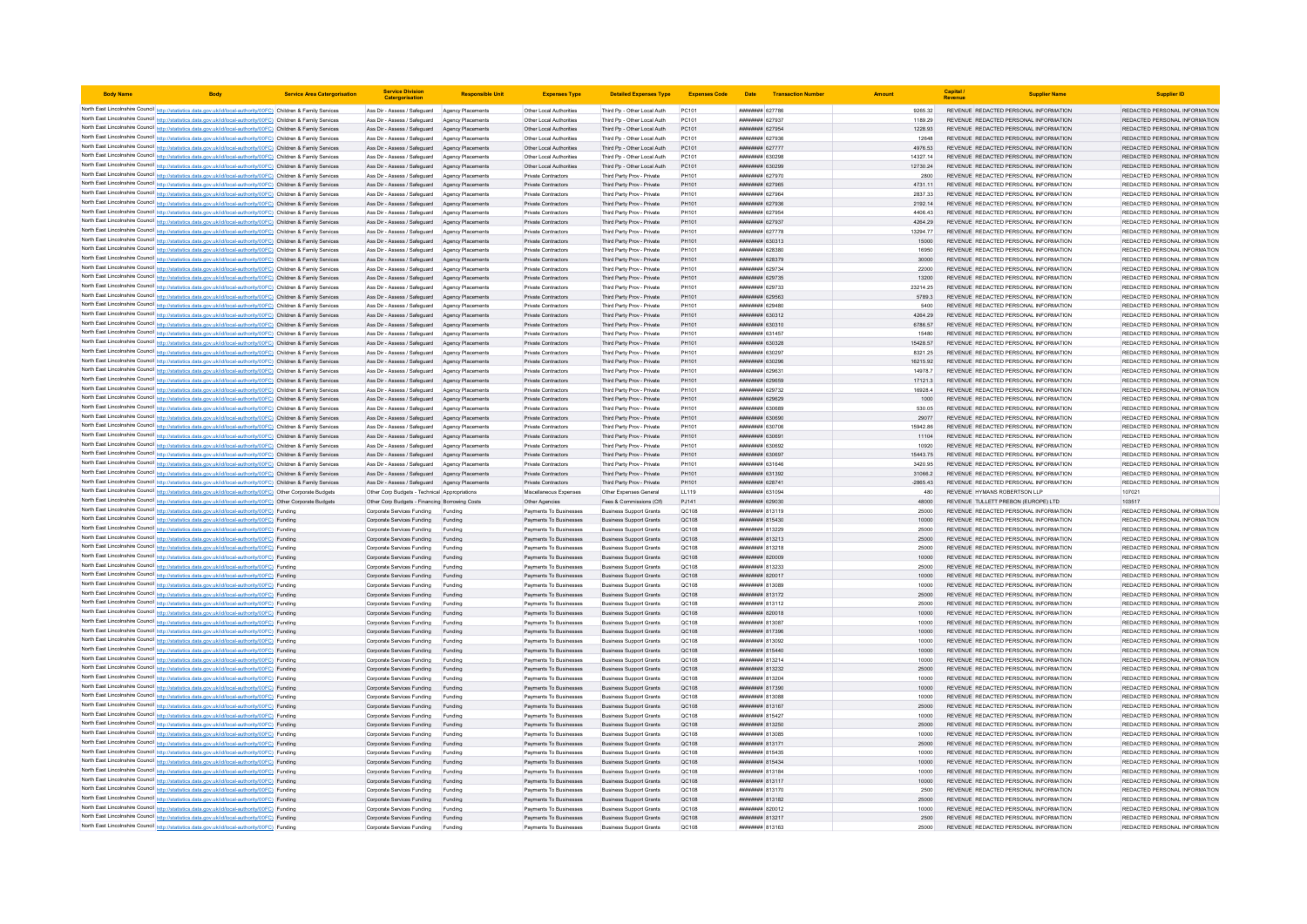| Body Name | Body | Service Area Catergorisation | Service Division Catergorisation | Responsible Unit | Expenses Type | Detailed Expenses Type | Expenses Code | Date | Transaction Number | Amount | Capital / Revenue | Supplier Name | Supplier ID |
|---|---|---|---|---|---|---|---|---|---|---|---|---|---|
| North East Lincolnshire Council | http://statistics.data.gov.uk/id/local-authority/00FC) | Children & Family Services | Ass Dir - Assess / Safeguard | Agency Placements | Other Local Authorities | Third Pp - Other Local Auth | PC101 | ######## | 627786 | 9265.32 | REVENUE | REDACTED PERSONAL INFORMATION | REDACTED PERSONAL INFORMATION |
| North East Lincolnshire Council | http://statistics.data.gov.uk/id/local-authority/00FC) | Children & Family Services | Ass Dir - Assess / Safeguard | Agency Placements | Other Local Authorities | Third Pp - Other Local Auth | PC101 | ######## | 627937 | 1189.29 | REVENUE | REDACTED PERSONAL INFORMATION | REDACTED PERSONAL INFORMATION |
| North East Lincolnshire Council | http://statistics.data.gov.uk/id/local-authority/00FC) | Children & Family Services | Ass Dir - Assess / Safeguard | Agency Placements | Other Local Authorities | Third Pp - Other Local Auth | PC101 | ######## | 627954 | 1228.93 | REVENUE | REDACTED PERSONAL INFORMATION | REDACTED PERSONAL INFORMATION |
| North East Lincolnshire Council | http://statistics.data.gov.uk/id/local-authority/00FC) | Children & Family Services | Ass Dir - Assess / Safeguard | Agency Placements | Other Local Authorities | Third Pp - Other Local Auth | PC101 | ######## | 627936 | 12648 | REVENUE | REDACTED PERSONAL INFORMATION | REDACTED PERSONAL INFORMATION |
| North East Lincolnshire Council | http://statistics.data.gov.uk/id/local-authority/00FC) | Children & Family Services | Ass Dir - Assess / Safeguard | Agency Placements | Other Local Authorities | Third Pp - Other Local Auth | PC101 | ######## | 627777 | 4976.53 | REVENUE | REDACTED PERSONAL INFORMATION | REDACTED PERSONAL INFORMATION |
| North East Lincolnshire Council | http://statistics.data.gov.uk/id/local-authority/00FC) | Children & Family Services | Ass Dir - Assess / Safeguard | Agency Placements | Other Local Authorities | Third Pp - Other Local Auth | PC101 | ######## | 630298 | 14327.14 | REVENUE | REDACTED PERSONAL INFORMATION | REDACTED PERSONAL INFORMATION |
| North East Lincolnshire Council | http://statistics.data.gov.uk/id/local-authority/00FC) | Children & Family Services | Ass Dir - Assess / Safeguard | Agency Placements | Other Local Authorities | Third Pp - Other Local Auth | PC101 | ######## | 630299 | 12730.24 | REVENUE | REDACTED PERSONAL INFORMATION | REDACTED PERSONAL INFORMATION |
| North East Lincolnshire Council | http://statistics.data.gov.uk/id/local-authority/00FC) | Children & Family Services | Ass Dir - Assess / Safeguard | Agency Placements | Private Contractors | Third Party Prov - Private | PH101 | ######## | 627970 | 2800 | REVENUE | REDACTED PERSONAL INFORMATION | REDACTED PERSONAL INFORMATION |
| North East Lincolnshire Council | http://statistics.data.gov.uk/id/local-authority/00FC) | Children & Family Services | Ass Dir - Assess / Safeguard | Agency Placements | Private Contractors | Third Party Prov - Private | PH101 | ######## | 627965 | 4731.11 | REVENUE | REDACTED PERSONAL INFORMATION | REDACTED PERSONAL INFORMATION |
| North East Lincolnshire Council | http://statistics.data.gov.uk/id/local-authority/00FC) | Children & Family Services | Ass Dir - Assess / Safeguard | Agency Placements | Private Contractors | Third Party Prov - Private | PH101 | ######## | 627984 | 2837.33 | REVENUE | REDACTED PERSONAL INFORMATION | REDACTED PERSONAL INFORMATION |
| North East Lincolnshire Council | http://statistics.data.gov.uk/id/local-authority/00FC) | Children & Family Services | Ass Dir - Assess / Safeguard | Agency Placements | Private Contractors | Third Party Prov - Private | PH101 | ######## | 627936 | 2192.14 | REVENUE | REDACTED PERSONAL INFORMATION | REDACTED PERSONAL INFORMATION |
| North East Lincolnshire Council | http://statistics.data.gov.uk/id/local-authority/00FC) | Children & Family Services | Ass Dir - Assess / Safeguard | Agency Placements | Private Contractors | Third Party Prov - Private | PH101 | ######## | 627954 | 4406.43 | REVENUE | REDACTED PERSONAL INFORMATION | REDACTED PERSONAL INFORMATION |
| North East Lincolnshire Council | http://statistics.data.gov.uk/id/local-authority/00FC) | Children & Family Services | Ass Dir - Assess / Safeguard | Agency Placements | Private Contractors | Third Party Prov - Private | PH101 | ######## | 627937 | 4264.29 | REVENUE | REDACTED PERSONAL INFORMATION | REDACTED PERSONAL INFORMATION |
| North East Lincolnshire Council | http://statistics.data.gov.uk/id/local-authority/00FC) | Children & Family Services | Ass Dir - Assess / Safeguard | Agency Placements | Private Contractors | Third Party Prov - Private | PH101 | ######## | 627778 | 13294.77 | REVENUE | REDACTED PERSONAL INFORMATION | REDACTED PERSONAL INFORMATION |
| North East Lincolnshire Council | http://statistics.data.gov.uk/id/local-authority/00FC) | Children & Family Services | Ass Dir - Assess / Safeguard | Agency Placements | Private Contractors | Third Party Prov - Private | PH101 | ######## | 630313 | 15000 | REVENUE | REDACTED PERSONAL INFORMATION | REDACTED PERSONAL INFORMATION |
| North East Lincolnshire Council | http://statistics.data.gov.uk/id/local-authority/00FC) | Children & Family Services | Ass Dir - Assess / Safeguard | Agency Placements | Private Contractors | Third Party Prov - Private | PH101 | ######## | 628380 | 16950 | REVENUE | REDACTED PERSONAL INFORMATION | REDACTED PERSONAL INFORMATION |
| North East Lincolnshire Council | http://statistics.data.gov.uk/id/local-authority/00FC) | Children & Family Services | Ass Dir - Assess / Safeguard | Agency Placements | Private Contractors | Third Party Prov - Private | PH101 | ######## | 628379 | 30000 | REVENUE | REDACTED PERSONAL INFORMATION | REDACTED PERSONAL INFORMATION |
| North East Lincolnshire Council | http://statistics.data.gov.uk/id/local-authority/00FC) | Children & Family Services | Ass Dir - Assess / Safeguard | Agency Placements | Private Contractors | Third Party Prov - Private | PH101 | ######## | 629734 | 22000 | REVENUE | REDACTED PERSONAL INFORMATION | REDACTED PERSONAL INFORMATION |
| North East Lincolnshire Council | http://statistics.data.gov.uk/id/local-authority/00FC) | Children & Family Services | Ass Dir - Assess / Safeguard | Agency Placements | Private Contractors | Third Party Prov - Private | PH101 | ######## | 629735 | 13200 | REVENUE | REDACTED PERSONAL INFORMATION | REDACTED PERSONAL INFORMATION |
| North East Lincolnshire Council | http://statistics.data.gov.uk/id/local-authority/00FC) | Children & Family Services | Ass Dir - Assess / Safeguard | Agency Placements | Private Contractors | Third Party Prov - Private | PH101 | ######## | 629733 | 23214.25 | REVENUE | REDACTED PERSONAL INFORMATION | REDACTED PERSONAL INFORMATION |
| North East Lincolnshire Council | http://statistics.data.gov.uk/id/local-authority/00FC) | Children & Family Services | Ass Dir - Assess / Safeguard | Agency Placements | Private Contractors | Third Party Prov - Private | PH101 | ######## | 629563 | 5789.3 | REVENUE | REDACTED PERSONAL INFORMATION | REDACTED PERSONAL INFORMATION |
| North East Lincolnshire Council | http://statistics.data.gov.uk/id/local-authority/00FC) | Children & Family Services | Ass Dir - Assess / Safeguard | Agency Placements | Private Contractors | Third Party Prov - Private | PH101 | ######## | 629480 | 5400 | REVENUE | REDACTED PERSONAL INFORMATION | REDACTED PERSONAL INFORMATION |
| North East Lincolnshire Council | http://statistics.data.gov.uk/id/local-authority/00FC) | Children & Family Services | Ass Dir - Assess / Safeguard | Agency Placements | Private Contractors | Third Party Prov - Private | PH101 | ######## | 630312 | 4264.29 | REVENUE | REDACTED PERSONAL INFORMATION | REDACTED PERSONAL INFORMATION |
| North East Lincolnshire Council | http://statistics.data.gov.uk/id/local-authority/00FC) | Children & Family Services | Ass Dir - Assess / Safeguard | Agency Placements | Private Contractors | Third Party Prov - Private | PH101 | ######## | 630310 | 6786.57 | REVENUE | REDACTED PERSONAL INFORMATION | REDACTED PERSONAL INFORMATION |
| North East Lincolnshire Council | http://statistics.data.gov.uk/id/local-authority/00FC) | Children & Family Services | Ass Dir - Assess / Safeguard | Agency Placements | Private Contractors | Third Party Prov - Private | PH101 | ######## | 631457 | 15480 | REVENUE | REDACTED PERSONAL INFORMATION | REDACTED PERSONAL INFORMATION |
| North East Lincolnshire Council | http://statistics.data.gov.uk/id/local-authority/00FC) | Children & Family Services | Ass Dir - Assess / Safeguard | Agency Placements | Private Contractors | Third Party Prov - Private | PH101 | ######## | 630328 | 15428.57 | REVENUE | REDACTED PERSONAL INFORMATION | REDACTED PERSONAL INFORMATION |
| North East Lincolnshire Council | http://statistics.data.gov.uk/id/local-authority/00FC) | Children & Family Services | Ass Dir - Assess / Safeguard | Agency Placements | Private Contractors | Third Party Prov - Private | PH101 | ######## | 630297 | 8321.25 | REVENUE | REDACTED PERSONAL INFORMATION | REDACTED PERSONAL INFORMATION |
| North East Lincolnshire Council | http://statistics.data.gov.uk/id/local-authority/00FC) | Children & Family Services | Ass Dir - Assess / Safeguard | Agency Placements | Private Contractors | Third Party Prov - Private | PH101 | ######## | 630296 | 16215.92 | REVENUE | REDACTED PERSONAL INFORMATION | REDACTED PERSONAL INFORMATION |
| North East Lincolnshire Council | http://statistics.data.gov.uk/id/local-authority/00FC) | Children & Family Services | Ass Dir - Assess / Safeguard | Agency Placements | Private Contractors | Third Party Prov - Private | PH101 | ######## | 629631 | 14978.7 | REVENUE | REDACTED PERSONAL INFORMATION | REDACTED PERSONAL INFORMATION |
| North East Lincolnshire Council | http://statistics.data.gov.uk/id/local-authority/00FC) | Children & Family Services | Ass Dir - Assess / Safeguard | Agency Placements | Private Contractors | Third Party Prov - Private | PH101 | ######## | 629659 | 17121.3 | REVENUE | REDACTED PERSONAL INFORMATION | REDACTED PERSONAL INFORMATION |
| North East Lincolnshire Council | http://statistics.data.gov.uk/id/local-authority/00FC) | Children & Family Services | Ass Dir - Assess / Safeguard | Agency Placements | Private Contractors | Third Party Prov - Private | PH101 | ######## | 629732 | 16928.4 | REVENUE | REDACTED PERSONAL INFORMATION | REDACTED PERSONAL INFORMATION |
| North East Lincolnshire Council | http://statistics.data.gov.uk/id/local-authority/00FC) | Children & Family Services | Ass Dir - Assess / Safeguard | Agency Placements | Private Contractors | Third Party Prov - Private | PH101 | ######## | 629629 | 1000 | REVENUE | REDACTED PERSONAL INFORMATION | REDACTED PERSONAL INFORMATION |
| North East Lincolnshire Council | http://statistics.data.gov.uk/id/local-authority/00FC) | Children & Family Services | Ass Dir - Assess / Safeguard | Agency Placements | Private Contractors | Third Party Prov - Private | PH101 | ######## | 630689 | 530.05 | REVENUE | REDACTED PERSONAL INFORMATION | REDACTED PERSONAL INFORMATION |
| North East Lincolnshire Council | http://statistics.data.gov.uk/id/local-authority/00FC) | Children & Family Services | Ass Dir - Assess / Safeguard | Agency Placements | Private Contractors | Third Party Prov - Private | PH101 | ######## | 630690 | 29077 | REVENUE | REDACTED PERSONAL INFORMATION | REDACTED PERSONAL INFORMATION |
| North East Lincolnshire Council | http://statistics.data.gov.uk/id/local-authority/00FC) | Children & Family Services | Ass Dir - Assess / Safeguard | Agency Placements | Private Contractors | Third Party Prov - Private | PH101 | ######## | 630706 | 15942.86 | REVENUE | REDACTED PERSONAL INFORMATION | REDACTED PERSONAL INFORMATION |
| North East Lincolnshire Council | http://statistics.data.gov.uk/id/local-authority/00FC) | Children & Family Services | Ass Dir - Assess / Safeguard | Agency Placements | Private Contractors | Third Party Prov - Private | PH101 | ######## | 630691 | 11104 | REVENUE | REDACTED PERSONAL INFORMATION | REDACTED PERSONAL INFORMATION |
| North East Lincolnshire Council | http://statistics.data.gov.uk/id/local-authority/00FC) | Children & Family Services | Ass Dir - Assess / Safeguard | Agency Placements | Private Contractors | Third Party Prov - Private | PH101 | ######## | 630692 | 10920 | REVENUE | REDACTED PERSONAL INFORMATION | REDACTED PERSONAL INFORMATION |
| North East Lincolnshire Council | http://statistics.data.gov.uk/id/local-authority/00FC) | Children & Family Services | Ass Dir - Assess / Safeguard | Agency Placements | Private Contractors | Third Party Prov - Private | PH101 | ######## | 630697 | 15443.75 | REVENUE | REDACTED PERSONAL INFORMATION | REDACTED PERSONAL INFORMATION |
| North East Lincolnshire Council | http://statistics.data.gov.uk/id/local-authority/00FC) | Children & Family Services | Ass Dir - Assess / Safeguard | Agency Placements | Private Contractors | Third Party Prov - Private | PH101 | ######## | 631646 | 3420.95 | REVENUE | REDACTED PERSONAL INFORMATION | REDACTED PERSONAL INFORMATION |
| North East Lincolnshire Council | http://statistics.data.gov.uk/id/local-authority/00FC) | Children & Family Services | Ass Dir - Assess / Safeguard | Agency Placements | Private Contractors | Third Party Prov - Private | PH101 | ######## | 631392 | 31066.2 | REVENUE | REDACTED PERSONAL INFORMATION | REDACTED PERSONAL INFORMATION |
| North East Lincolnshire Council | http://statistics.data.gov.uk/id/local-authority/00FC) | Children & Family Services | Ass Dir - Assess / Safeguard | Agency Placements | Private Contractors | Third Party Prov - Private | PH101 | ######## | 628741 | -2865.43 | REVENUE | REDACTED PERSONAL INFORMATION | REDACTED PERSONAL INFORMATION |
| North East Lincolnshire Council | http://statistics.data.gov.uk/id/local-authority/00FC) | Other Corporate Budgets | Other Corp Budgets - Technical | Appropriations | Miscellaneous Expenses | Other Expenses General | LL119 | ######## | 631094 | 480 | REVENUE | HYMANS ROBERTSON LLP | 107021 |
| North East Lincolnshire Council | http://statistics.data.gov.uk/id/local-authority/00FC) | Other Corporate Budgets | Other Corp Budgets - Financing | Borrowing Costs | Other Agencies | Fees & Commissions (Cf) | PJ141 | ######## | 629030 | 48000 | REVENUE | TULLETT PREBON (EUROPE) LTD | 103517 |
| North East Lincolnshire Council | http://statistics.data.gov.uk/id/local-authority/00FC) | Funding | Corporate Services Funding | Funding | Payments To Businesses | Business Support Grants | QC108 | ######## | 813119 | 25000 | REVENUE | REDACTED PERSONAL INFORMATION | REDACTED PERSONAL INFORMATION |
| North East Lincolnshire Council | http://statistics.data.gov.uk/id/local-authority/00FC) | Funding | Corporate Services Funding | Funding | Payments To Businesses | Business Support Grants | QC108 | ######## | 815430 | 10000 | REVENUE | REDACTED PERSONAL INFORMATION | REDACTED PERSONAL INFORMATION |
| North East Lincolnshire Council | http://statistics.data.gov.uk/id/local-authority/00FC) | Funding | Corporate Services Funding | Funding | Payments To Businesses | Business Support Grants | QC108 | ######## | 813229 | 25000 | REVENUE | REDACTED PERSONAL INFORMATION | REDACTED PERSONAL INFORMATION |
| North East Lincolnshire Council | http://statistics.data.gov.uk/id/local-authority/00FC) | Funding | Corporate Services Funding | Funding | Payments To Businesses | Business Support Grants | QC108 | ######## | 813213 | 25000 | REVENUE | REDACTED PERSONAL INFORMATION | REDACTED PERSONAL INFORMATION |
| North East Lincolnshire Council | http://statistics.data.gov.uk/id/local-authority/00FC) | Funding | Corporate Services Funding | Funding | Payments To Businesses | Business Support Grants | QC108 | ######## | 813218 | 25000 | REVENUE | REDACTED PERSONAL INFORMATION | REDACTED PERSONAL INFORMATION |
| North East Lincolnshire Council | http://statistics.data.gov.uk/id/local-authority/00FC) | Funding | Corporate Services Funding | Funding | Payments To Businesses | Business Support Grants | QC108 | ######## | 820009 | 10000 | REVENUE | REDACTED PERSONAL INFORMATION | REDACTED PERSONAL INFORMATION |
| North East Lincolnshire Council | http://statistics.data.gov.uk/id/local-authority/00FC) | Funding | Corporate Services Funding | Funding | Payments To Businesses | Business Support Grants | QC108 | ######## | 813233 | 25000 | REVENUE | REDACTED PERSONAL INFORMATION | REDACTED PERSONAL INFORMATION |
| North East Lincolnshire Council | http://statistics.data.gov.uk/id/local-authority/00FC) | Funding | Corporate Services Funding | Funding | Payments To Businesses | Business Support Grants | QC108 | ######## | 820017 | 10000 | REVENUE | REDACTED PERSONAL INFORMATION | REDACTED PERSONAL INFORMATION |
| North East Lincolnshire Council | http://statistics.data.gov.uk/id/local-authority/00FC) | Funding | Corporate Services Funding | Funding | Payments To Businesses | Business Support Grants | QC108 | ######## | 813089 | 10000 | REVENUE | REDACTED PERSONAL INFORMATION | REDACTED PERSONAL INFORMATION |
| North East Lincolnshire Council | http://statistics.data.gov.uk/id/local-authority/00FC) | Funding | Corporate Services Funding | Funding | Payments To Businesses | Business Support Grants | QC108 | ######## | 813172 | 25000 | REVENUE | REDACTED PERSONAL INFORMATION | REDACTED PERSONAL INFORMATION |
| North East Lincolnshire Council | http://statistics.data.gov.uk/id/local-authority/00FC) | Funding | Corporate Services Funding | Funding | Payments To Businesses | Business Support Grants | QC108 | ######## | 813112 | 25000 | REVENUE | REDACTED PERSONAL INFORMATION | REDACTED PERSONAL INFORMATION |
| North East Lincolnshire Council | http://statistics.data.gov.uk/id/local-authority/00FC) | Funding | Corporate Services Funding | Funding | Payments To Businesses | Business Support Grants | QC108 | ######## | 820018 | 10000 | REVENUE | REDACTED PERSONAL INFORMATION | REDACTED PERSONAL INFORMATION |
| North East Lincolnshire Council | http://statistics.data.gov.uk/id/local-authority/00FC) | Funding | Corporate Services Funding | Funding | Payments To Businesses | Business Support Grants | QC108 | ######## | 813087 | 10000 | REVENUE | REDACTED PERSONAL INFORMATION | REDACTED PERSONAL INFORMATION |
| North East Lincolnshire Council | http://statistics.data.gov.uk/id/local-authority/00FC) | Funding | Corporate Services Funding | Funding | Payments To Businesses | Business Support Grants | QC108 | ######## | 817396 | 10000 | REVENUE | REDACTED PERSONAL INFORMATION | REDACTED PERSONAL INFORMATION |
| North East Lincolnshire Council | http://statistics.data.gov.uk/id/local-authority/00FC) | Funding | Corporate Services Funding | Funding | Payments To Businesses | Business Support Grants | QC108 | ######## | 813092 | 10000 | REVENUE | REDACTED PERSONAL INFORMATION | REDACTED PERSONAL INFORMATION |
| North East Lincolnshire Council | http://statistics.data.gov.uk/id/local-authority/00FC) | Funding | Corporate Services Funding | Funding | Payments To Businesses | Business Support Grants | QC108 | ######## | 815440 | 10000 | REVENUE | REDACTED PERSONAL INFORMATION | REDACTED PERSONAL INFORMATION |
| North East Lincolnshire Council | http://statistics.data.gov.uk/id/local-authority/00FC) | Funding | Corporate Services Funding | Funding | Payments To Businesses | Business Support Grants | QC108 | ######## | 813214 | 10000 | REVENUE | REDACTED PERSONAL INFORMATION | REDACTED PERSONAL INFORMATION |
| North East Lincolnshire Council | http://statistics.data.gov.uk/id/local-authority/00FC) | Funding | Corporate Services Funding | Funding | Payments To Businesses | Business Support Grants | QC108 | ######## | 813232 | 25000 | REVENUE | REDACTED PERSONAL INFORMATION | REDACTED PERSONAL INFORMATION |
| North East Lincolnshire Council | http://statistics.data.gov.uk/id/local-authority/00FC) | Funding | Corporate Services Funding | Funding | Payments To Businesses | Business Support Grants | QC108 | ######## | 813204 | 10000 | REVENUE | REDACTED PERSONAL INFORMATION | REDACTED PERSONAL INFORMATION |
| North East Lincolnshire Council | http://statistics.data.gov.uk/id/local-authority/00FC) | Funding | Corporate Services Funding | Funding | Payments To Businesses | Business Support Grants | QC108 | ######## | 817390 | 10000 | REVENUE | REDACTED PERSONAL INFORMATION | REDACTED PERSONAL INFORMATION |
| North East Lincolnshire Council | http://statistics.data.gov.uk/id/local-authority/00FC) | Funding | Corporate Services Funding | Funding | Payments To Businesses | Business Support Grants | QC108 | ######## | 813088 | 10000 | REVENUE | REDACTED PERSONAL INFORMATION | REDACTED PERSONAL INFORMATION |
| North East Lincolnshire Council | http://statistics.data.gov.uk/id/local-authority/00FC) | Funding | Corporate Services Funding | Funding | Payments To Businesses | Business Support Grants | QC108 | ######## | 813167 | 25000 | REVENUE | REDACTED PERSONAL INFORMATION | REDACTED PERSONAL INFORMATION |
| North East Lincolnshire Council | http://statistics.data.gov.uk/id/local-authority/00FC) | Funding | Corporate Services Funding | Funding | Payments To Businesses | Business Support Grants | QC108 | ######## | 815427 | 10000 | REVENUE | REDACTED PERSONAL INFORMATION | REDACTED PERSONAL INFORMATION |
| North East Lincolnshire Council | http://statistics.data.gov.uk/id/local-authority/00FC) | Funding | Corporate Services Funding | Funding | Payments To Businesses | Business Support Grants | QC108 | ######## | 813250 | 25000 | REVENUE | REDACTED PERSONAL INFORMATION | REDACTED PERSONAL INFORMATION |
| North East Lincolnshire Council | http://statistics.data.gov.uk/id/local-authority/00FC) | Funding | Corporate Services Funding | Funding | Payments To Businesses | Business Support Grants | QC108 | ######## | 813085 | 10000 | REVENUE | REDACTED PERSONAL INFORMATION | REDACTED PERSONAL INFORMATION |
| North East Lincolnshire Council | http://statistics.data.gov.uk/id/local-authority/00FC) | Funding | Corporate Services Funding | Funding | Payments To Businesses | Business Support Grants | QC108 | ######## | 813171 | 25000 | REVENUE | REDACTED PERSONAL INFORMATION | REDACTED PERSONAL INFORMATION |
| North East Lincolnshire Council | http://statistics.data.gov.uk/id/local-authority/00FC) | Funding | Corporate Services Funding | Funding | Payments To Businesses | Business Support Grants | QC108 | ######## | 815435 | 10000 | REVENUE | REDACTED PERSONAL INFORMATION | REDACTED PERSONAL INFORMATION |
| North East Lincolnshire Council | http://statistics.data.gov.uk/id/local-authority/00FC) | Funding | Corporate Services Funding | Funding | Payments To Businesses | Business Support Grants | QC108 | ######## | 815434 | 10000 | REVENUE | REDACTED PERSONAL INFORMATION | REDACTED PERSONAL INFORMATION |
| North East Lincolnshire Council | http://statistics.data.gov.uk/id/local-authority/00FC) | Funding | Corporate Services Funding | Funding | Payments To Businesses | Business Support Grants | QC108 | ######## | 813184 | 10000 | REVENUE | REDACTED PERSONAL INFORMATION | REDACTED PERSONAL INFORMATION |
| North East Lincolnshire Council | http://statistics.data.gov.uk/id/local-authority/00FC) | Funding | Corporate Services Funding | Funding | Payments To Businesses | Business Support Grants | QC108 | ######## | 813117 | 10000 | REVENUE | REDACTED PERSONAL INFORMATION | REDACTED PERSONAL INFORMATION |
| North East Lincolnshire Council | http://statistics.data.gov.uk/id/local-authority/00FC) | Funding | Corporate Services Funding | Funding | Payments To Businesses | Business Support Grants | QC108 | ######## | 813170 | 2500 | REVENUE | REDACTED PERSONAL INFORMATION | REDACTED PERSONAL INFORMATION |
| North East Lincolnshire Council | http://statistics.data.gov.uk/id/local-authority/00FC) | Funding | Corporate Services Funding | Funding | Payments To Businesses | Business Support Grants | QC108 | ######## | 813182 | 25000 | REVENUE | REDACTED PERSONAL INFORMATION | REDACTED PERSONAL INFORMATION |
| North East Lincolnshire Council | http://statistics.data.gov.uk/id/local-authority/00FC) | Funding | Corporate Services Funding | Funding | Payments To Businesses | Business Support Grants | QC108 | ######## | 820012 | 10000 | REVENUE | REDACTED PERSONAL INFORMATION | REDACTED PERSONAL INFORMATION |
| North East Lincolnshire Council | http://statistics.data.gov.uk/id/local-authority/00FC) | Funding | Corporate Services Funding | Funding | Payments To Businesses | Business Support Grants | QC108 | ######## | 813217 | 2500 | REVENUE | REDACTED PERSONAL INFORMATION | REDACTED PERSONAL INFORMATION |
| North East Lincolnshire Council | http://statistics.data.gov.uk/id/local-authority/00FC) | Funding | Corporate Services Funding | Funding | Payments To Businesses | Business Support Grants | QC108 | ######## | 813163 | 25000 | REVENUE | REDACTED PERSONAL INFORMATION | REDACTED PERSONAL INFORMATION |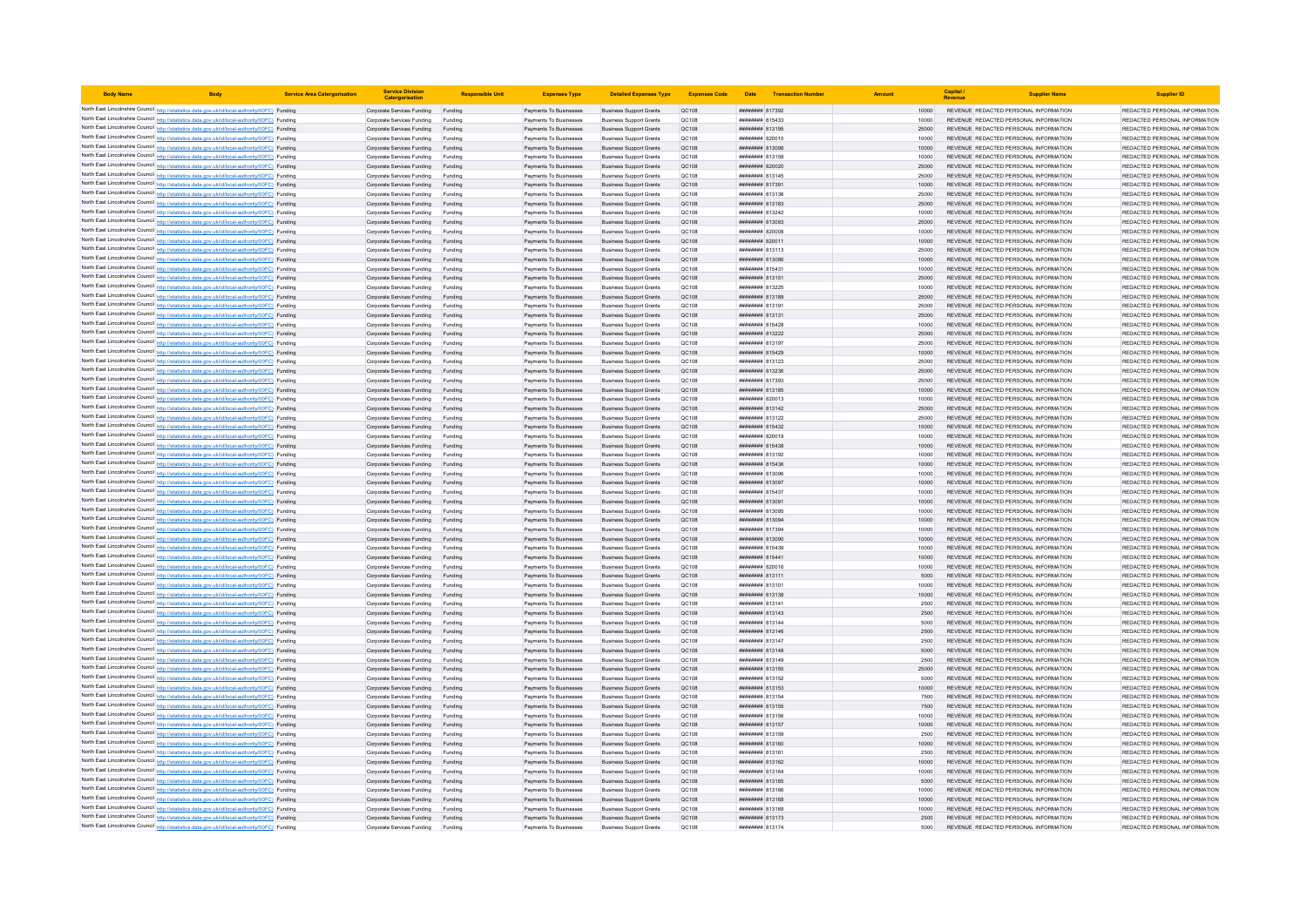| Body Name | Body | Service Area Catergorisation | Service Division Catergorisation | Responsible Unit | Expenses Type | Detailed Expenses Type | Expenses Code | Date | Transaction Number | Amount | Capital / Revenue | Supplier Name | Supplier ID |
|---|---|---|---|---|---|---|---|---|---|---|---|---|---|
| North East Lincolnshire Council | http://statistics.data.gov.uk/id/local-authority/00FC) | Funding | Corporate Services Funding | Funding | Payments To Businesses | Business Support Grants | QC108 | ######## | 817392 | 10000 | REVENUE | REDACTED PERSONAL INFORMATION | REDACTED PERSONAL INFORMATION |
| North East Lincolnshire Council | http://statistics.data.gov.uk/id/local-authority/00FC) | Funding | Corporate Services Funding | Funding | Payments To Businesses | Business Support Grants | QC108 | ######## | 815433 | 10000 | REVENUE | REDACTED PERSONAL INFORMATION | REDACTED PERSONAL INFORMATION |
| North East Lincolnshire Council | http://statistics.data.gov.uk/id/local-authority/00FC) | Funding | Corporate Services Funding | Funding | Payments To Businesses | Business Support Grants | QC108 | ######## | 813195 | 25000 | REVENUE | REDACTED PERSONAL INFORMATION | REDACTED PERSONAL INFORMATION |
| North East Lincolnshire Council | http://statistics.data.gov.uk/id/local-authority/00FC) | Funding | Corporate Services Funding | Funding | Payments To Businesses | Business Support Grants | QC108 | ######## | 820010 | 10000 | REVENUE | REDACTED PERSONAL INFORMATION | REDACTED PERSONAL INFORMATION |
| North East Lincolnshire Council | http://statistics.data.gov.uk/id/local-authority/00FC) | Funding | Corporate Services Funding | Funding | Payments To Businesses | Business Support Grants | QC108 | ######## | 813098 | 10000 | REVENUE | REDACTED PERSONAL INFORMATION | REDACTED PERSONAL INFORMATION |
| North East Lincolnshire Council | http://statistics.data.gov.uk/id/local-authority/00FC) | Funding | Corporate Services Funding | Funding | Payments To Businesses | Business Support Grants | QC108 | ######## | 813158 | 10000 | REVENUE | REDACTED PERSONAL INFORMATION | REDACTED PERSONAL INFORMATION |
| North East Lincolnshire Council | http://statistics.data.gov.uk/id/local-authority/00FC) | Funding | Corporate Services Funding | Funding | Payments To Businesses | Business Support Grants | QC108 | ######## | 820020 | 25000 | REVENUE | REDACTED PERSONAL INFORMATION | REDACTED PERSONAL INFORMATION |
| North East Lincolnshire Council | http://statistics.data.gov.uk/id/local-authority/00FC) | Funding | Corporate Services Funding | Funding | Payments To Businesses | Business Support Grants | QC108 | ######## | 813145 | 25000 | REVENUE | REDACTED PERSONAL INFORMATION | REDACTED PERSONAL INFORMATION |
| North East Lincolnshire Council | http://statistics.data.gov.uk/id/local-authority/00FC) | Funding | Corporate Services Funding | Funding | Payments To Businesses | Business Support Grants | QC108 | ######## | 817391 | 10000 | REVENUE | REDACTED PERSONAL INFORMATION | REDACTED PERSONAL INFORMATION |
| North East Lincolnshire Council | http://statistics.data.gov.uk/id/local-authority/00FC) | Funding | Corporate Services Funding | Funding | Payments To Businesses | Business Support Grants | QC108 | ######## | 813136 | 25000 | REVENUE | REDACTED PERSONAL INFORMATION | REDACTED PERSONAL INFORMATION |
| North East Lincolnshire Council | http://statistics.data.gov.uk/id/local-authority/00FC) | Funding | Corporate Services Funding | Funding | Payments To Businesses | Business Support Grants | QC108 | ######## | 813183 | 25000 | REVENUE | REDACTED PERSONAL INFORMATION | REDACTED PERSONAL INFORMATION |
| North East Lincolnshire Council | http://statistics.data.gov.uk/id/local-authority/00FC) | Funding | Corporate Services Funding | Funding | Payments To Businesses | Business Support Grants | QC108 | ######## | 813242 | 10000 | REVENUE | REDACTED PERSONAL INFORMATION | REDACTED PERSONAL INFORMATION |
| North East Lincolnshire Council | http://statistics.data.gov.uk/id/local-authority/00FC) | Funding | Corporate Services Funding | Funding | Payments To Businesses | Business Support Grants | QC108 | ######## | 813093 | 25000 | REVENUE | REDACTED PERSONAL INFORMATION | REDACTED PERSONAL INFORMATION |
| North East Lincolnshire Council | http://statistics.data.gov.uk/id/local-authority/00FC) | Funding | Corporate Services Funding | Funding | Payments To Businesses | Business Support Grants | QC108 | ######## | 820008 | 10000 | REVENUE | REDACTED PERSONAL INFORMATION | REDACTED PERSONAL INFORMATION |
| North East Lincolnshire Council | http://statistics.data.gov.uk/id/local-authority/00FC) | Funding | Corporate Services Funding | Funding | Payments To Businesses | Business Support Grants | QC108 | ######## | 820011 | 10000 | REVENUE | REDACTED PERSONAL INFORMATION | REDACTED PERSONAL INFORMATION |
| North East Lincolnshire Council | http://statistics.data.gov.uk/id/local-authority/00FC) | Funding | Corporate Services Funding | Funding | Payments To Businesses | Business Support Grants | QC108 | ######## | 813113 | 25000 | REVENUE | REDACTED PERSONAL INFORMATION | REDACTED PERSONAL INFORMATION |
| North East Lincolnshire Council | http://statistics.data.gov.uk/id/local-authority/00FC) | Funding | Corporate Services Funding | Funding | Payments To Businesses | Business Support Grants | QC108 | ######## | 813086 | 10000 | REVENUE | REDACTED PERSONAL INFORMATION | REDACTED PERSONAL INFORMATION |
| North East Lincolnshire Council | http://statistics.data.gov.uk/id/local-authority/00FC) | Funding | Corporate Services Funding | Funding | Payments To Businesses | Business Support Grants | QC108 | ######## | 815431 | 10000 | REVENUE | REDACTED PERSONAL INFORMATION | REDACTED PERSONAL INFORMATION |
| North East Lincolnshire Council | http://statistics.data.gov.uk/id/local-authority/00FC) | Funding | Corporate Services Funding | Funding | Payments To Businesses | Business Support Grants | QC108 | ######## | 813151 | 25000 | REVENUE | REDACTED PERSONAL INFORMATION | REDACTED PERSONAL INFORMATION |
| North East Lincolnshire Council | http://statistics.data.gov.uk/id/local-authority/00FC) | Funding | Corporate Services Funding | Funding | Payments To Businesses | Business Support Grants | QC108 | ######## | 813225 | 10000 | REVENUE | REDACTED PERSONAL INFORMATION | REDACTED PERSONAL INFORMATION |
| North East Lincolnshire Council | http://statistics.data.gov.uk/id/local-authority/00FC) | Funding | Corporate Services Funding | Funding | Payments To Businesses | Business Support Grants | QC108 | ######## | 813189 | 25000 | REVENUE | REDACTED PERSONAL INFORMATION | REDACTED PERSONAL INFORMATION |
| North East Lincolnshire Council | http://statistics.data.gov.uk/id/local-authority/00FC) | Funding | Corporate Services Funding | Funding | Payments To Businesses | Business Support Grants | QC108 | ######## | 813191 | 25000 | REVENUE | REDACTED PERSONAL INFORMATION | REDACTED PERSONAL INFORMATION |
| North East Lincolnshire Council | http://statistics.data.gov.uk/id/local-authority/00FC) | Funding | Corporate Services Funding | Funding | Payments To Businesses | Business Support Grants | QC108 | ######## | 813131 | 25000 | REVENUE | REDACTED PERSONAL INFORMATION | REDACTED PERSONAL INFORMATION |
| North East Lincolnshire Council | http://statistics.data.gov.uk/id/local-authority/00FC) | Funding | Corporate Services Funding | Funding | Payments To Businesses | Business Support Grants | QC108 | ######## | 815428 | 10000 | REVENUE | REDACTED PERSONAL INFORMATION | REDACTED PERSONAL INFORMATION |
| North East Lincolnshire Council | http://statistics.data.gov.uk/id/local-authority/00FC) | Funding | Corporate Services Funding | Funding | Payments To Businesses | Business Support Grants | QC108 | ######## | 813222 | 25000 | REVENUE | REDACTED PERSONAL INFORMATION | REDACTED PERSONAL INFORMATION |
| North East Lincolnshire Council | http://statistics.data.gov.uk/id/local-authority/00FC) | Funding | Corporate Services Funding | Funding | Payments To Businesses | Business Support Grants | QC108 | ######## | 813197 | 25000 | REVENUE | REDACTED PERSONAL INFORMATION | REDACTED PERSONAL INFORMATION |
| North East Lincolnshire Council | http://statistics.data.gov.uk/id/local-authority/00FC) | Funding | Corporate Services Funding | Funding | Payments To Businesses | Business Support Grants | QC108 | ######## | 815429 | 10000 | REVENUE | REDACTED PERSONAL INFORMATION | REDACTED PERSONAL INFORMATION |
| North East Lincolnshire Council | http://statistics.data.gov.uk/id/local-authority/00FC) | Funding | Corporate Services Funding | Funding | Payments To Businesses | Business Support Grants | QC108 | ######## | 813123 | 25000 | REVENUE | REDACTED PERSONAL INFORMATION | REDACTED PERSONAL INFORMATION |
| North East Lincolnshire Council | http://statistics.data.gov.uk/id/local-authority/00FC) | Funding | Corporate Services Funding | Funding | Payments To Businesses | Business Support Grants | QC108 | ######## | 813236 | 25000 | REVENUE | REDACTED PERSONAL INFORMATION | REDACTED PERSONAL INFORMATION |
| North East Lincolnshire Council | http://statistics.data.gov.uk/id/local-authority/00FC) | Funding | Corporate Services Funding | Funding | Payments To Businesses | Business Support Grants | QC108 | ######## | 817393 | 25000 | REVENUE | REDACTED PERSONAL INFORMATION | REDACTED PERSONAL INFORMATION |
| North East Lincolnshire Council | http://statistics.data.gov.uk/id/local-authority/00FC) | Funding | Corporate Services Funding | Funding | Payments To Businesses | Business Support Grants | QC108 | ######## | 813185 | 10000 | REVENUE | REDACTED PERSONAL INFORMATION | REDACTED PERSONAL INFORMATION |
| North East Lincolnshire Council | http://statistics.data.gov.uk/id/local-authority/00FC) | Funding | Corporate Services Funding | Funding | Payments To Businesses | Business Support Grants | QC108 | ######## | 820013 | 10000 | REVENUE | REDACTED PERSONAL INFORMATION | REDACTED PERSONAL INFORMATION |
| North East Lincolnshire Council | http://statistics.data.gov.uk/id/local-authority/00FC) | Funding | Corporate Services Funding | Funding | Payments To Businesses | Business Support Grants | QC108 | ######## | 813142 | 25000 | REVENUE | REDACTED PERSONAL INFORMATION | REDACTED PERSONAL INFORMATION |
| North East Lincolnshire Council | http://statistics.data.gov.uk/id/local-authority/00FC) | Funding | Corporate Services Funding | Funding | Payments To Businesses | Business Support Grants | QC108 | ######## | 813122 | 25000 | REVENUE | REDACTED PERSONAL INFORMATION | REDACTED PERSONAL INFORMATION |
| North East Lincolnshire Council | http://statistics.data.gov.uk/id/local-authority/00FC) | Funding | Corporate Services Funding | Funding | Payments To Businesses | Business Support Grants | QC108 | ######## | 815432 | 10000 | REVENUE | REDACTED PERSONAL INFORMATION | REDACTED PERSONAL INFORMATION |
| North East Lincolnshire Council | http://statistics.data.gov.uk/id/local-authority/00FC) | Funding | Corporate Services Funding | Funding | Payments To Businesses | Business Support Grants | QC108 | ######## | 820019 | 10000 | REVENUE | REDACTED PERSONAL INFORMATION | REDACTED PERSONAL INFORMATION |
| North East Lincolnshire Council | http://statistics.data.gov.uk/id/local-authority/00FC) | Funding | Corporate Services Funding | Funding | Payments To Businesses | Business Support Grants | QC108 | ######## | 815438 | 10000 | REVENUE | REDACTED PERSONAL INFORMATION | REDACTED PERSONAL INFORMATION |
| North East Lincolnshire Council | http://statistics.data.gov.uk/id/local-authority/00FC) | Funding | Corporate Services Funding | Funding | Payments To Businesses | Business Support Grants | QC108 | ######## | 813192 | 10000 | REVENUE | REDACTED PERSONAL INFORMATION | REDACTED PERSONAL INFORMATION |
| North East Lincolnshire Council | http://statistics.data.gov.uk/id/local-authority/00FC) | Funding | Corporate Services Funding | Funding | Payments To Businesses | Business Support Grants | QC108 | ######## | 815436 | 10000 | REVENUE | REDACTED PERSONAL INFORMATION | REDACTED PERSONAL INFORMATION |
| North East Lincolnshire Council | http://statistics.data.gov.uk/id/local-authority/00FC) | Funding | Corporate Services Funding | Funding | Payments To Businesses | Business Support Grants | QC108 | ######## | 813096 | 10000 | REVENUE | REDACTED PERSONAL INFORMATION | REDACTED PERSONAL INFORMATION |
| North East Lincolnshire Council | http://statistics.data.gov.uk/id/local-authority/00FC) | Funding | Corporate Services Funding | Funding | Payments To Businesses | Business Support Grants | QC108 | ######## | 813097 | 10000 | REVENUE | REDACTED PERSONAL INFORMATION | REDACTED PERSONAL INFORMATION |
| North East Lincolnshire Council | http://statistics.data.gov.uk/id/local-authority/00FC) | Funding | Corporate Services Funding | Funding | Payments To Businesses | Business Support Grants | QC108 | ######## | 815437 | 10000 | REVENUE | REDACTED PERSONAL INFORMATION | REDACTED PERSONAL INFORMATION |
| North East Lincolnshire Council | http://statistics.data.gov.uk/id/local-authority/00FC) | Funding | Corporate Services Funding | Funding | Payments To Businesses | Business Support Grants | QC108 | ######## | 813091 | 10000 | REVENUE | REDACTED PERSONAL INFORMATION | REDACTED PERSONAL INFORMATION |
| North East Lincolnshire Council | http://statistics.data.gov.uk/id/local-authority/00FC) | Funding | Corporate Services Funding | Funding | Payments To Businesses | Business Support Grants | QC108 | ######## | 813095 | 10000 | REVENUE | REDACTED PERSONAL INFORMATION | REDACTED PERSONAL INFORMATION |
| North East Lincolnshire Council | http://statistics.data.gov.uk/id/local-authority/00FC) | Funding | Corporate Services Funding | Funding | Payments To Businesses | Business Support Grants | QC108 | ######## | 813094 | 10000 | REVENUE | REDACTED PERSONAL INFORMATION | REDACTED PERSONAL INFORMATION |
| North East Lincolnshire Council | http://statistics.data.gov.uk/id/local-authority/00FC) | Funding | Corporate Services Funding | Funding | Payments To Businesses | Business Support Grants | QC108 | ######## | 817394 | 10000 | REVENUE | REDACTED PERSONAL INFORMATION | REDACTED PERSONAL INFORMATION |
| North East Lincolnshire Council | http://statistics.data.gov.uk/id/local-authority/00FC) | Funding | Corporate Services Funding | Funding | Payments To Businesses | Business Support Grants | QC108 | ######## | 813090 | 10000 | REVENUE | REDACTED PERSONAL INFORMATION | REDACTED PERSONAL INFORMATION |
| North East Lincolnshire Council | http://statistics.data.gov.uk/id/local-authority/00FC) | Funding | Corporate Services Funding | Funding | Payments To Businesses | Business Support Grants | QC108 | ######## | 815439 | 10000 | REVENUE | REDACTED PERSONAL INFORMATION | REDACTED PERSONAL INFORMATION |
| North East Lincolnshire Council | http://statistics.data.gov.uk/id/local-authority/00FC) | Funding | Corporate Services Funding | Funding | Payments To Businesses | Business Support Grants | QC108 | ######## | 815441 | 10000 | REVENUE | REDACTED PERSONAL INFORMATION | REDACTED PERSONAL INFORMATION |
| North East Lincolnshire Council | http://statistics.data.gov.uk/id/local-authority/00FC) | Funding | Corporate Services Funding | Funding | Payments To Businesses | Business Support Grants | QC108 | ######## | 820016 | 10000 | REVENUE | REDACTED PERSONAL INFORMATION | REDACTED PERSONAL INFORMATION |
| North East Lincolnshire Council | http://statistics.data.gov.uk/id/local-authority/00FC) | Funding | Corporate Services Funding | Funding | Payments To Businesses | Business Support Grants | QC108 | ######## | 813111 | 5000 | REVENUE | REDACTED PERSONAL INFORMATION | REDACTED PERSONAL INFORMATION |
| North East Lincolnshire Council | http://statistics.data.gov.uk/id/local-authority/00FC) | Funding | Corporate Services Funding | Funding | Payments To Businesses | Business Support Grants | QC108 | ######## | 813101 | 10000 | REVENUE | REDACTED PERSONAL INFORMATION | REDACTED PERSONAL INFORMATION |
| North East Lincolnshire Council | http://statistics.data.gov.uk/id/local-authority/00FC) | Funding | Corporate Services Funding | Funding | Payments To Businesses | Business Support Grants | QC108 | ######## | 813138 | 10000 | REVENUE | REDACTED PERSONAL INFORMATION | REDACTED PERSONAL INFORMATION |
| North East Lincolnshire Council | http://statistics.data.gov.uk/id/local-authority/00FC) | Funding | Corporate Services Funding | Funding | Payments To Businesses | Business Support Grants | QC108 | ######## | 813141 | 2500 | REVENUE | REDACTED PERSONAL INFORMATION | REDACTED PERSONAL INFORMATION |
| North East Lincolnshire Council | http://statistics.data.gov.uk/id/local-authority/00FC) | Funding | Corporate Services Funding | Funding | Payments To Businesses | Business Support Grants | QC108 | ######## | 813143 | 2500 | REVENUE | REDACTED PERSONAL INFORMATION | REDACTED PERSONAL INFORMATION |
| North East Lincolnshire Council | http://statistics.data.gov.uk/id/local-authority/00FC) | Funding | Corporate Services Funding | Funding | Payments To Businesses | Business Support Grants | QC108 | ######## | 813144 | 5000 | REVENUE | REDACTED PERSONAL INFORMATION | REDACTED PERSONAL INFORMATION |
| North East Lincolnshire Council | http://statistics.data.gov.uk/id/local-authority/00FC) | Funding | Corporate Services Funding | Funding | Payments To Businesses | Business Support Grants | QC108 | ######## | 813146 | 2500 | REVENUE | REDACTED PERSONAL INFORMATION | REDACTED PERSONAL INFORMATION |
| North East Lincolnshire Council | http://statistics.data.gov.uk/id/local-authority/00FC) | Funding | Corporate Services Funding | Funding | Payments To Businesses | Business Support Grants | QC108 | ######## | 813147 | 2500 | REVENUE | REDACTED PERSONAL INFORMATION | REDACTED PERSONAL INFORMATION |
| North East Lincolnshire Council | http://statistics.data.gov.uk/id/local-authority/00FC) | Funding | Corporate Services Funding | Funding | Payments To Businesses | Business Support Grants | QC108 | ######## | 813148 | 5000 | REVENUE | REDACTED PERSONAL INFORMATION | REDACTED PERSONAL INFORMATION |
| North East Lincolnshire Council | http://statistics.data.gov.uk/id/local-authority/00FC) | Funding | Corporate Services Funding | Funding | Payments To Businesses | Business Support Grants | QC108 | ######## | 813149 | 2500 | REVENUE | REDACTED PERSONAL INFORMATION | REDACTED PERSONAL INFORMATION |
| North East Lincolnshire Council | http://statistics.data.gov.uk/id/local-authority/00FC) | Funding | Corporate Services Funding | Funding | Payments To Businesses | Business Support Grants | QC108 | ######## | 813150 | 25000 | REVENUE | REDACTED PERSONAL INFORMATION | REDACTED PERSONAL INFORMATION |
| North East Lincolnshire Council | http://statistics.data.gov.uk/id/local-authority/00FC) | Funding | Corporate Services Funding | Funding | Payments To Businesses | Business Support Grants | QC108 | ######## | 813152 | 5000 | REVENUE | REDACTED PERSONAL INFORMATION | REDACTED PERSONAL INFORMATION |
| North East Lincolnshire Council | http://statistics.data.gov.uk/id/local-authority/00FC) | Funding | Corporate Services Funding | Funding | Payments To Businesses | Business Support Grants | QC108 | ######## | 813153 | 10000 | REVENUE | REDACTED PERSONAL INFORMATION | REDACTED PERSONAL INFORMATION |
| North East Lincolnshire Council | http://statistics.data.gov.uk/id/local-authority/00FC) | Funding | Corporate Services Funding | Funding | Payments To Businesses | Business Support Grants | QC108 | ######## | 813154 | 7500 | REVENUE | REDACTED PERSONAL INFORMATION | REDACTED PERSONAL INFORMATION |
| North East Lincolnshire Council | http://statistics.data.gov.uk/id/local-authority/00FC) | Funding | Corporate Services Funding | Funding | Payments To Businesses | Business Support Grants | QC108 | ######## | 813155 | 7500 | REVENUE | REDACTED PERSONAL INFORMATION | REDACTED PERSONAL INFORMATION |
| North East Lincolnshire Council | http://statistics.data.gov.uk/id/local-authority/00FC) | Funding | Corporate Services Funding | Funding | Payments To Businesses | Business Support Grants | QC108 | ######## | 813156 | 10000 | REVENUE | REDACTED PERSONAL INFORMATION | REDACTED PERSONAL INFORMATION |
| North East Lincolnshire Council | http://statistics.data.gov.uk/id/local-authority/00FC) | Funding | Corporate Services Funding | Funding | Payments To Businesses | Business Support Grants | QC108 | ######## | 813157 | 10000 | REVENUE | REDACTED PERSONAL INFORMATION | REDACTED PERSONAL INFORMATION |
| North East Lincolnshire Council | http://statistics.data.gov.uk/id/local-authority/00FC) | Funding | Corporate Services Funding | Funding | Payments To Businesses | Business Support Grants | QC108 | ######## | 813159 | 2500 | REVENUE | REDACTED PERSONAL INFORMATION | REDACTED PERSONAL INFORMATION |
| North East Lincolnshire Council | http://statistics.data.gov.uk/id/local-authority/00FC) | Funding | Corporate Services Funding | Funding | Payments To Businesses | Business Support Grants | QC108 | ######## | 813160 | 10000 | REVENUE | REDACTED PERSONAL INFORMATION | REDACTED PERSONAL INFORMATION |
| North East Lincolnshire Council | http://statistics.data.gov.uk/id/local-authority/00FC) | Funding | Corporate Services Funding | Funding | Payments To Businesses | Business Support Grants | QC108 | ######## | 813161 | 2500 | REVENUE | REDACTED PERSONAL INFORMATION | REDACTED PERSONAL INFORMATION |
| North East Lincolnshire Council | http://statistics.data.gov.uk/id/local-authority/00FC) | Funding | Corporate Services Funding | Funding | Payments To Businesses | Business Support Grants | QC108 | ######## | 813162 | 10000 | REVENUE | REDACTED PERSONAL INFORMATION | REDACTED PERSONAL INFORMATION |
| North East Lincolnshire Council | http://statistics.data.gov.uk/id/local-authority/00FC) | Funding | Corporate Services Funding | Funding | Payments To Businesses | Business Support Grants | QC108 | ######## | 813164 | 10000 | REVENUE | REDACTED PERSONAL INFORMATION | REDACTED PERSONAL INFORMATION |
| North East Lincolnshire Council | http://statistics.data.gov.uk/id/local-authority/00FC) | Funding | Corporate Services Funding | Funding | Payments To Businesses | Business Support Grants | QC108 | ######## | 813165 | 5000 | REVENUE | REDACTED PERSONAL INFORMATION | REDACTED PERSONAL INFORMATION |
| North East Lincolnshire Council | http://statistics.data.gov.uk/id/local-authority/00FC) | Funding | Corporate Services Funding | Funding | Payments To Businesses | Business Support Grants | QC108 | ######## | 813166 | 10000 | REVENUE | REDACTED PERSONAL INFORMATION | REDACTED PERSONAL INFORMATION |
| North East Lincolnshire Council | http://statistics.data.gov.uk/id/local-authority/00FC) | Funding | Corporate Services Funding | Funding | Payments To Businesses | Business Support Grants | QC108 | ######## | 813168 | 10000 | REVENUE | REDACTED PERSONAL INFORMATION | REDACTED PERSONAL INFORMATION |
| North East Lincolnshire Council | http://statistics.data.gov.uk/id/local-authority/00FC) | Funding | Corporate Services Funding | Funding | Payments To Businesses | Business Support Grants | QC108 | ######## | 813169 | 10000 | REVENUE | REDACTED PERSONAL INFORMATION | REDACTED PERSONAL INFORMATION |
| North East Lincolnshire Council | http://statistics.data.gov.uk/id/local-authority/00FC) | Funding | Corporate Services Funding | Funding | Payments To Businesses | Business Support Grants | QC108 | ######## | 813173 | 2500 | REVENUE | REDACTED PERSONAL INFORMATION | REDACTED PERSONAL INFORMATION |
| North East Lincolnshire Council | http://statistics.data.gov.uk/id/local-authority/00FC) | Funding | Corporate Services Funding | Funding | Payments To Businesses | Business Support Grants | QC108 | ######## | 813174 | 5000 | REVENUE | REDACTED PERSONAL INFORMATION | REDACTED PERSONAL INFORMATION |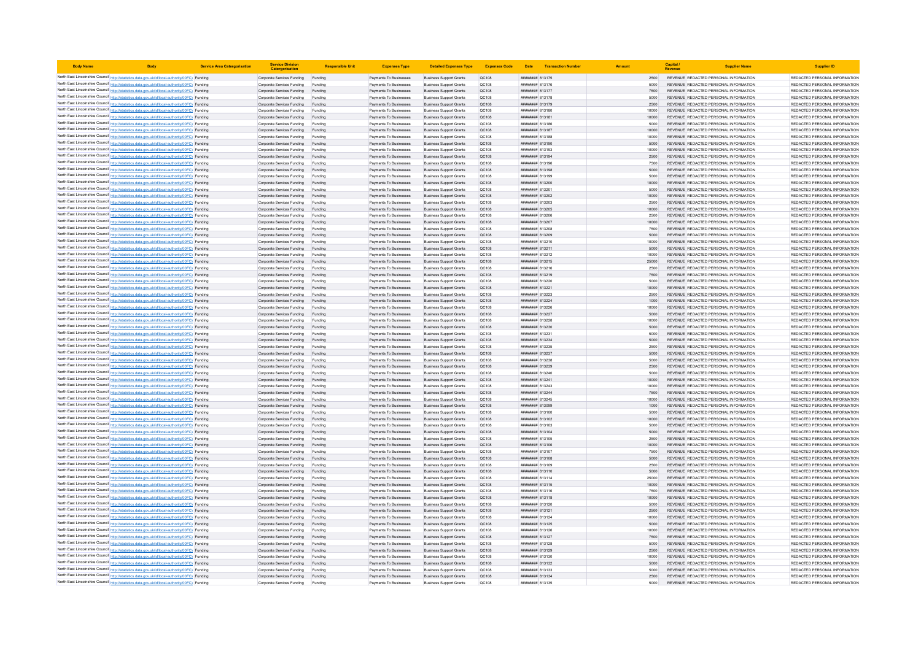| Body Name | Body | Service Area Catergorisation | Service Division Catergorisation | Responsible Unit | Expenses Type | Detailed Expenses Type | Expenses Code | Date | Transaction Number | Amount | Capital / Revenue | Supplier Name | Supplier ID |
|---|---|---|---|---|---|---|---|---|---|---|---|---|---|
| North East Lincolnshire Council | http://statistics.data.gov.uk/id/local-authority/00FC) | Funding | Corporate Services Funding | Funding | Payments To Businesses | Business Support Grants | QC108 | ######## | 813175 | 2500 | REVENUE | REDACTED PERSONAL INFORMATION | REDACTED PERSONAL INFORMATION |
| North East Lincolnshire Council | http://statistics.data.gov.uk/id/local-authority/00FC) | Funding | Corporate Services Funding | Funding | Payments To Businesses | Business Support Grants | QC108 | ######## | 813176 | 5000 | REVENUE | REDACTED PERSONAL INFORMATION | REDACTED PERSONAL INFORMATION |
| North East Lincolnshire Council | http://statistics.data.gov.uk/id/local-authority/00FC) | Funding | Corporate Services Funding | Funding | Payments To Businesses | Business Support Grants | QC108 | ######## | 813177 | 7500 | REVENUE | REDACTED PERSONAL INFORMATION | REDACTED PERSONAL INFORMATION |
| North East Lincolnshire Council | http://statistics.data.gov.uk/id/local-authority/00FC) | Funding | Corporate Services Funding | Funding | Payments To Businesses | Business Support Grants | QC108 | ######## | 813178 | 5000 | REVENUE | REDACTED PERSONAL INFORMATION | REDACTED PERSONAL INFORMATION |
| North East Lincolnshire Council | http://statistics.data.gov.uk/id/local-authority/00FC) | Funding | Corporate Services Funding | Funding | Payments To Businesses | Business Support Grants | QC108 | ######## | 813179 | 2500 | REVENUE | REDACTED PERSONAL INFORMATION | REDACTED PERSONAL INFORMATION |
| North East Lincolnshire Council | http://statistics.data.gov.uk/id/local-authority/00FC) | Funding | Corporate Services Funding | Funding | Payments To Businesses | Business Support Grants | QC108 | ######## | 813180 | 10000 | REVENUE | REDACTED PERSONAL INFORMATION | REDACTED PERSONAL INFORMATION |
| North East Lincolnshire Council | http://statistics.data.gov.uk/id/local-authority/00FC) | Funding | Corporate Services Funding | Funding | Payments To Businesses | Business Support Grants | QC108 | ######## | 813181 | 10000 | REVENUE | REDACTED PERSONAL INFORMATION | REDACTED PERSONAL INFORMATION |
| North East Lincolnshire Council | http://statistics.data.gov.uk/id/local-authority/00FC) | Funding | Corporate Services Funding | Funding | Payments To Businesses | Business Support Grants | QC108 | ######## | 813186 | 5000 | REVENUE | REDACTED PERSONAL INFORMATION | REDACTED PERSONAL INFORMATION |
| North East Lincolnshire Council | http://statistics.data.gov.uk/id/local-authority/00FC) | Funding | Corporate Services Funding | Funding | Payments To Businesses | Business Support Grants | QC108 | ######## | 813187 | 10000 | REVENUE | REDACTED PERSONAL INFORMATION | REDACTED PERSONAL INFORMATION |
| North East Lincolnshire Council | http://statistics.data.gov.uk/id/local-authority/00FC) | Funding | Corporate Services Funding | Funding | Payments To Businesses | Business Support Grants | QC108 | ######## | 813188 | 10000 | REVENUE | REDACTED PERSONAL INFORMATION | REDACTED PERSONAL INFORMATION |
| North East Lincolnshire Council | http://statistics.data.gov.uk/id/local-authority/00FC) | Funding | Corporate Services Funding | Funding | Payments To Businesses | Business Support Grants | QC108 | ######## | 813190 | 5000 | REVENUE | REDACTED PERSONAL INFORMATION | REDACTED PERSONAL INFORMATION |
| North East Lincolnshire Council | http://statistics.data.gov.uk/id/local-authority/00FC) | Funding | Corporate Services Funding | Funding | Payments To Businesses | Business Support Grants | QC108 | ######## | 813193 | 10000 | REVENUE | REDACTED PERSONAL INFORMATION | REDACTED PERSONAL INFORMATION |
| North East Lincolnshire Council | http://statistics.data.gov.uk/id/local-authority/00FC) | Funding | Corporate Services Funding | Funding | Payments To Businesses | Business Support Grants | QC108 | ######## | 813194 | 2500 | REVENUE | REDACTED PERSONAL INFORMATION | REDACTED PERSONAL INFORMATION |
| North East Lincolnshire Council | http://statistics.data.gov.uk/id/local-authority/00FC) | Funding | Corporate Services Funding | Funding | Payments To Businesses | Business Support Grants | QC108 | ######## | 813196 | 7500 | REVENUE | REDACTED PERSONAL INFORMATION | REDACTED PERSONAL INFORMATION |
| North East Lincolnshire Council | http://statistics.data.gov.uk/id/local-authority/00FC) | Funding | Corporate Services Funding | Funding | Payments To Businesses | Business Support Grants | QC108 | ######## | 813198 | 5000 | REVENUE | REDACTED PERSONAL INFORMATION | REDACTED PERSONAL INFORMATION |
| North East Lincolnshire Council | http://statistics.data.gov.uk/id/local-authority/00FC) | Funding | Corporate Services Funding | Funding | Payments To Businesses | Business Support Grants | QC108 | ######## | 813199 | 5000 | REVENUE | REDACTED PERSONAL INFORMATION | REDACTED PERSONAL INFORMATION |
| North East Lincolnshire Council | http://statistics.data.gov.uk/id/local-authority/00FC) | Funding | Corporate Services Funding | Funding | Payments To Businesses | Business Support Grants | QC108 | ######## | 813200 | 10000 | REVENUE | REDACTED PERSONAL INFORMATION | REDACTED PERSONAL INFORMATION |
| North East Lincolnshire Council | http://statistics.data.gov.uk/id/local-authority/00FC) | Funding | Corporate Services Funding | Funding | Payments To Businesses | Business Support Grants | QC108 | ######## | 813201 | 5000 | REVENUE | REDACTED PERSONAL INFORMATION | REDACTED PERSONAL INFORMATION |
| North East Lincolnshire Council | http://statistics.data.gov.uk/id/local-authority/00FC) | Funding | Corporate Services Funding | Funding | Payments To Businesses | Business Support Grants | QC108 | ######## | 813202 | 10000 | REVENUE | REDACTED PERSONAL INFORMATION | REDACTED PERSONAL INFORMATION |
| North East Lincolnshire Council | http://statistics.data.gov.uk/id/local-authority/00FC) | Funding | Corporate Services Funding | Funding | Payments To Businesses | Business Support Grants | QC108 | ######## | 813203 | 2500 | REVENUE | REDACTED PERSONAL INFORMATION | REDACTED PERSONAL INFORMATION |
| North East Lincolnshire Council | http://statistics.data.gov.uk/id/local-authority/00FC) | Funding | Corporate Services Funding | Funding | Payments To Businesses | Business Support Grants | QC108 | ######## | 813205 | 10000 | REVENUE | REDACTED PERSONAL INFORMATION | REDACTED PERSONAL INFORMATION |
| North East Lincolnshire Council | http://statistics.data.gov.uk/id/local-authority/00FC) | Funding | Corporate Services Funding | Funding | Payments To Businesses | Business Support Grants | QC108 | ######## | 813206 | 2500 | REVENUE | REDACTED PERSONAL INFORMATION | REDACTED PERSONAL INFORMATION |
| North East Lincolnshire Council | http://statistics.data.gov.uk/id/local-authority/00FC) | Funding | Corporate Services Funding | Funding | Payments To Businesses | Business Support Grants | QC108 | ######## | 813207 | 10000 | REVENUE | REDACTED PERSONAL INFORMATION | REDACTED PERSONAL INFORMATION |
| North East Lincolnshire Council | http://statistics.data.gov.uk/id/local-authority/00FC) | Funding | Corporate Services Funding | Funding | Payments To Businesses | Business Support Grants | QC108 | ######## | 813208 | 7500 | REVENUE | REDACTED PERSONAL INFORMATION | REDACTED PERSONAL INFORMATION |
| North East Lincolnshire Council | http://statistics.data.gov.uk/id/local-authority/00FC) | Funding | Corporate Services Funding | Funding | Payments To Businesses | Business Support Grants | QC108 | ######## | 813209 | 5000 | REVENUE | REDACTED PERSONAL INFORMATION | REDACTED PERSONAL INFORMATION |
| North East Lincolnshire Council | http://statistics.data.gov.uk/id/local-authority/00FC) | Funding | Corporate Services Funding | Funding | Payments To Businesses | Business Support Grants | QC108 | ######## | 813210 | 10000 | REVENUE | REDACTED PERSONAL INFORMATION | REDACTED PERSONAL INFORMATION |
| North East Lincolnshire Council | http://statistics.data.gov.uk/id/local-authority/00FC) | Funding | Corporate Services Funding | Funding | Payments To Businesses | Business Support Grants | QC108 | ######## | 813211 | 5000 | REVENUE | REDACTED PERSONAL INFORMATION | REDACTED PERSONAL INFORMATION |
| North East Lincolnshire Council | http://statistics.data.gov.uk/id/local-authority/00FC) | Funding | Corporate Services Funding | Funding | Payments To Businesses | Business Support Grants | QC108 | ######## | 813212 | 10000 | REVENUE | REDACTED PERSONAL INFORMATION | REDACTED PERSONAL INFORMATION |
| North East Lincolnshire Council | http://statistics.data.gov.uk/id/local-authority/00FC) | Funding | Corporate Services Funding | Funding | Payments To Businesses | Business Support Grants | QC108 | ######## | 813215 | 25000 | REVENUE | REDACTED PERSONAL INFORMATION | REDACTED PERSONAL INFORMATION |
| North East Lincolnshire Council | http://statistics.data.gov.uk/id/local-authority/00FC) | Funding | Corporate Services Funding | Funding | Payments To Businesses | Business Support Grants | QC108 | ######## | 813216 | 2500 | REVENUE | REDACTED PERSONAL INFORMATION | REDACTED PERSONAL INFORMATION |
| North East Lincolnshire Council | http://statistics.data.gov.uk/id/local-authority/00FC) | Funding | Corporate Services Funding | Funding | Payments To Businesses | Business Support Grants | QC108 | ######## | 813219 | 7500 | REVENUE | REDACTED PERSONAL INFORMATION | REDACTED PERSONAL INFORMATION |
| North East Lincolnshire Council | http://statistics.data.gov.uk/id/local-authority/00FC) | Funding | Corporate Services Funding | Funding | Payments To Businesses | Business Support Grants | QC108 | ######## | 813220 | 5000 | REVENUE | REDACTED PERSONAL INFORMATION | REDACTED PERSONAL INFORMATION |
| North East Lincolnshire Council | http://statistics.data.gov.uk/id/local-authority/00FC) | Funding | Corporate Services Funding | Funding | Payments To Businesses | Business Support Grants | QC108 | ######## | 813221 | 10000 | REVENUE | REDACTED PERSONAL INFORMATION | REDACTED PERSONAL INFORMATION |
| North East Lincolnshire Council | http://statistics.data.gov.uk/id/local-authority/00FC) | Funding | Corporate Services Funding | Funding | Payments To Businesses | Business Support Grants | QC108 | ######## | 813223 | 2500 | REVENUE | REDACTED PERSONAL INFORMATION | REDACTED PERSONAL INFORMATION |
| North East Lincolnshire Council | http://statistics.data.gov.uk/id/local-authority/00FC) | Funding | Corporate Services Funding | Funding | Payments To Businesses | Business Support Grants | QC108 | ######## | 813224 | 1000 | REVENUE | REDACTED PERSONAL INFORMATION | REDACTED PERSONAL INFORMATION |
| North East Lincolnshire Council | http://statistics.data.gov.uk/id/local-authority/00FC) | Funding | Corporate Services Funding | Funding | Payments To Businesses | Business Support Grants | QC108 | ######## | 813226 | 10000 | REVENUE | REDACTED PERSONAL INFORMATION | REDACTED PERSONAL INFORMATION |
| North East Lincolnshire Council | http://statistics.data.gov.uk/id/local-authority/00FC) | Funding | Corporate Services Funding | Funding | Payments To Businesses | Business Support Grants | QC108 | ######## | 813227 | 5000 | REVENUE | REDACTED PERSONAL INFORMATION | REDACTED PERSONAL INFORMATION |
| North East Lincolnshire Council | http://statistics.data.gov.uk/id/local-authority/00FC) | Funding | Corporate Services Funding | Funding | Payments To Businesses | Business Support Grants | QC108 | ######## | 813228 | 10000 | REVENUE | REDACTED PERSONAL INFORMATION | REDACTED PERSONAL INFORMATION |
| North East Lincolnshire Council | http://statistics.data.gov.uk/id/local-authority/00FC) | Funding | Corporate Services Funding | Funding | Payments To Businesses | Business Support Grants | QC108 | ######## | 813230 | 5000 | REVENUE | REDACTED PERSONAL INFORMATION | REDACTED PERSONAL INFORMATION |
| North East Lincolnshire Council | http://statistics.data.gov.uk/id/local-authority/00FC) | Funding | Corporate Services Funding | Funding | Payments To Businesses | Business Support Grants | QC108 | ######## | 813231 | 5000 | REVENUE | REDACTED PERSONAL INFORMATION | REDACTED PERSONAL INFORMATION |
| North East Lincolnshire Council | http://statistics.data.gov.uk/id/local-authority/00FC) | Funding | Corporate Services Funding | Funding | Payments To Businesses | Business Support Grants | QC108 | ######## | 813234 | 5000 | REVENUE | REDACTED PERSONAL INFORMATION | REDACTED PERSONAL INFORMATION |
| North East Lincolnshire Council | http://statistics.data.gov.uk/id/local-authority/00FC) | Funding | Corporate Services Funding | Funding | Payments To Businesses | Business Support Grants | QC108 | ######## | 813235 | 2500 | REVENUE | REDACTED PERSONAL INFORMATION | REDACTED PERSONAL INFORMATION |
| North East Lincolnshire Council | http://statistics.data.gov.uk/id/local-authority/00FC) | Funding | Corporate Services Funding | Funding | Payments To Businesses | Business Support Grants | QC108 | ######## | 813237 | 5000 | REVENUE | REDACTED PERSONAL INFORMATION | REDACTED PERSONAL INFORMATION |
| North East Lincolnshire Council | http://statistics.data.gov.uk/id/local-authority/00FC) | Funding | Corporate Services Funding | Funding | Payments To Businesses | Business Support Grants | QC108 | ######## | 813238 | 5000 | REVENUE | REDACTED PERSONAL INFORMATION | REDACTED PERSONAL INFORMATION |
| North East Lincolnshire Council | http://statistics.data.gov.uk/id/local-authority/00FC) | Funding | Corporate Services Funding | Funding | Payments To Businesses | Business Support Grants | QC108 | ######## | 813239 | 2500 | REVENUE | REDACTED PERSONAL INFORMATION | REDACTED PERSONAL INFORMATION |
| North East Lincolnshire Council | http://statistics.data.gov.uk/id/local-authority/00FC) | Funding | Corporate Services Funding | Funding | Payments To Businesses | Business Support Grants | QC108 | ######## | 813240 | 5000 | REVENUE | REDACTED PERSONAL INFORMATION | REDACTED PERSONAL INFORMATION |
| North East Lincolnshire Council | http://statistics.data.gov.uk/id/local-authority/00FC) | Funding | Corporate Services Funding | Funding | Payments To Businesses | Business Support Grants | QC108 | ######## | 813241 | 10000 | REVENUE | REDACTED PERSONAL INFORMATION | REDACTED PERSONAL INFORMATION |
| North East Lincolnshire Council | http://statistics.data.gov.uk/id/local-authority/00FC) | Funding | Corporate Services Funding | Funding | Payments To Businesses | Business Support Grants | QC108 | ######## | 813243 | 10000 | REVENUE | REDACTED PERSONAL INFORMATION | REDACTED PERSONAL INFORMATION |
| North East Lincolnshire Council | http://statistics.data.gov.uk/id/local-authority/00FC) | Funding | Corporate Services Funding | Funding | Payments To Businesses | Business Support Grants | QC108 | ######## | 813244 | 7500 | REVENUE | REDACTED PERSONAL INFORMATION | REDACTED PERSONAL INFORMATION |
| North East Lincolnshire Council | http://statistics.data.gov.uk/id/local-authority/00FC) | Funding | Corporate Services Funding | Funding | Payments To Businesses | Business Support Grants | QC108 | ######## | 813245 | 10000 | REVENUE | REDACTED PERSONAL INFORMATION | REDACTED PERSONAL INFORMATION |
| North East Lincolnshire Council | http://statistics.data.gov.uk/id/local-authority/00FC) | Funding | Corporate Services Funding | Funding | Payments To Businesses | Business Support Grants | QC108 | ######## | 813099 | 1000 | REVENUE | REDACTED PERSONAL INFORMATION | REDACTED PERSONAL INFORMATION |
| North East Lincolnshire Council | http://statistics.data.gov.uk/id/local-authority/00FC) | Funding | Corporate Services Funding | Funding | Payments To Businesses | Business Support Grants | QC108 | ######## | 813100 | 5000 | REVENUE | REDACTED PERSONAL INFORMATION | REDACTED PERSONAL INFORMATION |
| North East Lincolnshire Council | http://statistics.data.gov.uk/id/local-authority/00FC) | Funding | Corporate Services Funding | Funding | Payments To Businesses | Business Support Grants | QC108 | ######## | 813102 | 10000 | REVENUE | REDACTED PERSONAL INFORMATION | REDACTED PERSONAL INFORMATION |
| North East Lincolnshire Council | http://statistics.data.gov.uk/id/local-authority/00FC) | Funding | Corporate Services Funding | Funding | Payments To Businesses | Business Support Grants | QC108 | ######## | 813103 | 5000 | REVENUE | REDACTED PERSONAL INFORMATION | REDACTED PERSONAL INFORMATION |
| North East Lincolnshire Council | http://statistics.data.gov.uk/id/local-authority/00FC) | Funding | Corporate Services Funding | Funding | Payments To Businesses | Business Support Grants | QC108 | ######## | 813104 | 5000 | REVENUE | REDACTED PERSONAL INFORMATION | REDACTED PERSONAL INFORMATION |
| North East Lincolnshire Council | http://statistics.data.gov.uk/id/local-authority/00FC) | Funding | Corporate Services Funding | Funding | Payments To Businesses | Business Support Grants | QC108 | ######## | 813105 | 2500 | REVENUE | REDACTED PERSONAL INFORMATION | REDACTED PERSONAL INFORMATION |
| North East Lincolnshire Council | http://statistics.data.gov.uk/id/local-authority/00FC) | Funding | Corporate Services Funding | Funding | Payments To Businesses | Business Support Grants | QC108 | ######## | 813106 | 10000 | REVENUE | REDACTED PERSONAL INFORMATION | REDACTED PERSONAL INFORMATION |
| North East Lincolnshire Council | http://statistics.data.gov.uk/id/local-authority/00FC) | Funding | Corporate Services Funding | Funding | Payments To Businesses | Business Support Grants | QC108 | ######## | 813107 | 7500 | REVENUE | REDACTED PERSONAL INFORMATION | REDACTED PERSONAL INFORMATION |
| North East Lincolnshire Council | http://statistics.data.gov.uk/id/local-authority/00FC) | Funding | Corporate Services Funding | Funding | Payments To Businesses | Business Support Grants | QC108 | ######## | 813108 | 5000 | REVENUE | REDACTED PERSONAL INFORMATION | REDACTED PERSONAL INFORMATION |
| North East Lincolnshire Council | http://statistics.data.gov.uk/id/local-authority/00FC) | Funding | Corporate Services Funding | Funding | Payments To Businesses | Business Support Grants | QC108 | ######## | 813109 | 2500 | REVENUE | REDACTED PERSONAL INFORMATION | REDACTED PERSONAL INFORMATION |
| North East Lincolnshire Council | http://statistics.data.gov.uk/id/local-authority/00FC) | Funding | Corporate Services Funding | Funding | Payments To Businesses | Business Support Grants | QC108 | ######## | 813110 | 5000 | REVENUE | REDACTED PERSONAL INFORMATION | REDACTED PERSONAL INFORMATION |
| North East Lincolnshire Council | http://statistics.data.gov.uk/id/local-authority/00FC) | Funding | Corporate Services Funding | Funding | Payments To Businesses | Business Support Grants | QC108 | ######## | 813114 | 25000 | REVENUE | REDACTED PERSONAL INFORMATION | REDACTED PERSONAL INFORMATION |
| North East Lincolnshire Council | http://statistics.data.gov.uk/id/local-authority/00FC) | Funding | Corporate Services Funding | Funding | Payments To Businesses | Business Support Grants | QC108 | ######## | 813115 | 10000 | REVENUE | REDACTED PERSONAL INFORMATION | REDACTED PERSONAL INFORMATION |
| North East Lincolnshire Council | http://statistics.data.gov.uk/id/local-authority/00FC) | Funding | Corporate Services Funding | Funding | Payments To Businesses | Business Support Grants | QC108 | ######## | 813116 | 7500 | REVENUE | REDACTED PERSONAL INFORMATION | REDACTED PERSONAL INFORMATION |
| North East Lincolnshire Council | http://statistics.data.gov.uk/id/local-authority/00FC) | Funding | Corporate Services Funding | Funding | Payments To Businesses | Business Support Grants | QC108 | ######## | 813118 | 10000 | REVENUE | REDACTED PERSONAL INFORMATION | REDACTED PERSONAL INFORMATION |
| North East Lincolnshire Council | http://statistics.data.gov.uk/id/local-authority/00FC) | Funding | Corporate Services Funding | Funding | Payments To Businesses | Business Support Grants | QC108 | ######## | 813120 | 5000 | REVENUE | REDACTED PERSONAL INFORMATION | REDACTED PERSONAL INFORMATION |
| North East Lincolnshire Council | http://statistics.data.gov.uk/id/local-authority/00FC) | Funding | Corporate Services Funding | Funding | Payments To Businesses | Business Support Grants | QC108 | ######## | 813121 | 2500 | REVENUE | REDACTED PERSONAL INFORMATION | REDACTED PERSONAL INFORMATION |
| North East Lincolnshire Council | http://statistics.data.gov.uk/id/local-authority/00FC) | Funding | Corporate Services Funding | Funding | Payments To Businesses | Business Support Grants | QC108 | ######## | 813124 | 10000 | REVENUE | REDACTED PERSONAL INFORMATION | REDACTED PERSONAL INFORMATION |
| North East Lincolnshire Council | http://statistics.data.gov.uk/id/local-authority/00FC) | Funding | Corporate Services Funding | Funding | Payments To Businesses | Business Support Grants | QC108 | ######## | 813125 | 5000 | REVENUE | REDACTED PERSONAL INFORMATION | REDACTED PERSONAL INFORMATION |
| North East Lincolnshire Council | http://statistics.data.gov.uk/id/local-authority/00FC) | Funding | Corporate Services Funding | Funding | Payments To Businesses | Business Support Grants | QC108 | ######## | 813126 | 10000 | REVENUE | REDACTED PERSONAL INFORMATION | REDACTED PERSONAL INFORMATION |
| North East Lincolnshire Council | http://statistics.data.gov.uk/id/local-authority/00FC) | Funding | Corporate Services Funding | Funding | Payments To Businesses | Business Support Grants | QC108 | ######## | 813127 | 7500 | REVENUE | REDACTED PERSONAL INFORMATION | REDACTED PERSONAL INFORMATION |
| North East Lincolnshire Council | http://statistics.data.gov.uk/id/local-authority/00FC) | Funding | Corporate Services Funding | Funding | Payments To Businesses | Business Support Grants | QC108 | ######## | 813128 | 5000 | REVENUE | REDACTED PERSONAL INFORMATION | REDACTED PERSONAL INFORMATION |
| North East Lincolnshire Council | http://statistics.data.gov.uk/id/local-authority/00FC) | Funding | Corporate Services Funding | Funding | Payments To Businesses | Business Support Grants | QC108 | ######## | 813129 | 2500 | REVENUE | REDACTED PERSONAL INFORMATION | REDACTED PERSONAL INFORMATION |
| North East Lincolnshire Council | http://statistics.data.gov.uk/id/local-authority/00FC) | Funding | Corporate Services Funding | Funding | Payments To Businesses | Business Support Grants | QC108 | ######## | 813130 | 10000 | REVENUE | REDACTED PERSONAL INFORMATION | REDACTED PERSONAL INFORMATION |
| North East Lincolnshire Council | http://statistics.data.gov.uk/id/local-authority/00FC) | Funding | Corporate Services Funding | Funding | Payments To Businesses | Business Support Grants | QC108 | ######## | 813132 | 5000 | REVENUE | REDACTED PERSONAL INFORMATION | REDACTED PERSONAL INFORMATION |
| North East Lincolnshire Council | http://statistics.data.gov.uk/id/local-authority/00FC) | Funding | Corporate Services Funding | Funding | Payments To Businesses | Business Support Grants | QC108 | ######## | 813133 | 5000 | REVENUE | REDACTED PERSONAL INFORMATION | REDACTED PERSONAL INFORMATION |
| North East Lincolnshire Council | http://statistics.data.gov.uk/id/local-authority/00FC) | Funding | Corporate Services Funding | Funding | Payments To Businesses | Business Support Grants | QC108 | ######## | 813134 | 2500 | REVENUE | REDACTED PERSONAL INFORMATION | REDACTED PERSONAL INFORMATION |
| North East Lincolnshire Council | http://statistics.data.gov.uk/id/local-authority/00FC) | Funding | Corporate Services Funding | Funding | Payments To Businesses | Business Support Grants | QC108 | ######## | 813135 | 5000 | REVENUE | REDACTED PERSONAL INFORMATION | REDACTED PERSONAL INFORMATION |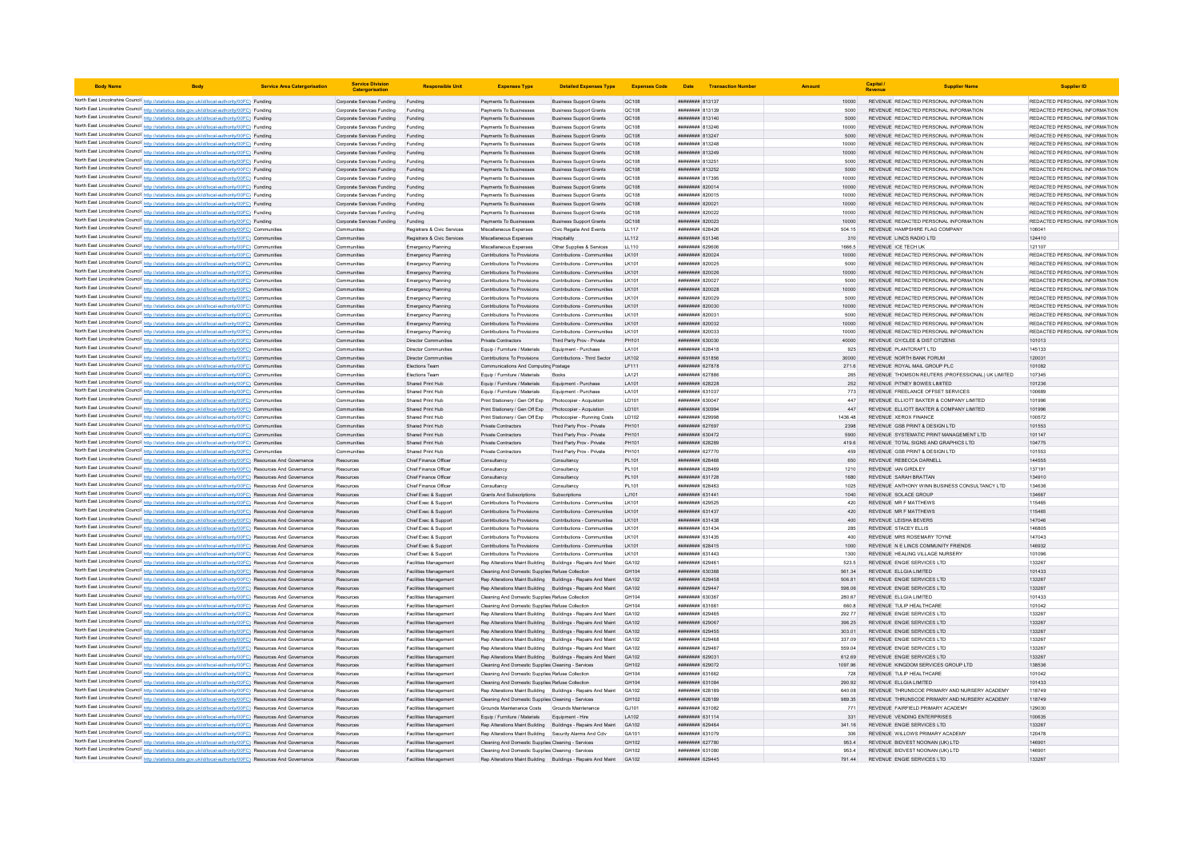| Body Name | Body | Service Area Catergorisation | Service Division Catergorisation | Responsible Unit | Expenses Type | Detailed Expenses Type | Expenses Code | Date | Transaction Number | Amount | Capital / Revenue | Supplier Name | Supplier ID |
|---|---|---|---|---|---|---|---|---|---|---|---|---|---|
| North East Lincolnshire Council | http://statistics.data.gov.uk/id/local-authority/00FC) | Funding | Corporate Services Funding | Funding | Payments To Businesses | Business Support Grants | QC108 | ######## | 813137 | 10000 | REVENUE | REDACTED PERSONAL INFORMATION | REDACTED PERSONAL INFORMATION |
| North East Lincolnshire Council | http://statistics.data.gov.uk/id/local-authority/00FC) | Funding | Corporate Services Funding | Funding | Payments To Businesses | Business Support Grants | QC108 | ######## | 813139 | 5000 | REVENUE | REDACTED PERSONAL INFORMATION | REDACTED PERSONAL INFORMATION |
| North East Lincolnshire Council | http://statistics.data.gov.uk/id/local-authority/00FC) | Funding | Corporate Services Funding | Funding | Payments To Businesses | Business Support Grants | QC108 | ######## | 813140 | 5000 | REVENUE | REDACTED PERSONAL INFORMATION | REDACTED PERSONAL INFORMATION |
| North East Lincolnshire Council | http://statistics.data.gov.uk/id/local-authority/00FC) | Funding | Corporate Services Funding | Funding | Payments To Businesses | Business Support Grants | QC108 | ######## | 813246 | 10000 | REVENUE | REDACTED PERSONAL INFORMATION | REDACTED PERSONAL INFORMATION |
| North East Lincolnshire Council | http://statistics.data.gov.uk/id/local-authority/00FC) | Funding | Corporate Services Funding | Funding | Payments To Businesses | Business Support Grants | QC108 | ######## | 813247 | 5000 | REVENUE | REDACTED PERSONAL INFORMATION | REDACTED PERSONAL INFORMATION |
| North East Lincolnshire Council | http://statistics.data.gov.uk/id/local-authority/00FC) | Funding | Corporate Services Funding | Funding | Payments To Businesses | Business Support Grants | QC108 | ######## | 813248 | 10000 | REVENUE | REDACTED PERSONAL INFORMATION | REDACTED PERSONAL INFORMATION |
| North East Lincolnshire Council | http://statistics.data.gov.uk/id/local-authority/00FC) | Funding | Corporate Services Funding | Funding | Payments To Businesses | Business Support Grants | QC108 | ######## | 813249 | 10000 | REVENUE | REDACTED PERSONAL INFORMATION | REDACTED PERSONAL INFORMATION |
| North East Lincolnshire Council | http://statistics.data.gov.uk/id/local-authority/00FC) | Funding | Corporate Services Funding | Funding | Payments To Businesses | Business Support Grants | QC108 | ######## | 813251 | 5000 | REVENUE | REDACTED PERSONAL INFORMATION | REDACTED PERSONAL INFORMATION |
| North East Lincolnshire Council | http://statistics.data.gov.uk/id/local-authority/00FC) | Funding | Corporate Services Funding | Funding | Payments To Businesses | Business Support Grants | QC108 | ######## | 813252 | 5000 | REVENUE | REDACTED PERSONAL INFORMATION | REDACTED PERSONAL INFORMATION |
| North East Lincolnshire Council | http://statistics.data.gov.uk/id/local-authority/00FC) | Funding | Corporate Services Funding | Funding | Payments To Businesses | Business Support Grants | QC108 | ######## | 817395 | 10000 | REVENUE | REDACTED PERSONAL INFORMATION | REDACTED PERSONAL INFORMATION |
| North East Lincolnshire Council | http://statistics.data.gov.uk/id/local-authority/00FC) | Funding | Corporate Services Funding | Funding | Payments To Businesses | Business Support Grants | QC108 | ######## | 820014 | 10000 | REVENUE | REDACTED PERSONAL INFORMATION | REDACTED PERSONAL INFORMATION |
| North East Lincolnshire Council | http://statistics.data.gov.uk/id/local-authority/00FC) | Funding | Corporate Services Funding | Funding | Payments To Businesses | Business Support Grants | QC108 | ######## | 820015 | 10000 | REVENUE | REDACTED PERSONAL INFORMATION | REDACTED PERSONAL INFORMATION |
| North East Lincolnshire Council | http://statistics.data.gov.uk/id/local-authority/00FC) | Funding | Corporate Services Funding | Funding | Payments To Businesses | Business Support Grants | QC108 | ######## | 820021 | 10000 | REVENUE | REDACTED PERSONAL INFORMATION | REDACTED PERSONAL INFORMATION |
| North East Lincolnshire Council | http://statistics.data.gov.uk/id/local-authority/00FC) | Funding | Corporate Services Funding | Funding | Payments To Businesses | Business Support Grants | QC108 | ######## | 820022 | 10000 | REVENUE | REDACTED PERSONAL INFORMATION | REDACTED PERSONAL INFORMATION |
| North East Lincolnshire Council | http://statistics.data.gov.uk/id/local-authority/00FC) | Funding | Corporate Services Funding | Funding | Payments To Businesses | Business Support Grants | QC108 | ######## | 820023 | 10000 | REVENUE | REDACTED PERSONAL INFORMATION | REDACTED PERSONAL INFORMATION |
| North East Lincolnshire Council | http://statistics.data.gov.uk/id/local-authority/00FC) | Communities | Communities | Registrars & Civic Services | Miscellaneous Expenses | Civic Regalia And Events | LL117 | ######## | 628426 | 504.15 | REVENUE | HAMPSHIRE FLAG COMPANY | 106041 |
| North East Lincolnshire Council | http://statistics.data.gov.uk/id/local-authority/00FC) | Communities | Communities | Registrars & Civic Services | Miscellaneous Expenses | Hospitality | LL112 | ######## | 631346 | 310 | REVENUE | LINCS RADIO LTD | 124410 |
| North East Lincolnshire Council | http://statistics.data.gov.uk/id/local-authority/00FC) | Communities | Communities | Emergency Planning | Miscellaneous Expenses | Other Supplies & Services | LL110 | ######## | 629606 | 1666.5 | REVENUE | ICE TECH UK | 121107 |
| North East Lincolnshire Council | http://statistics.data.gov.uk/id/local-authority/00FC) | Communities | Communities | Emergency Planning | Contributions To Provisions | Contributions - Communities | LK101 | ######## | 820024 | 10000 | REVENUE | REDACTED PERSONAL INFORMATION | REDACTED PERSONAL INFORMATION |
| North East Lincolnshire Council | http://statistics.data.gov.uk/id/local-authority/00FC) | Communities | Communities | Emergency Planning | Contributions To Provisions | Contributions - Communities | LK101 | ######## | 820025 | 5000 | REVENUE | REDACTED PERSONAL INFORMATION | REDACTED PERSONAL INFORMATION |
| North East Lincolnshire Council | http://statistics.data.gov.uk/id/local-authority/00FC) | Communities | Communities | Emergency Planning | Contributions To Provisions | Contributions - Communities | LK101 | ######## | 820026 | 10000 | REVENUE | REDACTED PERSONAL INFORMATION | REDACTED PERSONAL INFORMATION |
| North East Lincolnshire Council | http://statistics.data.gov.uk/id/local-authority/00FC) | Communities | Communities | Emergency Planning | Contributions To Provisions | Contributions - Communities | LK101 | ######## | 820027 | 5000 | REVENUE | REDACTED PERSONAL INFORMATION | REDACTED PERSONAL INFORMATION |
| North East Lincolnshire Council | http://statistics.data.gov.uk/id/local-authority/00FC) | Communities | Communities | Emergency Planning | Contributions To Provisions | Contributions - Communities | LK101 | ######## | 820028 | 10000 | REVENUE | REDACTED PERSONAL INFORMATION | REDACTED PERSONAL INFORMATION |
| North East Lincolnshire Council | http://statistics.data.gov.uk/id/local-authority/00FC) | Communities | Communities | Emergency Planning | Contributions To Provisions | Contributions - Communities | LK101 | ######## | 820029 | 5000 | REVENUE | REDACTED PERSONAL INFORMATION | REDACTED PERSONAL INFORMATION |
| North East Lincolnshire Council | http://statistics.data.gov.uk/id/local-authority/00FC) | Communities | Communities | Emergency Planning | Contributions To Provisions | Contributions - Communities | LK101 | ######## | 820030 | 10000 | REVENUE | REDACTED PERSONAL INFORMATION | REDACTED PERSONAL INFORMATION |
| North East Lincolnshire Council | http://statistics.data.gov.uk/id/local-authority/00FC) | Communities | Communities | Emergency Planning | Contributions To Provisions | Contributions - Communities | LK101 | ######## | 820031 | 5000 | REVENUE | REDACTED PERSONAL INFORMATION | REDACTED PERSONAL INFORMATION |
| North East Lincolnshire Council | http://statistics.data.gov.uk/id/local-authority/00FC) | Communities | Communities | Emergency Planning | Contributions To Provisions | Contributions - Communities | LK101 | ######## | 820032 | 10000 | REVENUE | REDACTED PERSONAL INFORMATION | REDACTED PERSONAL INFORMATION |
| North East Lincolnshire Council | http://statistics.data.gov.uk/id/local-authority/00FC) | Communities | Communities | Emergency Planning | Contributions To Provisions | Contributions - Communities | LK101 | ######## | 820033 | 10000 | REVENUE | REDACTED PERSONAL INFORMATION | REDACTED PERSONAL INFORMATION |
| North East Lincolnshire Council | http://statistics.data.gov.uk/id/local-authority/00FC) | Communities | Communities | Director Communities | Private Contractors | Third Party Prov - Private | PH101 | ######## | 630030 | 40000 | REVENUE | GY/CLEE & DIST CITIZENS | 101013 |
| North East Lincolnshire Council | http://statistics.data.gov.uk/id/local-authority/00FC) | Communities | Communities | Director Communities | Equip / Furniture / Materials | Equipment - Purchase | LA101 | ######## | 628418 | 925 | REVENUE | PLANTCRAFT LTD | 145133 |
| North East Lincolnshire Council | http://statistics.data.gov.uk/id/local-authority/00FC) | Communities | Communities | Director Communities | Contributions To Provisions | Contributions - Third Sector | LK102 | ######## | 631856 | 30000 | REVENUE | NORTH BANK FORUM | 120031 |
| North East Lincolnshire Council | http://statistics.data.gov.uk/id/local-authority/00FC) | Communities | Communities | Elections Team | Communications And Computing | Postage | LF111 | ######## | 627878 | 271.6 | REVENUE | ROYAL MAIL GROUP PLC | 101082 |
| North East Lincolnshire Council | http://statistics.data.gov.uk/id/local-authority/00FC) | Communities | Communities | Elections Team | Equip / Furniture / Materials | Books | LA121 | ######## | 627886 | 265 | REVENUE | THOMSON REUTERS (PROFESSIONAL) UK LIMITED | 107345 |
| North East Lincolnshire Council | http://statistics.data.gov.uk/id/local-authority/00FC) | Communities | Communities | Shared Print Hub | Equip / Furniture / Materials | Equipment - Purchase | LA101 | ######## | 628228 | 252 | REVENUE | PITNEY BOWES LIMITED | 101236 |
| North East Lincolnshire Council | http://statistics.data.gov.uk/id/local-authority/00FC) | Communities | Communities | Shared Print Hub | Equip / Furniture / Materials | Equipment - Purchase | LA101 | ######## | 631037 | 773 | REVENUE | FREELANCE OFFSET SERVICES | 100689 |
| North East Lincolnshire Council | http://statistics.data.gov.uk/id/local-authority/00FC) | Communities | Communities | Shared Print Hub | Print Stationery / Gen Off Exp | Photocopier - Acquisition | LD101 | ######## | 630047 | 447 | REVENUE | ELLIOTT BAXTER & COMPANY LIMITED | 101996 |
| North East Lincolnshire Council | http://statistics.data.gov.uk/id/local-authority/00FC) | Communities | Communities | Shared Print Hub | Print Stationery / Gen Off Exp | Photocopier - Acquisition | LD101 | ######## | 630994 | 447 | REVENUE | ELLIOTT BAXTER & COMPANY LIMITED | 101996 |
| North East Lincolnshire Council | http://statistics.data.gov.uk/id/local-authority/00FC) | Communities | Communities | Shared Print Hub | Print Stationery / Gen Off Exp | Photocopier - Running Costs | LD102 | ######## | 629998 | 1436.48 | REVENUE | XEROX FINANCE | 100572 |
| North East Lincolnshire Council | http://statistics.data.gov.uk/id/local-authority/00FC) | Communities | Communities | Shared Print Hub | Private Contractors | Third Party Prov - Private | PH101 | ######## | 627697 | 2398 | REVENUE | GSB PRINT & DESIGN LTD | 101553 |
| North East Lincolnshire Council | http://statistics.data.gov.uk/id/local-authority/00FC) | Communities | Communities | Shared Print Hub | Private Contractors | Third Party Prov - Private | PH101 | ######## | 630472 | 5900 | REVENUE | SYSTEMATIC PRINT MANAGEMENT LTD | 101147 |
| North East Lincolnshire Council | http://statistics.data.gov.uk/id/local-authority/00FC) | Communities | Communities | Shared Print Hub | Private Contractors | Third Party Prov - Private | PH101 | ######## | 628289 | 419.6 | REVENUE | TOTAL SIGNS AND GRAPHICS LTD | 104775 |
| North East Lincolnshire Council | http://statistics.data.gov.uk/id/local-authority/00FC) | Communities | Communities | Shared Print Hub | Private Contractors | Third Party Prov - Private | PH101 | ######## | 627770 | 459 | REVENUE | GSB PRINT & DESIGN LTD | 101553 |
| North East Lincolnshire Council | http://statistics.data.gov.uk/id/local-authority/00FC) | Resources And Governance | Resources | Chief Finance Officer | Consultancy | Consultancy | PL101 | ######## | 628488 | 650 | REVENUE | REBECCA DARNELL | 144555 |
| North East Lincolnshire Council | http://statistics.data.gov.uk/id/local-authority/00FC) | Resources And Governance | Resources | Chief Finance Officer | Consultancy | Consultancy | PL101 | ######## | 628489 | 1210 | REVENUE | IAN GIRDLEY | 137191 |
| North East Lincolnshire Council | http://statistics.data.gov.uk/id/local-authority/00FC) | Resources And Governance | Resources | Chief Finance Officer | Consultancy | Consultancy | PL101 | ######## | 631728 | 1680 | REVENUE | SARAH BRATTAN | 134910 |
| North East Lincolnshire Council | http://statistics.data.gov.uk/id/local-authority/00FC) | Resources And Governance | Resources | Chief Finance Officer | Consultancy | Consultancy | PL101 | ######## | 628463 | 1025 | REVENUE | ANTHONY WINN BUSINESS CONSULTANCY LTD | 134636 |
| North East Lincolnshire Council | http://statistics.data.gov.uk/id/local-authority/00FC) | Resources And Governance | Resources | Chief Exec & Support | Grants And Subscriptions | Subscriptions | LJ101 | ######## | 631441 | 1040 | REVENUE | SOLACE GROUP | 134667 |
| North East Lincolnshire Council | http://statistics.data.gov.uk/id/local-authority/00FC) | Resources And Governance | Resources | Chief Exec & Support | Contributions To Provisions | Contributions - Communities | LK101 | ######## | 629525 | 420 | REVENUE | MR F MATTHEWS | 115465 |
| North East Lincolnshire Council | http://statistics.data.gov.uk/id/local-authority/00FC) | Resources And Governance | Resources | Chief Exec & Support | Contributions To Provisions | Contributions - Communities | LK101 | ######## | 631437 | 420 | REVENUE | MR F MATTHEWS | 115465 |
| North East Lincolnshire Council | http://statistics.data.gov.uk/id/local-authority/00FC) | Resources And Governance | Resources | Chief Exec & Support | Contributions To Provisions | Contributions - Communities | LK101 | ######## | 631438 | 400 | REVENUE | LEISHA BEVERS | 147046 |
| North East Lincolnshire Council | http://statistics.data.gov.uk/id/local-authority/00FC) | Resources And Governance | Resources | Chief Exec & Support | Contributions To Provisions | Contributions - Communities | LK101 | ######## | 631434 | 285 | REVENUE | STACEY ELLIS | 146805 |
| North East Lincolnshire Council | http://statistics.data.gov.uk/id/local-authority/00FC) | Resources And Governance | Resources | Chief Exec & Support | Contributions To Provisions | Contributions - Communities | LK101 | ######## | 631435 | 400 | REVENUE | MRS ROSEMARY TOYNE | 147043 |
| North East Lincolnshire Council | http://statistics.data.gov.uk/id/local-authority/00FC) | Resources And Governance | Resources | Chief Exec & Support | Contributions To Provisions | Contributions - Communities | LK101 | ######## | 628415 | 1000 | REVENUE | N E LINCS COMMUNITY FRIENDS | 146932 |
| North East Lincolnshire Council | http://statistics.data.gov.uk/id/local-authority/00FC) | Resources And Governance | Resources | Chief Exec & Support | Contributions To Provisions | Contributions - Communities | LK101 | ######## | 631443 | 1300 | REVENUE | HEALING VILLAGE NURSERY | 101096 |
| North East Lincolnshire Council | http://statistics.data.gov.uk/id/local-authority/00FC) | Resources And Governance | Resources | Facilities Management | Rep Alterations Maint Building | Buildings - Repairs And Maint | GA102 | ######## | 629461 | 523.5 | REVENUE | ENGIE SERVICES LTD | 133267 |
| North East Lincolnshire Council | http://statistics.data.gov.uk/id/local-authority/00FC) | Resources And Governance | Resources | Facilities Management | Cleaning And Domestic Supplies | Refuse Collection | GH104 | ######## | 630368 | 561.34 | REVENUE | ELLGIA LIMITED | 101433 |
| North East Lincolnshire Council | http://statistics.data.gov.uk/id/local-authority/00FC) | Resources And Governance | Resources | Facilities Management | Rep Alterations Maint Building | Buildings - Repairs And Maint | GA102 | ######## | 629458 | 506.81 | REVENUE | ENGIE SERVICES LTD | 133267 |
| North East Lincolnshire Council | http://statistics.data.gov.uk/id/local-authority/00FC) | Resources And Governance | Resources | Facilities Management | Rep Alterations Maint Building | Buildings - Repairs And Maint | GA102 | ######## | 629447 | 598.06 | REVENUE | ENGIE SERVICES LTD | 133267 |
| North East Lincolnshire Council | http://statistics.data.gov.uk/id/local-authority/00FC) | Resources And Governance | Resources | Facilities Management | Cleaning And Domestic Supplies | Refuse Collection | GH104 | ######## | 630367 | 280.67 | REVENUE | ELLGIA LIMITED | 101433 |
| North East Lincolnshire Council | http://statistics.data.gov.uk/id/local-authority/00FC) | Resources And Governance | Resources | Facilities Management | Cleaning And Domestic Supplies | Refuse Collection | GH104 | ######## | 631661 | 660.8 | REVENUE | TULIP HEALTHCARE | 101042 |
| North East Lincolnshire Council | http://statistics.data.gov.uk/id/local-authority/00FC) | Resources And Governance | Resources | Facilities Management | Rep Alterations Maint Building | Buildings - Repairs And Maint | GA102 | ######## | 629465 | 292.77 | REVENUE | ENGIE SERVICES LTD | 133267 |
| North East Lincolnshire Council | http://statistics.data.gov.uk/id/local-authority/00FC) | Resources And Governance | Resources | Facilities Management | Rep Alterations Maint Building | Buildings - Repairs And Maint | GA102 | ######## | 629067 | 396.25 | REVENUE | ENGIE SERVICES LTD | 133267 |
| North East Lincolnshire Council | http://statistics.data.gov.uk/id/local-authority/00FC) | Resources And Governance | Resources | Facilities Management | Rep Alterations Maint Building | Buildings - Repairs And Maint | GA102 | ######## | 629455 | 303.01 | REVENUE | ENGIE SERVICES LTD | 133267 |
| North East Lincolnshire Council | http://statistics.data.gov.uk/id/local-authority/00FC) | Resources And Governance | Resources | Facilities Management | Rep Alterations Maint Building | Buildings - Repairs And Maint | GA102 | ######## | 629468 | 337.09 | REVENUE | ENGIE SERVICES LTD | 133267 |
| North East Lincolnshire Council | http://statistics.data.gov.uk/id/local-authority/00FC) | Resources And Governance | Resources | Facilities Management | Rep Alterations Maint Building | Buildings - Repairs And Maint | GA102 | ######## | 629467 | 559.04 | REVENUE | ENGIE SERVICES LTD | 133267 |
| North East Lincolnshire Council | http://statistics.data.gov.uk/id/local-authority/00FC) | Resources And Governance | Resources | Facilities Management | Rep Alterations Maint Building | Buildings - Repairs And Maint | GA102 | ######## | 629031 | 612.69 | REVENUE | ENGIE SERVICES LTD | 133267 |
| North East Lincolnshire Council | http://statistics.data.gov.uk/id/local-authority/00FC) | Resources And Governance | Resources | Facilities Management | Cleaning And Domestic Supplies | Cleaning - Services | GH102 | ######## | 629072 | 1097.96 | REVENUE | KINGDOM SERVICES GROUP LTD | 138536 |
| North East Lincolnshire Council | http://statistics.data.gov.uk/id/local-authority/00FC) | Resources And Governance | Resources | Facilities Management | Cleaning And Domestic Supplies | Refuse Collection | GH104 | ######## | 631662 | 728 | REVENUE | TULIP HEALTHCARE | 101042 |
| North East Lincolnshire Council | http://statistics.data.gov.uk/id/local-authority/00FC) | Resources And Governance | Resources | Facilities Management | Cleaning And Domestic Supplies | Refuse Collection | GH104 | ######## | 631084 | 290.92 | REVENUE | ELLGIA LIMITED | 101433 |
| North East Lincolnshire Council | http://statistics.data.gov.uk/id/local-authority/00FC) | Resources And Governance | Resources | Facilities Management | Rep Alterations Maint Building | Buildings - Repairs And Maint | GA102 | ######## | 628189 | 640.08 | REVENUE | THRUNSCOE PRIMARY AND NURSERY ACADEMY | 118749 |
| North East Lincolnshire Council | http://statistics.data.gov.uk/id/local-authority/00FC) | Resources And Governance | Resources | Facilities Management | Cleaning And Domestic Supplies | Cleaning - Services | GH102 | ######## | 628189 | 989.35 | REVENUE | THRUNSCOE PRIMARY AND NURSERY ACADEMY | 118749 |
| North East Lincolnshire Council | http://statistics.data.gov.uk/id/local-authority/00FC) | Resources And Governance | Resources | Facilities Management | Grounds Maintenance Costs | Grounds Maintenance | GJ101 | ######## | 631082 | 771 | REVENUE | FAIRFIELD PRIMARY ACADEMY | 129030 |
| North East Lincolnshire Council | http://statistics.data.gov.uk/id/local-authority/00FC) | Resources And Governance | Resources | Facilities Management | Equip / Furniture / Materials | Equipment - Hire | LA102 | ######## | 631114 | 331 | REVENUE | VENDING ENTERPRISES | 100635 |
| North East Lincolnshire Council | http://statistics.data.gov.uk/id/local-authority/00FC) | Resources And Governance | Resources | Facilities Management | Rep Alterations Maint Building | Buildings - Repairs And Maint | GA102 | ######## | 629464 | 341.16 | REVENUE | ENGIE SERVICES LTD | 133267 |
| North East Lincolnshire Council | http://statistics.data.gov.uk/id/local-authority/00FC) | Resources And Governance | Resources | Facilities Management | Rep Alterations Maint Building | Security Alarms And Cctv | GA101 | ######## | 631079 | 306 | REVENUE | WILLOWS PRIMARY ACADEMY | 120478 |
| North East Lincolnshire Council | http://statistics.data.gov.uk/id/local-authority/00FC) | Resources And Governance | Resources | Facilities Management | Cleaning And Domestic Supplies | Cleaning - Services | GH102 | ######## | 627780 | 953.4 | REVENUE | BIDVEST NOONAN (UK) LTD | 146901 |
| North East Lincolnshire Council | http://statistics.data.gov.uk/id/local-authority/00FC) | Resources And Governance | Resources | Facilities Management | Cleaning And Domestic Supplies | Cleaning - Services | GH102 | ######## | 631080 | 953.4 | REVENUE | BIDVEST NOONAN (UK) LTD | 146901 |
| North East Lincolnshire Council | http://statistics.data.gov.uk/id/local-authority/00FC) | Resources And Governance | Resources | Facilities Management | Rep Alterations Maint Building | Buildings - Repairs And Maint | GA102 | ######## | 629445 | 791.44 | REVENUE | ENGIE SERVICES LTD | 133267 |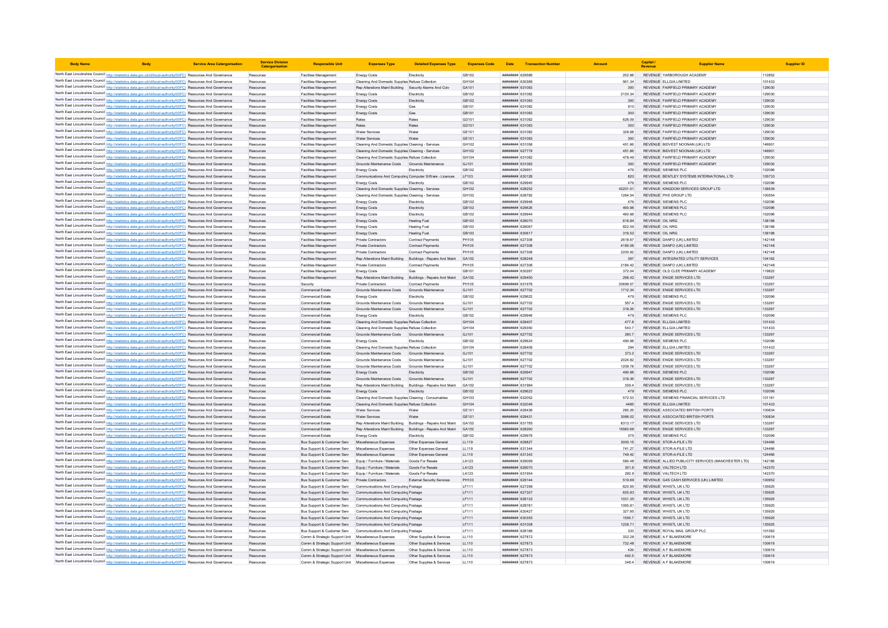| Body Name | Body | Service Area Catergorisation | Service Division Catergorisation | Responsible Unit | Expenses Type | Detailed Expenses Type | Expenses Code | Date | Transaction Number | Amount | Capital / Revenue | Supplier Name | Supplier ID |
|---|---|---|---|---|---|---|---|---|---|---|---|---|---|
| North East Lincolnshire Council | http://statistics.data.gov.uk/id/local-authority/00FC) | Resources And Governance | Resources | Facilities Management | Energy Costs | Electricity | GB102 | ######## | 629589 | 252.88 | REVENUE | YARBOROUGH ACADEMY | 112852 |
| North East Lincolnshire Council | http://statistics.data.gov.uk/id/local-authority/00FC) | Resources And Governance | Resources | Facilities Management | Cleaning And Domestic Supplies | Refuse Collection | GH104 | ######## | 630369 | 561.34 | REVENUE | ELLGIA LIMITED | 101433 |
| North East Lincolnshire Council | http://statistics.data.gov.uk/id/local-authority/00FC) | Resources And Governance | Resources | Facilities Management | Rep Alterations Maint Building | Security Alarms And Cctv | GA101 | ######## | 631083 | 300 | REVENUE | FAIRFIELD PRIMARY ACADEMY | 129030 |
| North East Lincolnshire Council | http://statistics.data.gov.uk/id/local-authority/00FC) | Resources And Governance | Resources | Facilities Management | Energy Costs | Electricity | GB102 | ######## | 631082 | 2130.34 | REVENUE | FAIRFIELD PRIMARY ACADEMY | 129030 |
| North East Lincolnshire Council | http://statistics.data.gov.uk/id/local-authority/00FC) | Resources And Governance | Resources | Facilities Management | Energy Costs | Electricity | GB102 | ######## | 631083 | 300 | REVENUE | FAIRFIELD PRIMARY ACADEMY | 129030 |
| North East Lincolnshire Council | http://statistics.data.gov.uk/id/local-authority/00FC) | Resources And Governance | Resources | Facilities Management | Energy Costs | Gas | GB101 | ######## | 631082 | 910 | REVENUE | FAIRFIELD PRIMARY ACADEMY | 129030 |
| North East Lincolnshire Council | http://statistics.data.gov.uk/id/local-authority/00FC) | Resources And Governance | Resources | Facilities Management | Energy Costs | Gas | GB101 | ######## | 631083 | 300 | REVENUE | FAIRFIELD PRIMARY ACADEMY | 129030 |
| North East Lincolnshire Council | http://statistics.data.gov.uk/id/local-authority/00FC) | Resources And Governance | Resources | Facilities Management | Rates | Rates | GD101 | ######## | 631082 | 626.09 | REVENUE | FAIRFIELD PRIMARY ACADEMY | 129030 |
| North East Lincolnshire Council | http://statistics.data.gov.uk/id/local-authority/00FC) | Resources And Governance | Resources | Facilities Management | Rates | Rates | GD101 | ######## | 631083 | 300 | REVENUE | FAIRFIELD PRIMARY ACADEMY | 129030 |
| North East Lincolnshire Council | http://statistics.data.gov.uk/id/local-authority/00FC) | Resources And Governance | Resources | Facilities Management | Water Services | Water | GE101 | ######## | 631082 | 328.68 | REVENUE | FAIRFIELD PRIMARY ACADEMY | 129030 |
| North East Lincolnshire Council | http://statistics.data.gov.uk/id/local-authority/00FC) | Resources And Governance | Resources | Facilities Management | Water Services | Water | GE101 | ######## | 631083 | 300 | REVENUE | FAIRFIELD PRIMARY ACADEMY | 129030 |
| North East Lincolnshire Council | http://statistics.data.gov.uk/id/local-authority/00FC) | Resources And Governance | Resources | Facilities Management | Cleaning And Domestic Supplies | Cleaning - Services | GH102 | ######## | 631058 | 451.66 | REVENUE | BIDVEST NOONAN (UK) LTD | 146901 |
| North East Lincolnshire Council | http://statistics.data.gov.uk/id/local-authority/00FC) | Resources And Governance | Resources | Facilities Management | Cleaning And Domestic Supplies | Cleaning - Services | GH102 | ######## | 627779 | 451.66 | REVENUE | BIDVEST NOONAN (UK) LTD | 146901 |
| North East Lincolnshire Council | http://statistics.data.gov.uk/id/local-authority/00FC) | Resources And Governance | Resources | Facilities Management | Cleaning And Domestic Supplies | Refuse Collection | GH104 | ######## | 631082 | 478.49 | REVENUE | FAIRFIELD PRIMARY ACADEMY | 129030 |
| North East Lincolnshire Council | http://statistics.data.gov.uk/id/local-authority/00FC) | Resources And Governance | Resources | Facilities Management | Grounds Maintenance Costs | Grounds Maintenance | GJ101 | ######## | 631083 | 300 | REVENUE | FAIRFIELD PRIMARY ACADEMY | 129030 |
| North East Lincolnshire Council | http://statistics.data.gov.uk/id/local-authority/00FC) | Resources And Governance | Resources | Facilities Management | Energy Costs | Electricity | GB102 | ######## | 629951 | 479 | REVENUE | SIEMENS PLC | 102096 |
| North East Lincolnshire Council | http://statistics.data.gov.uk/id/local-authority/00FC) | Resources And Governance | Resources | Facilities Management | Communications And Computing | Computer S/Ware - Licences | LF103 | ######## | 630128 | 820 | REVENUE | BENTLEY SYSTEMS INTERNATIONAL LTD | 105733 |
| North East Lincolnshire Council | http://statistics.data.gov.uk/id/local-authority/00FC) | Resources And Governance | Resources | Facilities Management | Energy Costs | Electricity | GB102 | ######## | 629945 | 479 | REVENUE | SIEMENS PLC | 102096 |
| North East Lincolnshire Council | http://statistics.data.gov.uk/id/local-authority/00FC) | Resources And Governance | Resources | Facilities Management | Cleaning And Domestic Supplies | Cleaning - Services | GH102 | ######## | 628252 | 42201.01 | REVENUE | KINGDOM SERVICES GROUP LTD | 138536 |
| North East Lincolnshire Council | http://statistics.data.gov.uk/id/local-authority/00FC) | Resources And Governance | Resources | Facilities Management | Cleaning And Domestic Supplies | Cleaning - Services | GH102 | ######## | 628792 | 1264.54 | REVENUE | PHS GROUP LTD | 100554 |
| North East Lincolnshire Council | http://statistics.data.gov.uk/id/local-authority/00FC) | Resources And Governance | Resources | Facilities Management | Energy Costs | Electricity | GB102 | ######## | 629948 | 479 | REVENUE | SIEMENS PLC | 102096 |
| North East Lincolnshire Council | http://statistics.data.gov.uk/id/local-authority/00FC) | Resources And Governance | Resources | Facilities Management | Energy Costs | Electricity | GB102 | ######## | 629626 | 490.98 | REVENUE | SIEMENS PLC | 102096 |
| North East Lincolnshire Council | http://statistics.data.gov.uk/id/local-authority/00FC) | Resources And Governance | Resources | Facilities Management | Energy Costs | Electricity | GB102 | ######## | 629944 | 490.98 | REVENUE | SIEMENS PLC | 102096 |
| North East Lincolnshire Council | http://statistics.data.gov.uk/id/local-authority/00FC) | Resources And Governance | Resources | Facilities Management | Energy Costs | Heating Fuel | GB103 | ######## | 628070 | 616.84 | REVENUE | OIL NRG | 138198 |
| North East Lincolnshire Council | http://statistics.data.gov.uk/id/local-authority/00FC) | Resources And Governance | Resources | Facilities Management | Energy Costs | Heating Fuel | GB103 | ######## | 628067 | 822.59 | REVENUE | OIL NRG | 138198 |
| North East Lincolnshire Council | http://statistics.data.gov.uk/id/local-authority/00FC) | Resources And Governance | Resources | Facilities Management | Energy Costs | Heating Fuel | GB103 | ######## | 630617 | 316.52 | REVENUE | OIL NRG | 138198 |
| North East Lincolnshire Council | http://statistics.data.gov.uk/id/local-authority/00FC) | Resources And Governance | Resources | Facilities Management | Private Contractors | Contract Payments | PH105 | ######## | 627308 | 2618.67 | REVENUE | DANFO (UK) LIMITED | 142148 |
| North East Lincolnshire Council | http://statistics.data.gov.uk/id/local-authority/00FC) | Resources And Governance | Resources | Facilities Management | Private Contractors | Contract Payments | PH105 | ######## | 627308 | 4185.08 | REVENUE | DANFO (UK) LIMITED | 142148 |
| North East Lincolnshire Council | http://statistics.data.gov.uk/id/local-authority/00FC) | Resources And Governance | Resources | Facilities Management | Private Contractors | Contract Payments | PH105 | ######## | 627308 | 2200.92 | REVENUE | DANFO (UK) LIMITED | 142148 |
| North East Lincolnshire Council | http://statistics.data.gov.uk/id/local-authority/00FC) | Resources And Governance | Resources | Facilities Management | Rep Alterations Maint Building | Buildings - Repairs And Maint | GA102 | ######## | 628248 | 397 | REVENUE | INTEGRATED UTILITY SERVICES | 104162 |
| North East Lincolnshire Council | http://statistics.data.gov.uk/id/local-authority/00FC) | Resources And Governance | Resources | Facilities Management | Private Contractors | Contract Payments | PH105 | ######## | 627308 | 2184.42 | REVENUE | DANFO (UK) LIMITED | 142148 |
| North East Lincolnshire Council | http://statistics.data.gov.uk/id/local-authority/00FC) | Resources And Governance | Resources | Facilities Management | Energy Costs | Gas | GB101 | ######## | 630267 | 372.04 | REVENUE | OLD CLEE PRIMARY ACADEMY | 119822 |
| North East Lincolnshire Council | http://statistics.data.gov.uk/id/local-authority/00FC) | Resources And Governance | Resources | Facilities Management | Rep Alterations Maint Building | Buildings - Repairs And Maint | GA102 | ######## | 629450 | 298.42 | REVENUE | ENGIE SERVICES LTD | 133267 |
| North East Lincolnshire Council | http://statistics.data.gov.uk/id/local-authority/00FC) | Resources And Governance | Resources | Security | Private Contractors | Contract Payments | PH105 | ######## | 631978 | 30699.57 | REVENUE | ENGIE SERVICES LTD | 133267 |
| North East Lincolnshire Council | http://statistics.data.gov.uk/id/local-authority/00FC) | Resources And Governance | Resources | Commercial Estate | Grounds Maintenance Costs | Grounds Maintenance | GJ101 | ######## | 627702 | 1712.34 | REVENUE | ENGIE SERVICES LTD | 133267 |
| North East Lincolnshire Council | http://statistics.data.gov.uk/id/local-authority/00FC) | Resources And Governance | Resources | Commercial Estate | Energy Costs | Electricity | GB102 | ######## | 629622 | 479 | REVENUE | SIEMENS PLC | 102096 |
| North East Lincolnshire Council | http://statistics.data.gov.uk/id/local-authority/00FC) | Resources And Governance | Resources | Commercial Estate | Grounds Maintenance Costs | Grounds Maintenance | GJ101 | ######## | 627702 | 557.4 | REVENUE | ENGIE SERVICES LTD | 133267 |
| North East Lincolnshire Council | http://statistics.data.gov.uk/id/local-authority/00FC) | Resources And Governance | Resources | Commercial Estate | Grounds Maintenance Costs | Grounds Maintenance | GJ101 | ######## | 627702 | 318.26 | REVENUE | ENGIE SERVICES LTD | 133267 |
| North East Lincolnshire Council | http://statistics.data.gov.uk/id/local-authority/00FC) | Resources And Governance | Resources | Commercial Estate | Energy Costs | Electricity | GB102 | ######## | 629946 | 479 | REVENUE | SIEMENS PLC | 102096 |
| North East Lincolnshire Council | http://statistics.data.gov.uk/id/local-authority/00FC) | Resources And Governance | Resources | Commercial Estate | Cleaning And Domestic Supplies | Refuse Collection | GH104 | ######## | 628407 | 477.8 | REVENUE | ELLGIA LIMITED | 101433 |
| North East Lincolnshire Council | http://statistics.data.gov.uk/id/local-authority/00FC) | Resources And Governance | Resources | Commercial Estate | Cleaning And Domestic Supplies | Refuse Collection | GH104 | ######## | 629350 | 543.7 | REVENUE | ELLGIA LIMITED | 101433 |
| North East Lincolnshire Council | http://statistics.data.gov.uk/id/local-authority/00FC) | Resources And Governance | Resources | Commercial Estate | Grounds Maintenance Costs | Grounds Maintenance | GJ101 | ######## | 627702 | 260.7 | REVENUE | ENGIE SERVICES LTD | 133267 |
| North East Lincolnshire Council | http://statistics.data.gov.uk/id/local-authority/00FC) | Resources And Governance | Resources | Commercial Estate | Energy Costs | Electricity | GB102 | ######## | 629624 | 490.98 | REVENUE | SIEMENS PLC | 102096 |
| North East Lincolnshire Council | http://statistics.data.gov.uk/id/local-authority/00FC) | Resources And Governance | Resources | Commercial Estate | Cleaning And Domestic Supplies | Refuse Collection | GH104 | ######## | 628409 | 294 | REVENUE | ELLGIA LIMITED | 101433 |
| North East Lincolnshire Council | http://statistics.data.gov.uk/id/local-authority/00FC) | Resources And Governance | Resources | Commercial Estate | Grounds Maintenance Costs | Grounds Maintenance | GJ101 | ######## | 627702 | 373.2 | REVENUE | ENGIE SERVICES LTD | 133267 |
| North East Lincolnshire Council | http://statistics.data.gov.uk/id/local-authority/00FC) | Resources And Governance | Resources | Commercial Estate | Grounds Maintenance Costs | Grounds Maintenance | GJ101 | ######## | 627702 | 2024.82 | REVENUE | ENGIE SERVICES LTD | 133267 |
| North East Lincolnshire Council | http://statistics.data.gov.uk/id/local-authority/00FC) | Resources And Governance | Resources | Commercial Estate | Grounds Maintenance Costs | Grounds Maintenance | GJ101 | ######## | 627702 | 1209.78 | REVENUE | ENGIE SERVICES LTD | 133267 |
| North East Lincolnshire Council | http://statistics.data.gov.uk/id/local-authority/00FC) | Resources And Governance | Resources | Commercial Estate | Energy Costs | Electricity | GB102 | ######## | 629947 | 490.98 | REVENUE | SIEMENS PLC | 102096 |
| North East Lincolnshire Council | http://statistics.data.gov.uk/id/local-authority/00FC) | Resources And Governance | Resources | Commercial Estate | Grounds Maintenance Costs | Grounds Maintenance | GJ101 | ######## | 627702 | 318.36 | REVENUE | ENGIE SERVICES LTD | 133267 |
| North East Lincolnshire Council | http://statistics.data.gov.uk/id/local-authority/00FC) | Resources And Governance | Resources | Commercial Estate | Rep Alterations Maint Building | Buildings - Repairs And Maint | GA102 | ######## | 631984 | 359.4 | REVENUE | ENGIE SERVICES LTD | 133267 |
| North East Lincolnshire Council | http://statistics.data.gov.uk/id/local-authority/00FC) | Resources And Governance | Resources | Commercial Estate | Energy Costs | Electricity | GB102 | ######## | 629623 | 479 | REVENUE | SIEMENS PLC | 102096 |
| North East Lincolnshire Council | http://statistics.data.gov.uk/id/local-authority/00FC) | Resources And Governance | Resources | Commercial Estate | Cleaning And Domestic Supplies | Cleaning - Consumables | GH103 | ######## | 632052 | 572.53 | REVENUE | SIEMENS FINANCIAL SERVICES LTD | 101161 |
| North East Lincolnshire Council | http://statistics.data.gov.uk/id/local-authority/00FC) | Resources And Governance | Resources | Commercial Estate | Cleaning And Domestic Supplies | Refuse Collection | GH104 | ######## | 632049 | 4485 | REVENUE | ELLGIA LIMITED | 101433 |
| North East Lincolnshire Council | http://statistics.data.gov.uk/id/local-authority/00FC) | Resources And Governance | Resources | Commercial Estate | Water Services | Water | GE101 | ######## | 628436 | 280.26 | REVENUE | ASSOCIATED BRITISH PORTS | 100834 |
| North East Lincolnshire Council | http://statistics.data.gov.uk/id/local-authority/00FC) | Resources And Governance | Resources | Commercial Estate | Water Services | Water | GE101 | ######## | 628431 | 3066.02 | REVENUE | ASSOCIATED BRITISH PORTS | 100834 |
| North East Lincolnshire Council | http://statistics.data.gov.uk/id/local-authority/00FC) | Resources And Governance | Resources | Commercial Estate | Rep Alterations Maint Building | Buildings - Repairs And Maint | GA102 | ######## | 631785 | 8313.17 | REVENUE | ENGIE SERVICES LTD | 133267 |
| North East Lincolnshire Council | http://statistics.data.gov.uk/id/local-authority/00FC) | Resources And Governance | Resources | Commercial Estate | Rep Alterations Maint Building | Buildings - Repairs And Maint | GA102 | ######## | 628260 | 15580.68 | REVENUE | ENGIE SERVICES LTD | 133267 |
| North East Lincolnshire Council | http://statistics.data.gov.uk/id/local-authority/00FC) | Resources And Governance | Resources | Commercial Estate | Energy Costs | Electricity | GB102 | ######## | 629979 | 375 | REVENUE | SIEMENS PLC | 102096 |
| North East Lincolnshire Council | http://statistics.data.gov.uk/id/local-authority/00FC) | Resources And Governance | Resources | Bus Support & Customer Serv | Miscellaneous Expenses | Other Expenses General | LL119 | ######## | 628827 | 3000.15 | REVENUE | STOR-A-FILE LTD | 124466 |
| North East Lincolnshire Council | http://statistics.data.gov.uk/id/local-authority/00FC) | Resources And Governance | Resources | Bus Support & Customer Serv | Miscellaneous Expenses | Other Expenses General | LL119 | ######## | 631344 | 741.27 | REVENUE | STOR-A-FILE LTD | 124466 |
| North East Lincolnshire Council | http://statistics.data.gov.uk/id/local-authority/00FC) | Resources And Governance | Resources | Bus Support & Customer Serv | Miscellaneous Expenses | Other Expenses General | LL119 | ######## | 631343 | 749.42 | REVENUE | STOR-A-FILE LTD | 124466 |
| North East Lincolnshire Council | http://statistics.data.gov.uk/id/local-authority/00FC) | Resources And Governance | Resources | Bus Support & Customer Serv | Equip / Furniture / Materials | Goods For Resale | LA123 | ######## | 629099 | 580.48 | REVENUE | ALLIED PUBLICITY SERVICES (MANCHESTER LTD) | 142186 |
| North East Lincolnshire Council | http://statistics.data.gov.uk/id/local-authority/00FC) | Resources And Governance | Resources | Bus Support & Customer Serv | Equip / Furniture / Materials | Goods For Resale | LA123 | ######## | 629070 | 301.6 | REVENUE | VALTECH LTD | 142370 |
| North East Lincolnshire Council | http://statistics.data.gov.uk/id/local-authority/00FC) | Resources And Governance | Resources | Bus Support & Customer Serv | Equip / Furniture / Materials | Goods For Resale | LA123 | ######## | 631954 | 292.9 | REVENUE | VALTECH LTD | 142370 |
| North East Lincolnshire Council | http://statistics.data.gov.uk/id/local-authority/00FC) | Resources And Governance | Resources | Bus Support & Customer Serv | Private Contractors | External Security Services | PH103 | ######## | 629144 | 519.69 | REVENUE | G4S CASH SERVICES (UK) LIMITED | 100952 |
| North East Lincolnshire Council | http://statistics.data.gov.uk/id/local-authority/00FC) | Resources And Governance | Resources | Bus Support & Customer Serv | Communications And Computing | Postage | LF111 | ######## | 627298 | 620.95 | REVENUE | WHISTL UK LTD | 135925 |
| North East Lincolnshire Council | http://statistics.data.gov.uk/id/local-authority/00FC) | Resources And Governance | Resources | Bus Support & Customer Serv | Communications And Computing | Postage | LF111 | ######## | 627307 | 635.93 | REVENUE | WHISTL UK LTD | 135925 |
| North East Lincolnshire Council | http://statistics.data.gov.uk/id/local-authority/00FC) | Resources And Governance | Resources | Bus Support & Customer Serv | Communications And Computing | Postage | LF111 | ######## | 628133 | 1031.35 | REVENUE | WHISTL UK LTD | 135925 |
| North East Lincolnshire Council | http://statistics.data.gov.uk/id/local-authority/00FC) | Resources And Governance | Resources | Bus Support & Customer Serv | Communications And Computing | Postage | LF111 | ######## | 628781 | 1025.81 | REVENUE | WHISTL UK LTD | 135925 |
| North East Lincolnshire Council | http://statistics.data.gov.uk/id/local-authority/00FC) | Resources And Governance | Resources | Bus Support & Customer Serv | Communications And Computing | Postage | LF111 | ######## | 630427 | 327.95 | REVENUE | WHISTL UK LTD | 135925 |
| North East Lincolnshire Council | http://statistics.data.gov.uk/id/local-authority/00FC) | Resources And Governance | Resources | Bus Support & Customer Serv | Communications And Computing | Postage | LF111 | ######## | 630355 | 1595.7 | REVENUE | WHISTL UK LTD | 135925 |
| North East Lincolnshire Council | http://statistics.data.gov.uk/id/local-authority/00FC) | Resources And Governance | Resources | Bus Support & Customer Serv | Communications And Computing | Postage | LF111 | ######## | 631008 | 1238.71 | REVENUE | WHISTL UK LTD | 135925 |
| North East Lincolnshire Council | http://statistics.data.gov.uk/id/local-authority/00FC) | Resources And Governance | Resources | Bus Support & Customer Serv | Communications And Computing | Postage | LF111 | ######## | 628186 | 333 | REVENUE | ROYAL MAIL GROUP PLC | 101062 |
| North East Lincolnshire Council | http://statistics.data.gov.uk/id/local-authority/00FC) | Resources And Governance | Resources | Comm & Strategic Support Unit | Miscellaneous Expenses | Other Supplies & Services | LL110 | ######## | 627872 | 332.28 | REVENUE | A F BLAKEMORE | 100619 |
| North East Lincolnshire Council | http://statistics.data.gov.uk/id/local-authority/00FC) | Resources And Governance | Resources | Comm & Strategic Support Unit | Miscellaneous Expenses | Other Supplies & Services | LL110 | ######## | 627873 | 732.48 | REVENUE | A F BLAKEMORE | 100619 |
| North East Lincolnshire Council | http://statistics.data.gov.uk/id/local-authority/00FC) | Resources And Governance | Resources | Comm & Strategic Support Unit | Miscellaneous Expenses | Other Supplies & Services | LL110 | ######## | 627873 | 426 | REVENUE | A F BLAKEMORE | 100619 |
| North East Lincolnshire Council | http://statistics.data.gov.uk/id/local-authority/00FC) | Resources And Governance | Resources | Comm & Strategic Support Unit | Miscellaneous Expenses | Other Supplies & Services | LL110 | ######## | 627873 | 492.5 | REVENUE | A F BLAKEMORE | 100619 |
| North East Lincolnshire Council | http://statistics.data.gov.uk/id/local-authority/00FC) | Resources And Governance | Resources | Comm & Strategic Support Unit | Miscellaneous Expenses | Other Supplies & Services | LL110 | ######## | 627873 | 348.4 | REVENUE | A F BLAKEMORE | 100619 |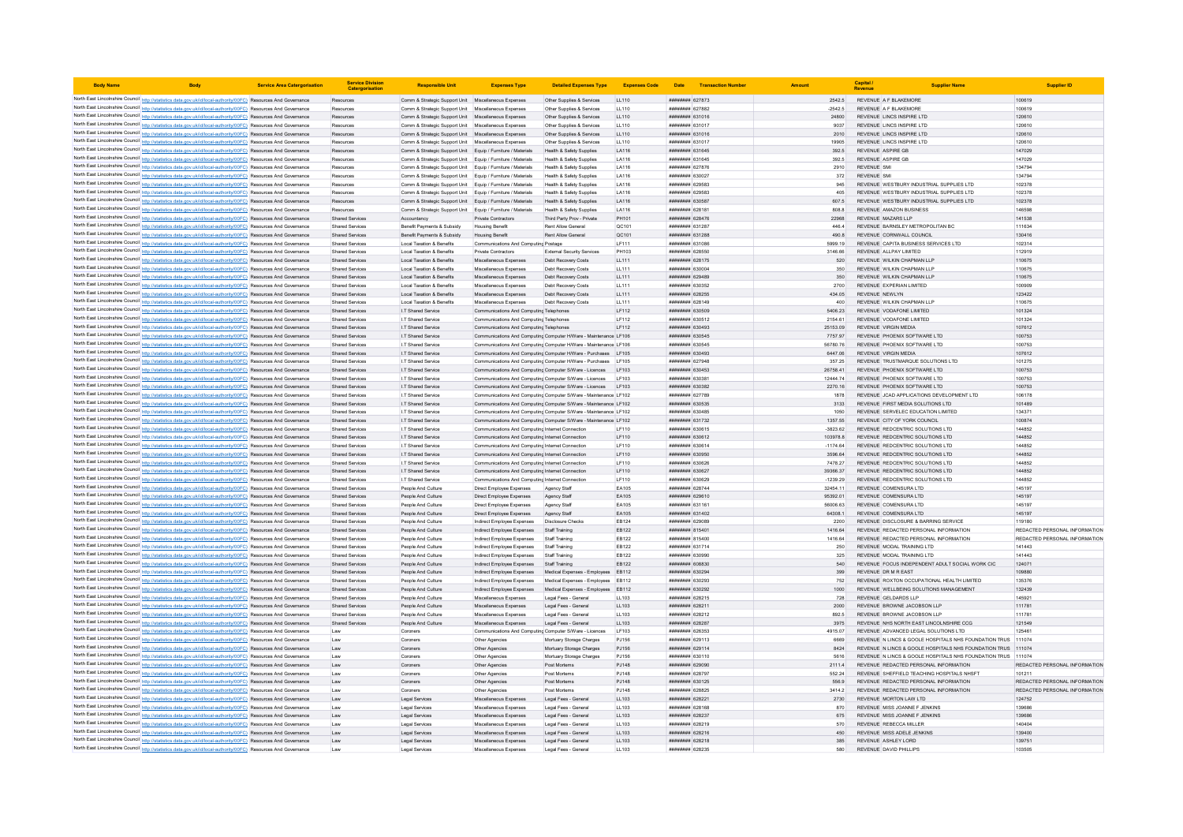| Body Name | Body | Service Area Catergorisation | Service Division Catergorisation | Responsible Unit | Expenses Type | Detailed Expenses Type | Expenses Code | Date | Transaction Number | Amount | Capital / Revenue | Supplier Name | Supplier ID |
|---|---|---|---|---|---|---|---|---|---|---|---|---|---|
| North East Lincolnshire Council | http://statistics.data.gov.uk/id/local-authority/00FC | Resources And Governance | Resources | Comm & Strategic Support Unit | Miscellaneous Expenses | Other Supplies & Services | LL110 | ######## | 627873 | 2542.5 | REVENUE | A F BLAKEMORE | 100619 |
| North East Lincolnshire Council | http://statistics.data.gov.uk/id/local-authority/00FC | Resources And Governance | Resources | Comm & Strategic Support Unit | Miscellaneous Expenses | Other Supplies & Services | LL110 | ######## | 627882 | -2542.5 | REVENUE | A F BLAKEMORE | 100619 |
| North East Lincolnshire Council | http://statistics.data.gov.uk/id/local-authority/00FC | Resources And Governance | Resources | Comm & Strategic Support Unit | Miscellaneous Expenses | Other Supplies & Services | LL110 | ######## | 631016 | 24800 | REVENUE | LINCS INSPIRE LTD | 120610 |
| North East Lincolnshire Council | http://statistics.data.gov.uk/id/local-authority/00FC | Resources And Governance | Resources | Comm & Strategic Support Unit | Miscellaneous Expenses | Other Supplies & Services | LL110 | ######## | 631017 | 9037 | REVENUE | LINCS INSPIRE LTD | 120610 |
| North East Lincolnshire Council | http://statistics.data.gov.uk/id/local-authority/00FC | Resources And Governance | Resources | Comm & Strategic Support Unit | Miscellaneous Expenses | Other Supplies & Services | LL110 | ######## | 631016 | 2010 | REVENUE | LINCS INSPIRE LTD | 120610 |
| North East Lincolnshire Council | http://statistics.data.gov.uk/id/local-authority/00FC | Resources And Governance | Resources | Comm & Strategic Support Unit | Miscellaneous Expenses | Other Supplies & Services | LL110 | ######## | 631017 | 19905 | REVENUE | LINCS INSPIRE LTD | 120610 |
| North East Lincolnshire Council | http://statistics.data.gov.uk/id/local-authority/00FC | Resources And Governance | Resources | Comm & Strategic Support Unit | Equip / Furniture / Materials | Health & Safety Supplies | LA116 | ######## | 631645 | 392.5 | REVENUE | ASPIRE GB | 147029 |
| North East Lincolnshire Council | http://statistics.data.gov.uk/id/local-authority/00FC | Resources And Governance | Resources | Comm & Strategic Support Unit | Equip / Furniture / Materials | Health & Safety Supplies | LA116 | ######## | 631645 | 392.5 | REVENUE | ASPIRE GB | 147029 |
| North East Lincolnshire Council | http://statistics.data.gov.uk/id/local-authority/00FC | Resources And Governance | Resources | Comm & Strategic Support Unit | Equip / Furniture / Materials | Health & Safety Supplies | LA116 | ######## | 627876 | 2910 | REVENUE | SMI | 134794 |
| North East Lincolnshire Council | http://statistics.data.gov.uk/id/local-authority/00FC | Resources And Governance | Resources | Comm & Strategic Support Unit | Equip / Furniture / Materials | Health & Safety Supplies | LA116 | ######## | 630027 | 372 | REVENUE | SMI | 134794 |
| North East Lincolnshire Council | http://statistics.data.gov.uk/id/local-authority/00FC | Resources And Governance | Resources | Comm & Strategic Support Unit | Equip / Furniture / Materials | Health & Safety Supplies | LA116 | ######## | 629583 | 945 | REVENUE | WESTBURY INDUSTRIAL SUPPLIES LTD | 102378 |
| North East Lincolnshire Council | http://statistics.data.gov.uk/id/local-authority/00FC | Resources And Governance | Resources | Comm & Strategic Support Unit | Equip / Furniture / Materials | Health & Safety Supplies | LA116 | ######## | 629583 | 405 | REVENUE | WESTBURY INDUSTRIAL SUPPLIES LTD | 102378 |
| North East Lincolnshire Council | http://statistics.data.gov.uk/id/local-authority/00FC | Resources And Governance | Resources | Comm & Strategic Support Unit | Equip / Furniture / Materials | Health & Safety Supplies | LA116 | ######## | 630587 | 607.5 | REVENUE | WESTBURY INDUSTRIAL SUPPLIES LTD | 102378 |
| North East Lincolnshire Council | http://statistics.data.gov.uk/id/local-authority/00FC | Resources And Governance | Resources | Comm & Strategic Support Unit | Equip / Furniture / Materials | Health & Safety Supplies | LA116 | ######## | 628181 | 808.8 | REVENUE | AMAZON BUSINESS | 146598 |
| North East Lincolnshire Council | http://statistics.data.gov.uk/id/local-authority/00FC | Resources And Governance | Shared Services | Accountancy | Private Contractors | Third Party Prov - Private | PH101 | ######## | 628476 | 22968 | REVENUE | MAZARS LLP | 141538 |
| North East Lincolnshire Council | http://statistics.data.gov.uk/id/local-authority/00FC | Resources And Governance | Shared Services | Benefit Payments & Subsidy | Housing Benefit | Rent Allow General | QC101 | ######## | 631287 | 446.4 | REVENUE | BARNSLEY METROPOLITAN BC | 111634 |
| North East Lincolnshire Council | http://statistics.data.gov.uk/id/local-authority/00FC | Resources And Governance | Shared Services | Benefit Payments & Subsidy | Housing Benefit | Rent Allow General | QC101 | ######## | 631288 | 490.8 | REVENUE | CORNWALL COUNCIL | 130416 |
| North East Lincolnshire Council | http://statistics.data.gov.uk/id/local-authority/00FC | Resources And Governance | Shared Services | Local Taxation & Benefits | Communications And Computing | Postage | LF111 | ######## | 631086 | 5999.19 | REVENUE | CAPITA BUSINESS SERVICES LTD | 102314 |
| North East Lincolnshire Council | http://statistics.data.gov.uk/id/local-authority/00FC | Resources And Governance | Shared Services | Local Taxation & Benefits | Private Contractors | External Security Services | PH103 | ######## | 628550 | 3146.66 | REVENUE | ALLPAY LIMITED | 112919 |
| North East Lincolnshire Council | http://statistics.data.gov.uk/id/local-authority/00FC | Resources And Governance | Shared Services | Local Taxation & Benefits | Miscellaneous Expenses | Debt Recovery Costs | LL111 | ######## | 628175 | 520 | REVENUE | WILKIN CHAPMAN LLP | 110675 |
| North East Lincolnshire Council | http://statistics.data.gov.uk/id/local-authority/00FC | Resources And Governance | Shared Services | Local Taxation & Benefits | Miscellaneous Expenses | Debt Recovery Costs | LL111 | ######## | 630004 | 350 | REVENUE | WILKIN CHAPMAN LLP | 110675 |
| North East Lincolnshire Council | http://statistics.data.gov.uk/id/local-authority/00FC | Resources And Governance | Shared Services | Local Taxation & Benefits | Miscellaneous Expenses | Debt Recovery Costs | LL111 | ######## | 629489 | 350 | REVENUE | WILKIN CHAPMAN LLP | 110675 |
| North East Lincolnshire Council | http://statistics.data.gov.uk/id/local-authority/00FC | Resources And Governance | Shared Services | Local Taxation & Benefits | Miscellaneous Expenses | Debt Recovery Costs | LL111 | ######## | 630352 | 2700 | REVENUE | EXPERIAN LIMITED | 100909 |
| North East Lincolnshire Council | http://statistics.data.gov.uk/id/local-authority/00FC | Resources And Governance | Shared Services | Local Taxation & Benefits | Miscellaneous Expenses | Debt Recovery Costs | LL111 | ######## | 628255 | 434.05 | REVENUE | NEWLYN | 123422 |
| North East Lincolnshire Council | http://statistics.data.gov.uk/id/local-authority/00FC | Resources And Governance | Shared Services | Local Taxation & Benefits | Miscellaneous Expenses | Debt Recovery Costs | LL111 | ######## | 628149 | 400 | REVENUE | WILKIN CHAPMAN LLP | 110675 |
| North East Lincolnshire Council | http://statistics.data.gov.uk/id/local-authority/00FC | Resources And Governance | Shared Services | I.T Shared Service | Communications And Computing | Telephones | LF112 | ######## | 630509 | 5406.23 | REVENUE | VODAFONE LIMITED | 101324 |
| North East Lincolnshire Council | http://statistics.data.gov.uk/id/local-authority/00FC | Resources And Governance | Shared Services | I.T Shared Service | Communications And Computing | Telephones | LF112 | ######## | 630512 | 2154.61 | REVENUE | VODAFONE LIMITED | 101324 |
| North East Lincolnshire Council | http://statistics.data.gov.uk/id/local-authority/00FC | Resources And Governance | Shared Services | I.T Shared Service | Communications And Computing | Telephones | LF112 | ######## | 630493 | 25153.09 | REVENUE | VIRGIN MEDIA | 107612 |
| North East Lincolnshire Council | http://statistics.data.gov.uk/id/local-authority/00FC | Resources And Governance | Shared Services | I.T Shared Service | Communications And Computing | Computer H/Ware - Maintenance | LF106 | ######## | 630545 | 7757.97 | REVENUE | PHOENIX SOFTWARE LTD | 100753 |
| North East Lincolnshire Council | http://statistics.data.gov.uk/id/local-authority/00FC | Resources And Governance | Shared Services | I.T Shared Service | Communications And Computing | Computer H/Ware - Maintenance | LF106 | ######## | 630545 | 56780.76 | REVENUE | PHOENIX SOFTWARE LTD | 100753 |
| North East Lincolnshire Council | http://statistics.data.gov.uk/id/local-authority/00FC | Resources And Governance | Shared Services | I.T Shared Service | Communications And Computing | Computer H/Ware - Purchases | LF105 | ######## | 630493 | 6447.08 | REVENUE | VIRGIN MEDIA | 107612 |
| North East Lincolnshire Council | http://statistics.data.gov.uk/id/local-authority/00FC | Resources And Governance | Shared Services | I.T Shared Service | Communications And Computing | Computer H/Ware - Purchases | LF105 | ######## | 627948 | 357.25 | REVENUE | TRUSTMARQUE SOLUTIONS LTD | 101275 |
| North East Lincolnshire Council | http://statistics.data.gov.uk/id/local-authority/00FC | Resources And Governance | Shared Services | I.T Shared Service | Communications And Computing | Computer S/Ware - Licences | LF103 | ######## | 630453 | 26758.41 | REVENUE | PHOENIX SOFTWARE LTD | 100753 |
| North East Lincolnshire Council | http://statistics.data.gov.uk/id/local-authority/00FC | Resources And Governance | Shared Services | I.T Shared Service | Communications And Computing | Computer S/Ware - Licences | LF103 | ######## | 630381 | 12444.74 | REVENUE | PHOENIX SOFTWARE LTD | 100753 |
| North East Lincolnshire Council | http://statistics.data.gov.uk/id/local-authority/00FC | Resources And Governance | Shared Services | I.T Shared Service | Communications And Computing | Computer S/Ware - Licences | LF103 | ######## | 630382 | 2270.16 | REVENUE | PHOENIX SOFTWARE LTD | 100753 |
| North East Lincolnshire Council | http://statistics.data.gov.uk/id/local-authority/00FC | Resources And Governance | Shared Services | I.T Shared Service | Communications And Computing | Computer S/Ware - Maintenance | LF102 | ######## | 627789 | 1878 | REVENUE | JCAD APPLICATIONS DEVELOPMENT LTD | 106178 |
| North East Lincolnshire Council | http://statistics.data.gov.uk/id/local-authority/00FC | Resources And Governance | Shared Services | I.T Shared Service | Communications And Computing | Computer S/Ware - Maintenance | LF102 | ######## | 630535 | 3133 | REVENUE | FIRST MEDIA SOLUTIONS LTD | 101489 |
| North East Lincolnshire Council | http://statistics.data.gov.uk/id/local-authority/00FC | Resources And Governance | Shared Services | I.T Shared Service | Communications And Computing | Computer S/Ware - Maintenance | LF102 | ######## | 630485 | 1050 | REVENUE | SERVELEC EDUCATION LIMITED | 134371 |
| North East Lincolnshire Council | http://statistics.data.gov.uk/id/local-authority/00FC | Resources And Governance | Shared Services | I.T Shared Service | Communications And Computing | Computer S/Ware - Maintenance | LF102 | ######## | 631732 | 1357.55 | REVENUE | CITY OF YORK COUNCIL | 100874 |
| North East Lincolnshire Council | http://statistics.data.gov.uk/id/local-authority/00FC | Resources And Governance | Shared Services | I.T Shared Service | Communications And Computing | Internet Connection | LF110 | ######## | 630615 | -3823.62 | REVENUE | REDCENTRIC SOLUTIONS LTD | 144852 |
| North East Lincolnshire Council | http://statistics.data.gov.uk/id/local-authority/00FC | Resources And Governance | Shared Services | I.T Shared Service | Communications And Computing | Internet Connection | LF110 | ######## | 630612 | 103978.8 | REVENUE | REDCENTRIC SOLUTIONS LTD | 144852 |
| North East Lincolnshire Council | http://statistics.data.gov.uk/id/local-authority/00FC | Resources And Governance | Shared Services | I.T Shared Service | Communications And Computing | Internet Connection | LF110 | ######## | 630614 | -1174.64 | REVENUE | REDCENTRIC SOLUTIONS LTD | 144852 |
| North East Lincolnshire Council | http://statistics.data.gov.uk/id/local-authority/00FC | Resources And Governance | Shared Services | I.T Shared Service | Communications And Computing | Internet Connection | LF110 | ######## | 630950 | 3596.84 | REVENUE | REDCENTRIC SOLUTIONS LTD | 144852 |
| North East Lincolnshire Council | http://statistics.data.gov.uk/id/local-authority/00FC | Resources And Governance | Shared Services | I.T Shared Service | Communications And Computing | Internet Connection | LF110 | ######## | 630626 | 7478.27 | REVENUE | REDCENTRIC SOLUTIONS LTD | 144852 |
| North East Lincolnshire Council | http://statistics.data.gov.uk/id/local-authority/00FC | Resources And Governance | Shared Services | I.T Shared Service | Communications And Computing | Internet Connection | LF110 | ######## | 630627 | 39366.37 | REVENUE | REDCENTRIC SOLUTIONS LTD | 144852 |
| North East Lincolnshire Council | http://statistics.data.gov.uk/id/local-authority/00FC | Resources And Governance | Shared Services | I.T Shared Service | Communications And Computing | Internet Connection | LF110 | ######## | 630629 | -1239.29 | REVENUE | REDCENTRIC SOLUTIONS LTD | 144852 |
| North East Lincolnshire Council | http://statistics.data.gov.uk/id/local-authority/00FC | Resources And Governance | Shared Services | People And Culture | Direct Employee Expenses | Agency Staff | EA105 | ######## | 628744 | 32454.11 | REVENUE | COMENSURA LTD | 145197 |
| North East Lincolnshire Council | http://statistics.data.gov.uk/id/local-authority/00FC | Resources And Governance | Shared Services | People And Culture | Direct Employee Expenses | Agency Staff | EA105 | ######## | 629610 | 95392.01 | REVENUE | COMENSURA LTD | 145197 |
| North East Lincolnshire Council | http://statistics.data.gov.uk/id/local-authority/00FC | Resources And Governance | Shared Services | People And Culture | Direct Employee Expenses | Agency Staff | EA105 | ######## | 631161 | 56006.63 | REVENUE | COMENSURA LTD | 145197 |
| North East Lincolnshire Council | http://statistics.data.gov.uk/id/local-authority/00FC | Resources And Governance | Shared Services | People And Culture | Direct Employee Expenses | Agency Staff | EA105 | ######## | 631402 | 64308.1 | REVENUE | COMENSURA LTD | 145197 |
| North East Lincolnshire Council | http://statistics.data.gov.uk/id/local-authority/00FC | Resources And Governance | Shared Services | People And Culture | Indirect Employee Expenses | Disclosure Checks | EB124 | ######## | 629089 | 2200 | REVENUE | DISCLOSURE & BARRING SERVICE | 119180 |
| North East Lincolnshire Council | http://statistics.data.gov.uk/id/local-authority/00FC | Resources And Governance | Shared Services | People And Culture | Indirect Employee Expenses | Staff Training | EB122 | ######## | 615401 | 1416.64 | REVENUE | REDACTED PERSONAL INFORMATION | REDACTED PERSONAL INFORMATION |
| North East Lincolnshire Council | http://statistics.data.gov.uk/id/local-authority/00FC | Resources And Governance | Shared Services | People And Culture | Indirect Employee Expenses | Staff Training | EB122 | ######## | 615400 | 1416.64 | REVENUE | REDACTED PERSONAL INFORMATION | REDACTED PERSONAL INFORMATION |
| North East Lincolnshire Council | http://statistics.data.gov.uk/id/local-authority/00FC | Resources And Governance | Shared Services | People And Culture | Indirect Employee Expenses | Staff Training | EB122 | ######## | 631714 | 250 | REVENUE | MODAL TRAINING LTD | 141443 |
| North East Lincolnshire Council | http://statistics.data.gov.uk/id/local-authority/00FC | Resources And Governance | Shared Services | People And Culture | Indirect Employee Expenses | Staff Training | EB122 | ######## | 630990 | 325 | REVENUE | MODAL TRAINING LTD | 141443 |
| North East Lincolnshire Council | http://statistics.data.gov.uk/id/local-authority/00FC | Resources And Governance | Shared Services | People And Culture | Indirect Employee Expenses | Staff Training | EB122 | ######## | 608830 | 540 | REVENUE | FOCUS INDEPENDENT ADULT SOCIAL WORK CIC | 124071 |
| North East Lincolnshire Council | http://statistics.data.gov.uk/id/local-authority/00FC | Resources And Governance | Shared Services | People And Culture | Indirect Employee Expenses | Medical Expenses - Employees | EB112 | ######## | 630294 | 399 | REVENUE | DR M R EAST | 109880 |
| North East Lincolnshire Council | http://statistics.data.gov.uk/id/local-authority/00FC | Resources And Governance | Shared Services | People And Culture | Indirect Employee Expenses | Medical Expenses - Employees | EB112 | ######## | 630293 | 752 | REVENUE | ROXTON OCCUPATIONAL HEALTH LIMITED | 135376 |
| North East Lincolnshire Council | http://statistics.data.gov.uk/id/local-authority/00FC | Resources And Governance | Shared Services | People And Culture | Indirect Employee Expenses | Medical Expenses - Employees | EB112 | ######## | 630292 | 1000 | REVENUE | WELLBEING SOLUTIONS MANAGEMENT | 132439 |
| North East Lincolnshire Council | http://statistics.data.gov.uk/id/local-authority/00FC | Resources And Governance | Shared Services | People And Culture | Miscellaneous Expenses | Legal Fees - General | LL103 | ######## | 628215 | 728 | REVENUE | GELDARDS LLP | 145921 |
| North East Lincolnshire Council | http://statistics.data.gov.uk/id/local-authority/00FC | Resources And Governance | Shared Services | People And Culture | Miscellaneous Expenses | Legal Fees - General | LL103 | ######## | 628211 | 2000 | REVENUE | BROWNE JACOBSON LLP | 111781 |
| North East Lincolnshire Council | http://statistics.data.gov.uk/id/local-authority/00FC | Resources And Governance | Shared Services | People And Culture | Miscellaneous Expenses | Legal Fees - General | LL103 | ######## | 628212 | 892.5 | REVENUE | BROWNE JACOBSON LLP | 111781 |
| North East Lincolnshire Council | http://statistics.data.gov.uk/id/local-authority/00FC | Resources And Governance | Shared Services | People And Culture | Miscellaneous Expenses | Legal Fees - General | LL103 | ######## | 628287 | 3975 | REVENUE | NHS NORTH EAST LINCOLNSHIRE CCG | 121549 |
| North East Lincolnshire Council | http://statistics.data.gov.uk/id/local-authority/00FC | Resources And Governance | Law | Coroners | Communications And Computing | Computer S/Ware - Licences | LF103 | ######## | 626353 | 4915.07 | REVENUE | ADVANCED LEGAL SOLUTIONS LTD | 125461 |
| North East Lincolnshire Council | http://statistics.data.gov.uk/id/local-authority/00FC | Resources And Governance | Law | Coroners | Other Agencies | Mortuary Storage Charges | PJ156 | ######## | 629113 | 6669 | REVENUE | N LINCS & GOOLE HOSPITALS NHS FOUNDATION TRUS | 111074 |
| North East Lincolnshire Council | http://statistics.data.gov.uk/id/local-authority/00FC | Resources And Governance | Law | Coroners | Other Agencies | Mortuary Storage Charges | PJ156 | ######## | 629114 | 8424 | REVENUE | N LINCS & GOOLE HOSPITALS NHS FOUNDATION TRUS | 111074 |
| North East Lincolnshire Council | http://statistics.data.gov.uk/id/local-authority/00FC | Resources And Governance | Law | Coroners | Other Agencies | Mortuary Storage Charges | PJ156 | ######## | 630110 | 5616 | REVENUE | N LINCS & GOOLE HOSPITALS NHS FOUNDATION TRUS | 111074 |
| North East Lincolnshire Council | http://statistics.data.gov.uk/id/local-authority/00FC | Resources And Governance | Law | Coroners | Other Agencies | Post Mortems | PJ148 | ######## | 629090 | 2111.4 | REVENUE | REDACTED PERSONAL INFORMATION | REDACTED PERSONAL INFORMATION |
| North East Lincolnshire Council | http://statistics.data.gov.uk/id/local-authority/00FC | Resources And Governance | Law | Coroners | Other Agencies | Post Mortems | PJ148 | ######## | 628797 | 552.24 | REVENUE | SHEFFIELD TEACHING HOSPITALS NHSFT | 101211 |
| North East Lincolnshire Council | http://statistics.data.gov.uk/id/local-authority/00FC | Resources And Governance | Law | Coroners | Other Agencies | Post Mortems | PJ148 | ######## | 630125 | 556.9 | REVENUE | REDACTED PERSONAL INFORMATION | REDACTED PERSONAL INFORMATION |
| North East Lincolnshire Council | http://statistics.data.gov.uk/id/local-authority/00FC | Resources And Governance | Law | Coroners | Other Agencies | Post Mortems | PJ148 | ######## | 628825 | 3414.2 | REVENUE | REDACTED PERSONAL INFORMATION | REDACTED PERSONAL INFORMATION |
| North East Lincolnshire Council | http://statistics.data.gov.uk/id/local-authority/00FC | Resources And Governance | Law | Legal Services | Miscellaneous Expenses | Legal Fees - General | LL103 | ######## | 628221 | 2730 | REVENUE | MORTON LAW LTD | 124752 |
| North East Lincolnshire Council | http://statistics.data.gov.uk/id/local-authority/00FC | Resources And Governance | Law | Legal Services | Miscellaneous Expenses | Legal Fees - General | LL103 | ######## | 628168 | 870 | REVENUE | MISS JOANNE F JENKINS | 139686 |
| North East Lincolnshire Council | http://statistics.data.gov.uk/id/local-authority/00FC | Resources And Governance | Law | Legal Services | Miscellaneous Expenses | Legal Fees - General | LL103 | ######## | 628237 | 675 | REVENUE | MISS JOANNE F JENKINS | 139686 |
| North East Lincolnshire Council | http://statistics.data.gov.uk/id/local-authority/00FC | Resources And Governance | Law | Legal Services | Miscellaneous Expenses | Legal Fees - General | LL103 | ######## | 628219 | 570 | REVENUE | REBECCA MILLER | 140404 |
| North East Lincolnshire Council | http://statistics.data.gov.uk/id/local-authority/00FC | Resources And Governance | Law | Legal Services | Miscellaneous Expenses | Legal Fees - General | LL103 | ######## | 628216 | 450 | REVENUE | MISS ADELE JENKINS | 139400 |
| North East Lincolnshire Council | http://statistics.data.gov.uk/id/local-authority/00FC | Resources And Governance | Law | Legal Services | Miscellaneous Expenses | Legal Fees - General | LL103 | ######## | 628218 | 385 | REVENUE | ASHLEY LORD | 139751 |
| North East Lincolnshire Council | http://statistics.data.gov.uk/id/local-authority/00FC | Resources And Governance | Law | Legal Services | Miscellaneous Expenses | Legal Fees - General | LL103 | ######## | 628235 | 580 | REVENUE | DAVID PHILLIPS | 103505 |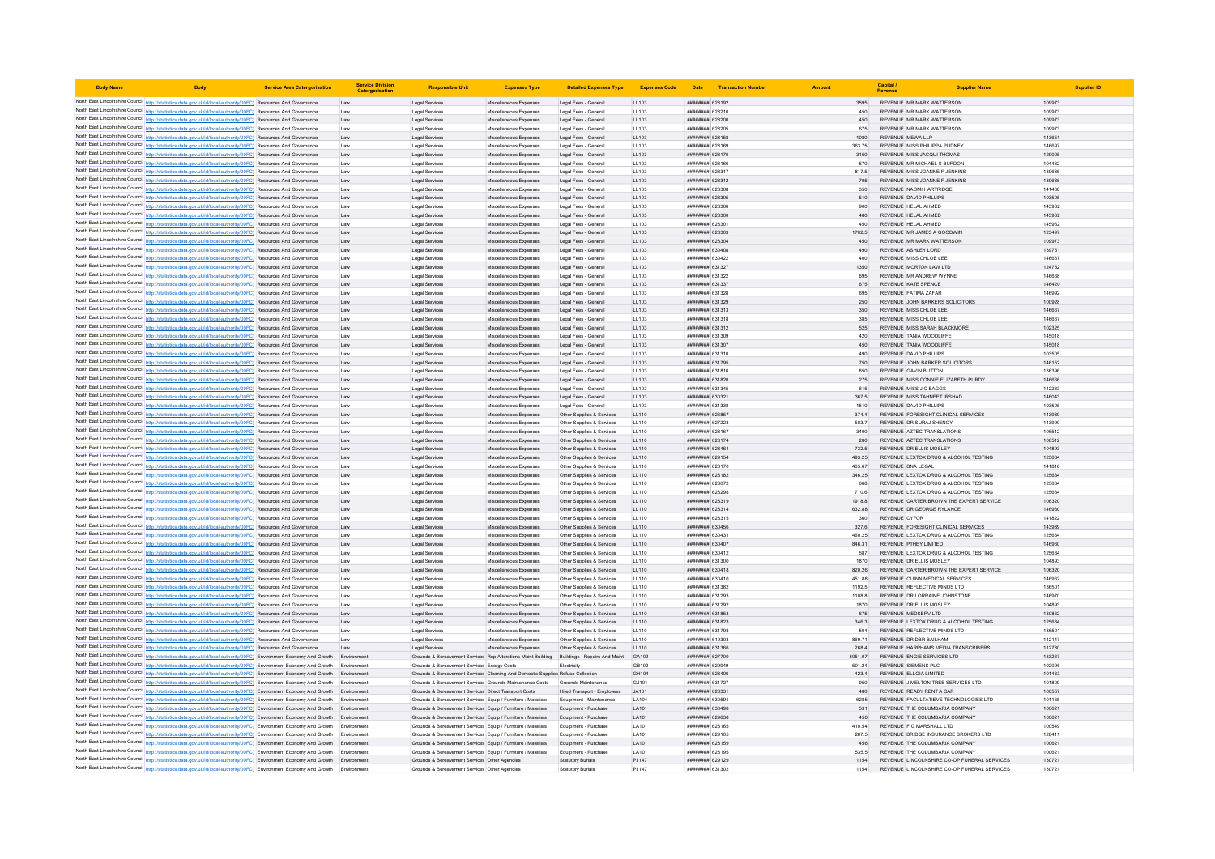| Body Name | Body | Service Area Catergorisation | Service Division Catergorisation | Responsible Unit | Expenses Type | Detailed Expenses Type | Expenses Code | Date | Transaction Number | Amount | Capital / Revenue | Supplier Name | Supplier ID |
|---|---|---|---|---|---|---|---|---|---|---|---|---|---|
| North East Lincolnshire Council | http://statistics.data.gov.uk/id/local-authority/00FC) | Resources And Governance | Law | Legal Services | Miscellaneous Expenses | Legal Fees - General | LL103 | ######## | 628192 | 3595 | REVENUE | MR MARK WATTERSON | 109973 |
| North East Lincolnshire Council | http://statistics.data.gov.uk/id/local-authority/00FC) | Resources And Governance | Law | Legal Services | Miscellaneous Expenses | Legal Fees - General | LL103 | ######## | 628210 | 450 | REVENUE | MR MARK WATTERSON | 109973 |
| North East Lincolnshire Council | http://statistics.data.gov.uk/id/local-authority/00FC) | Resources And Governance | Law | Legal Services | Miscellaneous Expenses | Legal Fees - General | LL103 | ######## | 628200 | 450 | REVENUE | MR MARK WATTERSON | 109973 |
| North East Lincolnshire Council | http://statistics.data.gov.uk/id/local-authority/00FC) | Resources And Governance | Law | Legal Services | Miscellaneous Expenses | Legal Fees - General | LL103 | ######## | 628205 | 675 | REVENUE | MR MARK WATTERSON | 109973 |
| North East Lincolnshire Council | http://statistics.data.gov.uk/id/local-authority/00FC) | Resources And Governance | Law | Legal Services | Miscellaneous Expenses | Legal Fees - General | LL103 | ######## | 628158 | 1080 | REVENUE | MEWA LLP | 143651 |
| North East Lincolnshire Council | http://statistics.data.gov.uk/id/local-authority/00FC) | Resources And Governance | Law | Legal Services | Miscellaneous Expenses | Legal Fees - General | LL103 | ######## | 628169 | 363.75 | REVENUE | MISS PHILIPPA PUDNEY | 146697 |
| North East Lincolnshire Council | http://statistics.data.gov.uk/id/local-authority/00FC) | Resources And Governance | Law | Legal Services | Miscellaneous Expenses | Legal Fees - General | LL103 | ######## | 628176 | 3150 | REVENUE | MISS JACQUI THOMAS | 129005 |
| North East Lincolnshire Council | http://statistics.data.gov.uk/id/local-authority/00FC) | Resources And Governance | Law | Legal Services | Miscellaneous Expenses | Legal Fees - General | LL103 | ######## | 628166 | 570 | REVENUE | MR MICHAEL S BURDON | 104432 |
| North East Lincolnshire Council | http://statistics.data.gov.uk/id/local-authority/00FC) | Resources And Governance | Law | Legal Services | Miscellaneous Expenses | Legal Fees - General | LL103 | ######## | 628317 | 817.5 | REVENUE | MISS JOANNE F JENKINS | 139686 |
| North East Lincolnshire Council | http://statistics.data.gov.uk/id/local-authority/00FC) | Resources And Governance | Law | Legal Services | Miscellaneous Expenses | Legal Fees - General | LL103 | ######## | 628312 | 705 | REVENUE | MISS JOANNE F JENKINS | 139686 |
| North East Lincolnshire Council | http://statistics.data.gov.uk/id/local-authority/00FC) | Resources And Governance | Law | Legal Services | Miscellaneous Expenses | Legal Fees - General | LL103 | ######## | 628308 | 350 | REVENUE | NAOMI HARTRIDGE | 141468 |
| North East Lincolnshire Council | http://statistics.data.gov.uk/id/local-authority/00FC) | Resources And Governance | Law | Legal Services | Miscellaneous Expenses | Legal Fees - General | LL103 | ######## | 628305 | 510 | REVENUE | DAVID PHILLIPS | 103505 |
| North East Lincolnshire Council | http://statistics.data.gov.uk/id/local-authority/00FC) | Resources And Governance | Law | Legal Services | Miscellaneous Expenses | Legal Fees - General | LL103 | ######## | 628306 | 900 | REVENUE | HELAL AHMED | 145962 |
| North East Lincolnshire Council | http://statistics.data.gov.uk/id/local-authority/00FC) | Resources And Governance | Law | Legal Services | Miscellaneous Expenses | Legal Fees - General | LL103 | ######## | 628300 | 480 | REVENUE | HELAL AHMED | 145962 |
| North East Lincolnshire Council | http://statistics.data.gov.uk/id/local-authority/00FC) | Resources And Governance | Law | Legal Services | Miscellaneous Expenses | Legal Fees - General | LL103 | ######## | 628301 | 450 | REVENUE | HELAL AHMED | 145962 |
| North East Lincolnshire Council | http://statistics.data.gov.uk/id/local-authority/00FC) | Resources And Governance | Law | Legal Services | Miscellaneous Expenses | Legal Fees - General | LL103 | ######## | 628303 | 1702.5 | REVENUE | MR JAMES A GOODWIN | 123497 |
| North East Lincolnshire Council | http://statistics.data.gov.uk/id/local-authority/00FC) | Resources And Governance | Law | Legal Services | Miscellaneous Expenses | Legal Fees - General | LL103 | ######## | 628304 | 450 | REVENUE | MR MARK WATTERSON | 109973 |
| North East Lincolnshire Council | http://statistics.data.gov.uk/id/local-authority/00FC) | Resources And Governance | Law | Legal Services | Miscellaneous Expenses | Legal Fees - General | LL103 | ######## | 630408 | 490 | REVENUE | ASHLEY LORD | 139751 |
| North East Lincolnshire Council | http://statistics.data.gov.uk/id/local-authority/00FC) | Resources And Governance | Law | Legal Services | Miscellaneous Expenses | Legal Fees - General | LL103 | ######## | 630422 | 400 | REVENUE | MISS CHLOE LEE | 146667 |
| North East Lincolnshire Council | http://statistics.data.gov.uk/id/local-authority/00FC) | Resources And Governance | Law | Legal Services | Miscellaneous Expenses | Legal Fees - General | LL103 | ######## | 631327 | 1350 | REVENUE | MORTON LAW LTD | 124752 |
| North East Lincolnshire Council | http://statistics.data.gov.uk/id/local-authority/00FC) | Resources And Governance | Law | Legal Services | Miscellaneous Expenses | Legal Fees - General | LL103 | ######## | 631322 | 695 | REVENUE | MR ANDREW WYNNE | 146668 |
| North East Lincolnshire Council | http://statistics.data.gov.uk/id/local-authority/00FC) | Resources And Governance | Law | Legal Services | Miscellaneous Expenses | Legal Fees - General | LL103 | ######## | 631337 | 675 | REVENUE | KATE SPENCE | 146420 |
| North East Lincolnshire Council | http://statistics.data.gov.uk/id/local-authority/00FC) | Resources And Governance | Law | Legal Services | Miscellaneous Expenses | Legal Fees - General | LL103 | ######## | 631328 | 695 | REVENUE | FATIMA ZAFAR | 146992 |
| North East Lincolnshire Council | http://statistics.data.gov.uk/id/local-authority/00FC) | Resources And Governance | Law | Legal Services | Miscellaneous Expenses | Legal Fees - General | LL103 | ######## | 631329 | 250 | REVENUE | JOHN BARKERS SOLICITORS | 100928 |
| North East Lincolnshire Council | http://statistics.data.gov.uk/id/local-authority/00FC) | Resources And Governance | Law | Legal Services | Miscellaneous Expenses | Legal Fees - General | LL103 | ######## | 631313 | 350 | REVENUE | MISS CHLOE LEE | 146667 |
| North East Lincolnshire Council | http://statistics.data.gov.uk/id/local-authority/00FC) | Resources And Governance | Law | Legal Services | Miscellaneous Expenses | Legal Fees - General | LL103 | ######## | 631318 | 385 | REVENUE | MISS CHLOE LEE | 146667 |
| North East Lincolnshire Council | http://statistics.data.gov.uk/id/local-authority/00FC) | Resources And Governance | Law | Legal Services | Miscellaneous Expenses | Legal Fees - General | LL103 | ######## | 631312 | 525 | REVENUE | MISS SARAH BLACKMORE | 102325 |
| North East Lincolnshire Council | http://statistics.data.gov.uk/id/local-authority/00FC) | Resources And Governance | Law | Legal Services | Miscellaneous Expenses | Legal Fees - General | LL103 | ######## | 631309 | 420 | REVENUE | TANIA WOODLIFFE | 145018 |
| North East Lincolnshire Council | http://statistics.data.gov.uk/id/local-authority/00FC) | Resources And Governance | Law | Legal Services | Miscellaneous Expenses | Legal Fees - General | LL103 | ######## | 631307 | 450 | REVENUE | TANIA WOODLIFFE | 145018 |
| North East Lincolnshire Council | http://statistics.data.gov.uk/id/local-authority/00FC) | Resources And Governance | Law | Legal Services | Miscellaneous Expenses | Legal Fees - General | LL103 | ######## | 631310 | 490 | REVENUE | DAVID PHILLIPS | 103505 |
| North East Lincolnshire Council | http://statistics.data.gov.uk/id/local-authority/00FC) | Resources And Governance | Law | Legal Services | Miscellaneous Expenses | Legal Fees - General | LL103 | ######## | 631795 | 750 | REVENUE | JOHN BARKER SOLICITORS | 146152 |
| North East Lincolnshire Council | http://statistics.data.gov.uk/id/local-authority/00FC) | Resources And Governance | Law | Legal Services | Miscellaneous Expenses | Legal Fees - General | LL103 | ######## | 631816 | 850 | REVENUE | GAVIN BUTTON | 136396 |
| North East Lincolnshire Council | http://statistics.data.gov.uk/id/local-authority/00FC) | Resources And Governance | Law | Legal Services | Miscellaneous Expenses | Legal Fees - General | LL103 | ######## | 631820 | 275 | REVENUE | MISS CONNIE ELIZABETH PURDY | 146666 |
| North East Lincolnshire Council | http://statistics.data.gov.uk/id/local-authority/00FC) | Resources And Governance | Law | Legal Services | Miscellaneous Expenses | Legal Fees - General | LL103 | ######## | 631345 | 615 | REVENUE | MISS J C BAGGS | 112233 |
| North East Lincolnshire Council | http://statistics.data.gov.uk/id/local-authority/00FC) | Resources And Governance | Law | Legal Services | Miscellaneous Expenses | Legal Fees - General | LL103 | ######## | 630321 | 367.5 | REVENUE | MISS TAHNEET IRSHAD | 146043 |
| North East Lincolnshire Council | http://statistics.data.gov.uk/id/local-authority/00FC) | Resources And Governance | Law | Legal Services | Miscellaneous Expenses | Legal Fees - General | LL103 | ######## | 631338 | 1510 | REVENUE | DAVID PHILLIPS | 103505 |
| North East Lincolnshire Council | http://statistics.data.gov.uk/id/local-authority/00FC) | Resources And Governance | Law | Legal Services | Miscellaneous Expenses | Other Supplies & Services | LL110 | ######## | 626857 | 374.4 | REVENUE | FORESIGHT CLINICAL SERVICES | 143989 |
| North East Lincolnshire Council | http://statistics.data.gov.uk/id/local-authority/00FC) | Resources And Governance | Law | Legal Services | Miscellaneous Expenses | Other Supplies & Services | LL110 | ######## | 627223 | 583.7 | REVENUE | DR SURAJ SHENOY | 143990 |
| North East Lincolnshire Council | http://statistics.data.gov.uk/id/local-authority/00FC) | Resources And Governance | Law | Legal Services | Miscellaneous Expenses | Other Supplies & Services | LL110 | ######## | 628167 | 3400 | REVENUE | AZTEC TRANSLATIONS | 106512 |
| North East Lincolnshire Council | http://statistics.data.gov.uk/id/local-authority/00FC) | Resources And Governance | Law | Legal Services | Miscellaneous Expenses | Other Supplies & Services | LL110 | ######## | 628174 | 280 | REVENUE | AZTEC TRANSLATIONS | 106512 |
| North East Lincolnshire Council | http://statistics.data.gov.uk/id/local-authority/00FC) | Resources And Governance | Law | Legal Services | Miscellaneous Expenses | Other Supplies & Services | LL110 | ######## | 628464 | 732.5 | REVENUE | DR ELLIS MOSLEY | 104893 |
| North East Lincolnshire Council | http://statistics.data.gov.uk/id/local-authority/00FC) | Resources And Governance | Law | Legal Services | Miscellaneous Expenses | Other Supplies & Services | LL110 | ######## | 629154 | 493.25 | REVENUE | LEXTOX DRUG & ALCOHOL TESTING | 125634 |
| North East Lincolnshire Council | http://statistics.data.gov.uk/id/local-authority/00FC) | Resources And Governance | Law | Legal Services | Miscellaneous Expenses | Other Supplies & Services | LL110 | ######## | 628170 | 465.67 | REVENUE | DNA LEGAL | 141816 |
| North East Lincolnshire Council | http://statistics.data.gov.uk/id/local-authority/00FC) | Resources And Governance | Law | Legal Services | Miscellaneous Expenses | Other Supplies & Services | LL110 | ######## | 628182 | 346.25 | REVENUE | LEXTOX DRUG & ALCOHOL TESTING | 125634 |
| North East Lincolnshire Council | http://statistics.data.gov.uk/id/local-authority/00FC) | Resources And Governance | Law | Legal Services | Miscellaneous Expenses | Other Supplies & Services | LL110 | ######## | 628072 | 668 | REVENUE | LEXTOX DRUG & ALCOHOL TESTING | 125634 |
| North East Lincolnshire Council | http://statistics.data.gov.uk/id/local-authority/00FC) | Resources And Governance | Law | Legal Services | Miscellaneous Expenses | Other Supplies & Services | LL110 | ######## | 628298 | 710.6 | REVENUE | LEXTOX DRUG & ALCOHOL TESTING | 125634 |
| North East Lincolnshire Council | http://statistics.data.gov.uk/id/local-authority/00FC) | Resources And Governance | Law | Legal Services | Miscellaneous Expenses | Other Supplies & Services | LL110 | ######## | 628319 | 1918.8 | REVENUE | CARTER BROWN THE EXPERT SERVICE | 106320 |
| North East Lincolnshire Council | http://statistics.data.gov.uk/id/local-authority/00FC) | Resources And Governance | Law | Legal Services | Miscellaneous Expenses | Other Supplies & Services | LL110 | ######## | 628314 | 632.88 | REVENUE | DR GEORGE RYLANCE | 146930 |
| North East Lincolnshire Council | http://statistics.data.gov.uk/id/local-authority/00FC) | Resources And Governance | Law | Legal Services | Miscellaneous Expenses | Other Supplies & Services | LL110 | ######## | 628315 | 360 | REVENUE | CYFOR | 141822 |
| North East Lincolnshire Council | http://statistics.data.gov.uk/id/local-authority/00FC) | Resources And Governance | Law | Legal Services | Miscellaneous Expenses | Other Supplies & Services | LL110 | ######## | 630456 | 327.6 | REVENUE | FORESIGHT CLINICAL SERVICES | 143989 |
| North East Lincolnshire Council | http://statistics.data.gov.uk/id/local-authority/00FC) | Resources And Governance | Law | Legal Services | Miscellaneous Expenses | Other Supplies & Services | LL110 | ######## | 630431 | 460.25 | REVENUE | LEXTOX DRUG & ALCOHOL TESTING | 125634 |
| North East Lincolnshire Council | http://statistics.data.gov.uk/id/local-authority/00FC) | Resources And Governance | Law | Legal Services | Miscellaneous Expenses | Other Supplies & Services | LL110 | ######## | 630407 | 846.31 | REVENUE | PTHEY LIMITED | 146960 |
| North East Lincolnshire Council | http://statistics.data.gov.uk/id/local-authority/00FC) | Resources And Governance | Law | Legal Services | Miscellaneous Expenses | Other Supplies & Services | LL110 | ######## | 630412 | 587 | REVENUE | LEXTOX DRUG & ALCOHOL TESTING | 125634 |
| North East Lincolnshire Council | http://statistics.data.gov.uk/id/local-authority/00FC) | Resources And Governance | Law | Legal Services | Miscellaneous Expenses | Other Supplies & Services | LL110 | ######## | 631300 | 1870 | REVENUE | DR ELLIS MOSLEY | 104893 |
| North East Lincolnshire Council | http://statistics.data.gov.uk/id/local-authority/00FC) | Resources And Governance | Law | Legal Services | Miscellaneous Expenses | Other Supplies & Services | LL110 | ######## | 630418 | 820.26 | REVENUE | CARTER BROWN THE EXPERT SERVICE | 106320 |
| North East Lincolnshire Council | http://statistics.data.gov.uk/id/local-authority/00FC) | Resources And Governance | Law | Legal Services | Miscellaneous Expenses | Other Supplies & Services | LL110 | ######## | 630410 | 451.88 | REVENUE | QUINN MEDICAL SERVICES | 146962 |
| North East Lincolnshire Council | http://statistics.data.gov.uk/id/local-authority/00FC) | Resources And Governance | Law | Legal Services | Miscellaneous Expenses | Other Supplies & Services | LL110 | ######## | 631382 | 1192.5 | REVENUE | REFLECTIVE MINDS LTD | 136501 |
| North East Lincolnshire Council | http://statistics.data.gov.uk/id/local-authority/00FC) | Resources And Governance | Law | Legal Services | Miscellaneous Expenses | Other Supplies & Services | LL110 | ######## | 631293 | 1108.8 | REVENUE | DR LORRAINE JOHNSTONE | 146970 |
| North East Lincolnshire Council | http://statistics.data.gov.uk/id/local-authority/00FC) | Resources And Governance | Law | Legal Services | Miscellaneous Expenses | Other Supplies & Services | LL110 | ######## | 631292 | 1870 | REVENUE | DR ELLIS MOSLEY | 104893 |
| North East Lincolnshire Council | http://statistics.data.gov.uk/id/local-authority/00FC) | Resources And Governance | Law | Legal Services | Miscellaneous Expenses | Other Supplies & Services | LL110 | ######## | 631853 | 675 | REVENUE | MEDSERV LTD | 130862 |
| North East Lincolnshire Council | http://statistics.data.gov.uk/id/local-authority/00FC) | Resources And Governance | Law | Legal Services | Miscellaneous Expenses | Other Supplies & Services | LL110 | ######## | 631823 | 346.3 | REVENUE | LEXTOX DRUG & ALCOHOL TESTING | 125634 |
| North East Lincolnshire Council | http://statistics.data.gov.uk/id/local-authority/00FC) | Resources And Governance | Law | Legal Services | Miscellaneous Expenses | Other Supplies & Services | LL110 | ######## | 631798 | 504 | REVENUE | REFLECTIVE MINDS LTD | 136501 |
| North East Lincolnshire Council | http://statistics.data.gov.uk/id/local-authority/00FC) | Resources And Governance | Law | Legal Services | Miscellaneous Expenses | Other Supplies & Services | LL110 | ######## | 619303 | 869.71 | REVENUE | DR DBR BAILHAM | 112147 |
| North East Lincolnshire Council | http://statistics.data.gov.uk/id/local-authority/00FC) | Resources And Governance | Law | Legal Services | Miscellaneous Expenses | Other Supplies & Services | LL110 | ######## | 631366 | 268.4 | REVENUE | HARPHAMS MEDIA TRANSCRIBERS | 112780 |
| North East Lincolnshire Council | http://statistics.data.gov.uk/id/local-authority/00FC) | Environment Economy And Growth | Environment | Grounds & Bereavement Services | Rep Alterations Maint Building | Buildings - Repairs And Maint | GA102 | ######## | 627700 | 3051.07 | REVENUE | ENGIE SERVICES LTD | 133267 |
| North East Lincolnshire Council | http://statistics.data.gov.uk/id/local-authority/00FC) | Environment Economy And Growth | Environment | Grounds & Bereavement Services | Energy Costs | Electricity | GB102 | ######## | 629949 | 501.24 | REVENUE | SIEMENS PLC | 102096 |
| North East Lincolnshire Council | http://statistics.data.gov.uk/id/local-authority/00FC) | Environment Economy And Growth | Environment | Grounds & Bereavement Services | Cleaning And Domestic Supplies | Refuse Collection | GH104 | ######## | 628406 | 423.4 | REVENUE | ELLGIA LIMITED | 101433 |
| North East Lincolnshire Council | http://statistics.data.gov.uk/id/local-authority/00FC) | Environment Economy And Growth | Environment | Grounds & Bereavement Services | Grounds Maintenance Costs | Grounds Maintenance | GJ101 | ######## | 631727 | 950 | REVENUE | J MELTON TREE SERVICES LTD | 101809 |
| North East Lincolnshire Council | http://statistics.data.gov.uk/id/local-authority/00FC) | Environment Economy And Growth | Environment | Grounds & Bereavement Services | Direct Transport Costs | Hired Transport - Employees | JA101 | ######## | 628331 | 480 | REVENUE | READY RENT A CAR | 100557 |
| North East Lincolnshire Council | http://statistics.data.gov.uk/id/local-authority/00FC) | Environment Economy And Growth | Environment | Grounds & Bereavement Services | Equip / Furniture / Materials | Equipment - Maintenance | LA104 | ######## | 630591 | 6285 | REVENUE | FACULTATIEVE TECHNOLOGIES LTD | 101165 |
| North East Lincolnshire Council | http://statistics.data.gov.uk/id/local-authority/00FC) | Environment Economy And Growth | Environment | Grounds & Bereavement Services | Equip / Furniture / Materials | Equipment - Purchase | LA101 | ######## | 630498 | 531 | REVENUE | THE COLUMBARIA COMPANY | 100621 |
| North East Lincolnshire Council | http://statistics.data.gov.uk/id/local-authority/00FC) | Environment Economy And Growth | Environment | Grounds & Bereavement Services | Equip / Furniture / Materials | Equipment - Purchase | LA101 | ######## | 629638 | 456 | REVENUE | THE COLUMBARIA COMPANY | 100621 |
| North East Lincolnshire Council | http://statistics.data.gov.uk/id/local-authority/00FC) | Environment Economy And Growth | Environment | Grounds & Bereavement Services | Equip / Furniture / Materials | Equipment - Purchase | LA101 | ######## | 628165 | 410.54 | REVENUE | F G MARSHALL LTD | 100549 |
| North East Lincolnshire Council | http://statistics.data.gov.uk/id/local-authority/00FC) | Environment Economy And Growth | Environment | Grounds & Bereavement Services | Equip / Furniture / Materials | Equipment - Purchase | LA101 | ######## | 629105 | 287.5 | REVENUE | BRIDGE INSURANCE BROKERS LTD | 128411 |
| North East Lincolnshire Council | http://statistics.data.gov.uk/id/local-authority/00FC) | Environment Economy And Growth | Environment | Grounds & Bereavement Services | Equip / Furniture / Materials | Equipment - Purchase | LA101 | ######## | 628159 | 456 | REVENUE | THE COLUMBARIA COMPANY | 100621 |
| North East Lincolnshire Council | http://statistics.data.gov.uk/id/local-authority/00FC) | Environment Economy And Growth | Environment | Grounds & Bereavement Services | Equip / Furniture / Materials | Equipment - Purchase | LA101 | ######## | 628195 | 535.5 | REVENUE | THE COLUMBARIA COMPANY | 100621 |
| North East Lincolnshire Council | http://statistics.data.gov.uk/id/local-authority/00FC) | Environment Economy And Growth | Environment | Grounds & Bereavement Services | Other Agencies | Statutory Burials | PJ147 | ######## | 629129 | 1154 | REVENUE | LINCOLNSHIRE CO-OP FUNERAL SERVICES | 130721 |
| North East Lincolnshire Council | http://statistics.data.gov.uk/id/local-authority/00FC) | Environment Economy And Growth | Environment | Grounds & Bereavement Services | Other Agencies | Statutory Burials | PJ147 | ######## | 631302 | 1154 | REVENUE | LINCOLNSHIRE CO-OP FUNERAL SERVICES | 130721 |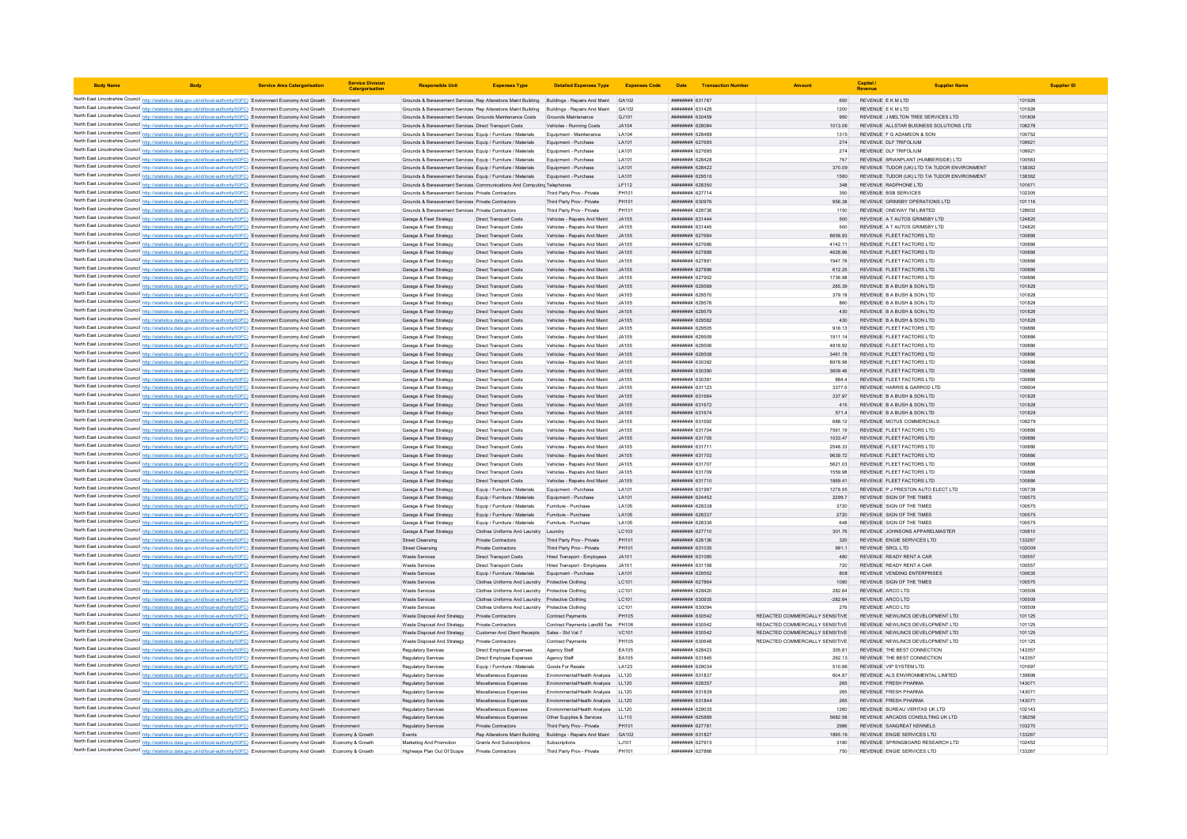| Body Name | Body | Service Area Catergorisation | Service Division Catergorisation | Responsible Unit | Expenses Type | Detailed Expenses Type | Expenses Code | Date | Transaction Number | Amount | Capital / Revenue | Supplier Name | Supplier ID |
|---|---|---|---|---|---|---|---|---|---|---|---|---|---|
| North East Lincolnshire Council | http://statistics.data.gov.uk/id/local-authority/00FC) | Environment Economy And Growth | Environment | Grounds & Bereavement Services | Rep Alterations Maint Building | Buildings - Repairs And Maint | GA102 | ######## | 631787 | 650 | REVENUE | E K M LTD | 101926 |
| North East Lincolnshire Council | http://statistics.data.gov.uk/id/local-authority/00FC) | Environment Economy And Growth | Environment | Grounds & Bereavement Services | Rep Alterations Maint Building | Buildings - Repairs And Maint | GA102 | ######## | 631426 | 1200 | REVENUE | E K M LTD | 101926 |
| North East Lincolnshire Council | http://statistics.data.gov.uk/id/local-authority/00FC) | Environment Economy And Growth | Environment | Grounds & Bereavement Services | Grounds Maintenance Costs | Grounds Maintenance | GJ101 | ######## | 630459 | 950 | REVENUE | J MELTON TREE SERVICES LTD | 101809 |
| North East Lincolnshire Council | http://statistics.data.gov.uk/id/local-authority/00FC) | Environment Economy And Growth | Environment | Grounds & Bereavement Services | Direct Transport Costs | Vehicles - Running Costs | JA104 | ######## | 628084 | 1013.06 | REVENUE | ALLSTAR BUSINESS SOLUTIONS LTD | 108278 |
| North East Lincolnshire Council | http://statistics.data.gov.uk/id/local-authority/00FC) | Environment Economy And Growth | Environment | Grounds & Bereavement Services | Equip / Furniture / Materials | Equipment - Maintenance | LA104 | ######## | 628489 | 1315 | REVENUE | F G ADAMSON & SON | 100752 |
| North East Lincolnshire Council | http://statistics.data.gov.uk/id/local-authority/00FC) | Environment Economy And Growth | Environment | Grounds & Bereavement Services | Equip / Furniture / Materials | Equipment - Purchase | LA101 | ######## | 627695 | 274 | REVENUE | DLF TRIFOLIUM | 109921 |
| North East Lincolnshire Council | http://statistics.data.gov.uk/id/local-authority/00FC) | Environment Economy And Growth | Environment | Grounds & Bereavement Services | Equip / Furniture / Materials | Equipment - Purchase | LA101 | ######## | 627695 | 274 | REVENUE | DLF TRIFOLIUM | 109921 |
| North East Lincolnshire Council | http://statistics.data.gov.uk/id/local-authority/00FC) | Environment Economy And Growth | Environment | Grounds & Bereavement Services | Equip / Furniture / Materials | Equipment - Purchase | LA101 | ######## | 628428 | 767 | REVENUE | BRIANPLANT (HUMBERSIDE) LTD | 100583 |
| North East Lincolnshire Council | http://statistics.data.gov.uk/id/local-authority/00FC) | Environment Economy And Growth | Environment | Grounds & Bereavement Services | Equip / Furniture / Materials | Equipment - Purchase | LA101 | ######## | 628422 | 370.09 | REVENUE | TUDOR (UK) LTD T/A TUDOR ENVIRONMENT | 138362 |
| North East Lincolnshire Council | http://statistics.data.gov.uk/id/local-authority/00FC) | Environment Economy And Growth | Environment | Grounds & Bereavement Services | Equip / Furniture / Materials | Equipment - Purchase | LA101 | ######## | 629516 | 1580 | REVENUE | TUDOR (UK) LTD T/A TUDOR ENVIRONMENT | 138362 |
| North East Lincolnshire Council | http://statistics.data.gov.uk/id/local-authority/00FC) | Environment Economy And Growth | Environment | Grounds & Bereavement Services | Communications And Computing | Telephones | LF112 | ######## | 628350 | 348 | REVENUE | RADPHONE LTD | 101671 |
| North East Lincolnshire Council | http://statistics.data.gov.uk/id/local-authority/00FC) | Environment Economy And Growth | Environment | Grounds & Bereavement Services | Private Contractors | Third Party Prov - Private | PH101 | ######## | 627714 | 350 | REVENUE | BSB SERVICES | 102305 |
| North East Lincolnshire Council | http://statistics.data.gov.uk/id/local-authority/00FC) | Environment Economy And Growth | Environment | Grounds & Bereavement Services | Private Contractors | Third Party Prov - Private | PH101 | ######## | 630976 | 856.38 | REVENUE | GRIMSBY OPERATIONS LTD | 101116 |
| North East Lincolnshire Council | http://statistics.data.gov.uk/id/local-authority/00FC) | Environment Economy And Growth | Environment | Grounds & Bereavement Services | Private Contractors | Third Party Prov - Private | PH101 | ######## | 629736 | 1150 | REVENUE | ONEWAY TM LIMITED | 128602 |
| North East Lincolnshire Council | http://statistics.data.gov.uk/id/local-authority/00FC) | Environment Economy And Growth | Environment | Garage & Fleet Strategy | Direct Transport Costs | Vehicles - Repairs And Maint | JA105 | ######## | 631444 | 500 | REVENUE | A T AUTOS GRIMSBY LTD | 124820 |
| North East Lincolnshire Council | http://statistics.data.gov.uk/id/local-authority/00FC) | Environment Economy And Growth | Environment | Garage & Fleet Strategy | Direct Transport Costs | Vehicles - Repairs And Maint | JA105 | ######## | 631445 | 500 | REVENUE | A T AUTOS GRIMSBY LTD | 124820 |
| North East Lincolnshire Council | http://statistics.data.gov.uk/id/local-authority/00FC) | Environment Economy And Growth | Environment | Garage & Fleet Strategy | Direct Transport Costs | Vehicles - Repairs And Maint | JA105 | ######## | 627684 | 8658.93 | REVENUE | FLEET FACTORS LTD | 100886 |
| North East Lincolnshire Council | http://statistics.data.gov.uk/id/local-authority/00FC) | Environment Economy And Growth | Environment | Garage & Fleet Strategy | Direct Transport Costs | Vehicles - Repairs And Maint | JA105 | ######## | 627686 | 4142.11 | REVENUE | FLEET FACTORS LTD | 100886 |
| North East Lincolnshire Council | http://statistics.data.gov.uk/id/local-authority/00FC) | Environment Economy And Growth | Environment | Garage & Fleet Strategy | Direct Transport Costs | Vehicles - Repairs And Maint | JA105 | ######## | 627889 | 4628.96 | REVENUE | FLEET FACTORS LTD | 100886 |
| North East Lincolnshire Council | http://statistics.data.gov.uk/id/local-authority/00FC) | Environment Economy And Growth | Environment | Garage & Fleet Strategy | Direct Transport Costs | Vehicles - Repairs And Maint | JA105 | ######## | 627891 | 1947.78 | REVENUE | FLEET FACTORS LTD | 100886 |
| North East Lincolnshire Council | http://statistics.data.gov.uk/id/local-authority/00FC) | Environment Economy And Growth | Environment | Garage & Fleet Strategy | Direct Transport Costs | Vehicles - Repairs And Maint | JA105 | ######## | 627896 | 612.25 | REVENUE | FLEET FACTORS LTD | 100886 |
| North East Lincolnshire Council | http://statistics.data.gov.uk/id/local-authority/00FC) | Environment Economy And Growth | Environment | Garage & Fleet Strategy | Direct Transport Costs | Vehicles - Repairs And Maint | JA105 | ######## | 627902 | 1736.98 | REVENUE | FLEET FACTORS LTD | 100886 |
| North East Lincolnshire Council | http://statistics.data.gov.uk/id/local-authority/00FC) | Environment Economy And Growth | Environment | Garage & Fleet Strategy | Direct Transport Costs | Vehicles - Repairs And Maint | JA105 | ######## | 629569 | 265.39 | REVENUE | B A BUSH & SON LTD | 101828 |
| North East Lincolnshire Council | http://statistics.data.gov.uk/id/local-authority/00FC) | Environment Economy And Growth | Environment | Garage & Fleet Strategy | Direct Transport Costs | Vehicles - Repairs And Maint | JA105 | ######## | 629570 | 379.18 | REVENUE | B A BUSH & SON LTD | 101828 |
| North East Lincolnshire Council | http://statistics.data.gov.uk/id/local-authority/00FC) | Environment Economy And Growth | Environment | Garage & Fleet Strategy | Direct Transport Costs | Vehicles - Repairs And Maint | JA105 | ######## | 629576 | 860 | REVENUE | B A BUSH & SON LTD | 101828 |
| North East Lincolnshire Council | http://statistics.data.gov.uk/id/local-authority/00FC) | Environment Economy And Growth | Environment | Garage & Fleet Strategy | Direct Transport Costs | Vehicles - Repairs And Maint | JA105 | ######## | 629579 | 430 | REVENUE | B A BUSH & SON LTD | 101828 |
| North East Lincolnshire Council | http://statistics.data.gov.uk/id/local-authority/00FC) | Environment Economy And Growth | Environment | Garage & Fleet Strategy | Direct Transport Costs | Vehicles - Repairs And Maint | JA105 | ######## | 629582 | 430 | REVENUE | B A BUSH & SON LTD | 101828 |
| North East Lincolnshire Council | http://statistics.data.gov.uk/id/local-authority/00FC) | Environment Economy And Growth | Environment | Garage & Fleet Strategy | Direct Transport Costs | Vehicles - Repairs And Maint | JA105 | ######## | 629505 | 916.13 | REVENUE | FLEET FACTORS LTD | 100886 |
| North East Lincolnshire Council | http://statistics.data.gov.uk/id/local-authority/00FC) | Environment Economy And Growth | Environment | Garage & Fleet Strategy | Direct Transport Costs | Vehicles - Repairs And Maint | JA105 | ######## | 629509 | 1911.14 | REVENUE | FLEET FACTORS LTD | 100886 |
| North East Lincolnshire Council | http://statistics.data.gov.uk/id/local-authority/00FC) | Environment Economy And Growth | Environment | Garage & Fleet Strategy | Direct Transport Costs | Vehicles - Repairs And Maint | JA105 | ######## | 629506 | 4818.92 | REVENUE | FLEET FACTORS LTD | 100886 |
| North East Lincolnshire Council | http://statistics.data.gov.uk/id/local-authority/00FC) | Environment Economy And Growth | Environment | Garage & Fleet Strategy | Direct Transport Costs | Vehicles - Repairs And Maint | JA105 | ######## | 629508 | 3461.78 | REVENUE | FLEET FACTORS LTD | 100886 |
| North East Lincolnshire Council | http://statistics.data.gov.uk/id/local-authority/00FC) | Environment Economy And Growth | Environment | Garage & Fleet Strategy | Direct Transport Costs | Vehicles - Repairs And Maint | JA105 | ######## | 630392 | 8978.98 | REVENUE | FLEET FACTORS LTD | 100886 |
| North East Lincolnshire Council | http://statistics.data.gov.uk/id/local-authority/00FC) | Environment Economy And Growth | Environment | Garage & Fleet Strategy | Direct Transport Costs | Vehicles - Repairs And Maint | JA105 | ######## | 630390 | 3609.46 | REVENUE | FLEET FACTORS LTD | 100886 |
| North East Lincolnshire Council | http://statistics.data.gov.uk/id/local-authority/00FC) | Environment Economy And Growth | Environment | Garage & Fleet Strategy | Direct Transport Costs | Vehicles - Repairs And Maint | JA105 | ######## | 630391 | 884.4 | REVENUE | FLEET FACTORS LTD | 100886 |
| North East Lincolnshire Council | http://statistics.data.gov.uk/id/local-authority/00FC) | Environment Economy And Growth | Environment | Garage & Fleet Strategy | Direct Transport Costs | Vehicles - Repairs And Maint | JA105 | ######## | 631123 | 3377.6 | REVENUE | HARRIS & GARROD LTD | 100604 |
| North East Lincolnshire Council | http://statistics.data.gov.uk/id/local-authority/00FC) | Environment Economy And Growth | Environment | Garage & Fleet Strategy | Direct Transport Costs | Vehicles - Repairs And Maint | JA105 | ######## | 631664 | 337.97 | REVENUE | B A BUSH & SON LTD | 101828 |
| North East Lincolnshire Council | http://statistics.data.gov.uk/id/local-authority/00FC) | Environment Economy And Growth | Environment | Garage & Fleet Strategy | Direct Transport Costs | Vehicles - Repairs And Maint | JA105 | ######## | 631672 | 415 | REVENUE | B A BUSH & SON LTD | 101828 |
| North East Lincolnshire Council | http://statistics.data.gov.uk/id/local-authority/00FC) | Environment Economy And Growth | Environment | Garage & Fleet Strategy | Direct Transport Costs | Vehicles - Repairs And Maint | JA105 | ######## | 631674 | 571.4 | REVENUE | B A BUSH & SON LTD | 101828 |
| North East Lincolnshire Council | http://statistics.data.gov.uk/id/local-authority/00FC) | Environment Economy And Growth | Environment | Garage & Fleet Strategy | Direct Transport Costs | Vehicles - Repairs And Maint | JA105 | ######## | 631692 | 688.12 | REVENUE | MOTUS COMMERCIALS | 109279 |
| North East Lincolnshire Council | http://statistics.data.gov.uk/id/local-authority/00FC) | Environment Economy And Growth | Environment | Garage & Fleet Strategy | Direct Transport Costs | Vehicles - Repairs And Maint | JA105 | ######## | 631704 | 7561.19 | REVENUE | FLEET FACTORS LTD | 100886 |
| North East Lincolnshire Council | http://statistics.data.gov.uk/id/local-authority/00FC) | Environment Economy And Growth | Environment | Garage & Fleet Strategy | Direct Transport Costs | Vehicles - Repairs And Maint | JA105 | ######## | 631705 | 1033.47 | REVENUE | FLEET FACTORS LTD | 100886 |
| North East Lincolnshire Council | http://statistics.data.gov.uk/id/local-authority/00FC) | Environment Economy And Growth | Environment | Garage & Fleet Strategy | Direct Transport Costs | Vehicles - Repairs And Maint | JA105 | ######## | 631711 | 2548.33 | REVENUE | FLEET FACTORS LTD | 100886 |
| North East Lincolnshire Council | http://statistics.data.gov.uk/id/local-authority/00FC) | Environment Economy And Growth | Environment | Garage & Fleet Strategy | Direct Transport Costs | Vehicles - Repairs And Maint | JA105 | ######## | 631703 | 9639.72 | REVENUE | FLEET FACTORS LTD | 100886 |
| North East Lincolnshire Council | http://statistics.data.gov.uk/id/local-authority/00FC) | Environment Economy And Growth | Environment | Garage & Fleet Strategy | Direct Transport Costs | Vehicles - Repairs And Maint | JA105 | ######## | 631707 | 5621.03 | REVENUE | FLEET FACTORS LTD | 100886 |
| North East Lincolnshire Council | http://statistics.data.gov.uk/id/local-authority/00FC) | Environment Economy And Growth | Environment | Garage & Fleet Strategy | Direct Transport Costs | Vehicles - Repairs And Maint | JA105 | ######## | 631709 | 1559.98 | REVENUE | FLEET FACTORS LTD | 100886 |
| North East Lincolnshire Council | http://statistics.data.gov.uk/id/local-authority/00FC) | Environment Economy And Growth | Environment | Garage & Fleet Strategy | Direct Transport Costs | Vehicles - Repairs And Maint | JA105 | ######## | 631710 | 1869.41 | REVENUE | FLEET FACTORS LTD | 100886 |
| North East Lincolnshire Council | http://statistics.data.gov.uk/id/local-authority/00FC) | Environment Economy And Growth | Environment | Garage & Fleet Strategy | Equip / Furniture / Materials | Equipment - Purchase | LA101 | ######## | 631997 | 1278.95 | REVENUE | P J PRESTON AUTO ELECT LTD | 100739 |
| North East Lincolnshire Council | http://statistics.data.gov.uk/id/local-authority/00FC) | Environment Economy And Growth | Environment | Garage & Fleet Strategy | Equip / Furniture / Materials | Equipment - Purchase | LA101 | ######## | 624452 | 2299.7 | REVENUE | SIGN OF THE TIMES | 100575 |
| North East Lincolnshire Council | http://statistics.data.gov.uk/id/local-authority/00FC) | Environment Economy And Growth | Environment | Garage & Fleet Strategy | Equip / Furniture / Materials | Furniture - Purchase | LA105 | ######## | 628338 | 3720 | REVENUE | SIGN OF THE TIMES | 100575 |
| North East Lincolnshire Council | http://statistics.data.gov.uk/id/local-authority/00FC) | Environment Economy And Growth | Environment | Garage & Fleet Strategy | Equip / Furniture / Materials | Furniture - Purchase | LA105 | ######## | 628337 | 2720 | REVENUE | SIGN OF THE TIMES | 100575 |
| North East Lincolnshire Council | http://statistics.data.gov.uk/id/local-authority/00FC) | Environment Economy And Growth | Environment | Garage & Fleet Strategy | Equip / Furniture / Materials | Furniture - Purchase | LA105 | ######## | 628336 | 648 | REVENUE | SIGN OF THE TIMES | 100575 |
| North East Lincolnshire Council | http://statistics.data.gov.uk/id/local-authority/00FC) | Environment Economy And Growth | Environment | Garage & Fleet Strategy | Clothes Uniforms And Laundry | Laundry | LC103 | ######## | 627710 | 301.76 | REVENUE | JOHNSONS APPARELMASTER | 100810 |
| North East Lincolnshire Council | http://statistics.data.gov.uk/id/local-authority/00FC) | Environment Economy And Growth | Environment | Street Cleansing | Private Contractors | Third Party Prov - Private | PH101 | ######## | 628136 | 320 | REVENUE | ENGIE SERVICES LTD | 133267 |
| North East Lincolnshire Council | http://statistics.data.gov.uk/id/local-authority/00FC) | Environment Economy And Growth | Environment | Street Cleansing | Private Contractors | Third Party Prov - Private | PH101 | ######## | 631035 | 991.1 | REVENUE | SRCL LTD | 102009 |
| North East Lincolnshire Council | http://statistics.data.gov.uk/id/local-authority/00FC) | Environment Economy And Growth | Environment | Waste Services | Direct Transport Costs | Hired Transport - Employees | JA101 | ######## | 631095 | 480 | REVENUE | READY RENT A CAR | 100557 |
| North East Lincolnshire Council | http://statistics.data.gov.uk/id/local-authority/00FC) | Environment Economy And Growth | Environment | Waste Services | Direct Transport Costs | Hired Transport - Employees | JA101 | ######## | 631158 | 720 | REVENUE | READY RENT A CAR | 100557 |
| North East Lincolnshire Council | http://statistics.data.gov.uk/id/local-authority/00FC) | Environment Economy And Growth | Environment | Waste Services | Equip / Furniture / Materials | Equipment - Purchase | LA101 | ######## | 629552 | 808 | REVENUE | VENDING ENTERPRISES | 100635 |
| North East Lincolnshire Council | http://statistics.data.gov.uk/id/local-authority/00FC) | Environment Economy And Growth | Environment | Waste Services | Clothes Uniforms And Laundry | Protective Clothing | LC101 | ######## | 627864 | 1090 | REVENUE | SIGN OF THE TIMES | 100575 |
| North East Lincolnshire Council | http://statistics.data.gov.uk/id/local-authority/00FC) | Environment Economy And Growth | Environment | Waste Services | Clothes Uniforms And Laundry | Protective Clothing | LC101 | ######## | 628420 | 282.64 | REVENUE | ARCO LTD | 100509 |
| North East Lincolnshire Council | http://statistics.data.gov.uk/id/local-authority/00FC) | Environment Economy And Growth | Environment | Waste Services | Clothes Uniforms And Laundry | Protective Clothing | LC101 | ######## | 630935 | -282.64 | REVENUE | ARCO LTD | 100509 |
| North East Lincolnshire Council | http://statistics.data.gov.uk/id/local-authority/00FC) | Environment Economy And Growth | Environment | Waste Services | Clothes Uniforms And Laundry | Protective Clothing | LC101 | ######## | 630094 | 276 | REVENUE | ARCO LTD | 100509 |
| North East Lincolnshire Council | http://statistics.data.gov.uk/id/local-authority/00FC) | Environment Economy And Growth | Environment | Waste Disposal And Strategy | Private Contractors | Contract Payments | PH105 | ######## | 630542 | REDACTED COMMERCIALLY SENSITIVE | REVENUE | NEWLINCS DEVELOPMENT LTD | 101125 |
| North East Lincolnshire Council | http://statistics.data.gov.uk/id/local-authority/00FC) | Environment Economy And Growth | Environment | Waste Disposal And Strategy | Private Contractors | Contract Payments Landfill Tax | PH106 | ######## | 630542 | REDACTED COMMERCIALLY SENSITIVE | REVENUE | NEWLINCS DEVELOPMENT LTD | 101125 |
| North East Lincolnshire Council | http://statistics.data.gov.uk/id/local-authority/00FC) | Environment Economy And Growth | Environment | Waste Disposal And Strategy | Customer And Client Receipts | Sales - Std Vat 7 | VC101 | ######## | 630542 | REDACTED COMMERCIALLY SENSITIVE | REVENUE | NEWLINCS DEVELOPMENT LTD | 101125 |
| North East Lincolnshire Council | http://statistics.data.gov.uk/id/local-authority/00FC) | Environment Economy And Growth | Environment | Waste Disposal And Strategy | Private Contractors | Contract Payments | PH105 | ######## | 630648 | REDACTED COMMERCIALLY SENSITIVE | REVENUE | NEWLINCS DEVELOPMENT LTD | 101125 |
| North East Lincolnshire Council | http://statistics.data.gov.uk/id/local-authority/00FC) | Environment Economy And Growth | Environment | Regulatory Services | Direct Employee Expenses | Agency Staff | EA105 | ######## | 628423 | 305.81 | REVENUE | THE BEST CONNECTION | 143357 |
| North East Lincolnshire Council | http://statistics.data.gov.uk/id/local-authority/00FC) | Environment Economy And Growth | Environment | Regulatory Services | Direct Employee Expenses | Agency Staff | EA105 | ######## | 631845 | 262.13 | REVENUE | THE BEST CONNECTION | 143357 |
| North East Lincolnshire Council | http://statistics.data.gov.uk/id/local-authority/00FC) | Environment Economy And Growth | Environment | Regulatory Services | Equip / Furniture / Materials | Goods For Resale | LA123 | ######## | 629034 | 510.86 | REVENUE | VIP SYSTEM LTD | 101697 |
| North East Lincolnshire Council | http://statistics.data.gov.uk/id/local-authority/00FC) | Environment Economy And Growth | Environment | Regulatory Services | Miscellaneous Expenses | Environmental/Health Analysis | LL120 | ######## | 631837 | 604.87 | REVENUE | ALS ENVIRONMENTAL LIMITED | 139898 |
| North East Lincolnshire Council | http://statistics.data.gov.uk/id/local-authority/00FC) | Environment Economy And Growth | Environment | Regulatory Services | Miscellaneous Expenses | Environmental/Health Analysis | LL120 | ######## | 628357 | 265 | REVENUE | FRESH PHARMA | 143071 |
| North East Lincolnshire Council | http://statistics.data.gov.uk/id/local-authority/00FC) | Environment Economy And Growth | Environment | Regulatory Services | Miscellaneous Expenses | Environmental/Health Analysis | LL120 | ######## | 631839 | 265 | REVENUE | FRESH PHARMA | 143071 |
| North East Lincolnshire Council | http://statistics.data.gov.uk/id/local-authority/00FC) | Environment Economy And Growth | Environment | Regulatory Services | Miscellaneous Expenses | Environmental/Health Analysis | LL120 | ######## | 631844 | 265 | REVENUE | FRESH PHARMA | 143071 |
| North East Lincolnshire Council | http://statistics.data.gov.uk/id/local-authority/00FC) | Environment Economy And Growth | Environment | Regulatory Services | Miscellaneous Expenses | Environmental/Health Analysis | LL120 | ######## | 629035 | 1260 | REVENUE | BUREAU VERITAS UK LTD | 102143 |
| North East Lincolnshire Council | http://statistics.data.gov.uk/id/local-authority/00FC) | Environment Economy And Growth | Environment | Regulatory Services | Miscellaneous Expenses | Other Supplies & Services | LL110 | ######## | 625889 | 5682.58 | REVENUE | ARCADIS CONSULTING UK LTD | 136258 |
| North East Lincolnshire Council | http://statistics.data.gov.uk/id/local-authority/00FC) | Environment Economy And Growth | Environment | Regulatory Services | Private Contractors | Third Party Prov - Private | PH101 | ######## | 627781 | 2986 | REVENUE | SANGREAT KENNELS | 103270 |
| North East Lincolnshire Council | http://statistics.data.gov.uk/id/local-authority/00FC) | Environment Economy And Growth | Economy & Growth | Events | Rep Alterations Maint Building | Buildings - Repairs And Maint | GA102 | ######## | 631827 | 1895.16 | REVENUE | ENGIE SERVICES LTD | 133267 |
| North East Lincolnshire Council | http://statistics.data.gov.uk/id/local-authority/00FC) | Environment Economy And Growth | Economy & Growth | Marketing And Promotion | Grants And Subscriptions | Subscriptions | LJ101 | ######## | 627915 | 3180 | REVENUE | SPRINGBOARD RESEARCH LTD | 102452 |
| North East Lincolnshire Council | http://statistics.data.gov.uk/id/local-authority/00FC) | Environment Economy And Growth | Economy & Growth | Highways Plan Out Of Scope | Private Contractors | Third Party Prov - Private | PH101 | ######## | 627866 | 750 | REVENUE | ENGIE SERVICES LTD | 133267 |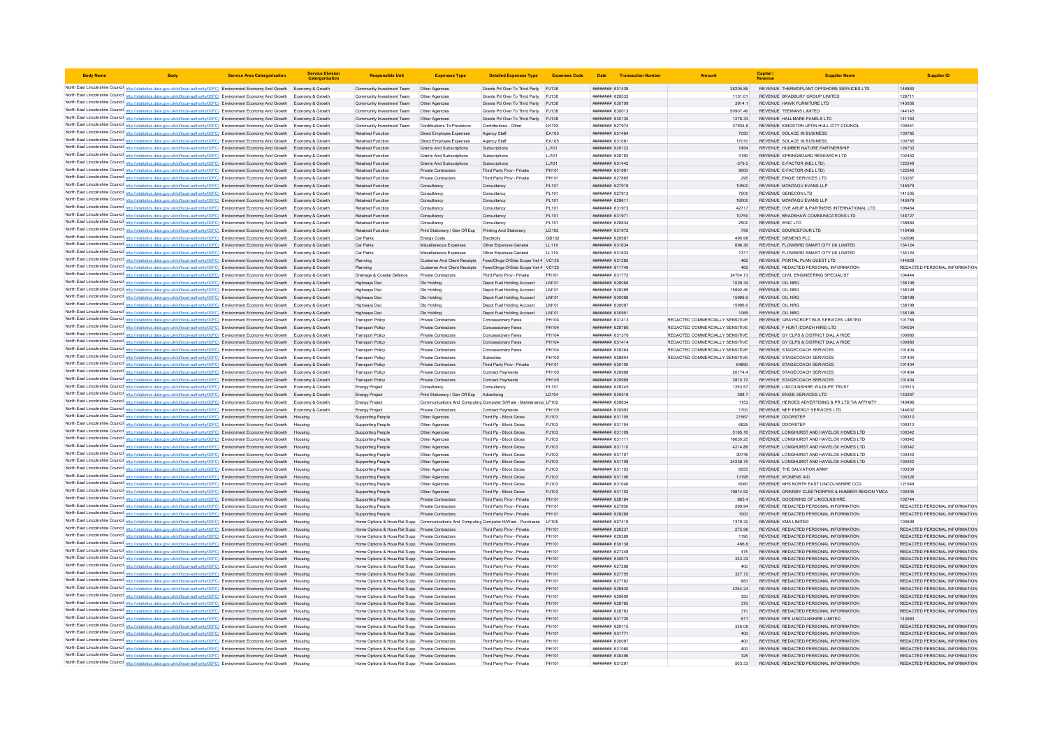| Body Name | Body | Service Area Catergorisation | Service Division Catergorisation | Responsible Unit | Expenses Type | Detailed Expenses Type | Expenses Code | Date | Transaction Number | Amount | Capital / Revenue | Supplier Name | Supplier ID |
|---|---|---|---|---|---|---|---|---|---|---|---|---|---|
| North East Lincolnshire Council | http://statistics.data.gov.uk/id/local-authority/00FC) | Environment Economy And Growth | Economy & Growth | Community Investment Team | Other Agencies | Grants Pd Over To Third Party | PJ138 | ######## | 631439 | 38205.85 | REVENUE | THERMOPLANT OFFSHORE SERVICES LTD | 146860 |
| North East Lincolnshire Council | http://statistics.data.gov.uk/id/local-authority/00FC) | Environment Economy And Growth | Economy & Growth | Community Investment Team | Other Agencies | Grants Pd Over To Third Party | PJ138 | ######## | 628533 | 1131.01 | REVENUE | BRADBURY GROUP LIMITED | 128711 |
| North East Lincolnshire Council | http://statistics.data.gov.uk/id/local-authority/00FC) | Environment Economy And Growth | Economy & Growth | Community Investment Team | Other Agencies | Grants Pd Over To Third Party | PJ138 | ######## | 630709 | 3914.1 | REVENUE | HAWK FURNITURE LTD | 143056 |
| North East Lincolnshire Council | http://statistics.data.gov.uk/id/local-authority/00FC) | Environment Economy And Growth | Economy & Growth | Community Investment Team | Other Agencies | Grants Pd Over To Third Party | PJ138 | ######## | 630013 | 50907.46 | REVENUE | TEEMANS LIMITED | 144145 |
| North East Lincolnshire Council | http://statistics.data.gov.uk/id/local-authority/00FC) | Environment Economy And Growth | Economy & Growth | Community Investment Team | Other Agencies | Grants Pd Over To Third Party | PJ138 | ######## | 630135 | 1278.33 | REVENUE | HALLMARK PANELS LTD | 141160 |
| North East Lincolnshire Council | http://statistics.data.gov.uk/id/local-authority/00FC) | Environment Economy And Growth | Economy & Growth | Community Investment Team | Contributions To Provisions | Contributions - Other | LK103 | ######## | 627974 | 37935.8 | REVENUE | KINGSTON UPON HULL CITY COUNCIL | 100541 |
| North East Lincolnshire Council | http://statistics.data.gov.uk/id/local-authority/00FC) | Environment Economy And Growth | Economy & Growth | Retained Function | Direct Employee Expenses | Agency Staff | EA105 | ######## | 631464 | 7050 | REVENUE | SOLACE IN BUSINESS | 100785 |
| North East Lincolnshire Council | http://statistics.data.gov.uk/id/local-authority/00FC) | Environment Economy And Growth | Economy & Growth | Retained Function | Direct Employee Expenses | Agency Staff | EA105 | ######## | 631061 | 17010 | REVENUE | SOLACE IN BUSINESS | 100785 |
| North East Lincolnshire Council | http://statistics.data.gov.uk/id/local-authority/00FC) | Environment Economy And Growth | Economy & Growth | Retained Function | Grants And Subscriptions | Subscriptions | LJ101 | ######## | 629123 | 7454 | REVENUE | HUMBER NATURE PARTNERSHIP | 126732 |
| North East Lincolnshire Council | http://statistics.data.gov.uk/id/local-authority/00FC) | Environment Economy And Growth | Economy & Growth | Retained Function | Grants And Subscriptions | Subscriptions | LJ101 | ######## | 628183 | 3180 | REVENUE | SPRINGBOARD RESEARCH LTD | 102452 |
| North East Lincolnshire Council | http://statistics.data.gov.uk/id/local-authority/00FC) | Environment Economy And Growth | Economy & Growth | Retained Function | Grants And Subscriptions | Subscriptions | LJ101 | ######## | 631442 | -379.5 | REVENUE | E-FACTOR (NEL LTD) | 122549 |
| North East Lincolnshire Council | http://statistics.data.gov.uk/id/local-authority/00FC) | Environment Economy And Growth | Economy & Growth | Retained Function | Private Contractors | Third Party Prov - Private | PH101 | ######## | 631961 | 9000 | REVENUE | E-FACTOR (NEL LTD) | 122549 |
| North East Lincolnshire Council | http://statistics.data.gov.uk/id/local-authority/00FC) | Environment Economy And Growth | Economy & Growth | Retained Function | Private Contractors | Third Party Prov - Private | PH101 | ######## | 627865 | 295 | REVENUE | ENGIE SERVICES LTD | 133267 |
| North East Lincolnshire Council | http://statistics.data.gov.uk/id/local-authority/00FC) | Environment Economy And Growth | Economy & Growth | Retained Function | Consultancy | Consultancy | PL101 | ######## | 627919 | 10500 | REVENUE | MONTAGU EVANS LLP | 145979 |
| North East Lincolnshire Council | http://statistics.data.gov.uk/id/local-authority/00FC) | Environment Economy And Growth | Economy & Growth | Retained Function | Consultancy | Consultancy | PL101 | ######## | 627913 | 7500 | REVENUE | GENECON LTD | 141505 |
| North East Lincolnshire Council | http://statistics.data.gov.uk/id/local-authority/00FC) | Environment Economy And Growth | Economy & Growth | Retained Function | Consultancy | Consultancy | PL101 | ######## | 629611 | 18000 | REVENUE | MONTAGU EVANS LLP | 145979 |
| North East Lincolnshire Council | http://statistics.data.gov.uk/id/local-authority/00FC) | Environment Economy And Growth | Economy & Growth | Retained Function | Consultancy | Consultancy | PL101 | ######## | 631973 | 42717 | REVENUE | OVE ARUP & PARTNERS INTERNATIONAL LTD | 106464 |
| North East Lincolnshire Council | http://statistics.data.gov.uk/id/local-authority/00FC) | Environment Economy And Growth | Economy & Growth | Retained Function | Consultancy | Consultancy | PL101 | ######## | 631971 | 10750 | REVENUE | BRADSHAW COMMUNICATIONS LTD | 146727 |
| North East Lincolnshire Council | http://statistics.data.gov.uk/id/local-authority/00FC) | Environment Economy And Growth | Economy & Growth | Retained Function | Consultancy | Consultancy | PL101 | ######## | 628834 | 2500 | REVENUE | WNC LTD | 138884 |
| North East Lincolnshire Council | http://statistics.data.gov.uk/id/local-authority/00FC) | Environment Economy And Growth | Economy & Growth | Retained Function | Print Stationery / Gen Off Exp | Printing And Stationery | LD103 | ######## | 631972 | 759 | REVENUE | SOURCEFOUR LTD | 116498 |
| North East Lincolnshire Council | http://statistics.data.gov.uk/id/local-authority/00FC) | Environment Economy And Growth | Economy & Growth | Car Parks | Energy Costs | Electricity | GB102 | ######## | 629587 | 490.98 | REVENUE | SIEMENS PLC | 102096 |
| North East Lincolnshire Council | http://statistics.data.gov.uk/id/local-authority/00FC) | Environment Economy And Growth | Economy & Growth | Car Parks | Miscellaneous Expenses | Other Expenses General | LL119 | ######## | 631634 | 696.36 | REVENUE | FLOWBIRD SMART CITY UK LIMITED | 134124 |
| North East Lincolnshire Council | http://statistics.data.gov.uk/id/local-authority/00FC) | Environment Economy And Growth | Economy & Growth | Car Parks | Miscellaneous Expenses | Other Expenses General | LL119 | ######## | 631633 | 1311 | REVENUE | FLOWBIRD SMART CITY UK LIMITED | 134124 |
| North East Lincolnshire Council | http://statistics.data.gov.uk/id/local-authority/00FC) | Environment Economy And Growth | Economy & Growth | Planning | Customer And Client Receipts | Fees/Chrgs-O/Side Scope Vat 4 | VC125 | ######## | 631285 | 462 | REVENUE | PORTAL PLAN QUEST LTD | 144928 |
| North East Lincolnshire Council | http://statistics.data.gov.uk/id/local-authority/00FC) | Environment Economy And Growth | Economy & Growth | Planning | Customer And Client Receipts | Fees/Chrgs-O/Side Scope Vat 4 | VC125 | ######## | 811749 | 462 | REVENUE | REDACTED PERSONAL INFORMATION | REDACTED PERSONAL INFORMATION |
| North East Lincolnshire Council | http://statistics.data.gov.uk/id/local-authority/00FC) | Environment Economy And Growth | Economy & Growth | Drainage & Coastal Defence | Private Contractors | Third Party Prov - Private | PH101 | ######## | 631772 | 24704.73 | REVENUE | CIVIL ENGINEERING SPECIALIST | 104444 |
| North East Lincolnshire Council | http://statistics.data.gov.uk/id/local-authority/00FC) | Environment Economy And Growth | Economy & Growth | Highways Dso | Dlo Holding | Depot Fuel Holding Account | LM101 | ######## | 628068 | 1028.34 | REVENUE | OIL NRG | 138198 |
| North East Lincolnshire Council | http://statistics.data.gov.uk/id/local-authority/00FC) | Environment Economy And Growth | Economy & Growth | Highways Dso | Dlo Holding | Depot Fuel Holding Account | LM101 | ######## | 628389 | 15892.46 | REVENUE | OIL NRG | 138198 |
| North East Lincolnshire Council | http://statistics.data.gov.uk/id/local-authority/00FC) | Environment Economy And Growth | Economy & Growth | Highways Dso | Dlo Holding | Depot Fuel Holding Account | LM101 | ######## | 630088 | 15996.6 | REVENUE | OIL NRG | 138198 |
| North East Lincolnshire Council | http://statistics.data.gov.uk/id/local-authority/00FC) | Environment Economy And Growth | Economy & Growth | Highways Dso | Dlo Holding | Depot Fuel Holding Account | LM101 | ######## | 630087 | 15996.6 | REVENUE | OIL NRG | 138198 |
| North East Lincolnshire Council | http://statistics.data.gov.uk/id/local-authority/00FC) | Environment Economy And Growth | Economy & Growth | Highways Dso | Dlo Holding | Depot Fuel Holding Account | LM101 | ######## | 630951 | 1065 | REVENUE | OIL NRG | 138198 |
| North East Lincolnshire Council | http://statistics.data.gov.uk/id/local-authority/00FC) | Environment Economy And Growth | Economy & Growth | Transport Policy | Private Contractors | Concessionary Fares | PH104 | ######## | 631413 | REDACTED COMMERCIALLY SENSITIVE | REVENUE | GRAYSCROFT BUS SERVICES LIMITED | 101786 |
| North East Lincolnshire Council | http://statistics.data.gov.uk/id/local-authority/00FC) | Environment Economy And Growth | Economy & Growth | Transport Policy | Private Contractors | Concessionary Fares | PH104 | ######## | 628786 | REDACTED COMMERCIALLY SENSITIVE | REVENUE | F HUNT (COACH HIRE) LTD | 104034 |
| North East Lincolnshire Council | http://statistics.data.gov.uk/id/local-authority/00FC) | Environment Economy And Growth | Economy & Growth | Transport Policy | Private Contractors | Concessionary Fares | PH104 | ######## | 631376 | REDACTED COMMERCIALLY SENSITIVE | REVENUE | GY CLPS & DISTRICT DIAL A RIDE | 100980 |
| North East Lincolnshire Council | http://statistics.data.gov.uk/id/local-authority/00FC) | Environment Economy And Growth | Economy & Growth | Transport Policy | Private Contractors | Concessionary Fares | PH104 | ######## | 631414 | REDACTED COMMERCIALLY SENSITIVE | REVENUE | GY CLPS & DISTRICT DIAL A RIDE | 100980 |
| North East Lincolnshire Council | http://statistics.data.gov.uk/id/local-authority/00FC) | Environment Economy And Growth | Economy & Growth | Transport Policy | Private Contractors | Concessionary Fares | PH104 | ######## | 628384 | REDACTED COMMERCIALLY SENSITIVE | REVENUE | STAGECOACH SERVICES | 101404 |
| North East Lincolnshire Council | http://statistics.data.gov.uk/id/local-authority/00FC) | Environment Economy And Growth | Economy & Growth | Transport Policy | Private Contractors | Subsidies | PH102 | ######## | 628804 | REDACTED COMMERCIALLY SENSITIVE | REVENUE | STAGECOACH SERVICES | 101404 |
| North East Lincolnshire Council | http://statistics.data.gov.uk/id/local-authority/00FC) | Environment Economy And Growth | Economy & Growth | Transport Policy | Private Contractors | Third Party Prov - Private | PH101 | ######## | 630100 | 84890 | REVENUE | STAGECOACH SERVICES | 101404 |
| North East Lincolnshire Council | http://statistics.data.gov.uk/id/local-authority/00FC) | Environment Economy And Growth | Economy & Growth | Transport Policy | Private Contractors | Contract Payments | PH105 | ######## | 629988 | 20174.4 | REVENUE | STAGECOACH SERVICES | 101404 |
| North East Lincolnshire Council | http://statistics.data.gov.uk/id/local-authority/00FC) | Environment Economy And Growth | Economy & Growth | Transport Policy | Private Contractors | Contract Payments | PH105 | ######## | 629989 | 2810.72 | REVENUE | STAGECOACH SERVICES | 101404 |
| North East Lincolnshire Council | http://statistics.data.gov.uk/id/local-authority/00FC) | Environment Economy And Growth | Economy & Growth | Energy Project | Consultancy | Consultancy | PL101 | ######## | 628245 | 1253.57 | REVENUE | LINCOLNSHIRE WILDLIFE TRUST | 123513 |
| North East Lincolnshire Council | http://statistics.data.gov.uk/id/local-authority/00FC) | Environment Economy And Growth | Economy & Growth | Energy Project | Print Stationery / Gen Off Exp | Advertising | LD104 | ######## | 630518 | 288.7 | REVENUE | ENGIE SERVICES LTD | 133267 |
| North East Lincolnshire Council | http://statistics.data.gov.uk/id/local-authority/00FC) | Environment Economy And Growth | Economy & Growth | Energy Project | Communications And Computing | Computer S/Ware - Maintenance | LF102 | ######## | 629634 | 1153 | REVENUE | HEROES ADVERTISING & PR LTD T/A AFFINITY | 140496 |
| North East Lincolnshire Council | http://statistics.data.gov.uk/id/local-authority/00FC) | Environment Economy And Growth | Economy & Growth | Energy Project | Private Contractors | Contract Payments | PH105 | ######## | 630990 | 1700 | REVENUE | NEP ENERGY SERVICES LTD | 144602 |
| North East Lincolnshire Council | http://statistics.data.gov.uk/id/local-authority/00FC) | Environment Economy And Growth | Housing | Supporting People | Other Agencies | Third Pp - Block Gross | PJ103 | ######## | 631105 | 21567 | REVENUE | DOORSTEP | 100310 |
| North East Lincolnshire Council | http://statistics.data.gov.uk/id/local-authority/00FC) | Environment Economy And Growth | Housing | Supporting People | Other Agencies | Third Pp - Block Gross | PJ103 | ######## | 631104 | 6825 | REVENUE | DOORSTEP | 100310 |
| North East Lincolnshire Council | http://statistics.data.gov.uk/id/local-authority/00FC) | Environment Economy And Growth | Housing | Supporting People | Other Agencies | Third Pp - Block Gross | PJ103 | ######## | 631109 | 5165.16 | REVENUE | LONGHURST AND HAVELOK HOMES LTD | 100342 |
| North East Lincolnshire Council | http://statistics.data.gov.uk/id/local-authority/00FC) | Environment Economy And Growth | Housing | Supporting People | Other Agencies | Third Pp - Block Gross | PJ103 | ######## | 631111 | 16630.25 | REVENUE | LONGHURST AND HAVELOK HOMES LTD | 100342 |
| North East Lincolnshire Council | http://statistics.data.gov.uk/id/local-authority/00FC) | Environment Economy And Growth | Housing | Supporting People | Other Agencies | Third Pp - Block Gross | PJ103 | ######## | 631110 | 4214.86 | REVENUE | LONGHURST AND HAVELOK HOMES LTD | 100342 |
| North East Lincolnshire Council | http://statistics.data.gov.uk/id/local-authority/00FC) | Environment Economy And Growth | Housing | Supporting People | Other Agencies | Third Pp - Block Gross | PJ103 | ######## | 631107 | 30745 | REVENUE | LONGHURST AND HAVELOK HOMES LTD | 100342 |
| North East Lincolnshire Council | http://statistics.data.gov.uk/id/local-authority/00FC) | Environment Economy And Growth | Housing | Supporting People | Other Agencies | Third Pp - Block Gross | PJ103 | ######## | 631108 | 34238.75 | REVENUE | LONGHURST AND HAVELOK HOMES LTD | 100342 |
| North East Lincolnshire Council | http://statistics.data.gov.uk/id/local-authority/00FC) | Environment Economy And Growth | Housing | Supporting People | Other Agencies | Third Pp - Block Gross | PJ103 | ######## | 631103 | 9555 | REVENUE | THE SALVATION ARMY | 100309 |
| North East Lincolnshire Council | http://statistics.data.gov.uk/id/local-authority/00FC) | Environment Economy And Growth | Housing | Supporting People | Other Agencies | Third Pp - Block Gross | PJ103 | ######## | 631106 | 13195 | REVENUE | WOMENS AID | 100326 |
| North East Lincolnshire Council | http://statistics.data.gov.uk/id/local-authority/00FC) | Environment Economy And Growth | Housing | Supporting People | Other Agencies | Third Pp - Block Gross | PJ103 | ######## | 631046 | 6060 | REVENUE | NHS NORTH EAST LINCOLNSHIRE CCG | 121549 |
| North East Lincolnshire Council | http://statistics.data.gov.uk/id/local-authority/00FC) | Environment Economy And Growth | Housing | Supporting People | Other Agencies | Third Pp - Block Gross | PJ103 | ######## | 631102 | 19814.52 | REVENUE | GRIMSBY CLEETHORPES & HUMBER REGION YMCA | 100305 |
| North East Lincolnshire Council | http://statistics.data.gov.uk/id/local-authority/00FC) | Environment Economy And Growth | Housing | Supporting People | Private Contractors | Third Party Prov - Private | PH101 | ######## | 628184 | 665.4 | REVENUE | GOODWINS OF LINCOLNSHIRE | 102744 |
| North East Lincolnshire Council | http://statistics.data.gov.uk/id/local-authority/00FC) | Environment Economy And Growth | Housing | Supporting People | Private Contractors | Third Party Prov - Private | PH101 | ######## | 627950 | 269.94 | REVENUE | REDACTED PERSONAL INFORMATION | REDACTED PERSONAL INFORMATION |
| North East Lincolnshire Council | http://statistics.data.gov.uk/id/local-authority/00FC) | Environment Economy And Growth | Housing | Supporting People | Private Contractors | Third Party Prov - Private | PH101 | ######## | 628288 | 1000 | REVENUE | REDACTED PERSONAL INFORMATION | REDACTED PERSONAL INFORMATION |
| North East Lincolnshire Council | http://statistics.data.gov.uk/id/local-authority/00FC) | Environment Economy And Growth | Housing | Home Options & Hous Rel Supp | Communications And Computing | Computer H/Ware - Purchases | LF105 | ######## | 627419 | 1379.32 | REVENUE | XMA LIMITED | 100699 |
| North East Lincolnshire Council | http://statistics.data.gov.uk/id/local-authority/00FC) | Environment Economy And Growth | Housing | Home Options & Hous Rel Supp | Private Contractors | Third Party Prov - Private | PH101 | ######## | 626237 | 275.96 | REVENUE | REDACTED PERSONAL INFORMATION | REDACTED PERSONAL INFORMATION |
| North East Lincolnshire Council | http://statistics.data.gov.uk/id/local-authority/00FC) | Environment Economy And Growth | Housing | Home Options & Hous Rel Supp | Private Contractors | Third Party Prov - Private | PH101 | ######## | 629389 | 1190 | REVENUE | REDACTED PERSONAL INFORMATION | REDACTED PERSONAL INFORMATION |
| North East Lincolnshire Council | http://statistics.data.gov.uk/id/local-authority/00FC) | Environment Economy And Growth | Housing | Home Options & Hous Rel Supp | Private Contractors | Third Party Prov - Private | PH101 | ######## | 630138 | 466.8 | REVENUE | REDACTED PERSONAL INFORMATION | REDACTED PERSONAL INFORMATION |
| North East Lincolnshire Council | http://statistics.data.gov.uk/id/local-authority/00FC) | Environment Economy And Growth | Housing | Home Options & Hous Rel Supp | Private Contractors | Third Party Prov - Private | PH101 | ######## | 627348 | 475 | REVENUE | REDACTED PERSONAL INFORMATION | REDACTED PERSONAL INFORMATION |
| North East Lincolnshire Council | http://statistics.data.gov.uk/id/local-authority/00FC) | Environment Economy And Growth | Housing | Home Options & Hous Rel Supp | Private Contractors | Third Party Prov - Private | PH101 | ######## | 630673 | 333.33 | REVENUE | REDACTED PERSONAL INFORMATION | REDACTED PERSONAL INFORMATION |
| North East Lincolnshire Council | http://statistics.data.gov.uk/id/local-authority/00FC) | Environment Economy And Growth | Housing | Home Options & Hous Rel Supp | Private Contractors | Third Party Prov - Private | PH101 | ######## | 627296 | 400 | REVENUE | REDACTED PERSONAL INFORMATION | REDACTED PERSONAL INFORMATION |
| North East Lincolnshire Council | http://statistics.data.gov.uk/id/local-authority/00FC) | Environment Economy And Growth | Housing | Home Options & Hous Rel Supp | Private Contractors | Third Party Prov - Private | PH101 | ######## | 627755 | 327.72 | REVENUE | REDACTED PERSONAL INFORMATION | REDACTED PERSONAL INFORMATION |
| North East Lincolnshire Council | http://statistics.data.gov.uk/id/local-authority/00FC) | Environment Economy And Growth | Housing | Home Options & Hous Rel Supp | Private Contractors | Third Party Prov - Private | PH101 | ######## | 627782 | 883 | REVENUE | REDACTED PERSONAL INFORMATION | REDACTED PERSONAL INFORMATION |
| North East Lincolnshire Council | http://statistics.data.gov.uk/id/local-authority/00FC) | Environment Economy And Growth | Housing | Home Options & Hous Rel Supp | Private Contractors | Third Party Prov - Private | PH101 | ######## | 628830 | 4254.24 | REVENUE | REDACTED PERSONAL INFORMATION | REDACTED PERSONAL INFORMATION |
| North East Lincolnshire Council | http://statistics.data.gov.uk/id/local-authority/00FC) | Environment Economy And Growth | Housing | Home Options & Hous Rel Supp | Private Contractors | Third Party Prov - Private | PH101 | ######## | 629600 | 350 | REVENUE | REDACTED PERSONAL INFORMATION | REDACTED PERSONAL INFORMATION |
| North East Lincolnshire Council | http://statistics.data.gov.uk/id/local-authority/00FC) | Environment Economy And Growth | Housing | Home Options & Hous Rel Supp | Private Contractors | Third Party Prov - Private | PH101 | ######## | 628785 | 370 | REVENUE | REDACTED PERSONAL INFORMATION | REDACTED PERSONAL INFORMATION |
| North East Lincolnshire Council | http://statistics.data.gov.uk/id/local-authority/00FC) | Environment Economy And Growth | Housing | Home Options & Hous Rel Supp | Private Contractors | Third Party Prov - Private | PH101 | ######## | 628783 | 370 | REVENUE | REDACTED PERSONAL INFORMATION | REDACTED PERSONAL INFORMATION |
| North East Lincolnshire Council | http://statistics.data.gov.uk/id/local-authority/00FC) | Environment Economy And Growth | Housing | Home Options & Hous Rel Supp | Private Contractors | Third Party Prov - Private | PH101 | ######## | 631725 | 611 | REVENUE | RPS LINCOLNSHIRE LIMITED | 143983 |
| North East Lincolnshire Council | http://statistics.data.gov.uk/id/local-authority/00FC) | Environment Economy And Growth | Housing | Home Options & Hous Rel Supp | Private Contractors | Third Party Prov - Private | PH101 | ######## | 629115 | 336.08 | REVENUE | REDACTED PERSONAL INFORMATION | REDACTED PERSONAL INFORMATION |
| North East Lincolnshire Council | http://statistics.data.gov.uk/id/local-authority/00FC) | Environment Economy And Growth | Housing | Home Options & Hous Rel Supp | Private Contractors | Third Party Prov - Private | PH101 | ######## | 631771 | 400 | REVENUE | REDACTED PERSONAL INFORMATION | REDACTED PERSONAL INFORMATION |
| North East Lincolnshire Council | http://statistics.data.gov.uk/id/local-authority/00FC) | Environment Economy And Growth | Housing | Home Options & Hous Rel Supp | Private Contractors | Third Party Prov - Private | PH101 | ######## | 630097 | 400 | REVENUE | REDACTED PERSONAL INFORMATION | REDACTED PERSONAL INFORMATION |
| North East Lincolnshire Council | http://statistics.data.gov.uk/id/local-authority/00FC) | Environment Economy And Growth | Housing | Home Options & Hous Rel Supp | Private Contractors | Third Party Prov - Private | PH101 | ######## | 631060 | 400 | REVENUE | REDACTED PERSONAL INFORMATION | REDACTED PERSONAL INFORMATION |
| North East Lincolnshire Council | http://statistics.data.gov.uk/id/local-authority/00FC) | Environment Economy And Growth | Housing | Home Options & Hous Rel Supp | Private Contractors | Third Party Prov - Private | PH101 | ######## | 630496 | 325 | REVENUE | REDACTED PERSONAL INFORMATION | REDACTED PERSONAL INFORMATION |
| North East Lincolnshire Council | http://statistics.data.gov.uk/id/local-authority/00FC) | Environment Economy And Growth | Housing | Home Options & Hous Rel Supp | Private Contractors | Third Party Prov - Private | PH101 | ######## | 631291 | 503.33 | REVENUE | REDACTED PERSONAL INFORMATION | REDACTED PERSONAL INFORMATION |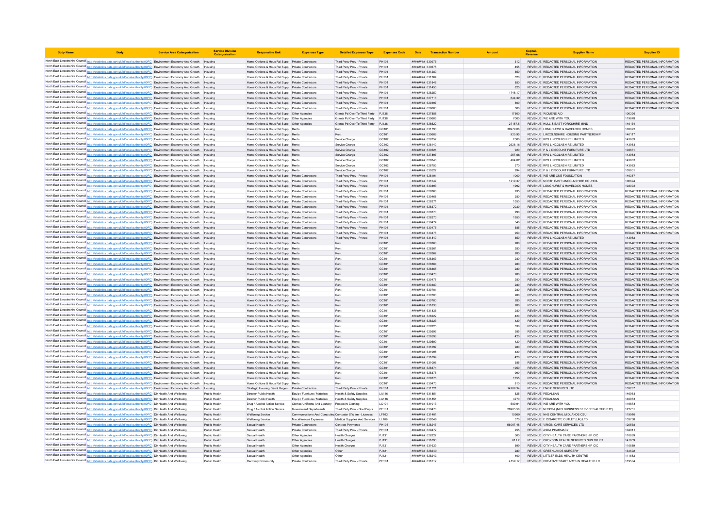| Body Name | Body | Service Area Catergorisation | Service Division Catergorisation | Responsible Unit | Expenses Type | Detailed Expenses Type | Expenses Code | Date | Transaction Number | Amount | Capital / Revenue | Supplier Name | Supplier ID |
|---|---|---|---|---|---|---|---|---|---|---|---|---|---|
| North East Lincolnshire Council | http://statistics.data.gov.uk/id/local-authority/00FC) | Environment Economy And Growth | Housing | Home Options & Hous Rel Supp | Private Contractors | Third Party Prov - Private | PH101 | ######## | 630975 | 312 | REVENUE | REDACTED PERSONAL INFORMATION | REDACTED PERSONAL INFORMATION |
| North East Lincolnshire Council | http://statistics.data.gov.uk/id/local-authority/00FC) | Environment Economy And Growth | Housing | Home Options & Hous Rel Supp | Private Contractors | Third Party Prov - Private | PH101 | ######## | 630678 | 455 | REVENUE | REDACTED PERSONAL INFORMATION | REDACTED PERSONAL INFORMATION |
| North East Lincolnshire Council | http://statistics.data.gov.uk/id/local-authority/00FC) | Environment Economy And Growth | Housing | Home Options & Hous Rel Supp | Private Contractors | Third Party Prov - Private | PH101 | ######## | 631280 | 350 | REVENUE | REDACTED PERSONAL INFORMATION | REDACTED PERSONAL INFORMATION |
| North East Lincolnshire Council | http://statistics.data.gov.uk/id/local-authority/00FC) | Environment Economy And Growth | Housing | Home Options & Hous Rel Supp | Private Contractors | Third Party Prov - Private | PH101 | ######## | 631364 | 320 | REVENUE | REDACTED PERSONAL INFORMATION | REDACTED PERSONAL INFORMATION |
| North East Lincolnshire Council | http://statistics.data.gov.uk/id/local-authority/00FC) | Environment Economy And Growth | Housing | Home Options & Hous Rel Supp | Private Contractors | Third Party Prov - Private | PH101 | ######## | 631848 | 850 | REVENUE | REDACTED PERSONAL INFORMATION | REDACTED PERSONAL INFORMATION |
| North East Lincolnshire Council | http://statistics.data.gov.uk/id/local-authority/00FC) | Environment Economy And Growth | Housing | Home Options & Hous Rel Supp | Private Contractors | Third Party Prov - Private | PH101 | ######## | 631455 | 825 | REVENUE | REDACTED PERSONAL INFORMATION | REDACTED PERSONAL INFORMATION |
| North East Lincolnshire Council | http://statistics.data.gov.uk/id/local-authority/00FC) | Environment Economy And Growth | Housing | Home Options & Hous Rel Supp | Private Contractors | Third Party Prov - Private | PH101 | ######## | 628250 | 1746.17 | REVENUE | REDACTED PERSONAL INFORMATION | REDACTED PERSONAL INFORMATION |
| North East Lincolnshire Council | http://statistics.data.gov.uk/id/local-authority/00FC) | Environment Economy And Growth | Housing | Home Options & Hous Rel Supp | Private Contractors | Third Party Prov - Private | PH101 | ######## | 627716 | 844.32 | REVENUE | REDACTED PERSONAL INFORMATION | REDACTED PERSONAL INFORMATION |
| North East Lincolnshire Council | http://statistics.data.gov.uk/id/local-authority/00FC) | Environment Economy And Growth | Housing | Home Options & Hous Rel Supp | Private Contractors | Third Party Prov - Private | PH101 | ######## | 629497 | 300 | REVENUE | REDACTED PERSONAL INFORMATION | REDACTED PERSONAL INFORMATION |
| North East Lincolnshire Council | http://statistics.data.gov.uk/id/local-authority/00FC) | Environment Economy And Growth | Housing | Home Options & Hous Rel Supp | Private Contractors | Third Party Prov - Private | PH101 | ######## | 629603 | 300 | REVENUE | REDACTED PERSONAL INFORMATION | REDACTED PERSONAL INFORMATION |
| North East Lincolnshire Council | http://statistics.data.gov.uk/id/local-authority/00FC) | Environment Economy And Growth | Housing | Home Options & Hous Rel Supp | Other Agencies | Grants Pd Over To Third Party | PJ138 | ######## | 627888 | 17500 | REVENUE | WOMENS AID | 100326 |
| North East Lincolnshire Council | http://statistics.data.gov.uk/id/local-authority/00FC) | Environment Economy And Growth | Housing | Home Options & Hous Rel Supp | Other Agencies | Grants Pd Over To Third Party | PJ138 | ######## | 630606 | 7000 | REVENUE | WE ARE WITH YOU | 119878 |
| North East Lincolnshire Council | http://statistics.data.gov.uk/id/local-authority/00FC) | Environment Economy And Growth | Housing | Home Options & Hous Rel Supp | Other Agencies | Grants Pd Over To Third Party | PJ138 | ######## | 628522 | 27187.5 | REVENUE | HULL & EAST YORKSHIRE MIND | 146134 |
| North East Lincolnshire Council | http://statistics.data.gov.uk/id/local-authority/00FC) | Environment Economy And Growth | Housing | Home Options & Hous Rel Supp | Rents | Rent | GC101 | ######## | 631793 | 39979.08 | REVENUE | LONGHURST & HAVELOCK HOMES | 103092 |
| North East Lincolnshire Council | http://statistics.data.gov.uk/id/local-authority/00FC) | Environment Economy And Growth | Housing | Home Options & Hous Rel Supp | Rents | Rent | GC101 | ######## | 630608 | 925.95 | REVENUE | LINCOLNSHIRE HOUSING PARTNERSHIP | 140117 |
| North East Lincolnshire Council | http://statistics.data.gov.uk/id/local-authority/00FC) | Environment Economy And Growth | Housing | Home Options & Hous Rel Supp | Rents | Service Charge | GC102 | ######## | 628757 | 2500 | REVENUE | RPS LINCOLNSHIRE LIMITED | 143983 |
| North East Lincolnshire Council | http://statistics.data.gov.uk/id/local-authority/00FC) | Environment Economy And Growth | Housing | Home Options & Hous Rel Supp | Rents | Service Charge | GC102 | ######## | 628140 | 2626.16 | REVENUE | RPS LINCOLNSHIRE LIMITED | 143983 |
| North East Lincolnshire Council | http://statistics.data.gov.uk/id/local-authority/00FC) | Environment Economy And Growth | Housing | Home Options & Hous Rel Supp | Rents | Service Charge | GC102 | ######## | 630521 | 920 | REVENUE | P & L DISCOUNT FURNITURE LTD | 103831 |
| North East Lincolnshire Council | http://statistics.data.gov.uk/id/local-authority/00FC) | Environment Economy And Growth | Housing | Home Options & Hous Rel Supp | Rents | Service Charge | GC102 | ######## | 627897 | 257.68 | REVENUE | RPS LINCOLNSHIRE LIMITED | 143983 |
| North East Lincolnshire Council | http://statistics.data.gov.uk/id/local-authority/00FC) | Environment Economy And Growth | Housing | Home Options & Hous Rel Supp | Rents | Service Charge | GC102 | ######## | 628346 | 464.02 | REVENUE | RPS LINCOLNSHIRE LIMITED | 143983 |
| North East Lincolnshire Council | http://statistics.data.gov.uk/id/local-authority/00FC) | Environment Economy And Growth | Housing | Home Options & Hous Rel Supp | Rents | Service Charge | GC102 | ######## | 628753 | 370 | REVENUE | RPS LINCOLNSHIRE LIMITED | 143983 |
| North East Lincolnshire Council | http://statistics.data.gov.uk/id/local-authority/00FC) | Environment Economy And Growth | Housing | Home Options & Hous Rel Supp | Rents | Service Charge | GC102 | ######## | 630522 | 994 | REVENUE | P & L DISCOUNT FURNITURE LTD | 103831 |
| North East Lincolnshire Council | http://statistics.data.gov.uk/id/local-authority/00FC) | Environment Economy And Growth | Housing | Home Options & Hous Rel Supp | Private Contractors | Third Party Prov - Private | PH101 | ######## | 628191 | 1000 | REVENUE | WE ARE ONE FOUNDATION | 146357 |
| North East Lincolnshire Council | http://statistics.data.gov.uk/id/local-authority/00FC) | Environment Economy And Growth | Housing | Home Options & Hous Rel Supp | Private Contractors | Third Party Prov - Private | PH101 | ######## | 631047 | 1219.37 | REVENUE | NORTH EAST LINCOLNSHIRE COUNCIL | 100894 |
| North East Lincolnshire Council | http://statistics.data.gov.uk/id/local-authority/00FC) | Environment Economy And Growth | Housing | Home Options & Hous Rel Supp | Private Contractors | Third Party Prov - Private | PH101 | ######## | 630393 | 1992 | REVENUE | LONGHURST & HAVELOCK HOMES | 103092 |
| North East Lincolnshire Council | http://statistics.data.gov.uk/id/local-authority/00FC) | Environment Economy And Growth | Housing | Home Options & Hous Rel Supp | Private Contractors | Third Party Prov - Private | PH101 | ######## | 628368 | 935 | REVENUE | REDACTED PERSONAL INFORMATION | REDACTED PERSONAL INFORMATION |
| North East Lincolnshire Council | http://statistics.data.gov.uk/id/local-authority/00FC) | Environment Economy And Growth | Housing | Home Options & Hous Rel Supp | Private Contractors | Third Party Prov - Private | PH101 | ######## | 630468 | 280 | REVENUE | REDACTED PERSONAL INFORMATION | REDACTED PERSONAL INFORMATION |
| North East Lincolnshire Council | http://statistics.data.gov.uk/id/local-authority/00FC) | Environment Economy And Growth | Housing | Home Options & Hous Rel Supp | Private Contractors | Third Party Prov - Private | PH101 | ######## | 628371 | 1350 | REVENUE | REDACTED PERSONAL INFORMATION | REDACTED PERSONAL INFORMATION |
| North East Lincolnshire Council | http://statistics.data.gov.uk/id/local-authority/00FC) | Environment Economy And Growth | Housing | Home Options & Hous Rel Supp | Private Contractors | Third Party Prov - Private | PH101 | ######## | 628372 | 2030 | REVENUE | REDACTED PERSONAL INFORMATION | REDACTED PERSONAL INFORMATION |
| North East Lincolnshire Council | http://statistics.data.gov.uk/id/local-authority/00FC) | Environment Economy And Growth | Housing | Home Options & Hous Rel Supp | Private Contractors | Third Party Prov - Private | PH101 | ######## | 628370 | 990 | REVENUE | REDACTED PERSONAL INFORMATION | REDACTED PERSONAL INFORMATION |
| North East Lincolnshire Council | http://statistics.data.gov.uk/id/local-authority/00FC) | Environment Economy And Growth | Housing | Home Options & Hous Rel Supp | Private Contractors | Third Party Prov - Private | PH101 | ######## | 628373 | 1950 | REVENUE | REDACTED PERSONAL INFORMATION | REDACTED PERSONAL INFORMATION |
| North East Lincolnshire Council | http://statistics.data.gov.uk/id/local-authority/00FC) | Environment Economy And Growth | Housing | Home Options & Hous Rel Supp | Private Contractors | Third Party Prov - Private | PH101 | ######## | 630474 | 540 | REVENUE | REDACTED PERSONAL INFORMATION | REDACTED PERSONAL INFORMATION |
| North East Lincolnshire Council | http://statistics.data.gov.uk/id/local-authority/00FC) | Environment Economy And Growth | Housing | Home Options & Hous Rel Supp | Private Contractors | Third Party Prov - Private | PH101 | ######## | 630475 | 585 | REVENUE | REDACTED PERSONAL INFORMATION | REDACTED PERSONAL INFORMATION |
| North East Lincolnshire Council | http://statistics.data.gov.uk/id/local-authority/00FC) | Environment Economy And Growth | Housing | Home Options & Hous Rel Supp | Private Contractors | Third Party Prov - Private | PH101 | ######## | 630476 | 950 | REVENUE | REDACTED PERSONAL INFORMATION | REDACTED PERSONAL INFORMATION |
| North East Lincolnshire Council | http://statistics.data.gov.uk/id/local-authority/00FC) | Environment Economy And Growth | Housing | Home Options & Hous Rel Supp | Private Contractors | Third Party Prov - Private | PH101 | ######## | 631840 | 350 | REVENUE | RPS LINCOLNSHIRE LIMITED | 143983 |
| North East Lincolnshire Council | http://statistics.data.gov.uk/id/local-authority/00FC) | Environment Economy And Growth | Housing | Home Options & Hous Rel Supp | Rents | Rent | GC101 | ######## | 628360 | 280 | REVENUE | REDACTED PERSONAL INFORMATION | REDACTED PERSONAL INFORMATION |
| North East Lincolnshire Council | http://statistics.data.gov.uk/id/local-authority/00FC) | Environment Economy And Growth | Housing | Home Options & Hous Rel Supp | Rents | Rent | GC101 | ######## | 628361 | 280 | REVENUE | REDACTED PERSONAL INFORMATION | REDACTED PERSONAL INFORMATION |
| North East Lincolnshire Council | http://statistics.data.gov.uk/id/local-authority/00FC) | Environment Economy And Growth | Housing | Home Options & Hous Rel Supp | Rents | Rent | GC101 | ######## | 628362 | 280 | REVENUE | REDACTED PERSONAL INFORMATION | REDACTED PERSONAL INFORMATION |
| North East Lincolnshire Council | http://statistics.data.gov.uk/id/local-authority/00FC) | Environment Economy And Growth | Housing | Home Options & Hous Rel Supp | Rents | Rent | GC101 | ######## | 628363 | 280 | REVENUE | REDACTED PERSONAL INFORMATION | REDACTED PERSONAL INFORMATION |
| North East Lincolnshire Council | http://statistics.data.gov.uk/id/local-authority/00FC) | Environment Economy And Growth | Housing | Home Options & Hous Rel Supp | Rents | Rent | GC101 | ######## | 628364 | 280 | REVENUE | REDACTED PERSONAL INFORMATION | REDACTED PERSONAL INFORMATION |
| North East Lincolnshire Council | http://statistics.data.gov.uk/id/local-authority/00FC) | Environment Economy And Growth | Housing | Home Options & Hous Rel Supp | Rents | Rent | GC101 | ######## | 628366 | 280 | REVENUE | REDACTED PERSONAL INFORMATION | REDACTED PERSONAL INFORMATION |
| North East Lincolnshire Council | http://statistics.data.gov.uk/id/local-authority/00FC) | Environment Economy And Growth | Housing | Home Options & Hous Rel Supp | Rents | Rent | GC101 | ######## | 630478 | 280 | REVENUE | REDACTED PERSONAL INFORMATION | REDACTED PERSONAL INFORMATION |
| North East Lincolnshire Council | http://statistics.data.gov.uk/id/local-authority/00FC) | Environment Economy And Growth | Housing | Home Options & Hous Rel Supp | Rents | Rent | GC101 | ######## | 630477 | 280 | REVENUE | REDACTED PERSONAL INFORMATION | REDACTED PERSONAL INFORMATION |
| North East Lincolnshire Council | http://statistics.data.gov.uk/id/local-authority/00FC) | Environment Economy And Growth | Housing | Home Options & Hous Rel Supp | Rents | Rent | GC101 | ######## | 630480 | 280 | REVENUE | REDACTED PERSONAL INFORMATION | REDACTED PERSONAL INFORMATION |
| North East Lincolnshire Council | http://statistics.data.gov.uk/id/local-authority/00FC) | Environment Economy And Growth | Housing | Home Options & Hous Rel Supp | Rents | Rent | GC101 | ######## | 630701 | 280 | REVENUE | REDACTED PERSONAL INFORMATION | REDACTED PERSONAL INFORMATION |
| North East Lincolnshire Council | http://statistics.data.gov.uk/id/local-authority/00FC) | Environment Economy And Growth | Housing | Home Options & Hous Rel Supp | Rents | Rent | GC101 | ######## | 630703 | 280 | REVENUE | REDACTED PERSONAL INFORMATION | REDACTED PERSONAL INFORMATION |
| North East Lincolnshire Council | http://statistics.data.gov.uk/id/local-authority/00FC) | Environment Economy And Growth | Housing | Home Options & Hous Rel Supp | Rents | Rent | GC101 | ######## | 630700 | 280 | REVENUE | REDACTED PERSONAL INFORMATION | REDACTED PERSONAL INFORMATION |
| North East Lincolnshire Council | http://statistics.data.gov.uk/id/local-authority/00FC) | Environment Economy And Growth | Housing | Home Options & Hous Rel Supp | Rents | Rent | GC101 | ######## | 631838 | 280 | REVENUE | REDACTED PERSONAL INFORMATION | REDACTED PERSONAL INFORMATION |
| North East Lincolnshire Council | http://statistics.data.gov.uk/id/local-authority/00FC) | Environment Economy And Growth | Housing | Home Options & Hous Rel Supp | Rents | Rent | GC101 | ######## | 631835 | 280 | REVENUE | REDACTED PERSONAL INFORMATION | REDACTED PERSONAL INFORMATION |
| North East Lincolnshire Council | http://statistics.data.gov.uk/id/local-authority/00FC) | Environment Economy And Growth | Housing | Home Options & Hous Rel Supp | Rents | Rent | GC101 | ######## | 628222 | 420 | REVENUE | REDACTED PERSONAL INFORMATION | REDACTED PERSONAL INFORMATION |
| North East Lincolnshire Council | http://statistics.data.gov.uk/id/local-authority/00FC) | Environment Economy And Growth | Housing | Home Options & Hous Rel Supp | Rents | Rent | GC101 | ######## | 628223 | 420 | REVENUE | REDACTED PERSONAL INFORMATION | REDACTED PERSONAL INFORMATION |
| North East Lincolnshire Council | http://statistics.data.gov.uk/id/local-authority/00FC) | Environment Economy And Growth | Housing | Home Options & Hous Rel Supp | Rents | Rent | GC101 | ######## | 628225 | 330 | REVENUE | REDACTED PERSONAL INFORMATION | REDACTED PERSONAL INFORMATION |
| North East Lincolnshire Council | http://statistics.data.gov.uk/id/local-authority/00FC) | Environment Economy And Growth | Housing | Home Options & Hous Rel Supp | Rents | Rent | GC101 | ######## | 629596 | 385 | REVENUE | REDACTED PERSONAL INFORMATION | REDACTED PERSONAL INFORMATION |
| North East Lincolnshire Council | http://statistics.data.gov.uk/id/local-authority/00FC) | Environment Economy And Growth | Housing | Home Options & Hous Rel Supp | Rents | Rent | GC101 | ######## | 629598 | 420 | REVENUE | REDACTED PERSONAL INFORMATION | REDACTED PERSONAL INFORMATION |
| North East Lincolnshire Council | http://statistics.data.gov.uk/id/local-authority/00FC) | Environment Economy And Growth | Housing | Home Options & Hous Rel Supp | Rents | Rent | GC101 | ######## | 629599 | 420 | REVENUE | REDACTED PERSONAL INFORMATION | REDACTED PERSONAL INFORMATION |
| North East Lincolnshire Council | http://statistics.data.gov.uk/id/local-authority/00FC) | Environment Economy And Growth | Housing | Home Options & Hous Rel Supp | Rents | Rent | GC101 | ######## | 631097 | 280 | REVENUE | REDACTED PERSONAL INFORMATION | REDACTED PERSONAL INFORMATION |
| North East Lincolnshire Council | http://statistics.data.gov.uk/id/local-authority/00FC) | Environment Economy And Growth | Housing | Home Options & Hous Rel Supp | Rents | Rent | GC101 | ######## | 631098 | 420 | REVENUE | REDACTED PERSONAL INFORMATION | REDACTED PERSONAL INFORMATION |
| North East Lincolnshire Council | http://statistics.data.gov.uk/id/local-authority/00FC) | Environment Economy And Growth | Housing | Home Options & Hous Rel Supp | Rents | Rent | GC101 | ######## | 631099 | 420 | REVENUE | REDACTED PERSONAL INFORMATION | REDACTED PERSONAL INFORMATION |
| North East Lincolnshire Council | http://statistics.data.gov.uk/id/local-authority/00FC) | Environment Economy And Growth | Housing | Home Options & Hous Rel Supp | Rents | Rent | GC101 | ######## | 631096 | 385 | REVENUE | REDACTED PERSONAL INFORMATION | REDACTED PERSONAL INFORMATION |
| North East Lincolnshire Council | http://statistics.data.gov.uk/id/local-authority/00FC) | Environment Economy And Growth | Housing | Home Options & Hous Rel Supp | Rents | Rent | GC101 | ######## | 628374 | 1950 | REVENUE | REDACTED PERSONAL INFORMATION | REDACTED PERSONAL INFORMATION |
| North East Lincolnshire Council | http://statistics.data.gov.uk/id/local-authority/00FC) | Environment Economy And Growth | Housing | Home Options & Hous Rel Supp | Rents | Rent | GC101 | ######## | 628376 | 990 | REVENUE | REDACTED PERSONAL INFORMATION | REDACTED PERSONAL INFORMATION |
| North East Lincolnshire Council | http://statistics.data.gov.uk/id/local-authority/00FC) | Environment Economy And Growth | Housing | Home Options & Hous Rel Supp | Rents | Rent | GC101 | ######## | 628375 | 1755 | REVENUE | REDACTED PERSONAL INFORMATION | REDACTED PERSONAL INFORMATION |
| North East Lincolnshire Council | http://statistics.data.gov.uk/id/local-authority/00FC) | Environment Economy And Growth | Housing | Home Options & Hous Rel Supp | Rents | Rent | GC101 | ######## | 630473 | 810 | REVENUE | REDACTED PERSONAL INFORMATION | REDACTED PERSONAL INFORMATION |
| North East Lincolnshire Council | http://statistics.data.gov.uk/id/local-authority/00FC) | Environment Economy And Growth | Housing | Strategic Housing Dev & Regen | Private Contractors | Third Party Prov - Private | PH101 | ######## | 631721 | 14289.34 | REVENUE | ENGIE SERVICES LTD | 133267 |
| North East Lincolnshire Council | http://statistics.data.gov.uk/id/local-authority/00FC) | Dir Health And Wellbeing | Public Health | Director Public Health | Equip / Furniture / Materials | Health & Safety Supplies | LA116 | ######## | 631851 | 525 | REVENUE | PEDALSAN | 146963 |
| North East Lincolnshire Council | http://statistics.data.gov.uk/id/local-authority/00FC) | Dir Health And Wellbeing | Public Health | Director Public Health | Equip / Furniture / Materials | Health & Safety Supplies | LA116 | ######## | 631851 | 4270 | REVENUE | PEDALSAN | 146963 |
| North East Lincolnshire Council | http://statistics.data.gov.uk/id/local-authority/00FC) | Dir Health And Wellbeing | Public Health | Drug / Alcohol Action Service | Clothes Uniforms And Laundry | Protective Clothing | LC101 | ######## | 631013 | 589.94 | REVENUE | WE ARE WITH YOU | 119878 |
| North East Lincolnshire Council | http://statistics.data.gov.uk/id/local-authority/00FC) | Dir Health And Wellbeing | Public Health | Drug / Alcohol Action Service | Government Departments | Third Party Prov - Govt Depts | PE101 | ######## | 630470 | 28905.58 | REVENUE | NHSBSA (NHS BUSINESS SERVICES AUTHORITY) | 127751 |
| North East Lincolnshire Council | http://statistics.data.gov.uk/id/local-authority/00FC) | Dir Health And Wellbeing | Public Health | Wellbeing Service | Communications And Computing | Computer S/Ware - Licences | LF103 | ######## | 631401 | 10900 | REVENUE | NHS CENTRAL MIDLANDS CSU | 119910 |
| North East Lincolnshire Council | http://statistics.data.gov.uk/id/local-authority/00FC) | Dir Health And Wellbeing | Public Health | Wellbeing Service | Miscellaneous Expenses | Medical Supplies And Services | LL109 | ######## | 632048 | 570 | REVENUE | E CIGARETTE OUTLET (UK) LTD | 133708 |
| North East Lincolnshire Council | http://statistics.data.gov.uk/id/local-authority/00FC) | Dir Health And Wellbeing | Public Health | Sexual Health | Private Contractors | Contract Payments | PH105 | ######## | 628247 | 56067.48 | REVENUE | VIRGIN CARE SERVICES LTD | 120538 |
| North East Lincolnshire Council | http://statistics.data.gov.uk/id/local-authority/00FC) | Dir Health And Wellbeing | Public Health | Sexual Health | Private Contractors | Third Party Prov - Private | PH101 | ######## | 629472 | 255 | REVENUE | ASDA PHARMACY | 104011 |
| North East Lincolnshire Council | http://statistics.data.gov.uk/id/local-authority/00FC) | Dir Health And Wellbeing | Public Health | Sexual Health | Other Agencies | Health Charges | PJ131 | ######## | 628227 | 500 | REVENUE | CITY HEALTH CARE PARTNERSHIP CIC | 110889 |
| North East Lincolnshire Council | http://statistics.data.gov.uk/id/local-authority/00FC) | Dir Health And Wellbeing | Public Health | Sexual Health | Other Agencies | Health Charges | PJ131 | ######## | 631093 | 611.2 | REVENUE | CROYDON HEALTH SERVICES NHS TRUST | 141859 |
| North East Lincolnshire Council | http://statistics.data.gov.uk/id/local-authority/00FC) | Dir Health And Wellbeing | Public Health | Sexual Health | Other Agencies | Health Charges | PJ131 | ######## | 631639 | 599 | REVENUE | CITY HEALTH CARE PARTNERSHIP CIC | 110889 |
| North East Lincolnshire Council | http://statistics.data.gov.uk/id/local-authority/00FC) | Dir Health And Wellbeing | Public Health | Sexual Health | Other Agencies | Other | PJ121 | ######## | 628240 | 280 | REVENUE | GREENLANDS SURGERY | 134692 |
| North East Lincolnshire Council | http://statistics.data.gov.uk/id/local-authority/00FC) | Dir Health And Wellbeing | Public Health | Sexual Health | Other Agencies | Other | PJ121 | ######## | 628243 | 400 | REVENUE | LITTLEFIELDS HEALTH CENTRE | 111683 |
| North East Lincolnshire Council | http://statistics.data.gov.uk/id/local-authority/00FC) | Dir Health And Wellbeing | Public Health | Recovery Community | Private Contractors | Third Party Prov - Private | PH101 | ######## | 631012 | 4159.17 | REVENUE | CREATIVE START ARTS IN HEALTH C.I.C | 119504 |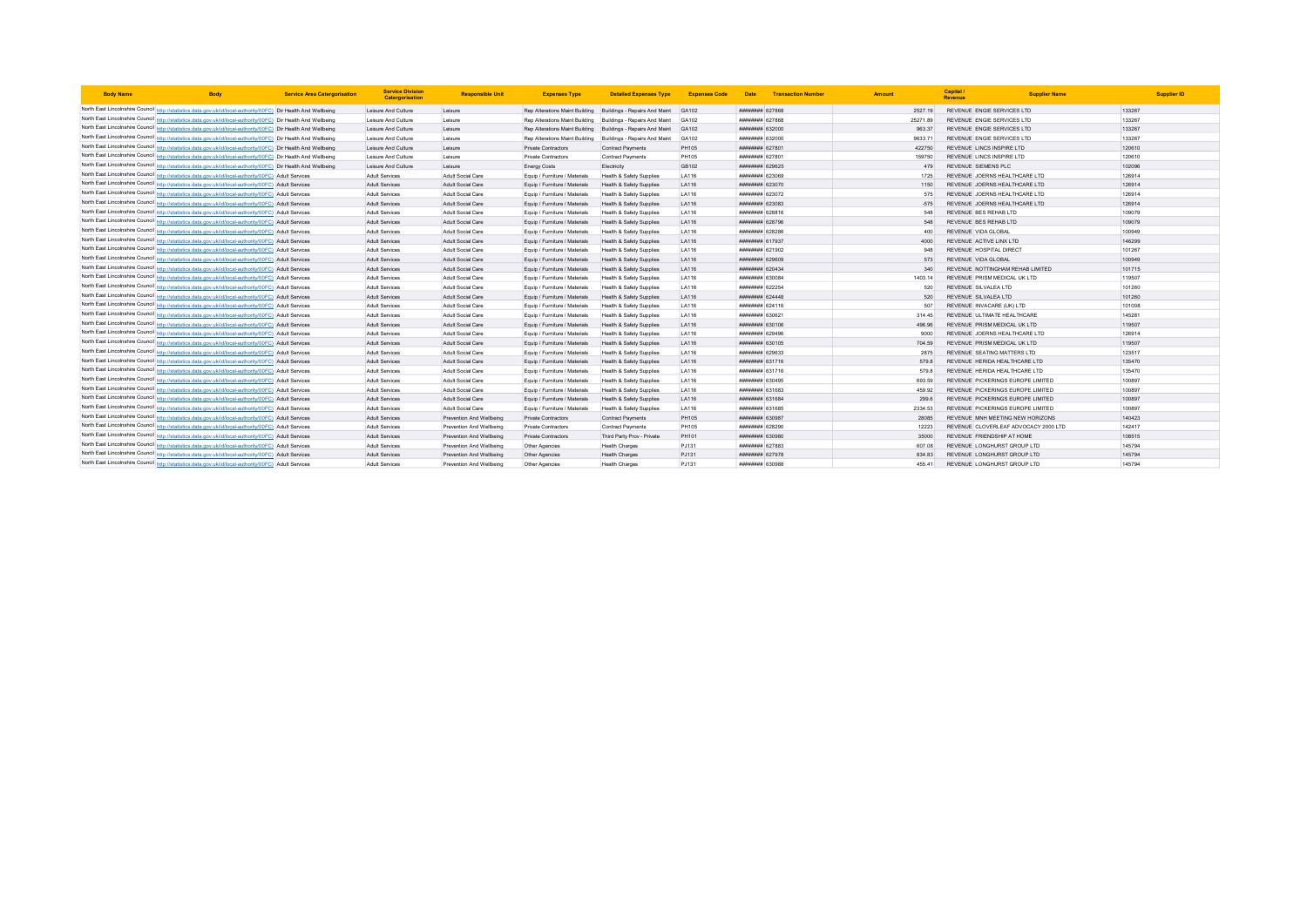| Body Name | Body | Service Area Catergorisation | Service Division Catergorisation | Responsible Unit | Expenses Type | Detailed Expenses Type | Expenses Code | Date | Transaction Number | Amount | Capital / Revenue | Supplier Name | Supplier ID |
|---|---|---|---|---|---|---|---|---|---|---|---|---|---|
| North East Lincolnshire Council | http://statistics.data.gov.uk/id/local-authority/00FC) | Dir Health And Wellbeing | Leisure And Culture | Leisure | Rep Alterations Maint Building | Buildings - Repairs And Maint | GA102 | ######## | 627868 | 2527.19 | REVENUE | ENGIE SERVICES LTD | 133267 |
| North East Lincolnshire Council | http://statistics.data.gov.uk/id/local-authority/00FC) | Dir Health And Wellbeing | Leisure And Culture | Leisure | Rep Alterations Maint Building | Buildings - Repairs And Maint | GA102 | ######## | 627868 | 25271.89 | REVENUE | ENGIE SERVICES LTD | 133267 |
| North East Lincolnshire Council | http://statistics.data.gov.uk/id/local-authority/00FC) | Dir Health And Wellbeing | Leisure And Culture | Leisure | Rep Alterations Maint Building | Buildings - Repairs And Maint | GA102 | ######## | 632000 | 963.37 | REVENUE | ENGIE SERVICES LTD | 133267 |
| North East Lincolnshire Council | http://statistics.data.gov.uk/id/local-authority/00FC) | Dir Health And Wellbeing | Leisure And Culture | Leisure | Rep Alterations Maint Building | Buildings - Repairs And Maint | GA102 | ######## | 632000 | 9633.71 | REVENUE | ENGIE SERVICES LTD | 133267 |
| North East Lincolnshire Council | http://statistics.data.gov.uk/id/local-authority/00FC) | Dir Health And Wellbeing | Leisure And Culture | Leisure | Private Contractors | Contract Payments | PH105 | ######## | 627801 | 422750 | REVENUE | LINCS INSPIRE LTD | 120610 |
| North East Lincolnshire Council | http://statistics.data.gov.uk/id/local-authority/00FC) | Dir Health And Wellbeing | Leisure And Culture | Leisure | Private Contractors | Contract Payments | PH105 | ######## | 627801 | 159750 | REVENUE | LINCS INSPIRE LTD | 120610 |
| North East Lincolnshire Council | http://statistics.data.gov.uk/id/local-authority/00FC) | Dir Health And Wellbeing | Leisure And Culture | Leisure | Energy Costs | Electricity | GB102 | ######## | 629625 | 479 | REVENUE | SIEMENS PLC | 102096 |
| North East Lincolnshire Council | http://statistics.data.gov.uk/id/local-authority/00FC) | Adult Services | Adult Services | Adult Social Care | Equip / Furniture / Materials | Health & Safety Supplies | LA116 | ######## | 623069 | 1725 | REVENUE | JOERNS HEALTHCARE LTD | 126914 |
| North East Lincolnshire Council | http://statistics.data.gov.uk/id/local-authority/00FC) | Adult Services | Adult Services | Adult Social Care | Equip / Furniture / Materials | Health & Safety Supplies | LA116 | ######## | 623070 | 1150 | REVENUE | JOERNS HEALTHCARE LTD | 126914 |
| North East Lincolnshire Council | http://statistics.data.gov.uk/id/local-authority/00FC) | Adult Services | Adult Services | Adult Social Care | Equip / Furniture / Materials | Health & Safety Supplies | LA116 | ######## | 623072 | 575 | REVENUE | JOERNS HEALTHCARE LTD | 126914 |
| North East Lincolnshire Council | http://statistics.data.gov.uk/id/local-authority/00FC) | Adult Services | Adult Services | Adult Social Care | Equip / Furniture / Materials | Health & Safety Supplies | LA116 | ######## | 623083 | -575 | REVENUE | JOERNS HEALTHCARE LTD | 126914 |
| North East Lincolnshire Council | http://statistics.data.gov.uk/id/local-authority/00FC) | Adult Services | Adult Services | Adult Social Care | Equip / Furniture / Materials | Health & Safety Supplies | LA116 | ######## | 628816 | 548 | REVENUE | BES REHAB LTD | 109079 |
| North East Lincolnshire Council | http://statistics.data.gov.uk/id/local-authority/00FC) | Adult Services | Adult Services | Adult Social Care | Equip / Furniture / Materials | Health & Safety Supplies | LA116 | ######## | 628796 | 548 | REVENUE | BES REHAB LTD | 109079 |
| North East Lincolnshire Council | http://statistics.data.gov.uk/id/local-authority/00FC) | Adult Services | Adult Services | Adult Social Care | Equip / Furniture / Materials | Health & Safety Supplies | LA116 | ######## | 628286 | 400 | REVENUE | VIDA GLOBAL | 100949 |
| North East Lincolnshire Council | http://statistics.data.gov.uk/id/local-authority/00FC) | Adult Services | Adult Services | Adult Social Care | Equip / Furniture / Materials | Health & Safety Supplies | LA116 | ######## | 617937 | 4000 | REVENUE | ACTIVE LINX LTD | 146299 |
| North East Lincolnshire Council | http://statistics.data.gov.uk/id/local-authority/00FC) | Adult Services | Adult Services | Adult Social Care | Equip / Furniture / Materials | Health & Safety Supplies | LA116 | ######## | 621902 | 948 | REVENUE | HOSPITAL DIRECT | 101267 |
| North East Lincolnshire Council | http://statistics.data.gov.uk/id/local-authority/00FC) | Adult Services | Adult Services | Adult Social Care | Equip / Furniture / Materials | Health & Safety Supplies | LA116 | ######## | 629609 | 573 | REVENUE | VIDA GLOBAL | 100949 |
| North East Lincolnshire Council | http://statistics.data.gov.uk/id/local-authority/00FC) | Adult Services | Adult Services | Adult Social Care | Equip / Furniture / Materials | Health & Safety Supplies | LA116 | ######## | 620434 | 340 | REVENUE | NOTTINGHAM REHAB LIMITED | 101715 |
| North East Lincolnshire Council | http://statistics.data.gov.uk/id/local-authority/00FC) | Adult Services | Adult Services | Adult Social Care | Equip / Furniture / Materials | Health & Safety Supplies | LA116 | ######## | 630084 | 1403.14 | REVENUE | PRISM MEDICAL UK LTD | 119507 |
| North East Lincolnshire Council | http://statistics.data.gov.uk/id/local-authority/00FC) | Adult Services | Adult Services | Adult Social Care | Equip / Furniture / Materials | Health & Safety Supplies | LA116 | ######## | 622254 | 520 | REVENUE | SILVALEA LTD | 101260 |
| North East Lincolnshire Council | http://statistics.data.gov.uk/id/local-authority/00FC) | Adult Services | Adult Services | Adult Social Care | Equip / Furniture / Materials | Health & Safety Supplies | LA116 | ######## | 624448 | 520 | REVENUE | SILVALEA LTD | 101260 |
| North East Lincolnshire Council | http://statistics.data.gov.uk/id/local-authority/00FC) | Adult Services | Adult Services | Adult Social Care | Equip / Furniture / Materials | Health & Safety Supplies | LA116 | ######## | 624116 | 507 | REVENUE | INVACARE (UK) LTD | 101008 |
| North East Lincolnshire Council | http://statistics.data.gov.uk/id/local-authority/00FC) | Adult Services | Adult Services | Adult Social Care | Equip / Furniture / Materials | Health & Safety Supplies | LA116 | ######## | 630621 | 314.45 | REVENUE | ULTIMATE HEALTHCARE | 145281 |
| North East Lincolnshire Council | http://statistics.data.gov.uk/id/local-authority/00FC) | Adult Services | Adult Services | Adult Social Care | Equip / Furniture / Materials | Health & Safety Supplies | LA116 | ######## | 630106 | 496.96 | REVENUE | PRISM MEDICAL UK LTD | 119507 |
| North East Lincolnshire Council | http://statistics.data.gov.uk/id/local-authority/00FC) | Adult Services | Adult Services | Adult Social Care | Equip / Furniture / Materials | Health & Safety Supplies | LA116 | ######## | 629496 | 9000 | REVENUE | JOERNS HEALTHCARE LTD | 126914 |
| North East Lincolnshire Council | http://statistics.data.gov.uk/id/local-authority/00FC) | Adult Services | Adult Services | Adult Social Care | Equip / Furniture / Materials | Health & Safety Supplies | LA116 | ######## | 630105 | 704.59 | REVENUE | PRISM MEDICAL UK LTD | 119507 |
| North East Lincolnshire Council | http://statistics.data.gov.uk/id/local-authority/00FC) | Adult Services | Adult Services | Adult Social Care | Equip / Furniture / Materials | Health & Safety Supplies | LA116 | ######## | 629633 | 2875 | REVENUE | SEATING MATTERS LTD | 123517 |
| North East Lincolnshire Council | http://statistics.data.gov.uk/id/local-authority/00FC) | Adult Services | Adult Services | Adult Social Care | Equip / Furniture / Materials | Health & Safety Supplies | LA116 | ######## | 631716 | 579.8 | REVENUE | HERIDA HEALTHCARE LTD | 135470 |
| North East Lincolnshire Council | http://statistics.data.gov.uk/id/local-authority/00FC) | Adult Services | Adult Services | Adult Social Care | Equip / Furniture / Materials | Health & Safety Supplies | LA116 | ######## | 631716 | 579.8 | REVENUE | HERIDA HEALTHCARE LTD | 135470 |
| North East Lincolnshire Council | http://statistics.data.gov.uk/id/local-authority/00FC) | Adult Services | Adult Services | Adult Social Care | Equip / Furniture / Materials | Health & Safety Supplies | LA116 | ######## | 630495 | 693.59 | REVENUE | PICKERINGS EUROPE LIMITED | 100897 |
| North East Lincolnshire Council | http://statistics.data.gov.uk/id/local-authority/00FC) | Adult Services | Adult Services | Adult Social Care | Equip / Furniture / Materials | Health & Safety Supplies | LA116 | ######## | 631683 | 459.92 | REVENUE | PICKERINGS EUROPE LIMITED | 100897 |
| North East Lincolnshire Council | http://statistics.data.gov.uk/id/local-authority/00FC) | Adult Services | Adult Services | Adult Social Care | Equip / Furniture / Materials | Health & Safety Supplies | LA116 | ######## | 631684 | 299.6 | REVENUE | PICKERINGS EUROPE LIMITED | 100897 |
| North East Lincolnshire Council | http://statistics.data.gov.uk/id/local-authority/00FC) | Adult Services | Adult Services | Adult Social Care | Equip / Furniture / Materials | Health & Safety Supplies | LA116 | ######## | 631685 | 2334.53 | REVENUE | PICKERINGS EUROPE LIMITED | 100897 |
| North East Lincolnshire Council | http://statistics.data.gov.uk/id/local-authority/00FC) | Adult Services | Adult Services | Prevention And Wellbeing | Private Contractors | Contract Payments | PH105 | ######## | 630987 | 28085 | REVENUE | MNH MEETING NEW HORIZONS | 140423 |
| North East Lincolnshire Council | http://statistics.data.gov.uk/id/local-authority/00FC) | Adult Services | Adult Services | Prevention And Wellbeing | Private Contractors | Contract Payments | PH105 | ######## | 628290 | 12223 | REVENUE | CLOVERLEAF ADVOCACY 2000 LTD | 142417 |
| North East Lincolnshire Council | http://statistics.data.gov.uk/id/local-authority/00FC) | Adult Services | Adult Services | Prevention And Wellbeing | Private Contractors | Third Party Prov - Private | PH101 | ######## | 630980 | 35000 | REVENUE | FRIENDSHIP AT HOME | 108515 |
| North East Lincolnshire Council | http://statistics.data.gov.uk/id/local-authority/00FC) | Adult Services | Adult Services | Prevention And Wellbeing | Other Agencies | Health Charges | PJ131 | ######## | 627883 | 607.08 | REVENUE | LONGHURST GROUP LTD | 145794 |
| North East Lincolnshire Council | http://statistics.data.gov.uk/id/local-authority/00FC) | Adult Services | Adult Services | Prevention And Wellbeing | Other Agencies | Health Charges | PJ131 | ######## | 627978 | 834.83 | REVENUE | LONGHURST GROUP LTD | 145794 |
| North East Lincolnshire Council | http://statistics.data.gov.uk/id/local-authority/00FC) | Adult Services | Adult Services | Prevention And Wellbeing | Other Agencies | Health Charges | PJ131 | ######## | 630988 | 455.41 | REVENUE | LONGHURST GROUP LTD | 145794 |